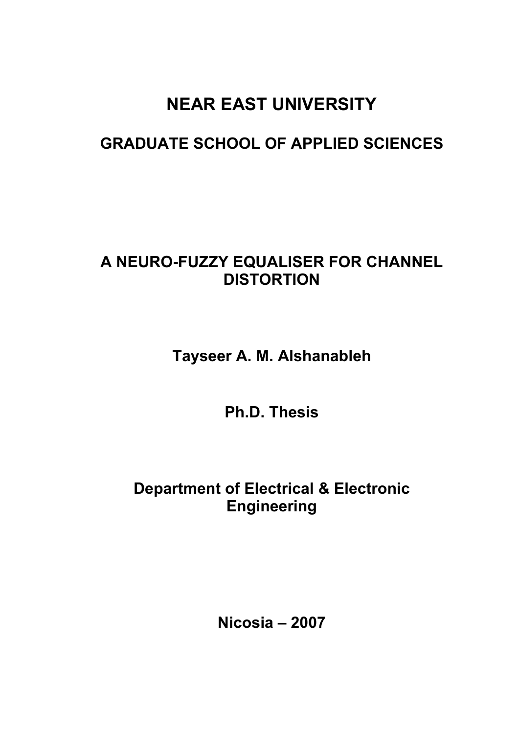# NEAR EAST UNIVERSITY

## GRADUATE SCHOOL OF APPLIED SCIENCES

## A NEURO-FUZZY EQUALISER FOR CHANNEL DISTORTION

**Tayseer A. M. Alshanableh**

**Ph.D. Thesis**

**Department of Electrical & Electronic Engineering**

**Nicosia – 2007**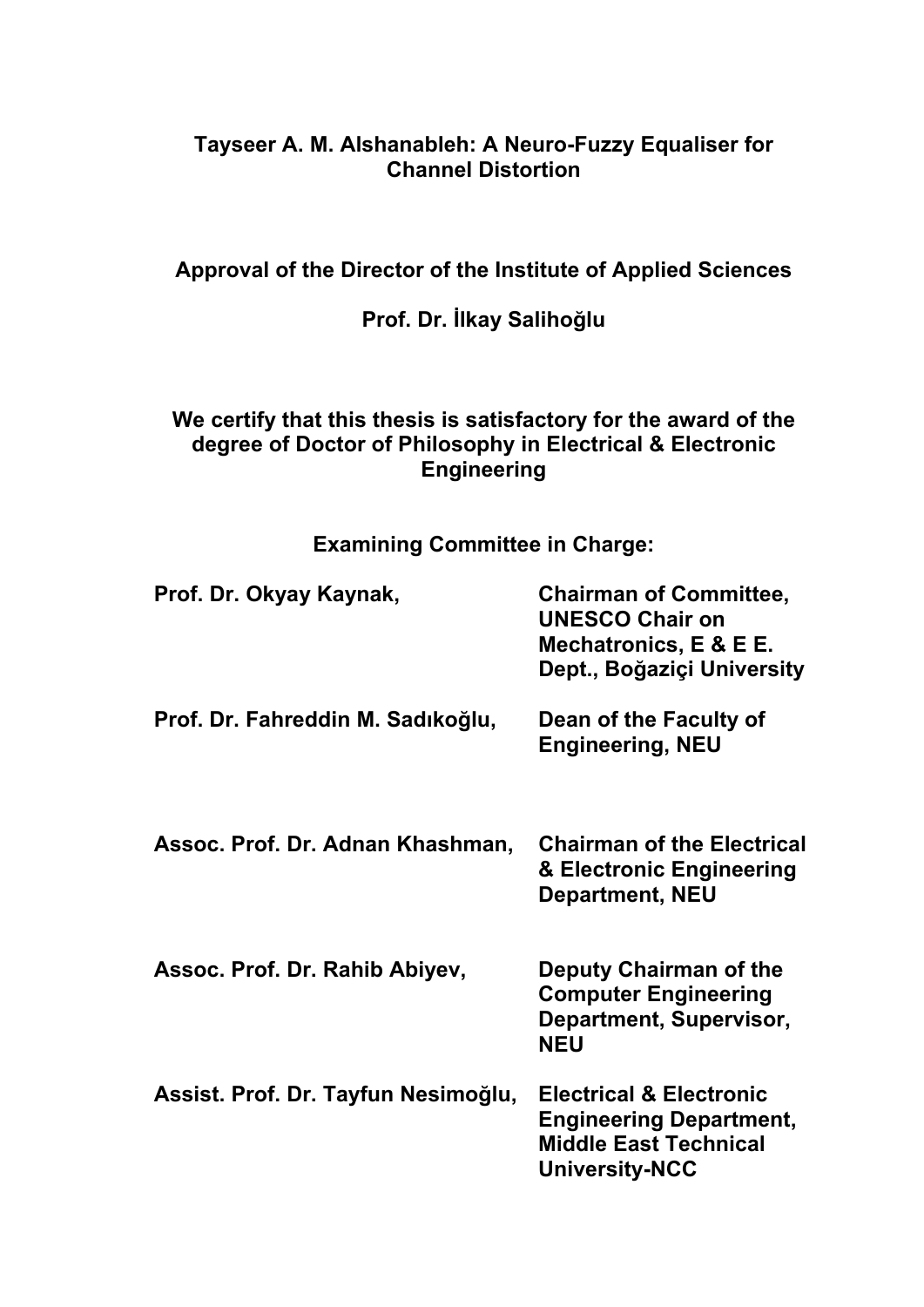**Tayseer A. M. Alshanableh: A Neuro-Fuzzy Equaliser for Channel Distortion**

**Approval of the Director of the Institute of Applied Sciences**

**Prof. Dr. İlkay Salihoğlu**

**We certify that this thesis is satisfactory for the award of the degree of Doctor of Philosophy in Electrical & Electronic Engineering**

**Examining Committee in Charge:**

| | |
|---|---|
| **Prof. Dr. Okyay Kaynak,** | **Chairman of Committee, UNESCO Chair on Mechatronics, E & E E. Dept., Boğaziçi University** |
| **Prof. Dr. Fahreddin M. Sadıkoğlu,** | **Dean of the Faculty of Engineering, NEU** |
| **Assoc. Prof. Dr. Adnan Khashman,** | **Chairman of the Electrical & Electronic Engineering Department, NEU** |
| **Assoc. Prof. Dr. Rahib Abiyev,** | **Deputy Chairman of the Computer Engineering Department, Supervisor, NEU** |
| **Assist. Prof. Dr. Tayfun Nesimoğlu,** | **Electrical & Electronic Engineering Department, Middle East Technical University-NCC** |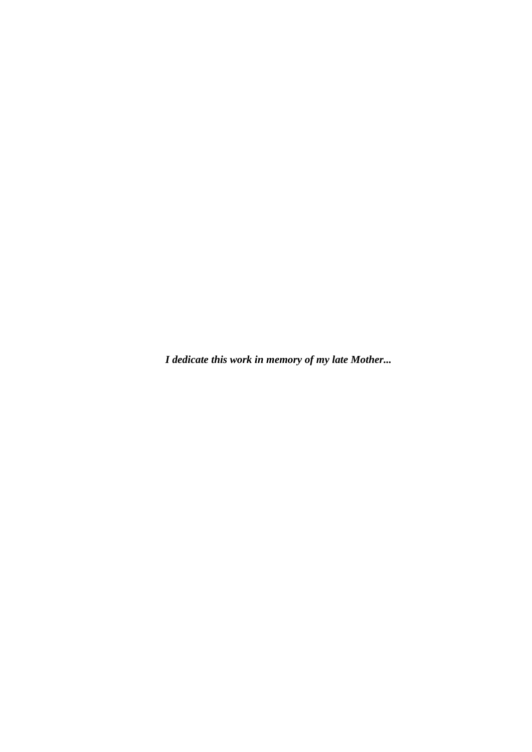***I dedicate this work in memory of my late Mother...***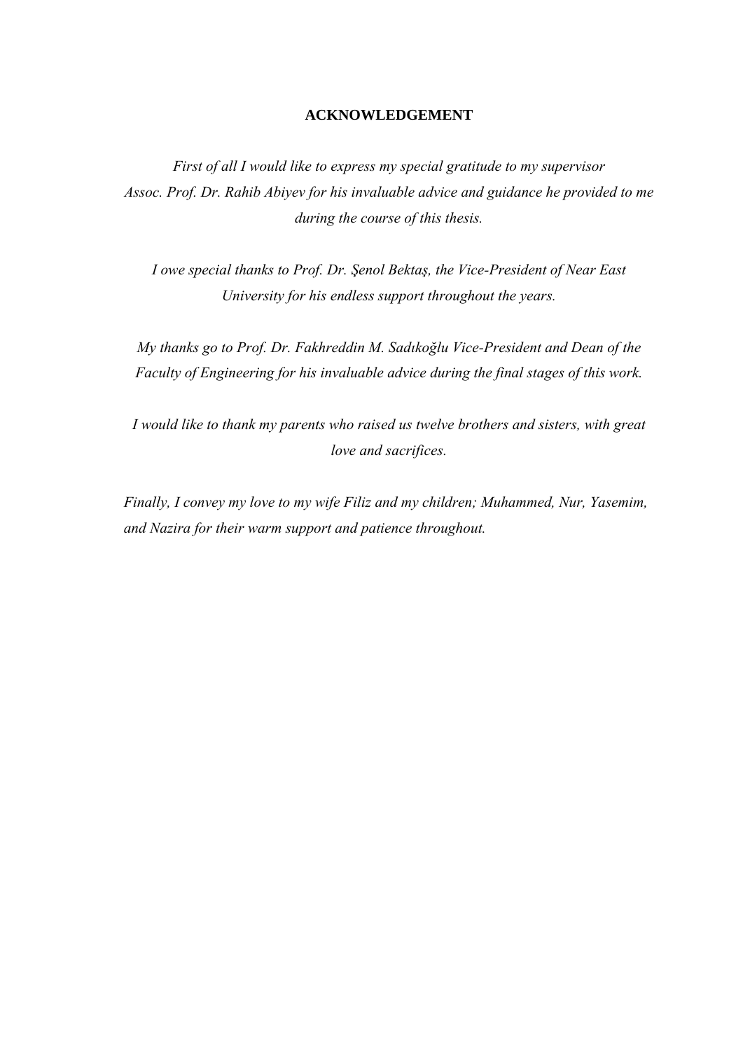## ACKNOWLEDGEMENT

*First of all I would like to express my special gratitude to my supervisor Assoc. Prof. Dr. Rahib Abiyev for his invaluable advice and guidance he provided to me during the course of this thesis.*

*I owe special thanks to Prof. Dr. Şenol Bektaş, the Vice-President of Near East University for his endless support throughout the years.*

*My thanks go to Prof. Dr. Fakhreddin M. Sadıkoğlu Vice-President and Dean of the Faculty of Engineering for his invaluable advice during the final stages of this work.*

*I would like to thank my parents who raised us twelve brothers and sisters, with great love and sacrifices.*

*Finally, I convey my love to my wife Filiz and my children; Muhammed, Nur, Yasemim, and Nazira for their warm support and patience throughout.*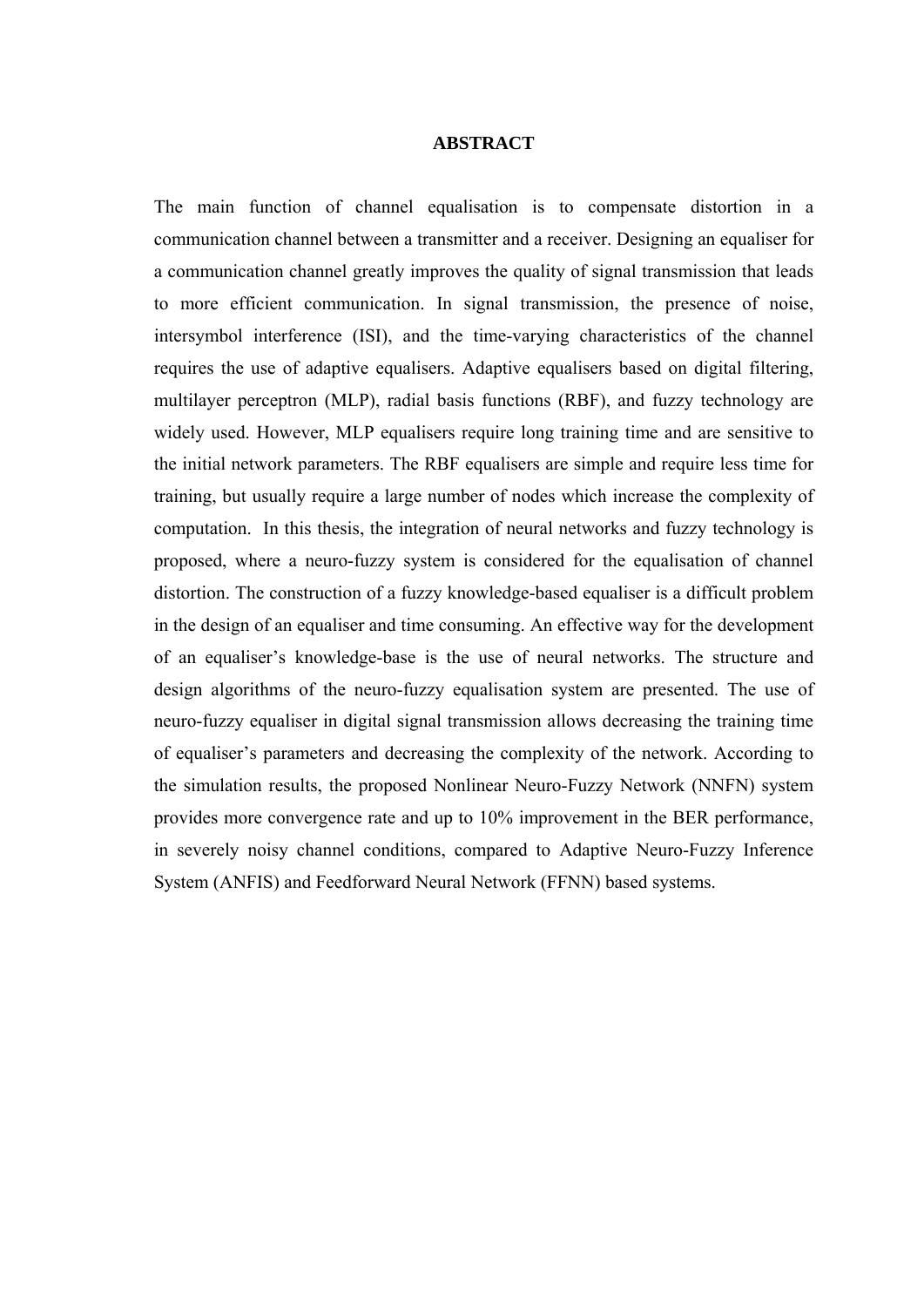# ABSTRACT

The main function of channel equalisation is to compensate distortion in a communication channel between a transmitter and a receiver. Designing an equaliser for a communication channel greatly improves the quality of signal transmission that leads to more efficient communication. In signal transmission, the presence of noise, intersymbol interference (ISI), and the time-varying characteristics of the channel requires the use of adaptive equalisers. Adaptive equalisers based on digital filtering, multilayer perceptron (MLP), radial basis functions (RBF), and fuzzy technology are widely used. However, MLP equalisers require long training time and are sensitive to the initial network parameters. The RBF equalisers are simple and require less time for training, but usually require a large number of nodes which increase the complexity of computation. In this thesis, the integration of neural networks and fuzzy technology is proposed, where a neuro-fuzzy system is considered for the equalisation of channel distortion. The construction of a fuzzy knowledge-based equaliser is a difficult problem in the design of an equaliser and time consuming. An effective way for the development of an equaliser's knowledge-base is the use of neural networks. The structure and design algorithms of the neuro-fuzzy equalisation system are presented. The use of neuro-fuzzy equaliser in digital signal transmission allows decreasing the training time of equaliser's parameters and decreasing the complexity of the network. According to the simulation results, the proposed Nonlinear Neuro-Fuzzy Network (NNFN) system provides more convergence rate and up to 10% improvement in the BER performance, in severely noisy channel conditions, compared to Adaptive Neuro-Fuzzy Inference System (ANFIS) and Feedforward Neural Network (FFNN) based systems.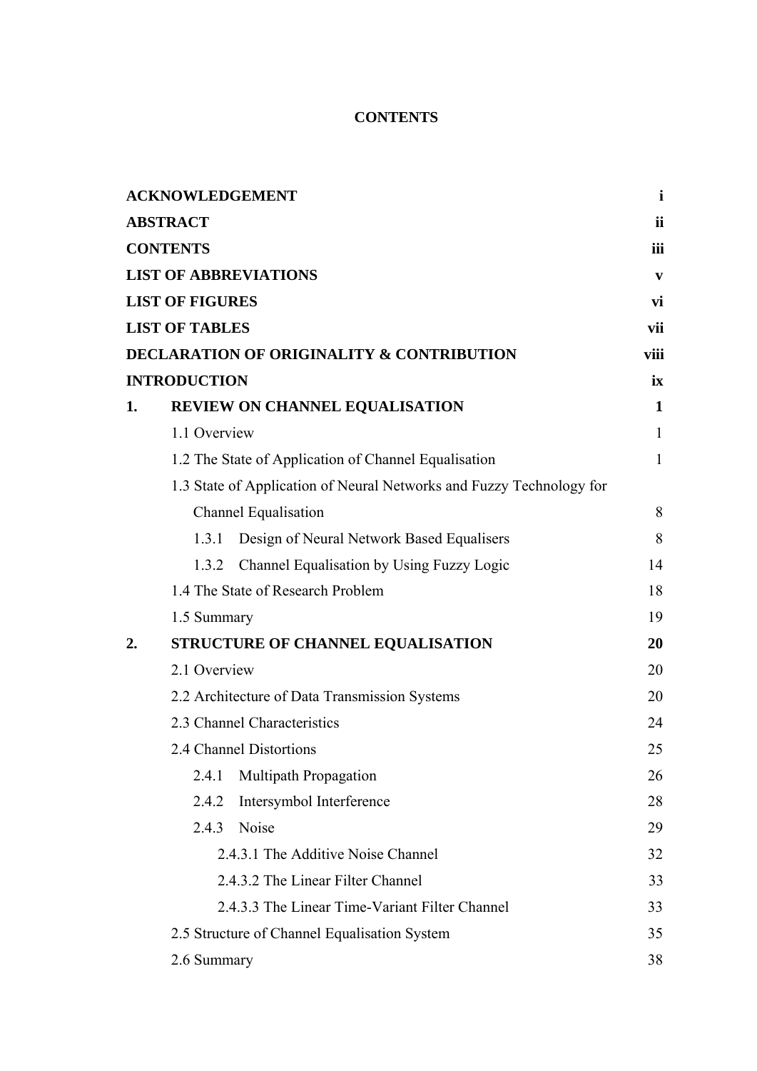# CONTENTS

| | |
|---|---|
| **ACKNOWLEDGEMENT** | **i** |
| **ABSTRACT** | **ii** |
| **CONTENTS** | **iii** |
| **LIST OF ABBREVIATIONS** | **v** |
| **LIST OF FIGURES** | **vi** |
| **LIST OF TABLES** | **vii** |
| **DECLARATION OF ORIGINALITY & CONTRIBUTION** | **viii** |
| **INTRODUCTION** | **ix** |
| **1. REVIEW ON CHANNEL EQUALISATION** | **1** |
| 1.1 Overview | 1 |
| 1.2 The State of Application of Channel Equalisation | 1 |
| 1.3 State of Application of Neural Networks and Fuzzy Technology for Channel Equalisation | 8 |
| 1.3.1 Design of Neural Network Based Equalisers | 8 |
| 1.3.2 Channel Equalisation by Using Fuzzy Logic | 14 |
| 1.4 The State of Research Problem | 18 |
| 1.5 Summary | 19 |
| **2. STRUCTURE OF CHANNEL EQUALISATION** | **20** |
| 2.1 Overview | 20 |
| 2.2 Architecture of Data Transmission Systems | 20 |
| 2.3 Channel Characteristics | 24 |
| 2.4 Channel Distortions | 25 |
| 2.4.1 Multipath Propagation | 26 |
| 2.4.2 Intersymbol Interference | 28 |
| 2.4.3 Noise | 29 |
| 2.4.3.1 The Additive Noise Channel | 32 |
| 2.4.3.2 The Linear Filter Channel | 33 |
| 2.4.3.3 The Linear Time-Variant Filter Channel | 33 |
| 2.5 Structure of Channel Equalisation System | 35 |
| 2.6 Summary | 38 |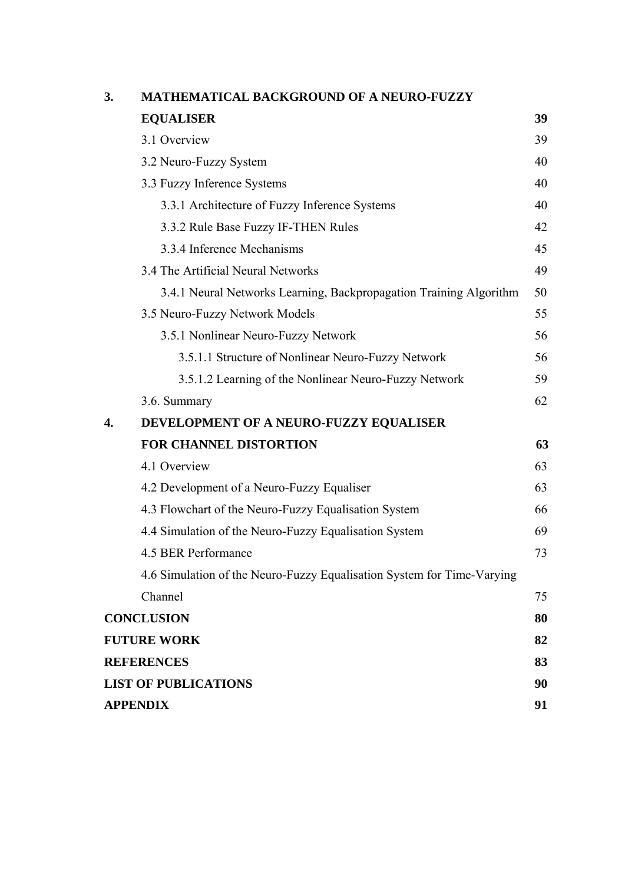| | | |
|---|---|---|
| **3.** | **MATHEMATICAL BACKGROUND OF A NEURO-FUZZY EQUALISER** | **39** |
| | 3.1 Overview | 39 |
| | 3.2 Neuro-Fuzzy System | 40 |
| | 3.3 Fuzzy Inference Systems | 40 |
| | 3.3.1 Architecture of Fuzzy Inference Systems | 40 |
| | 3.3.2 Rule Base Fuzzy IF-THEN Rules | 42 |
| | 3.3.4 Inference Mechanisms | 45 |
| | 3.4 The Artificial Neural Networks | 49 |
| | 3.4.1 Neural Networks Learning, Backpropagation Training Algorithm | 50 |
| | 3.5 Neuro-Fuzzy Network Models | 55 |
| | 3.5.1 Nonlinear Neuro-Fuzzy Network | 56 |
| | 3.5.1.1 Structure of Nonlinear Neuro-Fuzzy Network | 56 |
| | 3.5.1.2 Learning of the Nonlinear Neuro-Fuzzy Network | 59 |
| | 3.6. Summary | 62 |
| **4.** | **DEVELOPMENT OF A NEURO-FUZZY EQUALISER FOR CHANNEL DISTORTION** | **63** |
| | 4.1 Overview | 63 |
| | 4.2 Development of a Neuro-Fuzzy Equaliser | 63 |
| | 4.3 Flowchart of the Neuro-Fuzzy Equalisation System | 66 |
| | 4.4 Simulation of the Neuro-Fuzzy Equalisation System | 69 |
| | 4.5 BER Performance | 73 |
| | 4.6 Simulation of the Neuro-Fuzzy Equalisation System for Time-Varying Channel | 75 |
| **CONCLUSION** | | **80** |
| **FUTURE WORK** | | **82** |
| **REFERENCES** | | **83** |
| **LIST OF PUBLICATIONS** | | **90** |
| **APPENDIX** | | **91** |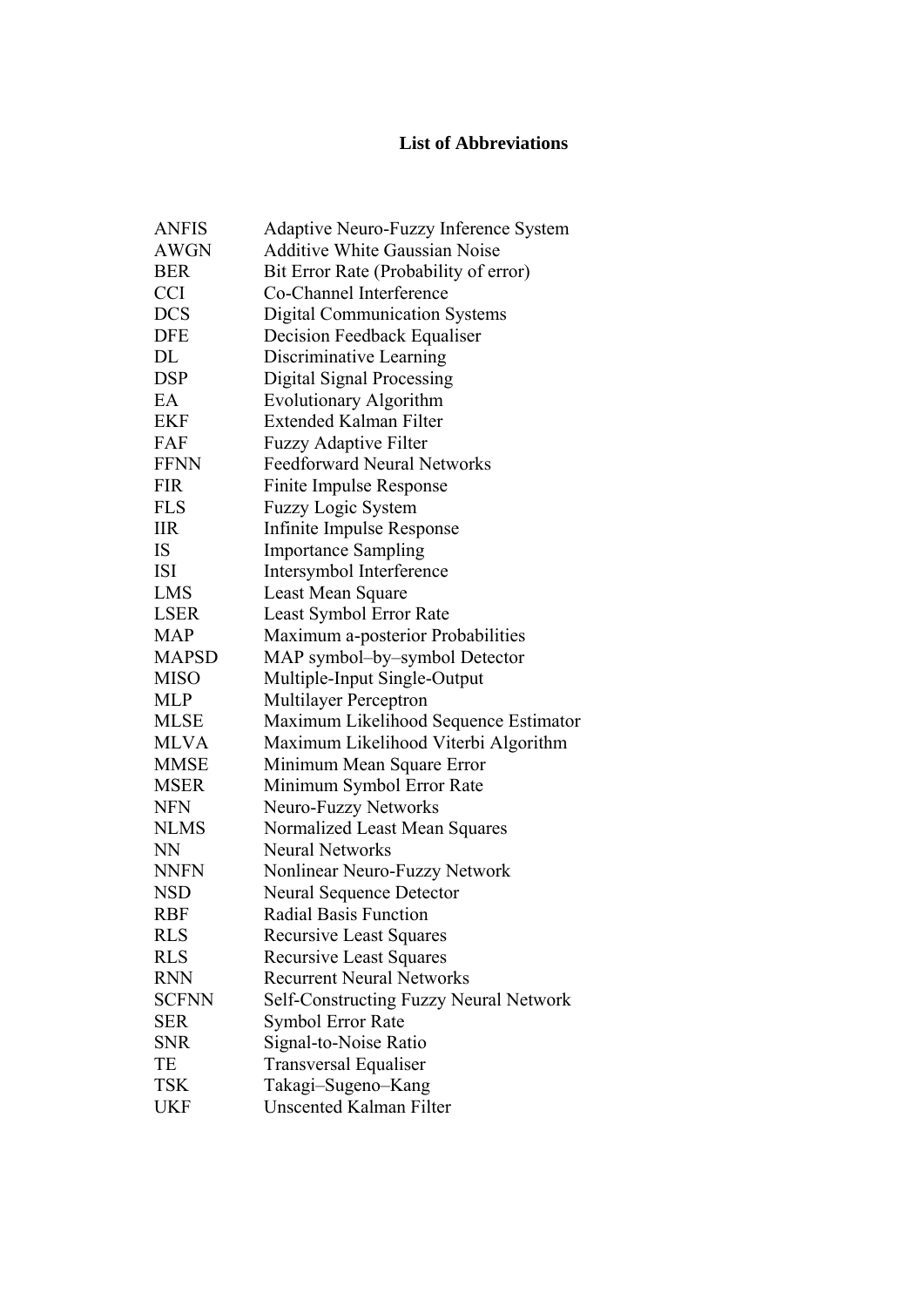# List of Abbreviations

| | |
|---|---|
| ANFIS | Adaptive Neuro-Fuzzy Inference System |
| AWGN | Additive White Gaussian Noise |
| BER | Bit Error Rate (Probability of error) |
| CCI | Co-Channel Interference |
| DCS | Digital Communication Systems |
| DFE | Decision Feedback Equaliser |
| DL | Discriminative Learning |
| DSP | Digital Signal Processing |
| EA | Evolutionary Algorithm |
| EKF | Extended Kalman Filter |
| FAF | Fuzzy Adaptive Filter |
| FFNN | Feedforward Neural Networks |
| FIR | Finite Impulse Response |
| FLS | Fuzzy Logic System |
| IIR | Infinite Impulse Response |
| IS | Importance Sampling |
| ISI | Intersymbol Interference |
| LMS | Least Mean Square |
| LSER | Least Symbol Error Rate |
| MAP | Maximum a-posterior Probabilities |
| MAPSD | MAP symbol–by–symbol Detector |
| MISO | Multiple-Input Single-Output |
| MLP | Multilayer Perceptron |
| MLSE | Maximum Likelihood Sequence Estimator |
| MLVA | Maximum Likelihood Viterbi Algorithm |
| MMSE | Minimum Mean Square Error |
| MSER | Minimum Symbol Error Rate |
| NFN | Neuro-Fuzzy Networks |
| NLMS | Normalized Least Mean Squares |
| NN | Neural Networks |
| NNFN | Nonlinear Neuro-Fuzzy Network |
| NSD | Neural Sequence Detector |
| RBF | Radial Basis Function |
| RLS | Recursive Least Squares |
| RLS | Recursive Least Squares |
| RNN | Recurrent Neural Networks |
| SCFNN | Self-Constructing Fuzzy Neural Network |
| SER | Symbol Error Rate |
| SNR | Signal-to-Noise Ratio |
| TE | Transversal Equaliser |
| TSK | Takagi–Sugeno–Kang |
| UKF | Unscented Kalman Filter |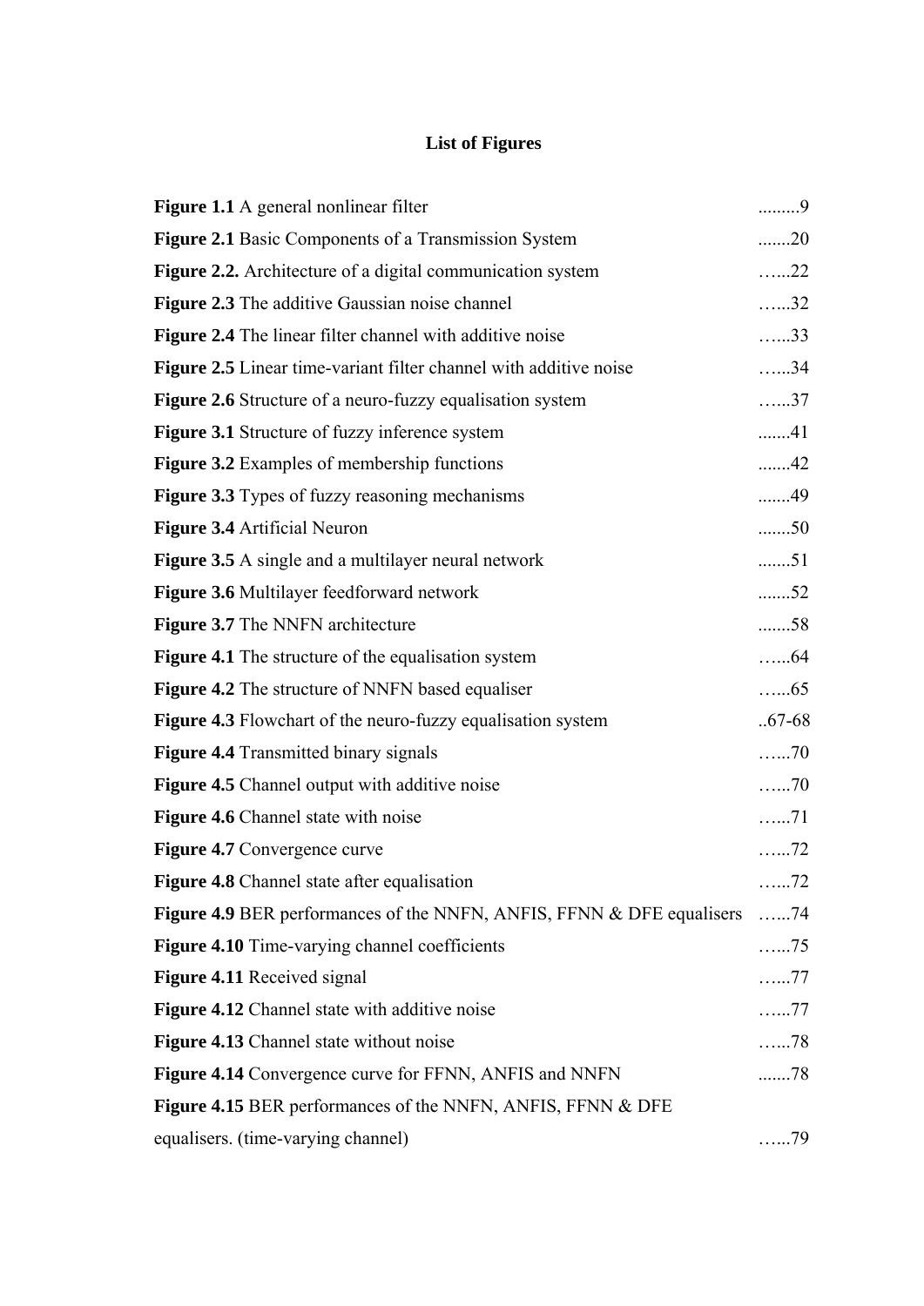# List of Figures

**Figure 1.1** A general nonlinear filter .........9

**Figure 2.1** Basic Components of a Transmission System .......20

**Figure 2.2.** Architecture of a digital communication system …...22

**Figure 2.3** The additive Gaussian noise channel …...32

**Figure 2.4** The linear filter channel with additive noise …...33

**Figure 2.5** Linear time-variant filter channel with additive noise …...34

**Figure 2.6** Structure of a neuro-fuzzy equalisation system …...37

**Figure 3.1** Structure of fuzzy inference system .......41

**Figure 3.2** Examples of membership functions .......42

**Figure 3.3** Types of fuzzy reasoning mechanisms .......49

**Figure 3.4** Artificial Neuron .......50

**Figure 3.5** A single and a multilayer neural network .......51

**Figure 3.6** Multilayer feedforward network .......52

**Figure 3.7** The NNFN architecture .......58

**Figure 4.1** The structure of the equalisation system …...64

**Figure 4.2** The structure of NNFN based equaliser …...65

**Figure 4.3** Flowchart of the neuro-fuzzy equalisation system ..67-68

**Figure 4.4** Transmitted binary signals …...70

**Figure 4.5** Channel output with additive noise …...70

**Figure 4.6** Channel state with noise …...71

**Figure 4.7** Convergence curve …...72

**Figure 4.8** Channel state after equalisation …...72

**Figure 4.9** BER performances of the NNFN, ANFIS, FFNN & DFE equalisers …...74

**Figure 4.10** Time-varying channel coefficients …...75

**Figure 4.11** Received signal …...77

**Figure 4.12** Channel state with additive noise …...77

**Figure 4.13** Channel state without noise …...78

**Figure 4.14** Convergence curve for FFNN, ANFIS and NNFN .......78

**Figure 4.15** BER performances of the NNFN, ANFIS, FFNN & DFE equalisers. (time-varying channel) …...79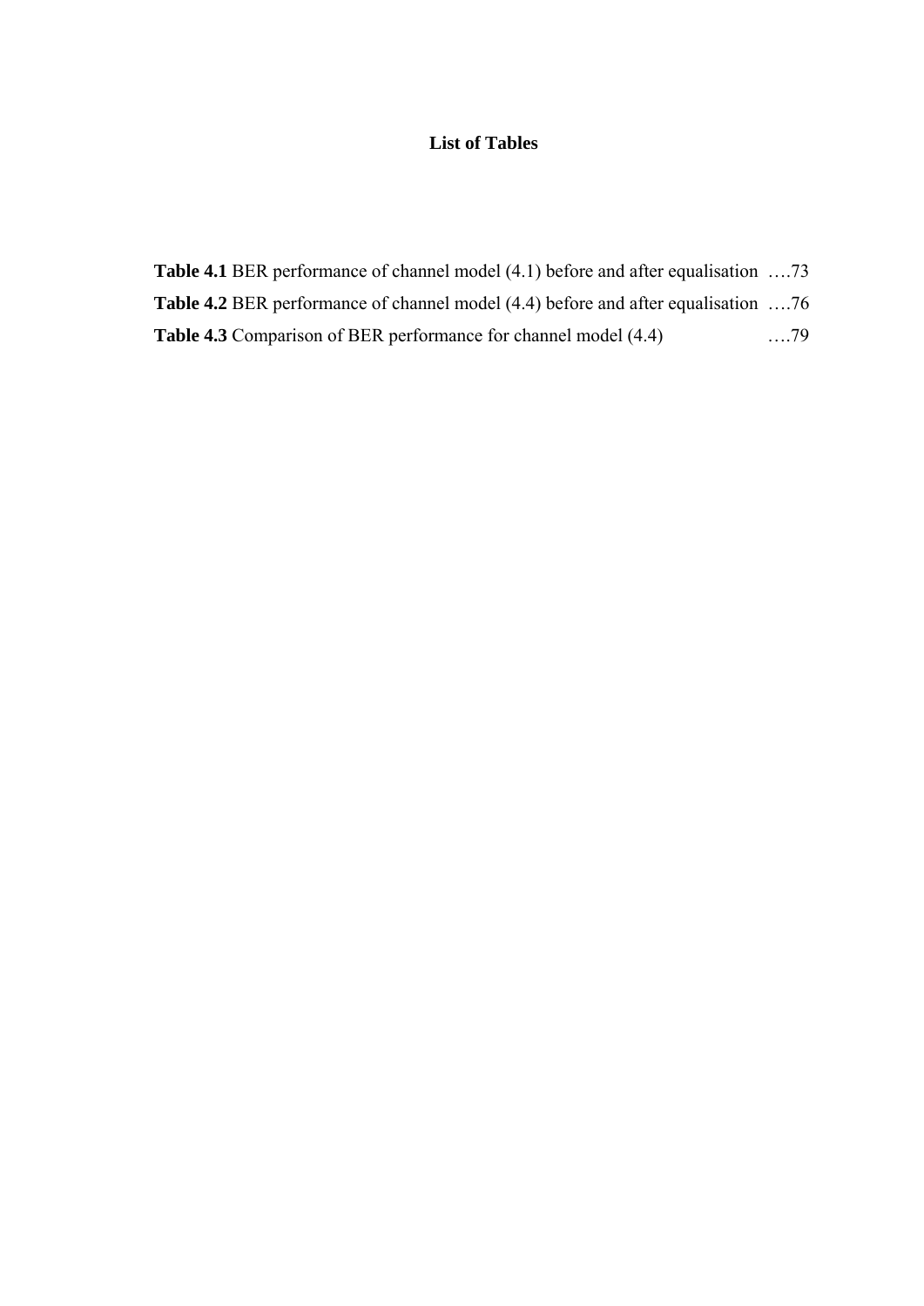# List of Tables

**Table 4.1** BER performance of channel model (4.1) before and after equalisation ….73

**Table 4.2** BER performance of channel model (4.4) before and after equalisation ….76

**Table 4.3** Comparison of BER performance for channel model (4.4) ….79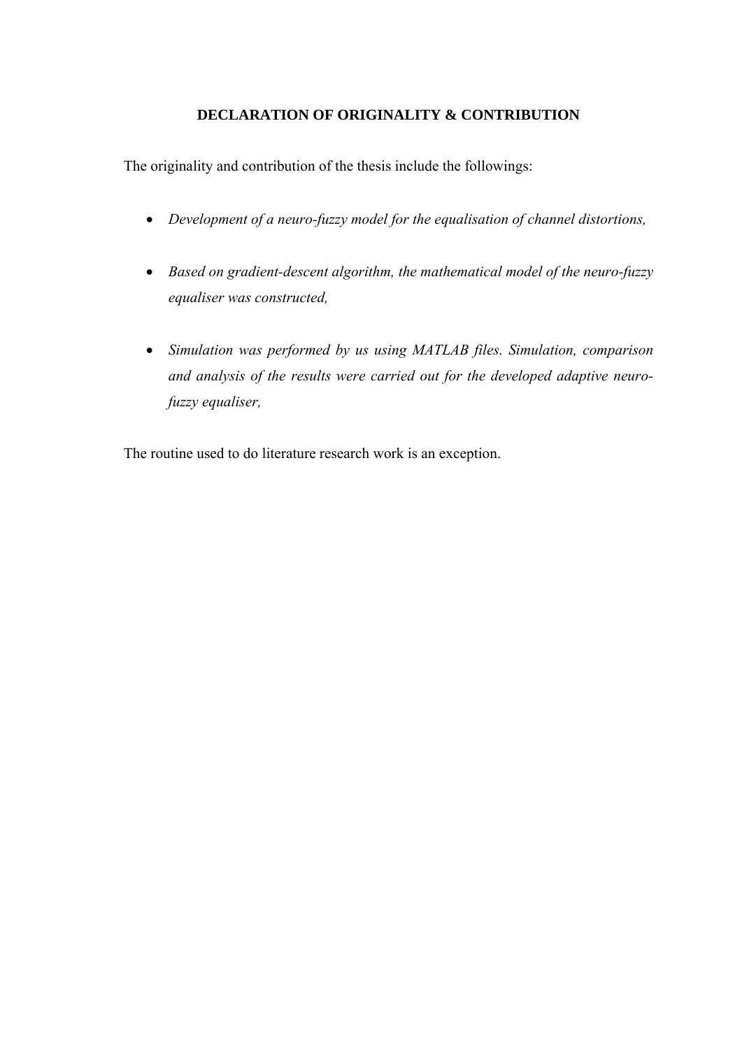# DECLARATION OF ORIGINALITY & CONTRIBUTION

The originality and contribution of the thesis include the followings:

- *Development of a neuro-fuzzy model for the equalisation of channel distortions,*
- *Based on gradient-descent algorithm, the mathematical model of the neuro-fuzzy equaliser was constructed,*
- *Simulation was performed by us using MATLAB files. Simulation, comparison and analysis of the results were carried out for the developed adaptive neuro-fuzzy equaliser,*

The routine used to do literature research work is an exception.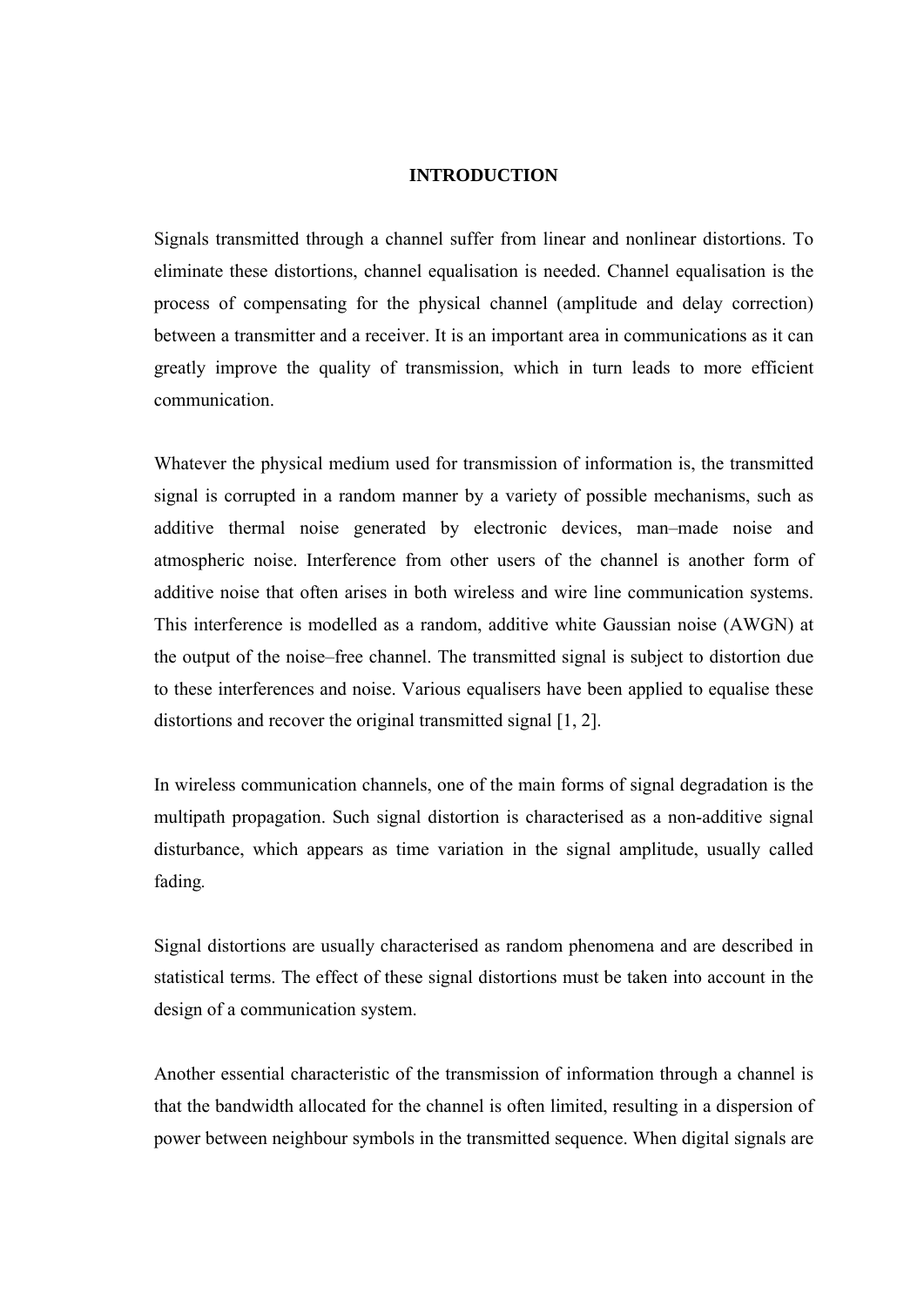# INTRODUCTION

Signals transmitted through a channel suffer from linear and nonlinear distortions. To eliminate these distortions, channel equalisation is needed. Channel equalisation is the process of compensating for the physical channel (amplitude and delay correction) between a transmitter and a receiver. It is an important area in communications as it can greatly improve the quality of transmission, which in turn leads to more efficient communication.

Whatever the physical medium used for transmission of information is, the transmitted signal is corrupted in a random manner by a variety of possible mechanisms, such as additive thermal noise generated by electronic devices, man–made noise and atmospheric noise. Interference from other users of the channel is another form of additive noise that often arises in both wireless and wire line communication systems. This interference is modelled as a random, additive white Gaussian noise (AWGN) at the output of the noise–free channel. The transmitted signal is subject to distortion due to these interferences and noise. Various equalisers have been applied to equalise these distortions and recover the original transmitted signal [1, 2].

In wireless communication channels, one of the main forms of signal degradation is the multipath propagation. Such signal distortion is characterised as a non-additive signal disturbance, which appears as time variation in the signal amplitude, usually called fading.

Signal distortions are usually characterised as random phenomena and are described in statistical terms. The effect of these signal distortions must be taken into account in the design of a communication system.

Another essential characteristic of the transmission of information through a channel is that the bandwidth allocated for the channel is often limited, resulting in a dispersion of power between neighbour symbols in the transmitted sequence. When digital signals are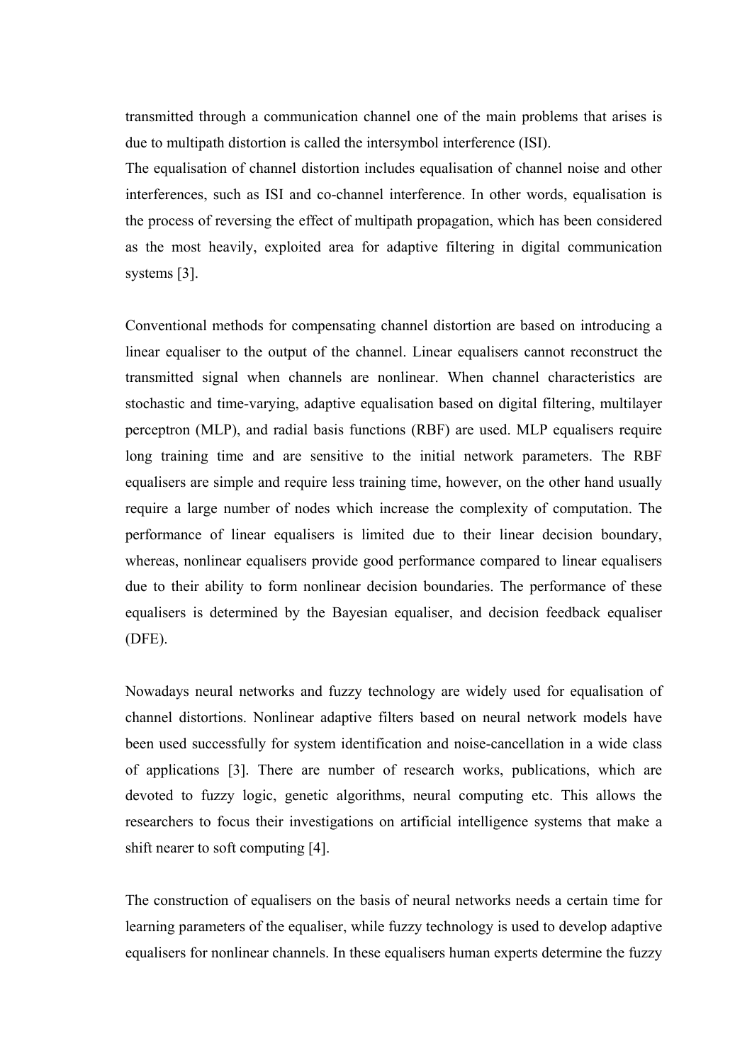transmitted through a communication channel one of the main problems that arises is due to multipath distortion is called the intersymbol interference (ISI).
The equalisation of channel distortion includes equalisation of channel noise and other interferences, such as ISI and co-channel interference. In other words, equalisation is the process of reversing the effect of multipath propagation, which has been considered as the most heavily, exploited area for adaptive filtering in digital communication systems [3].

Conventional methods for compensating channel distortion are based on introducing a linear equaliser to the output of the channel. Linear equalisers cannot reconstruct the transmitted signal when channels are nonlinear. When channel characteristics are stochastic and time-varying, adaptive equalisation based on digital filtering, multilayer perceptron (MLP), and radial basis functions (RBF) are used. MLP equalisers require long training time and are sensitive to the initial network parameters. The RBF equalisers are simple and require less training time, however, on the other hand usually require a large number of nodes which increase the complexity of computation. The performance of linear equalisers is limited due to their linear decision boundary, whereas, nonlinear equalisers provide good performance compared to linear equalisers due to their ability to form nonlinear decision boundaries. The performance of these equalisers is determined by the Bayesian equaliser, and decision feedback equaliser (DFE).

Nowadays neural networks and fuzzy technology are widely used for equalisation of channel distortions. Nonlinear adaptive filters based on neural network models have been used successfully for system identification and noise-cancellation in a wide class of applications [3]. There are number of research works, publications, which are devoted to fuzzy logic, genetic algorithms, neural computing etc. This allows the researchers to focus their investigations on artificial intelligence systems that make a shift nearer to soft computing [4].

The construction of equalisers on the basis of neural networks needs a certain time for learning parameters of the equaliser, while fuzzy technology is used to develop adaptive equalisers for nonlinear channels. In these equalisers human experts determine the fuzzy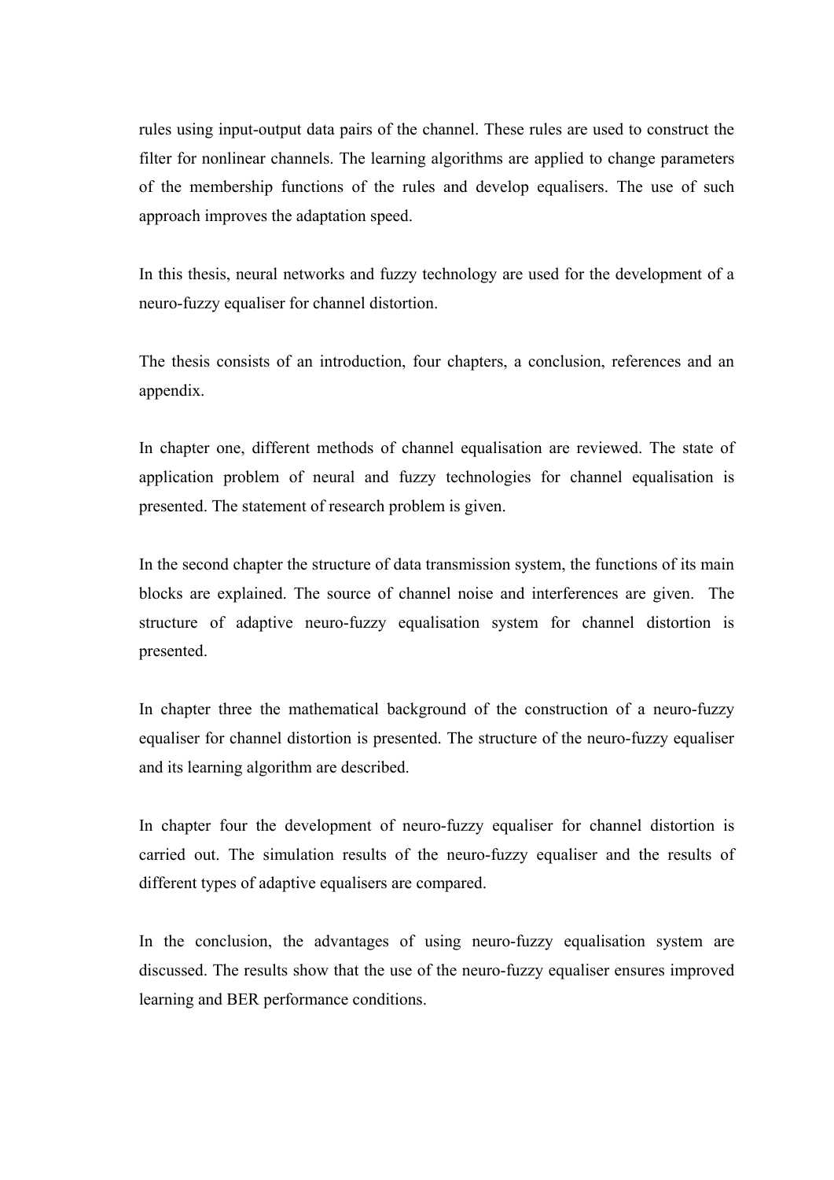rules using input-output data pairs of the channel. These rules are used to construct the filter for nonlinear channels. The learning algorithms are applied to change parameters of the membership functions of the rules and develop equalisers. The use of such approach improves the adaptation speed.

In this thesis, neural networks and fuzzy technology are used for the development of a neuro-fuzzy equaliser for channel distortion.

The thesis consists of an introduction, four chapters, a conclusion, references and an appendix.

In chapter one, different methods of channel equalisation are reviewed. The state of application problem of neural and fuzzy technologies for channel equalisation is presented. The statement of research problem is given.

In the second chapter the structure of data transmission system, the functions of its main blocks are explained. The source of channel noise and interferences are given. The structure of adaptive neuro-fuzzy equalisation system for channel distortion is presented.

In chapter three the mathematical background of the construction of a neuro-fuzzy equaliser for channel distortion is presented. The structure of the neuro-fuzzy equaliser and its learning algorithm are described.

In chapter four the development of neuro-fuzzy equaliser for channel distortion is carried out. The simulation results of the neuro-fuzzy equaliser and the results of different types of adaptive equalisers are compared.

In the conclusion, the advantages of using neuro-fuzzy equalisation system are discussed. The results show that the use of the neuro-fuzzy equaliser ensures improved learning and BER performance conditions.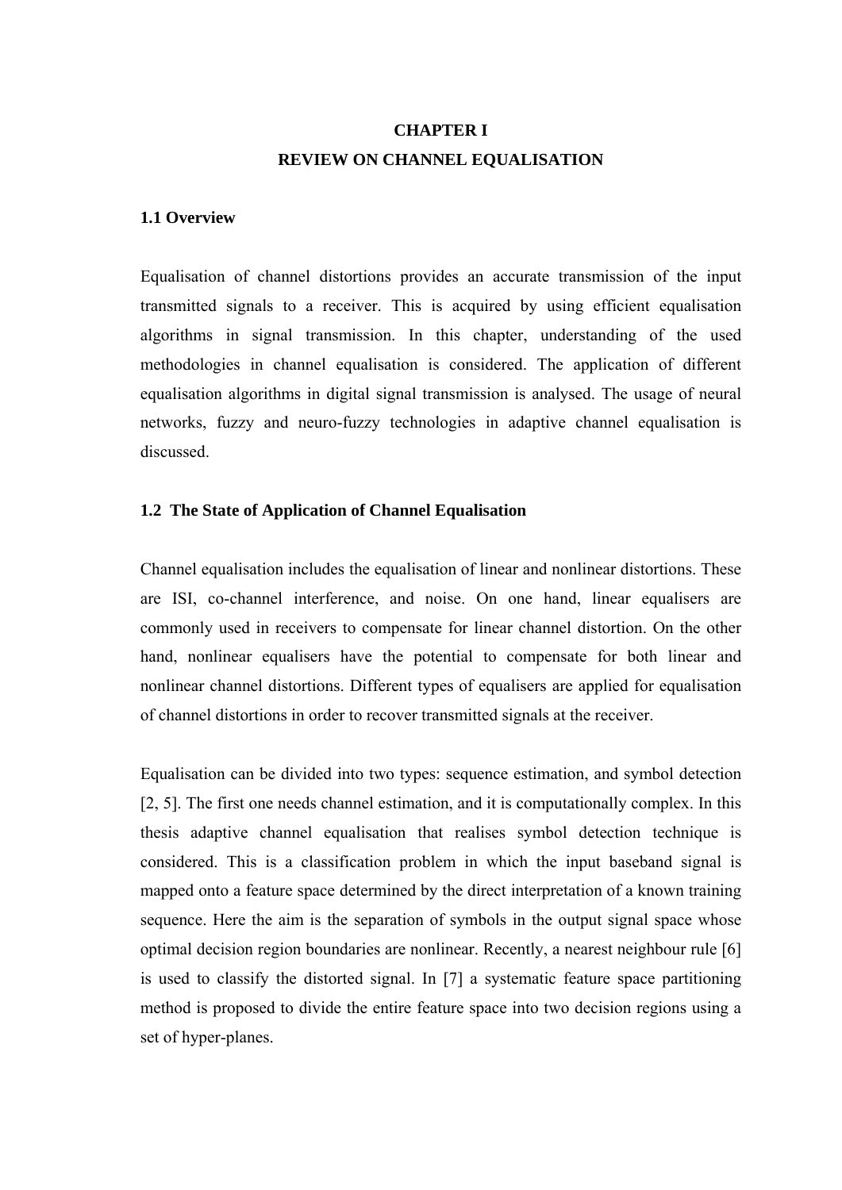# CHAPTER I
# REVIEW ON CHANNEL EQUALISATION

## 1.1 Overview

Equalisation of channel distortions provides an accurate transmission of the input transmitted signals to a receiver. This is acquired by using efficient equalisation algorithms in signal transmission. In this chapter, understanding of the used methodologies in channel equalisation is considered. The application of different equalisation algorithms in digital signal transmission is analysed. The usage of neural networks, fuzzy and neuro-fuzzy technologies in adaptive channel equalisation is discussed.

## 1.2 The State of Application of Channel Equalisation

Channel equalisation includes the equalisation of linear and nonlinear distortions. These are ISI, co-channel interference, and noise. On one hand, linear equalisers are commonly used in receivers to compensate for linear channel distortion. On the other hand, nonlinear equalisers have the potential to compensate for both linear and nonlinear channel distortions. Different types of equalisers are applied for equalisation of channel distortions in order to recover transmitted signals at the receiver.

Equalisation can be divided into two types: sequence estimation, and symbol detection [2, 5]. The first one needs channel estimation, and it is computationally complex. In this thesis adaptive channel equalisation that realises symbol detection technique is considered. This is a classification problem in which the input baseband signal is mapped onto a feature space determined by the direct interpretation of a known training sequence. Here the aim is the separation of symbols in the output signal space whose optimal decision region boundaries are nonlinear. Recently, a nearest neighbour rule [6] is used to classify the distorted signal. In [7] a systematic feature space partitioning method is proposed to divide the entire feature space into two decision regions using a set of hyper-planes.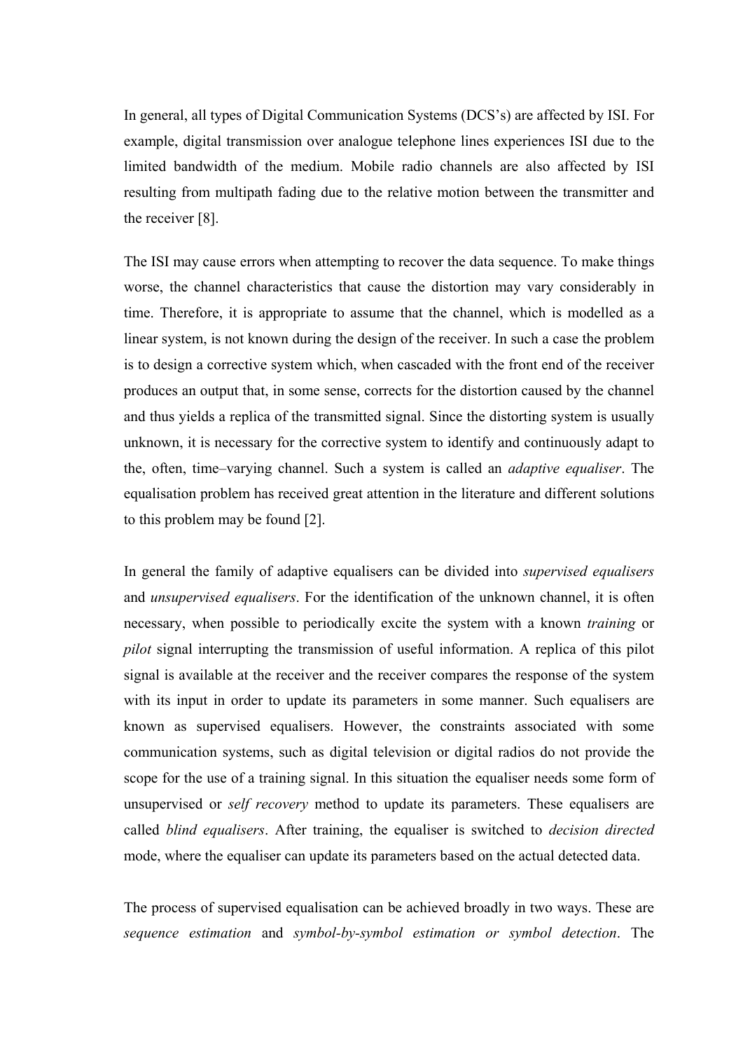In general, all types of Digital Communication Systems (DCS's) are affected by ISI. For example, digital transmission over analogue telephone lines experiences ISI due to the limited bandwidth of the medium. Mobile radio channels are also affected by ISI resulting from multipath fading due to the relative motion between the transmitter and the receiver [8].

The ISI may cause errors when attempting to recover the data sequence. To make things worse, the channel characteristics that cause the distortion may vary considerably in time. Therefore, it is appropriate to assume that the channel, which is modelled as a linear system, is not known during the design of the receiver. In such a case the problem is to design a corrective system which, when cascaded with the front end of the receiver produces an output that, in some sense, corrects for the distortion caused by the channel and thus yields a replica of the transmitted signal. Since the distorting system is usually unknown, it is necessary for the corrective system to identify and continuously adapt to the, often, time–varying channel. Such a system is called an *adaptive equaliser*. The equalisation problem has received great attention in the literature and different solutions to this problem may be found [2].

In general the family of adaptive equalisers can be divided into *supervised equalisers* and *unsupervised equalisers*. For the identification of the unknown channel, it is often necessary, when possible to periodically excite the system with a known *training* or *pilot* signal interrupting the transmission of useful information. A replica of this pilot signal is available at the receiver and the receiver compares the response of the system with its input in order to update its parameters in some manner. Such equalisers are known as supervised equalisers. However, the constraints associated with some communication systems, such as digital television or digital radios do not provide the scope for the use of a training signal. In this situation the equaliser needs some form of unsupervised or *self recovery* method to update its parameters. These equalisers are called *blind equalisers*. After training, the equaliser is switched to *decision directed* mode, where the equaliser can update its parameters based on the actual detected data.

The process of supervised equalisation can be achieved broadly in two ways. These are *sequence estimation* and *symbol-by-symbol estimation or symbol detection*. The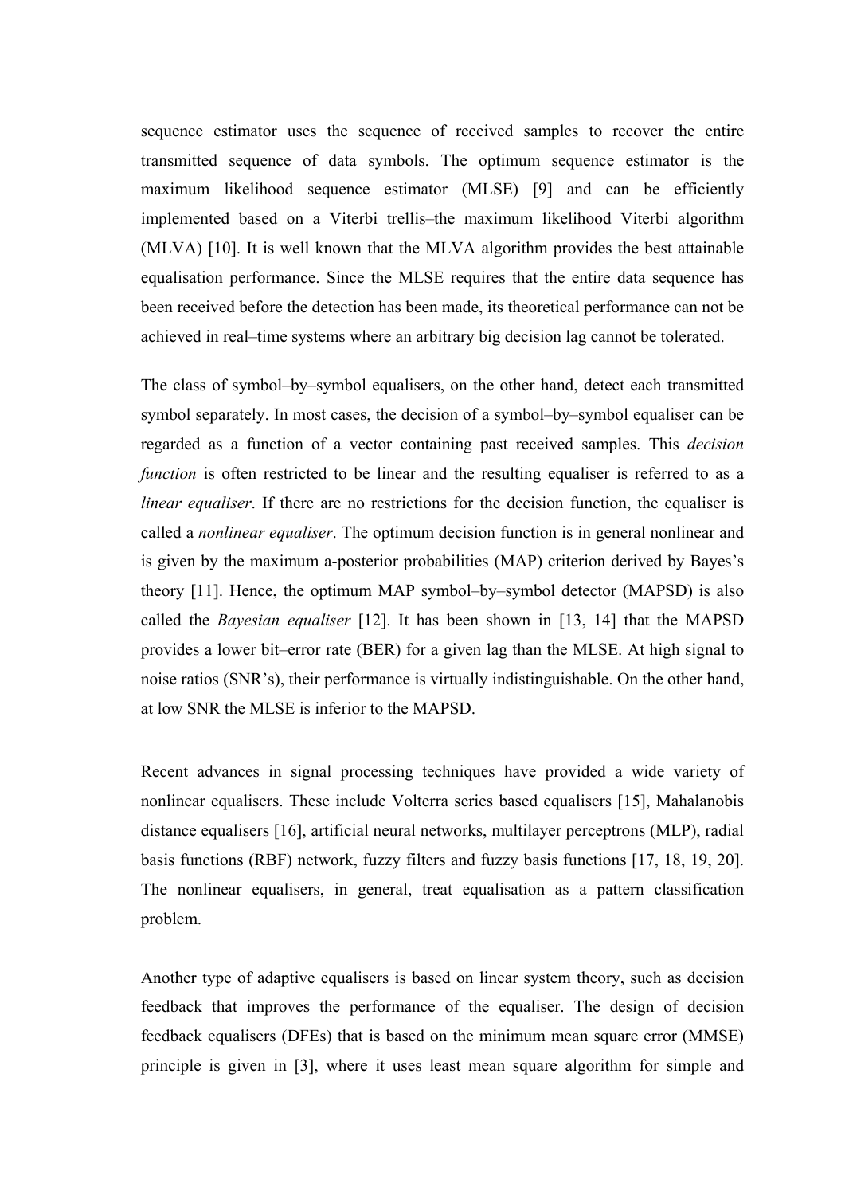sequence estimator uses the sequence of received samples to recover the entire transmitted sequence of data symbols. The optimum sequence estimator is the maximum likelihood sequence estimator (MLSE) [9] and can be efficiently implemented based on a Viterbi trellis–the maximum likelihood Viterbi algorithm (MLVA) [10]. It is well known that the MLVA algorithm provides the best attainable equalisation performance. Since the MLSE requires that the entire data sequence has been received before the detection has been made, its theoretical performance can not be achieved in real–time systems where an arbitrary big decision lag cannot be tolerated.

The class of symbol–by–symbol equalisers, on the other hand, detect each transmitted symbol separately. In most cases, the decision of a symbol–by–symbol equaliser can be regarded as a function of a vector containing past received samples. This *decision function* is often restricted to be linear and the resulting equaliser is referred to as a *linear equaliser*. If there are no restrictions for the decision function, the equaliser is called a *nonlinear equaliser*. The optimum decision function is in general nonlinear and is given by the maximum a-posterior probabilities (MAP) criterion derived by Bayes's theory [11]. Hence, the optimum MAP symbol–by–symbol detector (MAPSD) is also called the *Bayesian equaliser* [12]. It has been shown in [13, 14] that the MAPSD provides a lower bit–error rate (BER) for a given lag than the MLSE. At high signal to noise ratios (SNR's), their performance is virtually indistinguishable. On the other hand, at low SNR the MLSE is inferior to the MAPSD.

Recent advances in signal processing techniques have provided a wide variety of nonlinear equalisers. These include Volterra series based equalisers [15], Mahalanobis distance equalisers [16], artificial neural networks, multilayer perceptrons (MLP), radial basis functions (RBF) network, fuzzy filters and fuzzy basis functions [17, 18, 19, 20]. The nonlinear equalisers, in general, treat equalisation as a pattern classification problem.

Another type of adaptive equalisers is based on linear system theory, such as decision feedback that improves the performance of the equaliser. The design of decision feedback equalisers (DFEs) that is based on the minimum mean square error (MMSE) principle is given in [3], where it uses least mean square algorithm for simple and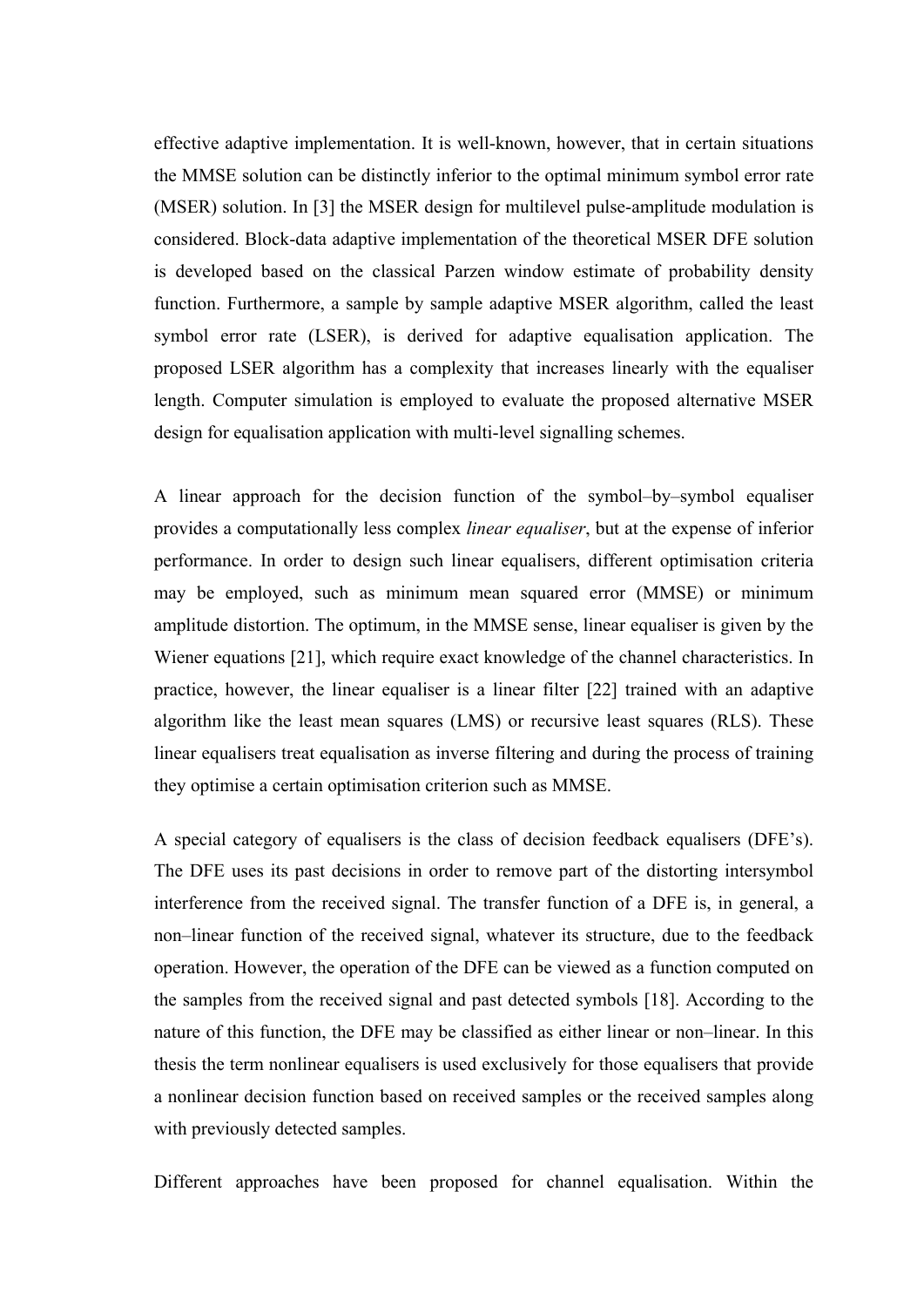effective adaptive implementation. It is well-known, however, that in certain situations the MMSE solution can be distinctly inferior to the optimal minimum symbol error rate (MSER) solution. In [3] the MSER design for multilevel pulse-amplitude modulation is considered. Block-data adaptive implementation of the theoretical MSER DFE solution is developed based on the classical Parzen window estimate of probability density function. Furthermore, a sample by sample adaptive MSER algorithm, called the least symbol error rate (LSER), is derived for adaptive equalisation application. The proposed LSER algorithm has a complexity that increases linearly with the equaliser length. Computer simulation is employed to evaluate the proposed alternative MSER design for equalisation application with multi-level signalling schemes.

A linear approach for the decision function of the symbol–by–symbol equaliser provides a computationally less complex *linear equaliser*, but at the expense of inferior performance. In order to design such linear equalisers, different optimisation criteria may be employed, such as minimum mean squared error (MMSE) or minimum amplitude distortion. The optimum, in the MMSE sense, linear equaliser is given by the Wiener equations [21], which require exact knowledge of the channel characteristics. In practice, however, the linear equaliser is a linear filter [22] trained with an adaptive algorithm like the least mean squares (LMS) or recursive least squares (RLS). These linear equalisers treat equalisation as inverse filtering and during the process of training they optimise a certain optimisation criterion such as MMSE.

A special category of equalisers is the class of decision feedback equalisers (DFE's). The DFE uses its past decisions in order to remove part of the distorting intersymbol interference from the received signal. The transfer function of a DFE is, in general, a non–linear function of the received signal, whatever its structure, due to the feedback operation. However, the operation of the DFE can be viewed as a function computed on the samples from the received signal and past detected symbols [18]. According to the nature of this function, the DFE may be classified as either linear or non–linear. In this thesis the term nonlinear equalisers is used exclusively for those equalisers that provide a nonlinear decision function based on received samples or the received samples along with previously detected samples.

Different approaches have been proposed for channel equalisation. Within the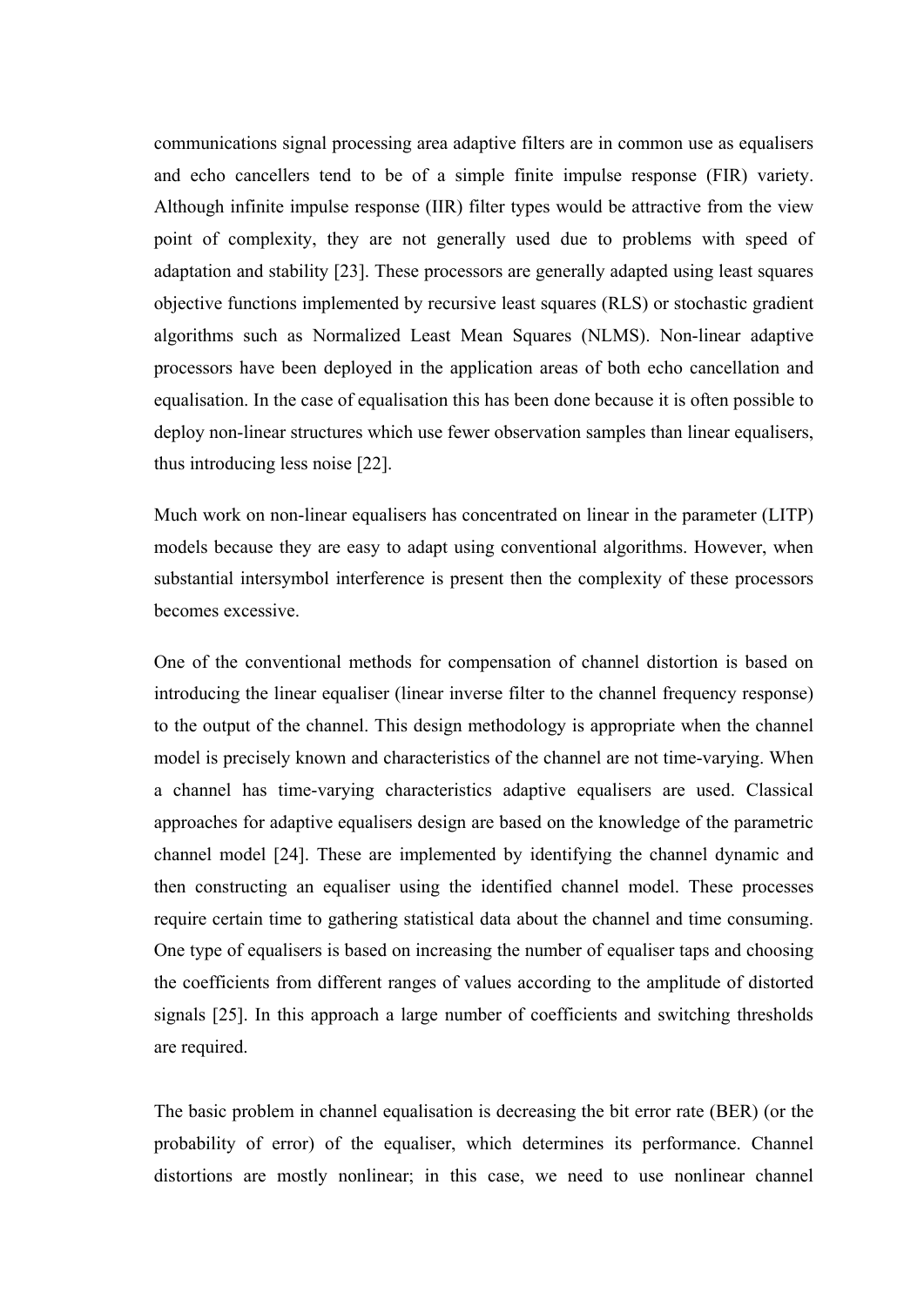communications signal processing area adaptive filters are in common use as equalisers and echo cancellers tend to be of a simple finite impulse response (FIR) variety. Although infinite impulse response (IIR) filter types would be attractive from the view point of complexity, they are not generally used due to problems with speed of adaptation and stability [23]. These processors are generally adapted using least squares objective functions implemented by recursive least squares (RLS) or stochastic gradient algorithms such as Normalized Least Mean Squares (NLMS). Non-linear adaptive processors have been deployed in the application areas of both echo cancellation and equalisation. In the case of equalisation this has been done because it is often possible to deploy non-linear structures which use fewer observation samples than linear equalisers, thus introducing less noise [22].

Much work on non-linear equalisers has concentrated on linear in the parameter (LITP) models because they are easy to adapt using conventional algorithms. However, when substantial intersymbol interference is present then the complexity of these processors becomes excessive.

One of the conventional methods for compensation of channel distortion is based on introducing the linear equaliser (linear inverse filter to the channel frequency response) to the output of the channel. This design methodology is appropriate when the channel model is precisely known and characteristics of the channel are not time-varying. When a channel has time-varying characteristics adaptive equalisers are used. Classical approaches for adaptive equalisers design are based on the knowledge of the parametric channel model [24]. These are implemented by identifying the channel dynamic and then constructing an equaliser using the identified channel model. These processes require certain time to gathering statistical data about the channel and time consuming. One type of equalisers is based on increasing the number of equaliser taps and choosing the coefficients from different ranges of values according to the amplitude of distorted signals [25]. In this approach a large number of coefficients and switching thresholds are required.

The basic problem in channel equalisation is decreasing the bit error rate (BER) (or the probability of error) of the equaliser, which determines its performance. Channel distortions are mostly nonlinear; in this case, we need to use nonlinear channel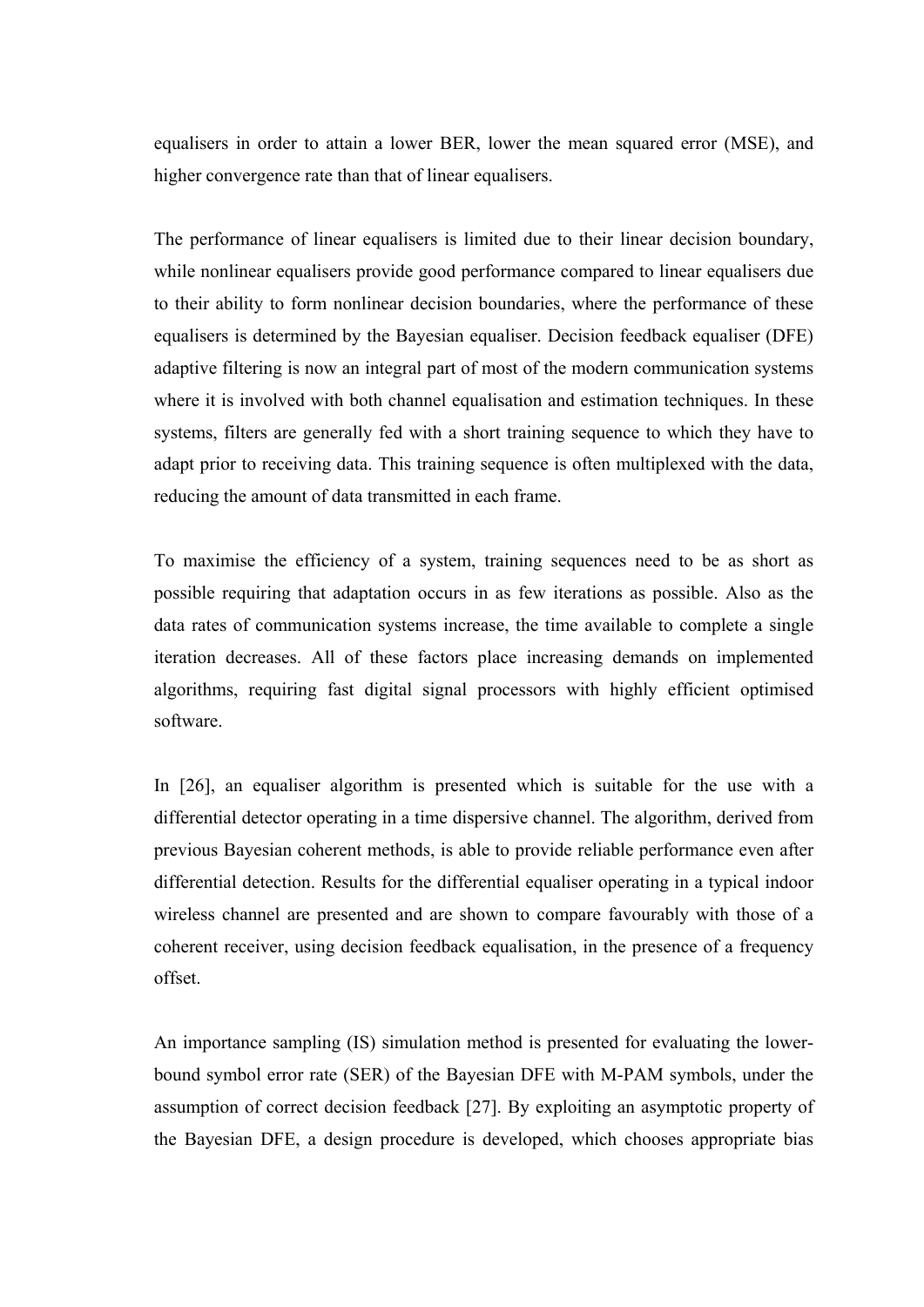equalisers in order to attain a lower BER, lower the mean squared error (MSE), and higher convergence rate than that of linear equalisers.

The performance of linear equalisers is limited due to their linear decision boundary, while nonlinear equalisers provide good performance compared to linear equalisers due to their ability to form nonlinear decision boundaries, where the performance of these equalisers is determined by the Bayesian equaliser. Decision feedback equaliser (DFE) adaptive filtering is now an integral part of most of the modern communication systems where it is involved with both channel equalisation and estimation techniques. In these systems, filters are generally fed with a short training sequence to which they have to adapt prior to receiving data. This training sequence is often multiplexed with the data, reducing the amount of data transmitted in each frame.

To maximise the efficiency of a system, training sequences need to be as short as possible requiring that adaptation occurs in as few iterations as possible. Also as the data rates of communication systems increase, the time available to complete a single iteration decreases. All of these factors place increasing demands on implemented algorithms, requiring fast digital signal processors with highly efficient optimised software.

In [26], an equaliser algorithm is presented which is suitable for the use with a differential detector operating in a time dispersive channel. The algorithm, derived from previous Bayesian coherent methods, is able to provide reliable performance even after differential detection. Results for the differential equaliser operating in a typical indoor wireless channel are presented and are shown to compare favourably with those of a coherent receiver, using decision feedback equalisation, in the presence of a frequency offset.

An importance sampling (IS) simulation method is presented for evaluating the lower-bound symbol error rate (SER) of the Bayesian DFE with M-PAM symbols, under the assumption of correct decision feedback [27]. By exploiting an asymptotic property of the Bayesian DFE, a design procedure is developed, which chooses appropriate bias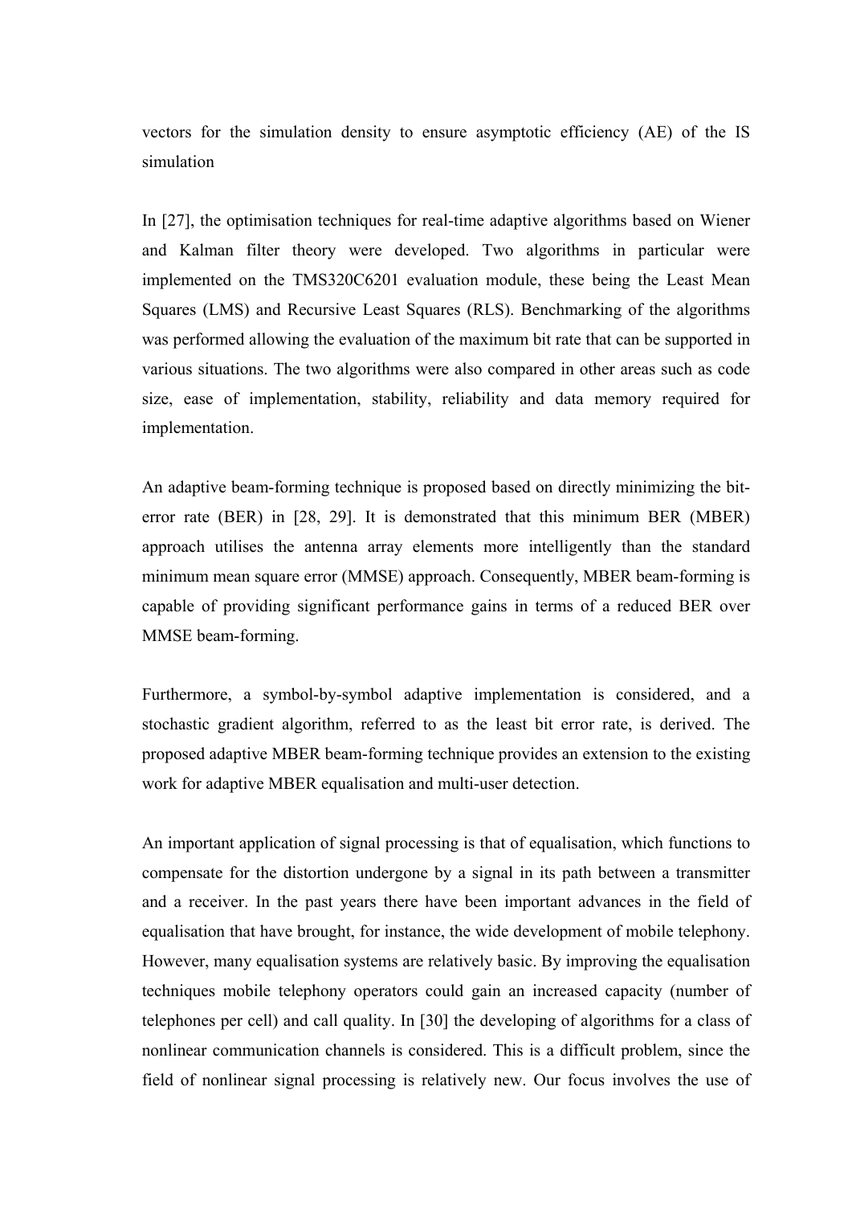vectors for the simulation density to ensure asymptotic efficiency (AE) of the IS simulation

In [27], the optimisation techniques for real-time adaptive algorithms based on Wiener and Kalman filter theory were developed. Two algorithms in particular were implemented on the TMS320C6201 evaluation module, these being the Least Mean Squares (LMS) and Recursive Least Squares (RLS). Benchmarking of the algorithms was performed allowing the evaluation of the maximum bit rate that can be supported in various situations. The two algorithms were also compared in other areas such as code size, ease of implementation, stability, reliability and data memory required for implementation.

An adaptive beam-forming technique is proposed based on directly minimizing the bit-error rate (BER) in [28, 29]. It is demonstrated that this minimum BER (MBER) approach utilises the antenna array elements more intelligently than the standard minimum mean square error (MMSE) approach. Consequently, MBER beam-forming is capable of providing significant performance gains in terms of a reduced BER over MMSE beam-forming.

Furthermore, a symbol-by-symbol adaptive implementation is considered, and a stochastic gradient algorithm, referred to as the least bit error rate, is derived. The proposed adaptive MBER beam-forming technique provides an extension to the existing work for adaptive MBER equalisation and multi-user detection.

An important application of signal processing is that of equalisation, which functions to compensate for the distortion undergone by a signal in its path between a transmitter and a receiver. In the past years there have been important advances in the field of equalisation that have brought, for instance, the wide development of mobile telephony. However, many equalisation systems are relatively basic. By improving the equalisation techniques mobile telephony operators could gain an increased capacity (number of telephones per cell) and call quality. In [30] the developing of algorithms for a class of nonlinear communication channels is considered. This is a difficult problem, since the field of nonlinear signal processing is relatively new. Our focus involves the use of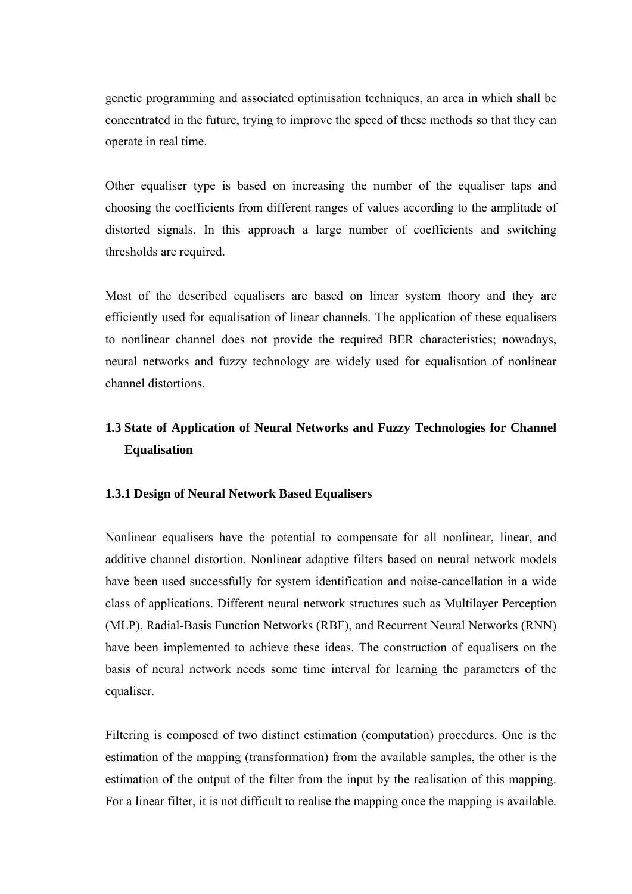genetic programming and associated optimisation techniques, an area in which shall be concentrated in the future, trying to improve the speed of these methods so that they can operate in real time.

Other equaliser type is based on increasing the number of the equaliser taps and choosing the coefficients from different ranges of values according to the amplitude of distorted signals. In this approach a large number of coefficients and switching thresholds are required.

Most of the described equalisers are based on linear system theory and they are efficiently used for equalisation of linear channels. The application of these equalisers to nonlinear channel does not provide the required BER characteristics; nowadays, neural networks and fuzzy technology are widely used for equalisation of nonlinear channel distortions.

## 1.3 State of Application of Neural Networks and Fuzzy Technologies for Channel Equalisation

### 1.3.1 Design of Neural Network Based Equalisers

Nonlinear equalisers have the potential to compensate for all nonlinear, linear, and additive channel distortion. Nonlinear adaptive filters based on neural network models have been used successfully for system identification and noise-cancellation in a wide class of applications. Different neural network structures such as Multilayer Perception (MLP), Radial-Basis Function Networks (RBF), and Recurrent Neural Networks (RNN) have been implemented to achieve these ideas. The construction of equalisers on the basis of neural network needs some time interval for learning the parameters of the equaliser.

Filtering is composed of two distinct estimation (computation) procedures. One is the estimation of the mapping (transformation) from the available samples, the other is the estimation of the output of the filter from the input by the realisation of this mapping. For a linear filter, it is not difficult to realise the mapping once the mapping is available.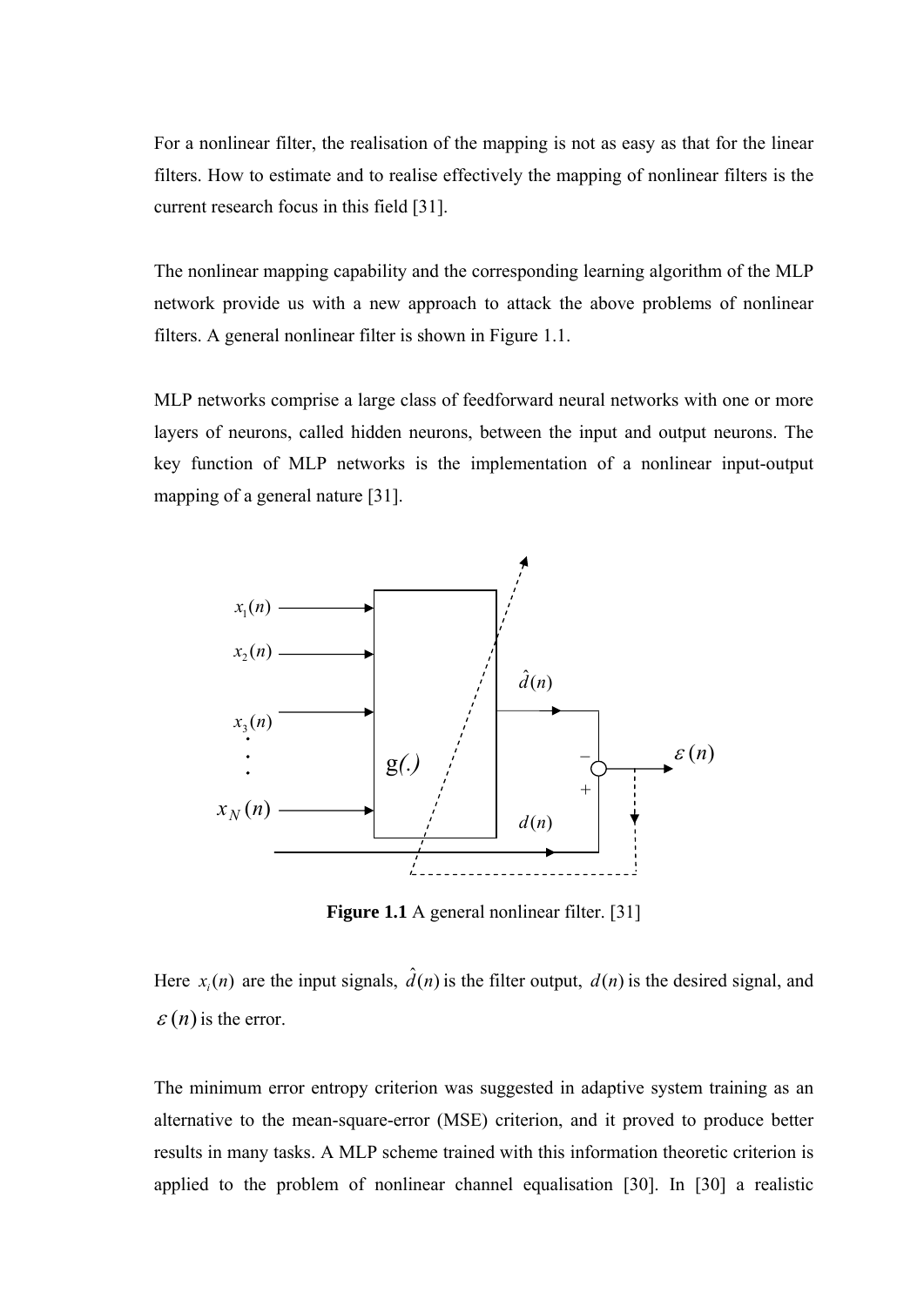For a nonlinear filter, the realisation of the mapping is not as easy as that for the linear filters. How to estimate and to realise effectively the mapping of nonlinear filters is the current research focus in this field [31].

The nonlinear mapping capability and the corresponding learning algorithm of the MLP network provide us with a new approach to attack the above problems of nonlinear filters. A general nonlinear filter is shown in Figure 1.1.

MLP networks comprise a large class of feedforward neural networks with one or more layers of neurons, called hidden neurons, between the input and output neurons. The key function of MLP networks is the implementation of a nonlinear input-output mapping of a general nature [31].

**Figure 1.1** A general nonlinear filter. [31]

Here $x_i(n)$ are the input signals, $\hat{d}(n)$ is the filter output, $d(n)$ is the desired signal, and $\varepsilon(n)$ is the error.

The minimum error entropy criterion was suggested in adaptive system training as an alternative to the mean-square-error (MSE) criterion, and it proved to produce better results in many tasks. A MLP scheme trained with this information theoretic criterion is applied to the problem of nonlinear channel equalisation [30]. In [30] a realistic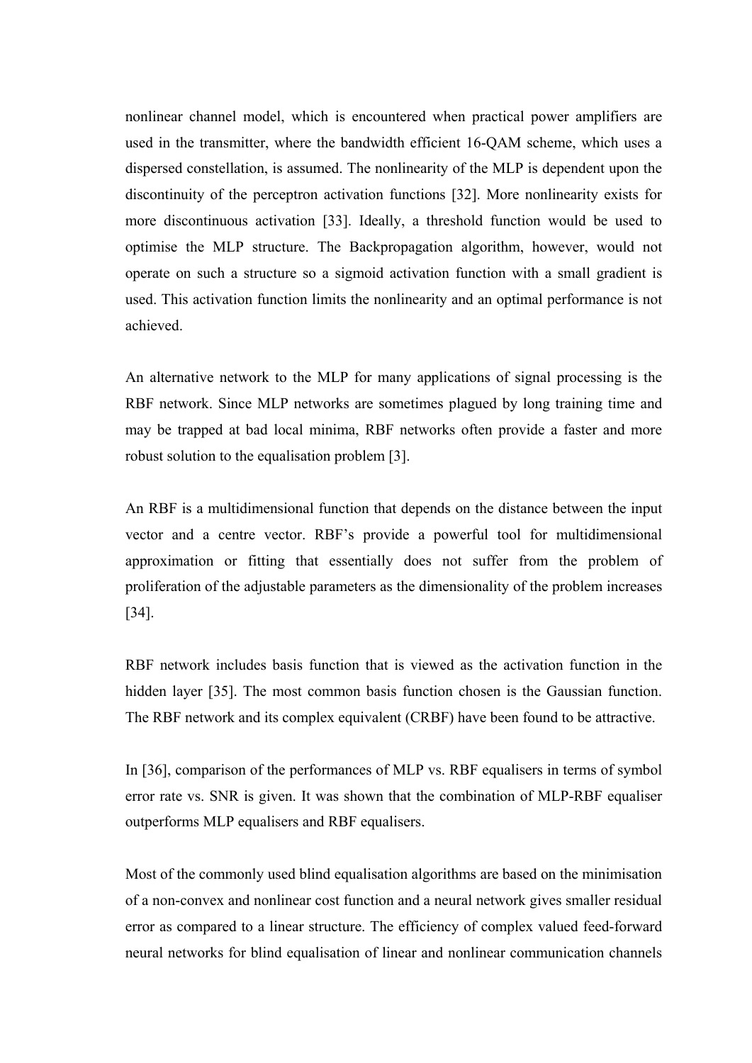nonlinear channel model, which is encountered when practical power amplifiers are used in the transmitter, where the bandwidth efficient 16-QAM scheme, which uses a dispersed constellation, is assumed. The nonlinearity of the MLP is dependent upon the discontinuity of the perceptron activation functions [32]. More nonlinearity exists for more discontinuous activation [33]. Ideally, a threshold function would be used to optimise the MLP structure. The Backpropagation algorithm, however, would not operate on such a structure so a sigmoid activation function with a small gradient is used. This activation function limits the nonlinearity and an optimal performance is not achieved.

An alternative network to the MLP for many applications of signal processing is the RBF network. Since MLP networks are sometimes plagued by long training time and may be trapped at bad local minima, RBF networks often provide a faster and more robust solution to the equalisation problem [3].

An RBF is a multidimensional function that depends on the distance between the input vector and a centre vector. RBF's provide a powerful tool for multidimensional approximation or fitting that essentially does not suffer from the problem of proliferation of the adjustable parameters as the dimensionality of the problem increases [34].

RBF network includes basis function that is viewed as the activation function in the hidden layer [35]. The most common basis function chosen is the Gaussian function. The RBF network and its complex equivalent (CRBF) have been found to be attractive.

In [36], comparison of the performances of MLP vs. RBF equalisers in terms of symbol error rate vs. SNR is given. It was shown that the combination of MLP-RBF equaliser outperforms MLP equalisers and RBF equalisers.

Most of the commonly used blind equalisation algorithms are based on the minimisation of a non-convex and nonlinear cost function and a neural network gives smaller residual error as compared to a linear structure. The efficiency of complex valued feed-forward neural networks for blind equalisation of linear and nonlinear communication channels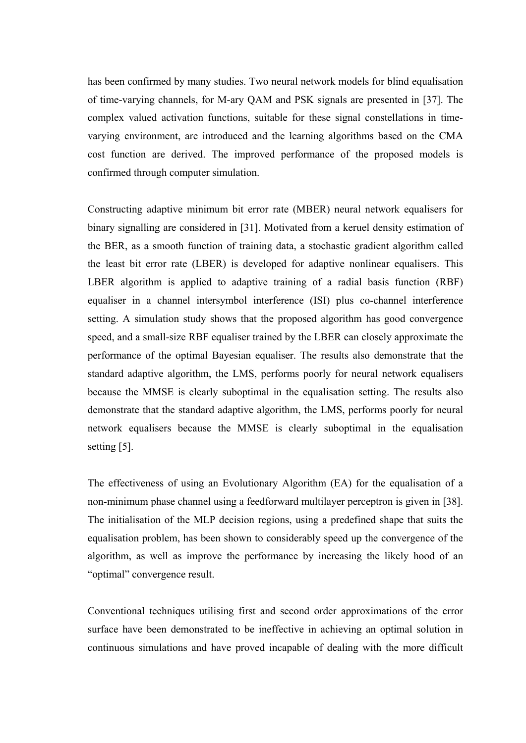has been confirmed by many studies. Two neural network models for blind equalisation of time-varying channels, for M-ary QAM and PSK signals are presented in [37]. The complex valued activation functions, suitable for these signal constellations in time-varying environment, are introduced and the learning algorithms based on the CMA cost function are derived. The improved performance of the proposed models is confirmed through computer simulation.

Constructing adaptive minimum bit error rate (MBER) neural network equalisers for binary signalling are considered in [31]. Motivated from a keruel density estimation of the BER, as a smooth function of training data, a stochastic gradient algorithm called the least bit error rate (LBER) is developed for adaptive nonlinear equalisers. This LBER algorithm is applied to adaptive training of a radial basis function (RBF) equaliser in a channel intersymbol interference (ISI) plus co-channel interference setting. A simulation study shows that the proposed algorithm has good convergence speed, and a small-size RBF equaliser trained by the LBER can closely approximate the performance of the optimal Bayesian equaliser. The results also demonstrate that the standard adaptive algorithm, the LMS, performs poorly for neural network equalisers because the MMSE is clearly suboptimal in the equalisation setting. The results also demonstrate that the standard adaptive algorithm, the LMS, performs poorly for neural network equalisers because the MMSE is clearly suboptimal in the equalisation setting [5].

The effectiveness of using an Evolutionary Algorithm (EA) for the equalisation of a non-minimum phase channel using a feedforward multilayer perceptron is given in [38]. The initialisation of the MLP decision regions, using a predefined shape that suits the equalisation problem, has been shown to considerably speed up the convergence of the algorithm, as well as improve the performance by increasing the likely hood of an "optimal" convergence result.

Conventional techniques utilising first and second order approximations of the error surface have been demonstrated to be ineffective in achieving an optimal solution in continuous simulations and have proved incapable of dealing with the more difficult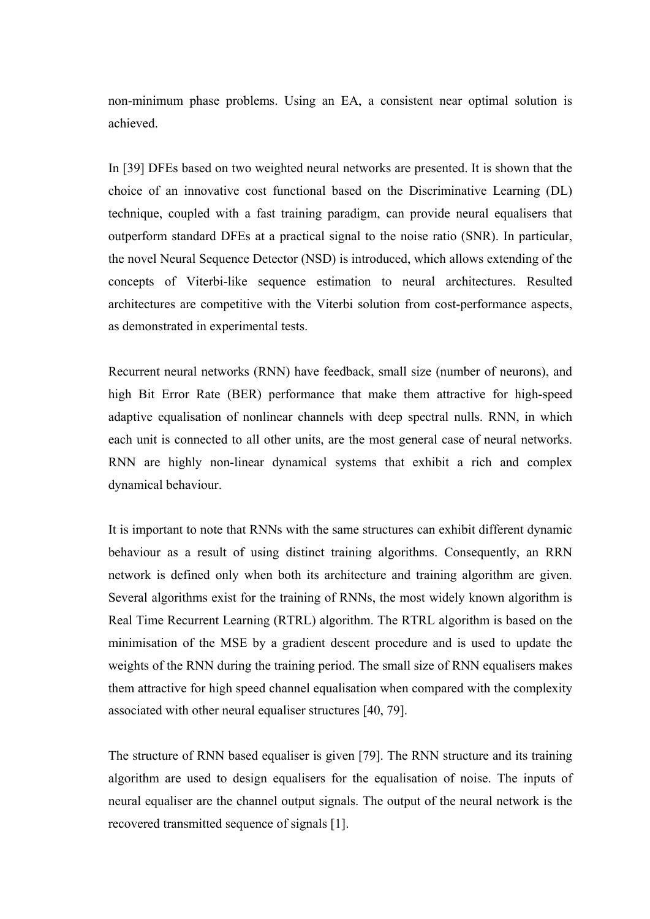non-minimum phase problems. Using an EA, a consistent near optimal solution is achieved.

In [39] DFEs based on two weighted neural networks are presented. It is shown that the choice of an innovative cost functional based on the Discriminative Learning (DL) technique, coupled with a fast training paradigm, can provide neural equalisers that outperform standard DFEs at a practical signal to the noise ratio (SNR). In particular, the novel Neural Sequence Detector (NSD) is introduced, which allows extending of the concepts of Viterbi-like sequence estimation to neural architectures. Resulted architectures are competitive with the Viterbi solution from cost-performance aspects, as demonstrated in experimental tests.

Recurrent neural networks (RNN) have feedback, small size (number of neurons), and high Bit Error Rate (BER) performance that make them attractive for high-speed adaptive equalisation of nonlinear channels with deep spectral nulls. RNN, in which each unit is connected to all other units, are the most general case of neural networks. RNN are highly non-linear dynamical systems that exhibit a rich and complex dynamical behaviour.

It is important to note that RNNs with the same structures can exhibit different dynamic behaviour as a result of using distinct training algorithms. Consequently, an RRN network is defined only when both its architecture and training algorithm are given. Several algorithms exist for the training of RNNs, the most widely known algorithm is Real Time Recurrent Learning (RTRL) algorithm. The RTRL algorithm is based on the minimisation of the MSE by a gradient descent procedure and is used to update the weights of the RNN during the training period. The small size of RNN equalisers makes them attractive for high speed channel equalisation when compared with the complexity associated with other neural equaliser structures [40, 79].

The structure of RNN based equaliser is given [79]. The RNN structure and its training algorithm are used to design equalisers for the equalisation of noise. The inputs of neural equaliser are the channel output signals. The output of the neural network is the recovered transmitted sequence of signals [1].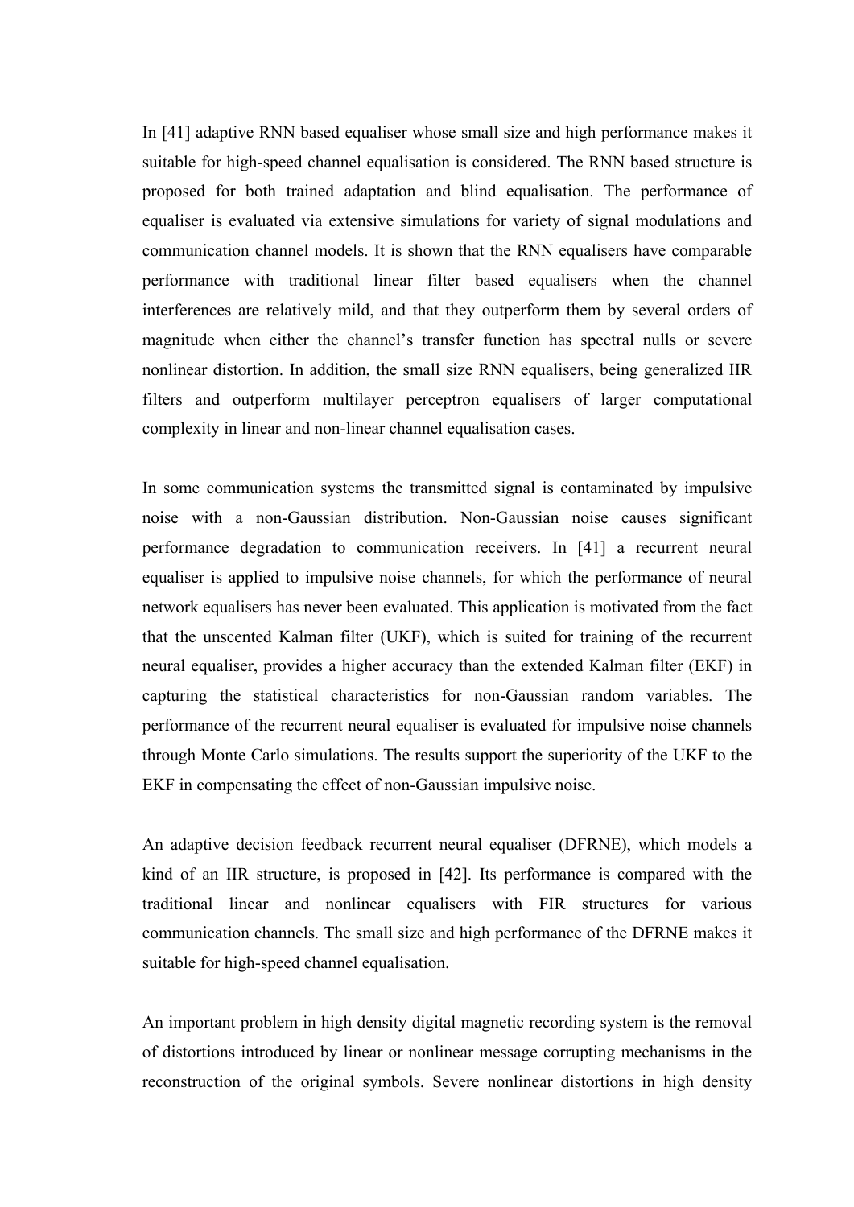In [41] adaptive RNN based equaliser whose small size and high performance makes it suitable for high-speed channel equalisation is considered. The RNN based structure is proposed for both trained adaptation and blind equalisation. The performance of equaliser is evaluated via extensive simulations for variety of signal modulations and communication channel models. It is shown that the RNN equalisers have comparable performance with traditional linear filter based equalisers when the channel interferences are relatively mild, and that they outperform them by several orders of magnitude when either the channel's transfer function has spectral nulls or severe nonlinear distortion. In addition, the small size RNN equalisers, being generalized IIR filters and outperform multilayer perceptron equalisers of larger computational complexity in linear and non-linear channel equalisation cases.

In some communication systems the transmitted signal is contaminated by impulsive noise with a non-Gaussian distribution. Non-Gaussian noise causes significant performance degradation to communication receivers. In [41] a recurrent neural equaliser is applied to impulsive noise channels, for which the performance of neural network equalisers has never been evaluated. This application is motivated from the fact that the unscented Kalman filter (UKF), which is suited for training of the recurrent neural equaliser, provides a higher accuracy than the extended Kalman filter (EKF) in capturing the statistical characteristics for non-Gaussian random variables. The performance of the recurrent neural equaliser is evaluated for impulsive noise channels through Monte Carlo simulations. The results support the superiority of the UKF to the EKF in compensating the effect of non-Gaussian impulsive noise.

An adaptive decision feedback recurrent neural equaliser (DFRNE), which models a kind of an IIR structure, is proposed in [42]. Its performance is compared with the traditional linear and nonlinear equalisers with FIR structures for various communication channels. The small size and high performance of the DFRNE makes it suitable for high-speed channel equalisation.

An important problem in high density digital magnetic recording system is the removal of distortions introduced by linear or nonlinear message corrupting mechanisms in the reconstruction of the original symbols. Severe nonlinear distortions in high density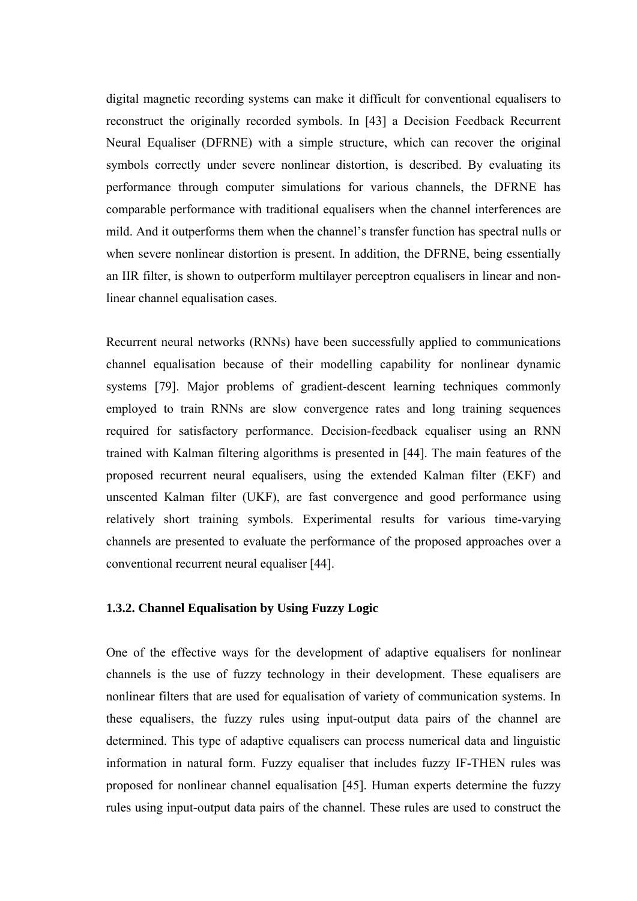digital magnetic recording systems can make it difficult for conventional equalisers to reconstruct the originally recorded symbols. In [43] a Decision Feedback Recurrent Neural Equaliser (DFRNE) with a simple structure, which can recover the original symbols correctly under severe nonlinear distortion, is described. By evaluating its performance through computer simulations for various channels, the DFRNE has comparable performance with traditional equalisers when the channel interferences are mild. And it outperforms them when the channel's transfer function has spectral nulls or when severe nonlinear distortion is present. In addition, the DFRNE, being essentially an IIR filter, is shown to outperform multilayer perceptron equalisers in linear and non-linear channel equalisation cases.

Recurrent neural networks (RNNs) have been successfully applied to communications channel equalisation because of their modelling capability for nonlinear dynamic systems [79]. Major problems of gradient-descent learning techniques commonly employed to train RNNs are slow convergence rates and long training sequences required for satisfactory performance. Decision-feedback equaliser using an RNN trained with Kalman filtering algorithms is presented in [44]. The main features of the proposed recurrent neural equalisers, using the extended Kalman filter (EKF) and unscented Kalman filter (UKF), are fast convergence and good performance using relatively short training symbols. Experimental results for various time-varying channels are presented to evaluate the performance of the proposed approaches over a conventional recurrent neural equaliser [44].

### 1.3.2. Channel Equalisation by Using Fuzzy Logic

One of the effective ways for the development of adaptive equalisers for nonlinear channels is the use of fuzzy technology in their development. These equalisers are nonlinear filters that are used for equalisation of variety of communication systems. In these equalisers, the fuzzy rules using input-output data pairs of the channel are determined. This type of adaptive equalisers can process numerical data and linguistic information in natural form. Fuzzy equaliser that includes fuzzy IF-THEN rules was proposed for nonlinear channel equalisation [45]. Human experts determine the fuzzy rules using input-output data pairs of the channel. These rules are used to construct the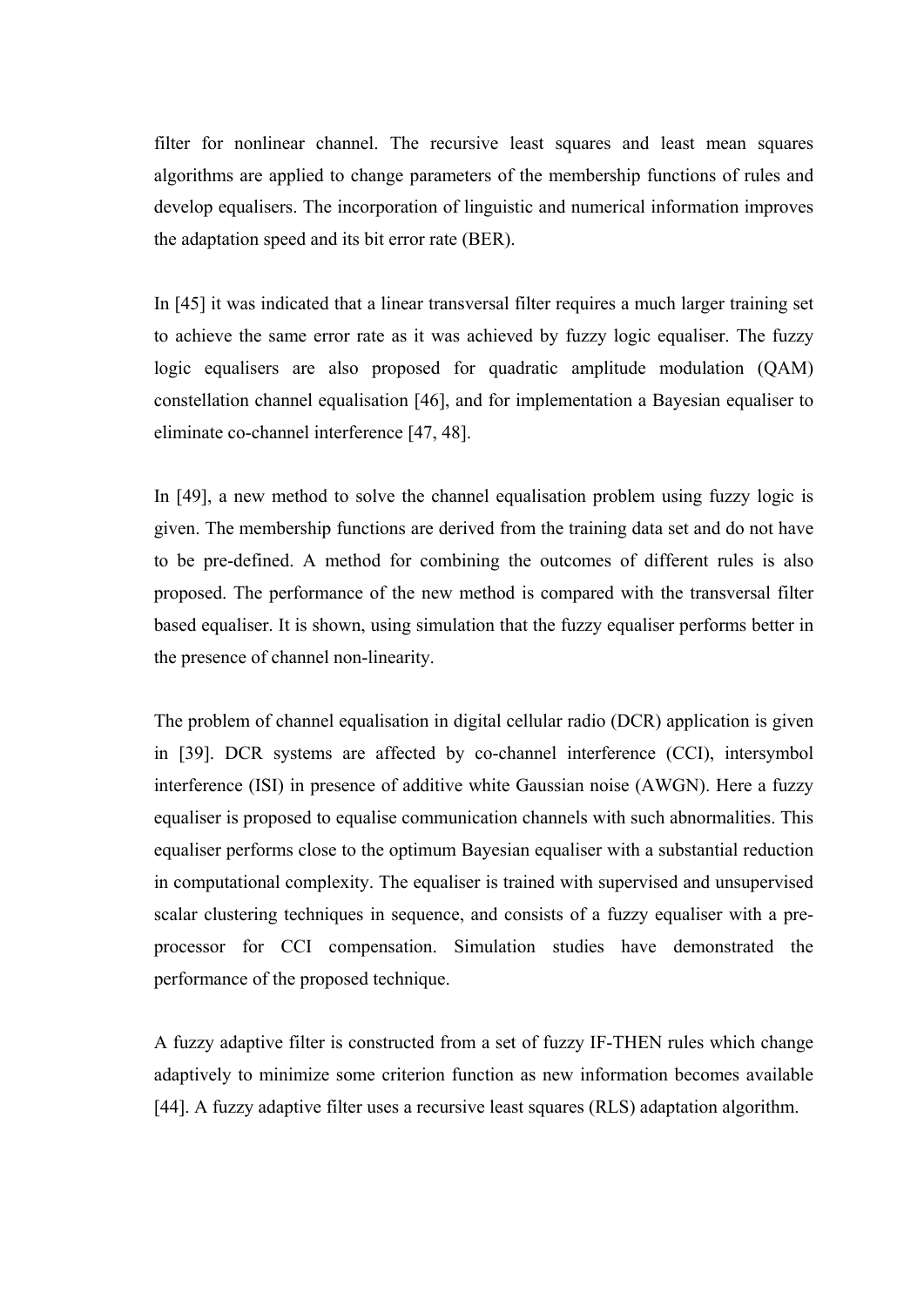filter for nonlinear channel. The recursive least squares and least mean squares algorithms are applied to change parameters of the membership functions of rules and develop equalisers. The incorporation of linguistic and numerical information improves the adaptation speed and its bit error rate (BER).

In [45] it was indicated that a linear transversal filter requires a much larger training set to achieve the same error rate as it was achieved by fuzzy logic equaliser. The fuzzy logic equalisers are also proposed for quadratic amplitude modulation (QAM) constellation channel equalisation [46], and for implementation a Bayesian equaliser to eliminate co-channel interference [47, 48].

In [49], a new method to solve the channel equalisation problem using fuzzy logic is given. The membership functions are derived from the training data set and do not have to be pre-defined. A method for combining the outcomes of different rules is also proposed. The performance of the new method is compared with the transversal filter based equaliser. It is shown, using simulation that the fuzzy equaliser performs better in the presence of channel non-linearity.

The problem of channel equalisation in digital cellular radio (DCR) application is given in [39]. DCR systems are affected by co-channel interference (CCI), intersymbol interference (ISI) in presence of additive white Gaussian noise (AWGN). Here a fuzzy equaliser is proposed to equalise communication channels with such abnormalities. This equaliser performs close to the optimum Bayesian equaliser with a substantial reduction in computational complexity. The equaliser is trained with supervised and unsupervised scalar clustering techniques in sequence, and consists of a fuzzy equaliser with a pre-processor for CCI compensation. Simulation studies have demonstrated the performance of the proposed technique.

A fuzzy adaptive filter is constructed from a set of fuzzy IF-THEN rules which change adaptively to minimize some criterion function as new information becomes available [44]. A fuzzy adaptive filter uses a recursive least squares (RLS) adaptation algorithm.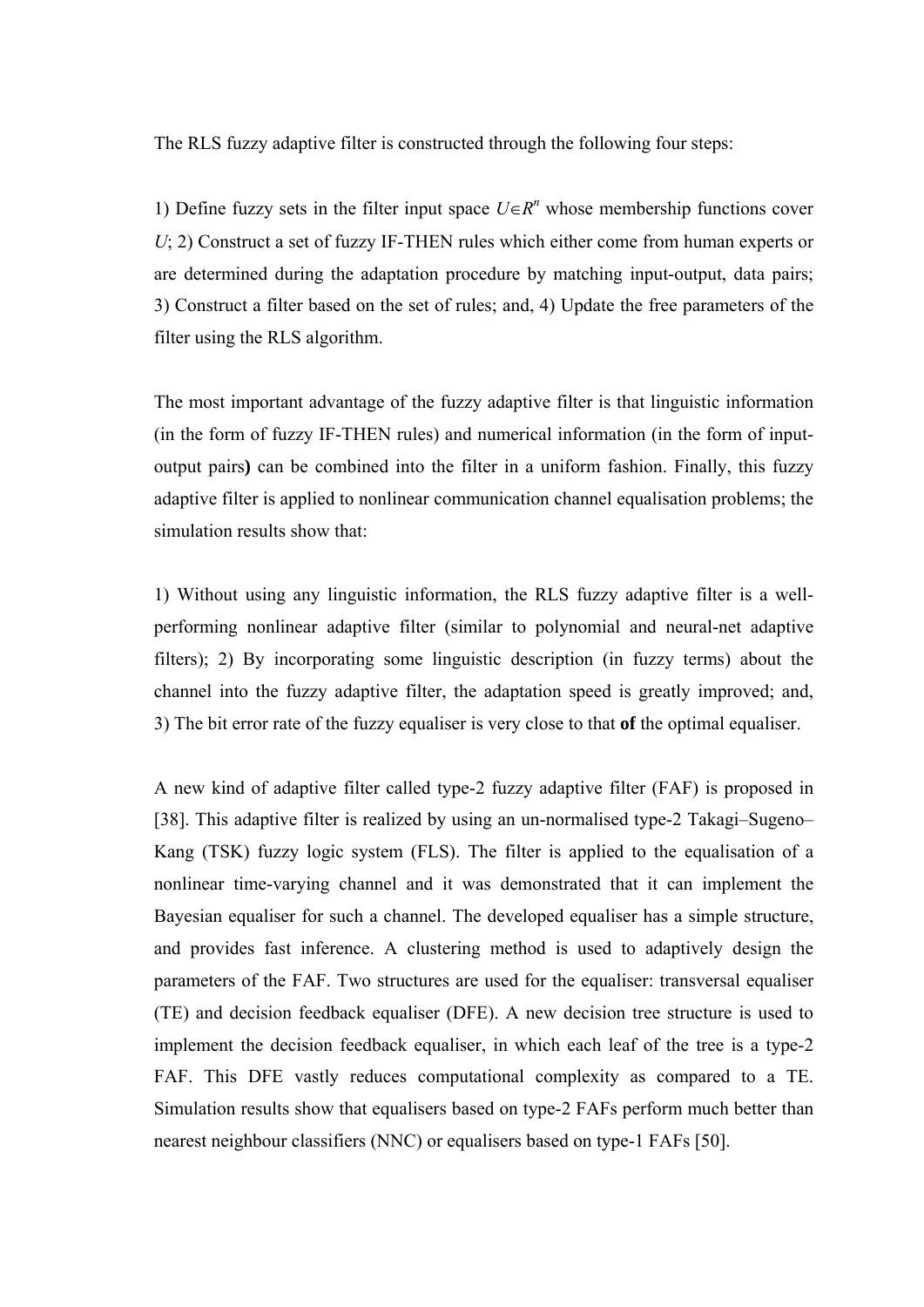The RLS fuzzy adaptive filter is constructed through the following four steps:

1) Define fuzzy sets in the filter input space $U \in R^n$ whose membership functions cover $U$; 2) Construct a set of fuzzy IF-THEN rules which either come from human experts or are determined during the adaptation procedure by matching input-output, data pairs; 3) Construct a filter based on the set of rules; and, 4) Update the free parameters of the filter using the RLS algorithm.

The most important advantage of the fuzzy adaptive filter is that linguistic information (in the form of fuzzy IF-THEN rules) and numerical information (in the form of input-output pairs**)** can be combined into the filter in a uniform fashion. Finally, this fuzzy adaptive filter is applied to nonlinear communication channel equalisation problems; the simulation results show that:

1) Without using any linguistic information, the RLS fuzzy adaptive filter is a well-performing nonlinear adaptive filter (similar to polynomial and neural-net adaptive filters); 2) By incorporating some linguistic description (in fuzzy terms) about the channel into the fuzzy adaptive filter, the adaptation speed is greatly improved; and, 3) The bit error rate of the fuzzy equaliser is very close to that **of** the optimal equaliser.

A new kind of adaptive filter called type-2 fuzzy adaptive filter (FAF) is proposed in [38]. This adaptive filter is realized by using an un-normalised type-2 Takagi–Sugeno–Kang (TSK) fuzzy logic system (FLS). The filter is applied to the equalisation of a nonlinear time-varying channel and it was demonstrated that it can implement the Bayesian equaliser for such a channel. The developed equaliser has a simple structure, and provides fast inference. A clustering method is used to adaptively design the parameters of the FAF. Two structures are used for the equaliser: transversal equaliser (TE) and decision feedback equaliser (DFE). A new decision tree structure is used to implement the decision feedback equaliser, in which each leaf of the tree is a type-2 FAF. This DFE vastly reduces computational complexity as compared to a TE. Simulation results show that equalisers based on type-2 FAFs perform much better than nearest neighbour classifiers (NNC) or equalisers based on type-1 FAFs [50].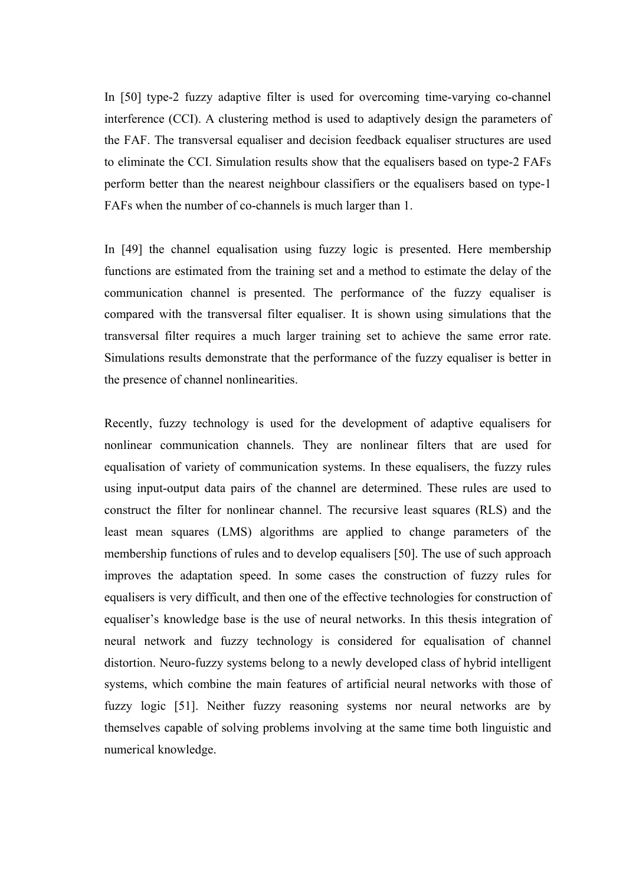In [50] type-2 fuzzy adaptive filter is used for overcoming time-varying co-channel interference (CCI). A clustering method is used to adaptively design the parameters of the FAF. The transversal equaliser and decision feedback equaliser structures are used to eliminate the CCI. Simulation results show that the equalisers based on type-2 FAFs perform better than the nearest neighbour classifiers or the equalisers based on type-1 FAFs when the number of co-channels is much larger than 1.

In [49] the channel equalisation using fuzzy logic is presented. Here membership functions are estimated from the training set and a method to estimate the delay of the communication channel is presented. The performance of the fuzzy equaliser is compared with the transversal filter equaliser. It is shown using simulations that the transversal filter requires a much larger training set to achieve the same error rate. Simulations results demonstrate that the performance of the fuzzy equaliser is better in the presence of channel nonlinearities.

Recently, fuzzy technology is used for the development of adaptive equalisers for nonlinear communication channels. They are nonlinear filters that are used for equalisation of variety of communication systems. In these equalisers, the fuzzy rules using input-output data pairs of the channel are determined. These rules are used to construct the filter for nonlinear channel. The recursive least squares (RLS) and the least mean squares (LMS) algorithms are applied to change parameters of the membership functions of rules and to develop equalisers [50]. The use of such approach improves the adaptation speed. In some cases the construction of fuzzy rules for equalisers is very difficult, and then one of the effective technologies for construction of equaliser's knowledge base is the use of neural networks. In this thesis integration of neural network and fuzzy technology is considered for equalisation of channel distortion. Neuro-fuzzy systems belong to a newly developed class of hybrid intelligent systems, which combine the main features of artificial neural networks with those of fuzzy logic [51]. Neither fuzzy reasoning systems nor neural networks are by themselves capable of solving problems involving at the same time both linguistic and numerical knowledge.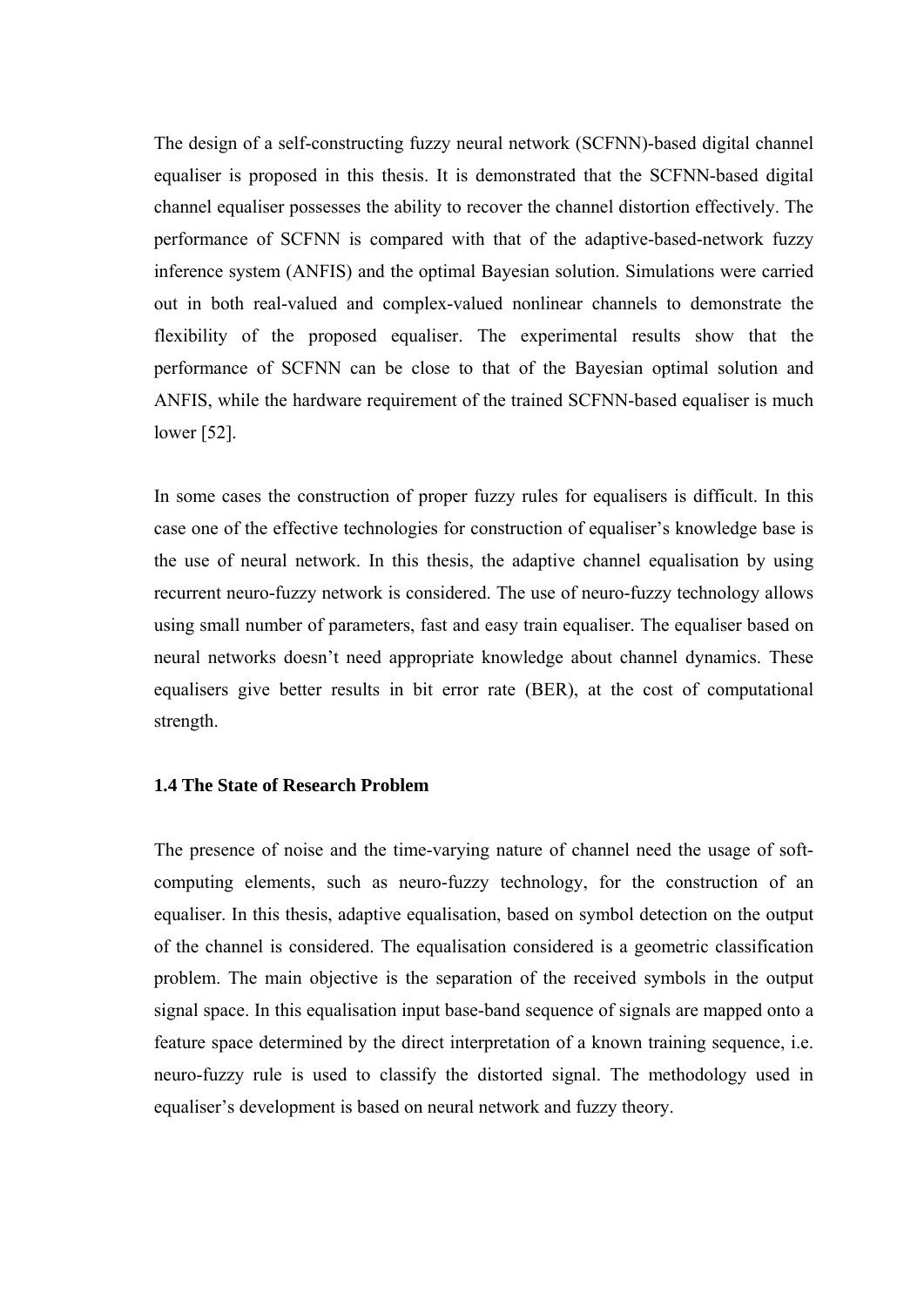The design of a self-constructing fuzzy neural network (SCFNN)-based digital channel equaliser is proposed in this thesis. It is demonstrated that the SCFNN-based digital channel equaliser possesses the ability to recover the channel distortion effectively. The performance of SCFNN is compared with that of the adaptive-based-network fuzzy inference system (ANFIS) and the optimal Bayesian solution. Simulations were carried out in both real-valued and complex-valued nonlinear channels to demonstrate the flexibility of the proposed equaliser. The experimental results show that the performance of SCFNN can be close to that of the Bayesian optimal solution and ANFIS, while the hardware requirement of the trained SCFNN-based equaliser is much lower [52].

In some cases the construction of proper fuzzy rules for equalisers is difficult. In this case one of the effective technologies for construction of equaliser's knowledge base is the use of neural network. In this thesis, the adaptive channel equalisation by using recurrent neuro-fuzzy network is considered. The use of neuro-fuzzy technology allows using small number of parameters, fast and easy train equaliser. The equaliser based on neural networks doesn't need appropriate knowledge about channel dynamics. These equalisers give better results in bit error rate (BER), at the cost of computational strength.

### 1.4 The State of Research Problem

The presence of noise and the time-varying nature of channel need the usage of soft-computing elements, such as neuro-fuzzy technology, for the construction of an equaliser. In this thesis, adaptive equalisation, based on symbol detection on the output of the channel is considered. The equalisation considered is a geometric classification problem. The main objective is the separation of the received symbols in the output signal space. In this equalisation input base-band sequence of signals are mapped onto a feature space determined by the direct interpretation of a known training sequence, i.e. neuro-fuzzy rule is used to classify the distorted signal. The methodology used in equaliser's development is based on neural network and fuzzy theory.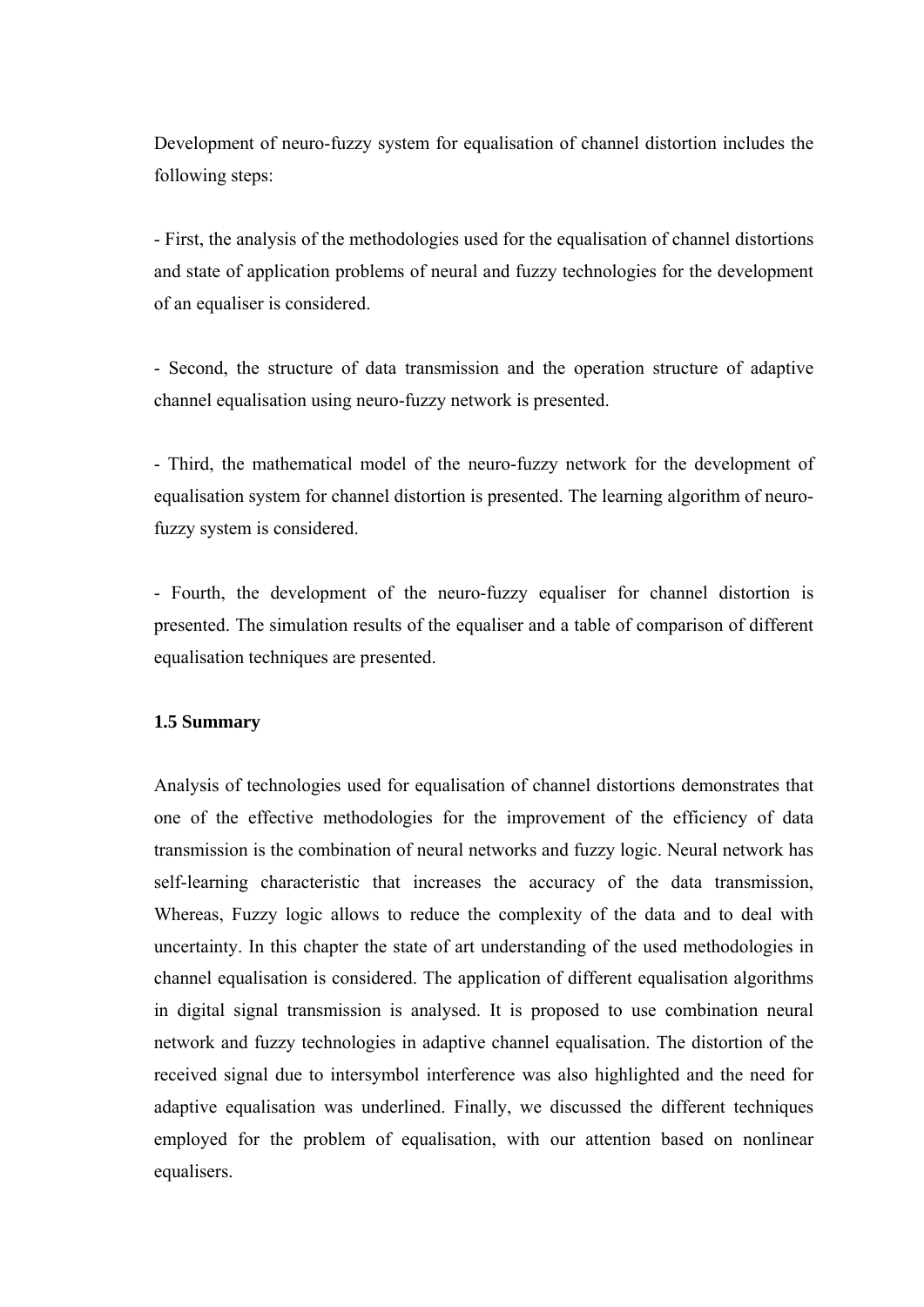Development of neuro-fuzzy system for equalisation of channel distortion includes the following steps:

- First, the analysis of the methodologies used for the equalisation of channel distortions and state of application problems of neural and fuzzy technologies for the development of an equaliser is considered.

- Second, the structure of data transmission and the operation structure of adaptive channel equalisation using neuro-fuzzy network is presented.

- Third, the mathematical model of the neuro-fuzzy network for the development of equalisation system for channel distortion is presented. The learning algorithm of neuro-fuzzy system is considered.

- Fourth, the development of the neuro-fuzzy equaliser for channel distortion is presented. The simulation results of the equaliser and a table of comparison of different equalisation techniques are presented.

### 1.5 Summary

Analysis of technologies used for equalisation of channel distortions demonstrates that one of the effective methodologies for the improvement of the efficiency of data transmission is the combination of neural networks and fuzzy logic. Neural network has self-learning characteristic that increases the accuracy of the data transmission, Whereas, Fuzzy logic allows to reduce the complexity of the data and to deal with uncertainty. In this chapter the state of art understanding of the used methodologies in channel equalisation is considered. The application of different equalisation algorithms in digital signal transmission is analysed. It is proposed to use combination neural network and fuzzy technologies in adaptive channel equalisation. The distortion of the received signal due to intersymbol interference was also highlighted and the need for adaptive equalisation was underlined. Finally, we discussed the different techniques employed for the problem of equalisation, with our attention based on nonlinear equalisers.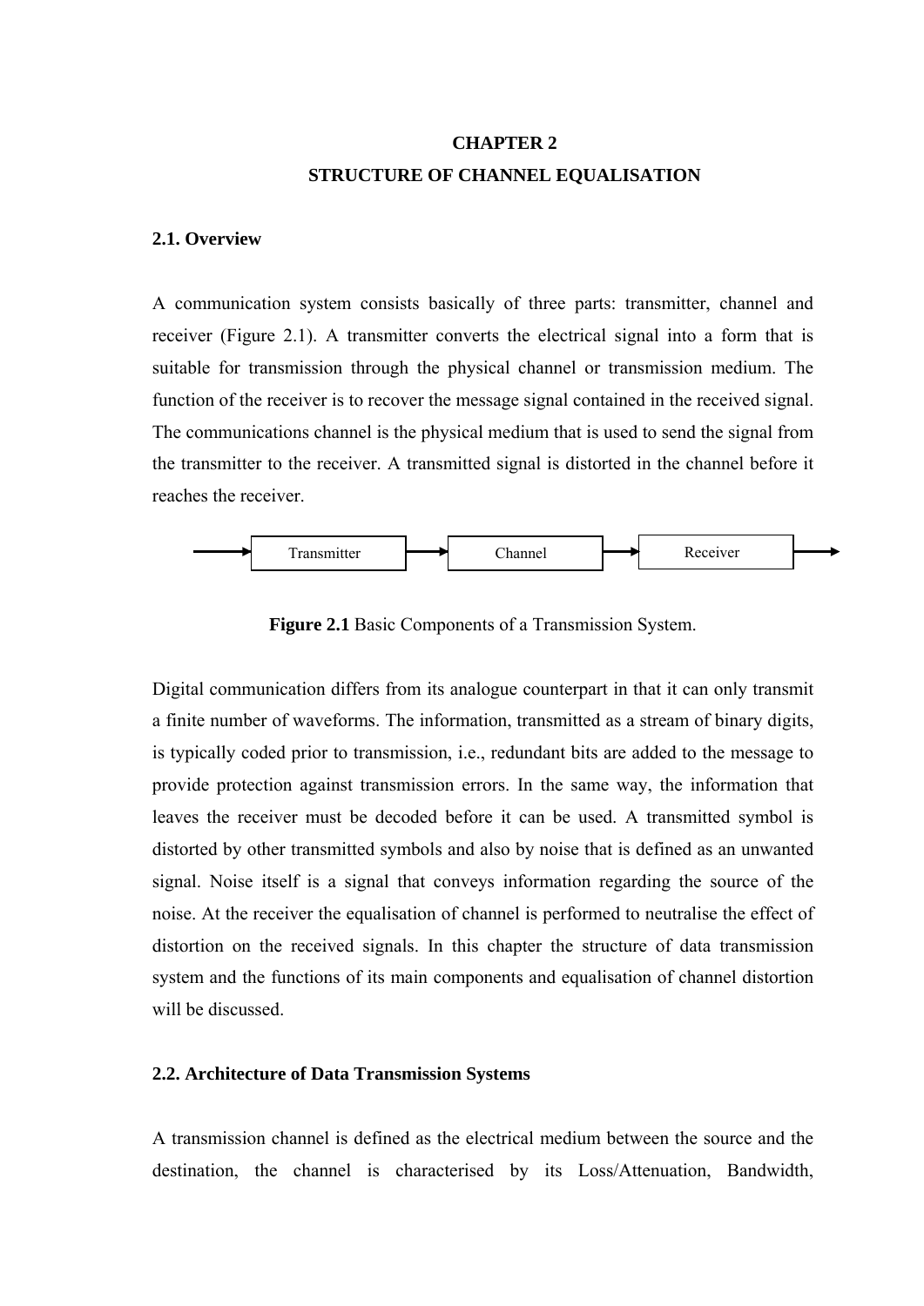# CHAPTER 2

# STRUCTURE OF CHANNEL EQUALISATION

## 2.1. Overview

A communication system consists basically of three parts: transmitter, channel and receiver (Figure 2.1). A transmitter converts the electrical signal into a form that is suitable for transmission through the physical channel or transmission medium. The function of the receiver is to recover the message signal contained in the received signal. The communications channel is the physical medium that is used to send the signal from the transmitter to the receiver. A transmitted signal is distorted in the channel before it reaches the receiver.

Transmitter → Channel → Receiver

**Figure 2.1** Basic Components of a Transmission System.

Digital communication differs from its analogue counterpart in that it can only transmit a finite number of waveforms. The information, transmitted as a stream of binary digits, is typically coded prior to transmission, i.e., redundant bits are added to the message to provide protection against transmission errors. In the same way, the information that leaves the receiver must be decoded before it can be used. A transmitted symbol is distorted by other transmitted symbols and also by noise that is defined as an unwanted signal. Noise itself is a signal that conveys information regarding the source of the noise. At the receiver the equalisation of channel is performed to neutralise the effect of distortion on the received signals. In this chapter the structure of data transmission system and the functions of its main components and equalisation of channel distortion will be discussed.

## 2.2. Architecture of Data Transmission Systems

A transmission channel is defined as the electrical medium between the source and the destination, the channel is characterised by its Loss/Attenuation, Bandwidth,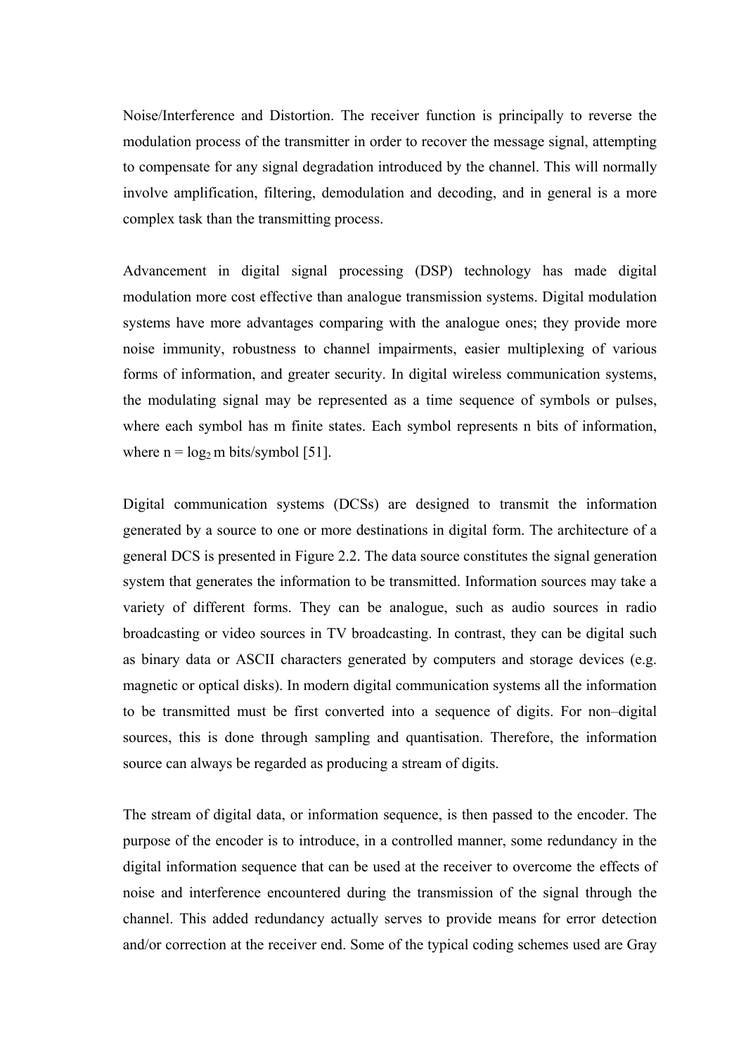Noise/Interference and Distortion. The receiver function is principally to reverse the modulation process of the transmitter in order to recover the message signal, attempting to compensate for any signal degradation introduced by the channel. This will normally involve amplification, filtering, demodulation and decoding, and in general is a more complex task than the transmitting process.

Advancement in digital signal processing (DSP) technology has made digital modulation more cost effective than analogue transmission systems. Digital modulation systems have more advantages comparing with the analogue ones; they provide more noise immunity, robustness to channel impairments, easier multiplexing of various forms of information, and greater security. In digital wireless communication systems, the modulating signal may be represented as a time sequence of symbols or pulses, where each symbol has m finite states. Each symbol represents n bits of information, where $n = \log_2 m$ bits/symbol [51].

Digital communication systems (DCSs) are designed to transmit the information generated by a source to one or more destinations in digital form. The architecture of a general DCS is presented in Figure 2.2. The data source constitutes the signal generation system that generates the information to be transmitted. Information sources may take a variety of different forms. They can be analogue, such as audio sources in radio broadcasting or video sources in TV broadcasting. In contrast, they can be digital such as binary data or ASCII characters generated by computers and storage devices (e.g. magnetic or optical disks). In modern digital communication systems all the information to be transmitted must be first converted into a sequence of digits. For non–digital sources, this is done through sampling and quantisation. Therefore, the information source can always be regarded as producing a stream of digits.

The stream of digital data, or information sequence, is then passed to the encoder. The purpose of the encoder is to introduce, in a controlled manner, some redundancy in the digital information sequence that can be used at the receiver to overcome the effects of noise and interference encountered during the transmission of the signal through the channel. This added redundancy actually serves to provide means for error detection and/or correction at the receiver end. Some of the typical coding schemes used are Gray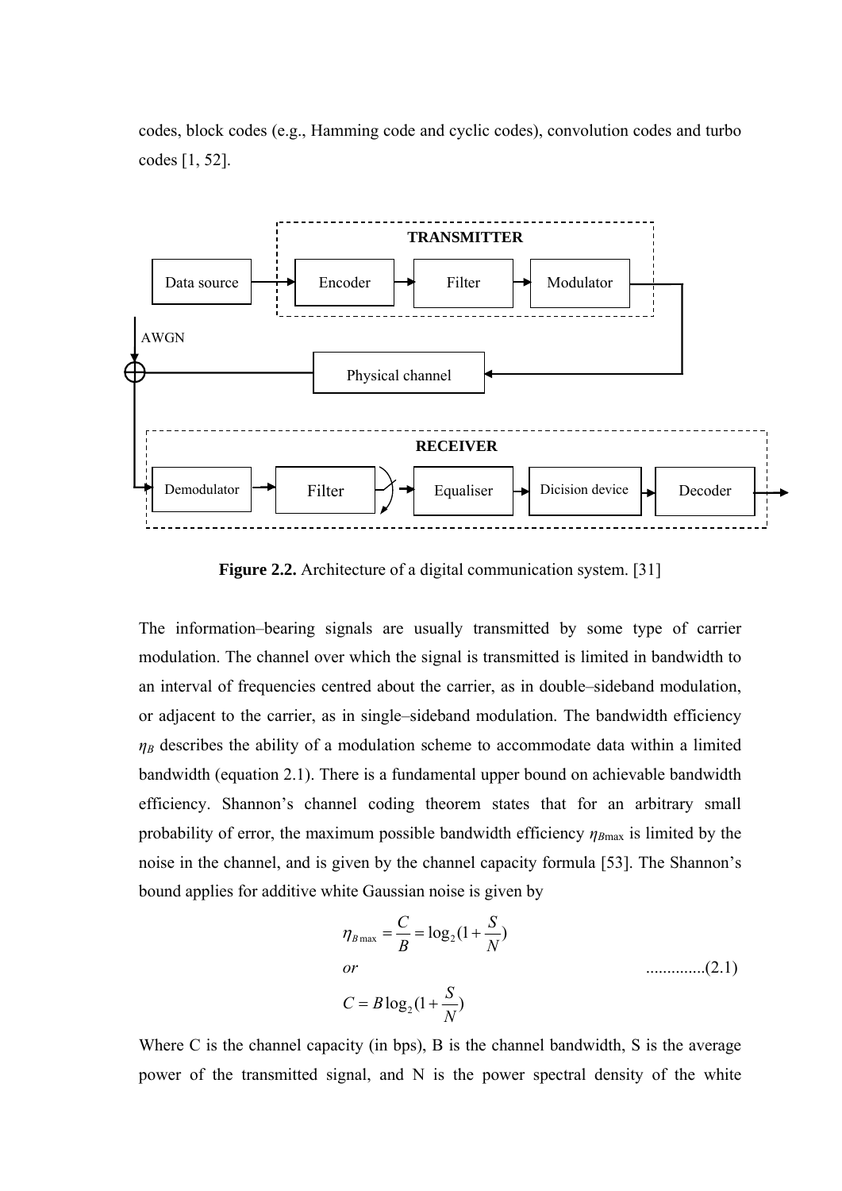codes, block codes (e.g., Hamming code and cyclic codes), convolution codes and turbo codes [1, 52].

Figure 2.2. Architecture of a digital communication system. [31]

The information–bearing signals are usually transmitted by some type of carrier modulation. The channel over which the signal is transmitted is limited in bandwidth to an interval of frequencies centred about the carrier, as in double–sideband modulation, or adjacent to the carrier, as in single–sideband modulation. The bandwidth efficiency $\eta_B$ describes the ability of a modulation scheme to accommodate data within a limited bandwidth (equation 2.1). There is a fundamental upper bound on achievable bandwidth efficiency. Shannon's channel coding theorem states that for an arbitrary small probability of error, the maximum possible bandwidth efficiency $\eta_{B\max}$ is limited by the noise in the channel, and is given by the channel capacity formula [53]. The Shannon's bound applies for additive white Gaussian noise is given by

$$\eta_{B\max} = \frac{C}{B} = \log_2(1 + \frac{S}{N})$$

$$or \qquad \qquad (2.1)$$

$$C = B\log_2(1 + \frac{S}{N})$$

Where C is the channel capacity (in bps), B is the channel bandwidth, S is the average power of the transmitted signal, and N is the power spectral density of the white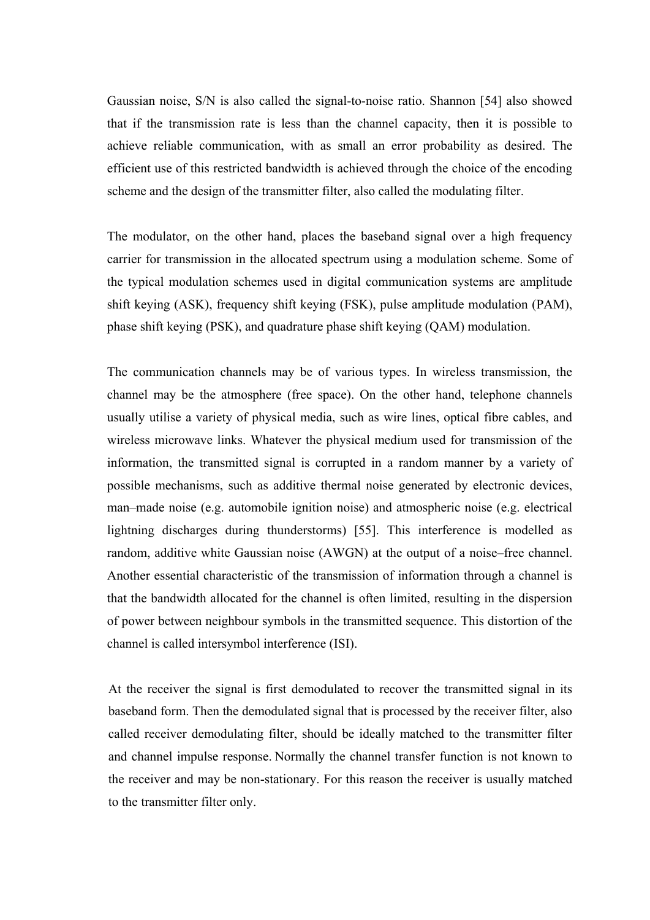Gaussian noise, S/N is also called the signal-to-noise ratio. Shannon [54] also showed that if the transmission rate is less than the channel capacity, then it is possible to achieve reliable communication, with as small an error probability as desired. The efficient use of this restricted bandwidth is achieved through the choice of the encoding scheme and the design of the transmitter filter, also called the modulating filter.

The modulator, on the other hand, places the baseband signal over a high frequency carrier for transmission in the allocated spectrum using a modulation scheme. Some of the typical modulation schemes used in digital communication systems are amplitude shift keying (ASK), frequency shift keying (FSK), pulse amplitude modulation (PAM), phase shift keying (PSK), and quadrature phase shift keying (QAM) modulation.

The communication channels may be of various types. In wireless transmission, the channel may be the atmosphere (free space). On the other hand, telephone channels usually utilise a variety of physical media, such as wire lines, optical fibre cables, and wireless microwave links. Whatever the physical medium used for transmission of the information, the transmitted signal is corrupted in a random manner by a variety of possible mechanisms, such as additive thermal noise generated by electronic devices, man–made noise (e.g. automobile ignition noise) and atmospheric noise (e.g. electrical lightning discharges during thunderstorms) [55]. This interference is modelled as random, additive white Gaussian noise (AWGN) at the output of a noise–free channel. Another essential characteristic of the transmission of information through a channel is that the bandwidth allocated for the channel is often limited, resulting in the dispersion of power between neighbour symbols in the transmitted sequence. This distortion of the channel is called intersymbol interference (ISI).

At the receiver the signal is first demodulated to recover the transmitted signal in its baseband form. Then the demodulated signal that is processed by the receiver filter, also called receiver demodulating filter, should be ideally matched to the transmitter filter and channel impulse response. Normally the channel transfer function is not known to the receiver and may be non-stationary. For this reason the receiver is usually matched to the transmitter filter only.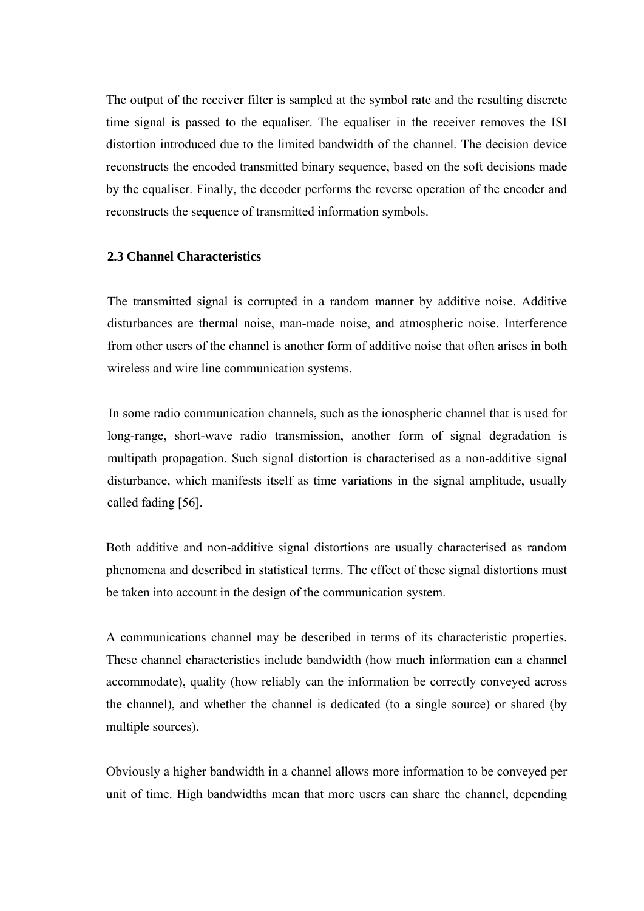The output of the receiver filter is sampled at the symbol rate and the resulting discrete time signal is passed to the equaliser. The equaliser in the receiver removes the ISI distortion introduced due to the limited bandwidth of the channel. The decision device reconstructs the encoded transmitted binary sequence, based on the soft decisions made by the equaliser. Finally, the decoder performs the reverse operation of the encoder and reconstructs the sequence of transmitted information symbols.

## 2.3 Channel Characteristics

The transmitted signal is corrupted in a random manner by additive noise. Additive disturbances are thermal noise, man-made noise, and atmospheric noise. Interference from other users of the channel is another form of additive noise that often arises in both wireless and wire line communication systems.

In some radio communication channels, such as the ionospheric channel that is used for long-range, short-wave radio transmission, another form of signal degradation is multipath propagation. Such signal distortion is characterised as a non-additive signal disturbance, which manifests itself as time variations in the signal amplitude, usually called fading [56].

Both additive and non-additive signal distortions are usually characterised as random phenomena and described in statistical terms. The effect of these signal distortions must be taken into account in the design of the communication system.

A communications channel may be described in terms of its characteristic properties. These channel characteristics include bandwidth (how much information can a channel accommodate), quality (how reliably can the information be correctly conveyed across the channel), and whether the channel is dedicated (to a single source) or shared (by multiple sources).

Obviously a higher bandwidth in a channel allows more information to be conveyed per unit of time. High bandwidths mean that more users can share the channel, depending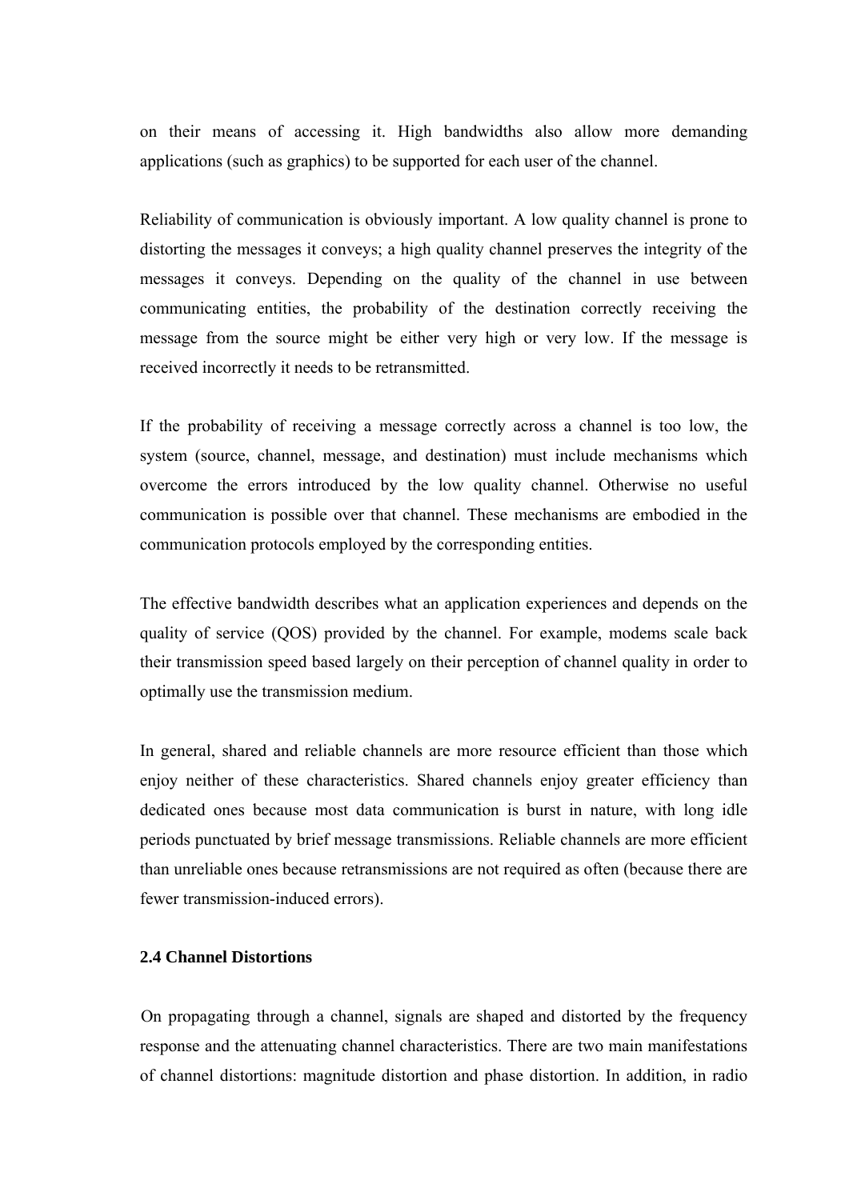on their means of accessing it. High bandwidths also allow more demanding applications (such as graphics) to be supported for each user of the channel.

Reliability of communication is obviously important. A low quality channel is prone to distorting the messages it conveys; a high quality channel preserves the integrity of the messages it conveys. Depending on the quality of the channel in use between communicating entities, the probability of the destination correctly receiving the message from the source might be either very high or very low. If the message is received incorrectly it needs to be retransmitted.

If the probability of receiving a message correctly across a channel is too low, the system (source, channel, message, and destination) must include mechanisms which overcome the errors introduced by the low quality channel. Otherwise no useful communication is possible over that channel. These mechanisms are embodied in the communication protocols employed by the corresponding entities.

The effective bandwidth describes what an application experiences and depends on the quality of service (QOS) provided by the channel. For example, modems scale back their transmission speed based largely on their perception of channel quality in order to optimally use the transmission medium.

In general, shared and reliable channels are more resource efficient than those which enjoy neither of these characteristics. Shared channels enjoy greater efficiency than dedicated ones because most data communication is burst in nature, with long idle periods punctuated by brief message transmissions. Reliable channels are more efficient than unreliable ones because retransmissions are not required as often (because there are fewer transmission-induced errors).

### 2.4 Channel Distortions

On propagating through a channel, signals are shaped and distorted by the frequency response and the attenuating channel characteristics. There are two main manifestations of channel distortions: magnitude distortion and phase distortion. In addition, in radio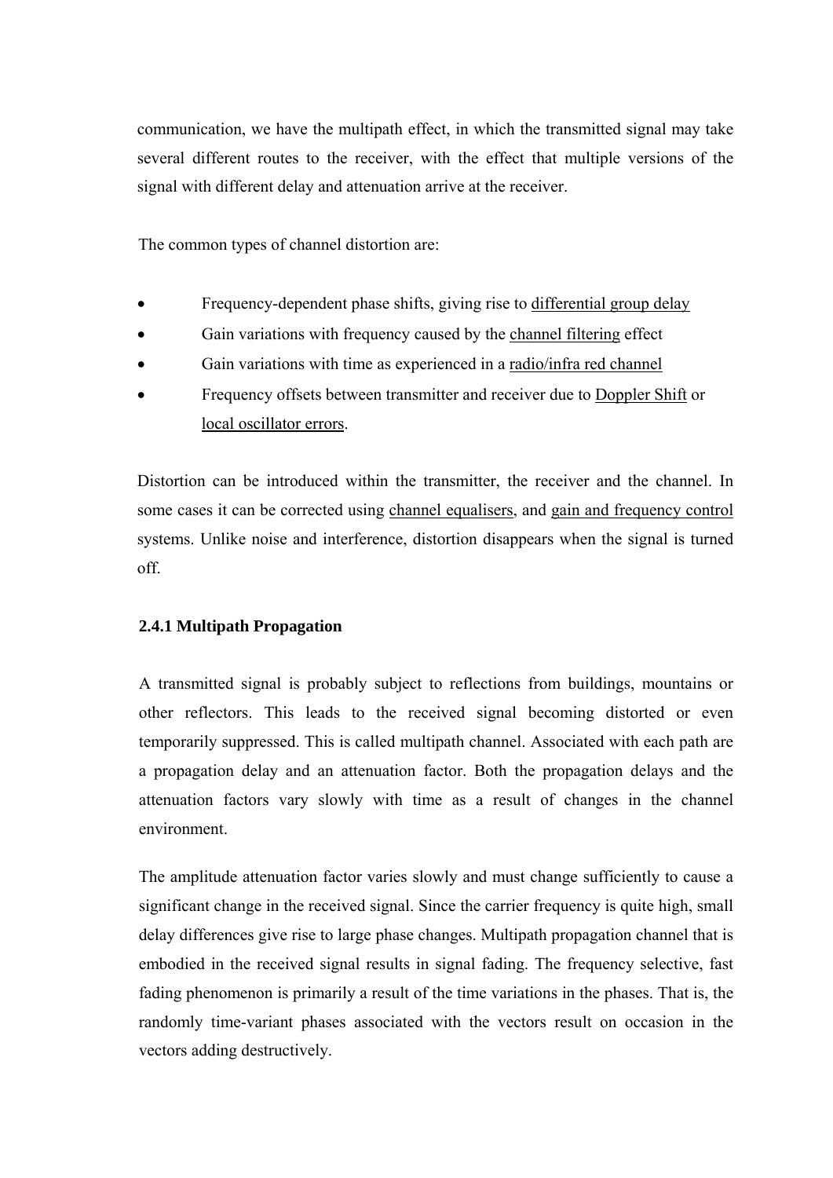communication, we have the multipath effect, in which the transmitted signal may take several different routes to the receiver, with the effect that multiple versions of the signal with different delay and attenuation arrive at the receiver.

The common types of channel distortion are:

- Frequency-dependent phase shifts, giving rise to differential group delay
- Gain variations with frequency caused by the channel filtering effect
- Gain variations with time as experienced in a radio/infra red channel
- Frequency offsets between transmitter and receiver due to Doppler Shift or local oscillator errors.

Distortion can be introduced within the transmitter, the receiver and the channel. In some cases it can be corrected using channel equalisers, and gain and frequency control systems. Unlike noise and interference, distortion disappears when the signal is turned off.

### 2.4.1 Multipath Propagation

A transmitted signal is probably subject to reflections from buildings, mountains or other reflectors. This leads to the received signal becoming distorted or even temporarily suppressed. This is called multipath channel. Associated with each path are a propagation delay and an attenuation factor. Both the propagation delays and the attenuation factors vary slowly with time as a result of changes in the channel environment.

The amplitude attenuation factor varies slowly and must change sufficiently to cause a significant change in the received signal. Since the carrier frequency is quite high, small delay differences give rise to large phase changes. Multipath propagation channel that is embodied in the received signal results in signal fading. The frequency selective, fast fading phenomenon is primarily a result of the time variations in the phases. That is, the randomly time-variant phases associated with the vectors result on occasion in the vectors adding destructively.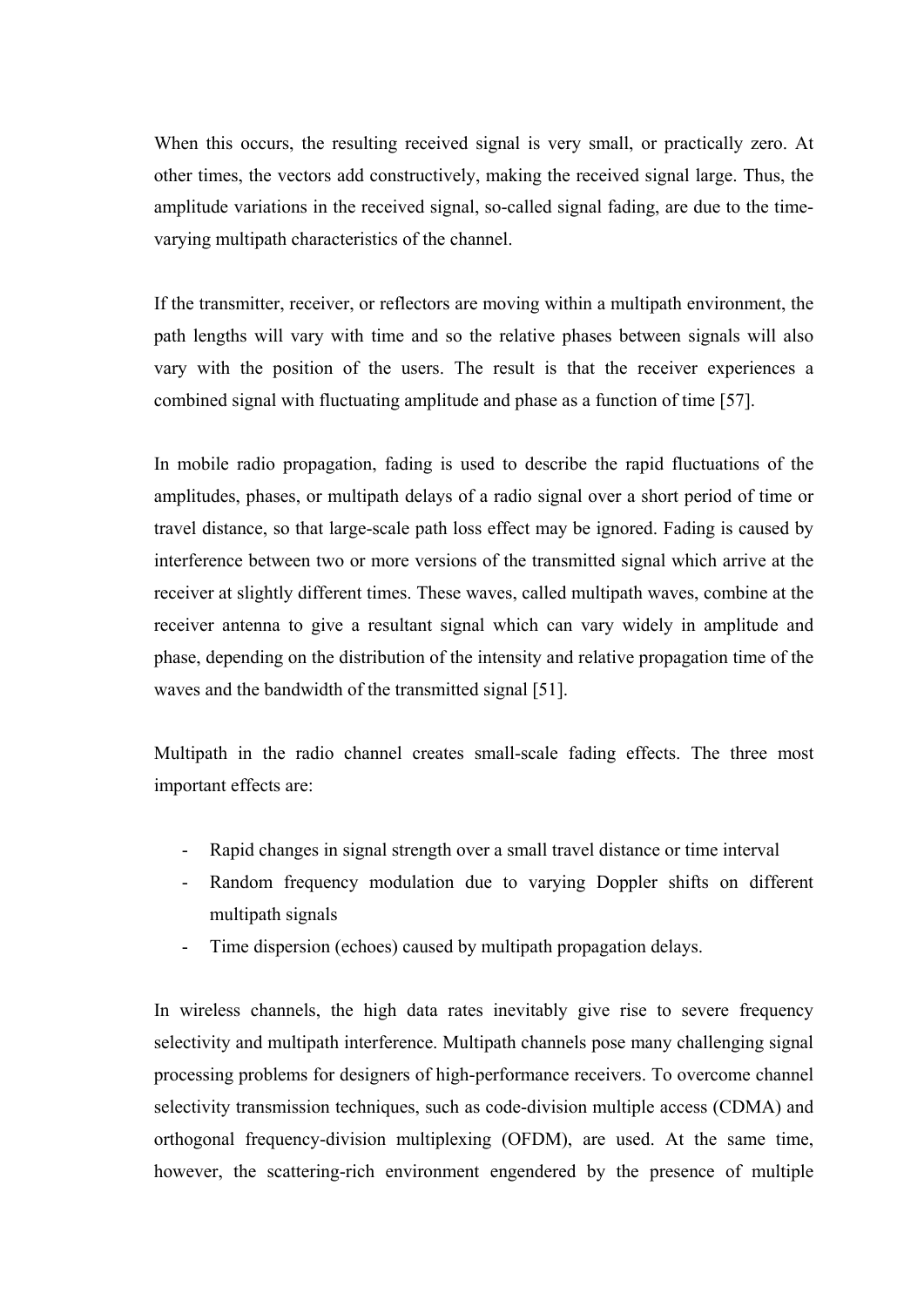When this occurs, the resulting received signal is very small, or practically zero. At other times, the vectors add constructively, making the received signal large. Thus, the amplitude variations in the received signal, so-called signal fading, are due to the time-varying multipath characteristics of the channel.

If the transmitter, receiver, or reflectors are moving within a multipath environment, the path lengths will vary with time and so the relative phases between signals will also vary with the position of the users. The result is that the receiver experiences a combined signal with fluctuating amplitude and phase as a function of time [57].

In mobile radio propagation, fading is used to describe the rapid fluctuations of the amplitudes, phases, or multipath delays of a radio signal over a short period of time or travel distance, so that large-scale path loss effect may be ignored. Fading is caused by interference between two or more versions of the transmitted signal which arrive at the receiver at slightly different times. These waves, called multipath waves, combine at the receiver antenna to give a resultant signal which can vary widely in amplitude and phase, depending on the distribution of the intensity and relative propagation time of the waves and the bandwidth of the transmitted signal [51].

Multipath in the radio channel creates small-scale fading effects. The three most important effects are:

- Rapid changes in signal strength over a small travel distance or time interval
- Random frequency modulation due to varying Doppler shifts on different multipath signals
- Time dispersion (echoes) caused by multipath propagation delays.

In wireless channels, the high data rates inevitably give rise to severe frequency selectivity and multipath interference. Multipath channels pose many challenging signal processing problems for designers of high-performance receivers. To overcome channel selectivity transmission techniques, such as code-division multiple access (CDMA) and orthogonal frequency-division multiplexing (OFDM), are used. At the same time, however, the scattering-rich environment engendered by the presence of multiple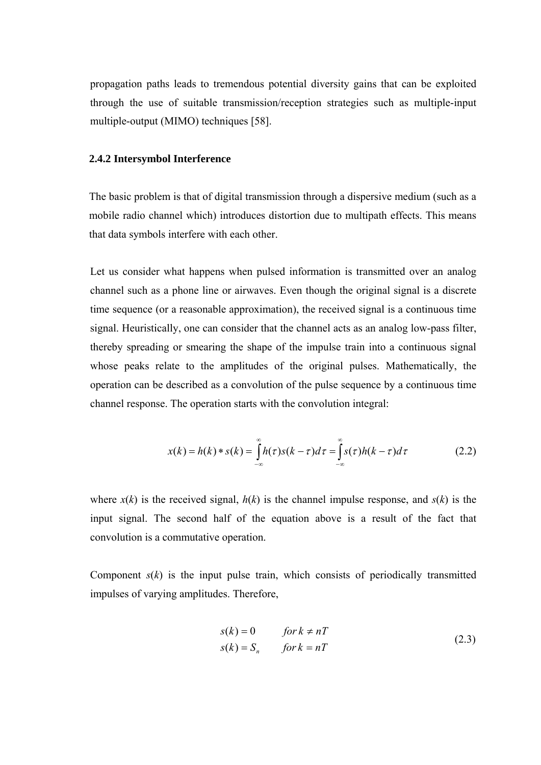propagation paths leads to tremendous potential diversity gains that can be exploited through the use of suitable transmission/reception strategies such as multiple-input multiple-output (MIMO) techniques [58].

### 2.4.2 Intersymbol Interference

The basic problem is that of digital transmission through a dispersive medium (such as a mobile radio channel which) introduces distortion due to multipath effects. This means that data symbols interfere with each other.

Let us consider what happens when pulsed information is transmitted over an analog channel such as a phone line or airwaves. Even though the original signal is a discrete time sequence (or a reasonable approximation), the received signal is a continuous time signal. Heuristically, one can consider that the channel acts as an analog low-pass filter, thereby spreading or smearing the shape of the impulse train into a continuous signal whose peaks relate to the amplitudes of the original pulses. Mathematically, the operation can be described as a convolution of the pulse sequence by a continuous time channel response. The operation starts with the convolution integral:

$$x(k) = h(k) * s(k) = \int_{-\infty}^{\infty} h(\tau)s(k-\tau)d\tau = \int_{-\infty}^{\infty} s(\tau)h(k-\tau)d\tau \tag{2.2}$$

where $x(k)$ is the received signal, $h(k)$ is the channel impulse response, and $s(k)$ is the input signal. The second half of the equation above is a result of the fact that convolution is a commutative operation.

Component $s(k)$ is the input pulse train, which consists of periodically transmitted impulses of varying amplitudes. Therefore,

$$\begin{aligned} s(k) &= 0 \qquad for\, k \neq nT \\ s(k) &= S_n \qquad for\, k = nT \end{aligned} \tag{2.3}$$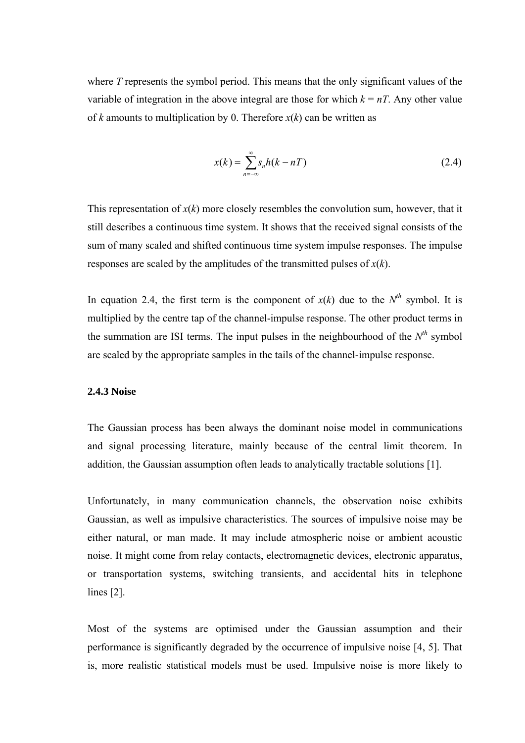where $T$ represents the symbol period. This means that the only significant values of the variable of integration in the above integral are those for which $k = nT$. Any other value of $k$ amounts to multiplication by 0. Therefore $x(k)$ can be written as

$$x(k) = \sum_{n=-\infty}^{\infty} s_n h(k - nT) \tag{2.4}$$

This representation of $x(k)$ more closely resembles the convolution sum, however, that it still describes a continuous time system. It shows that the received signal consists of the sum of many scaled and shifted continuous time system impulse responses. The impulse responses are scaled by the amplitudes of the transmitted pulses of $x(k)$.

In equation 2.4, the first term is the component of $x(k)$ due to the $N^{th}$ symbol. It is multiplied by the centre tap of the channel-impulse response. The other product terms in the summation are ISI terms. The input pulses in the neighbourhood of the $N^{th}$ symbol are scaled by the appropriate samples in the tails of the channel-impulse response.

### 2.4.3 Noise

The Gaussian process has been always the dominant noise model in communications and signal processing literature, mainly because of the central limit theorem. In addition, the Gaussian assumption often leads to analytically tractable solutions [1].

Unfortunately, in many communication channels, the observation noise exhibits Gaussian, as well as impulsive characteristics. The sources of impulsive noise may be either natural, or man made. It may include atmospheric noise or ambient acoustic noise. It might come from relay contacts, electromagnetic devices, electronic apparatus, or transportation systems, switching transients, and accidental hits in telephone lines [2].

Most of the systems are optimised under the Gaussian assumption and their performance is significantly degraded by the occurrence of impulsive noise [4, 5]. That is, more realistic statistical models must be used. Impulsive noise is more likely to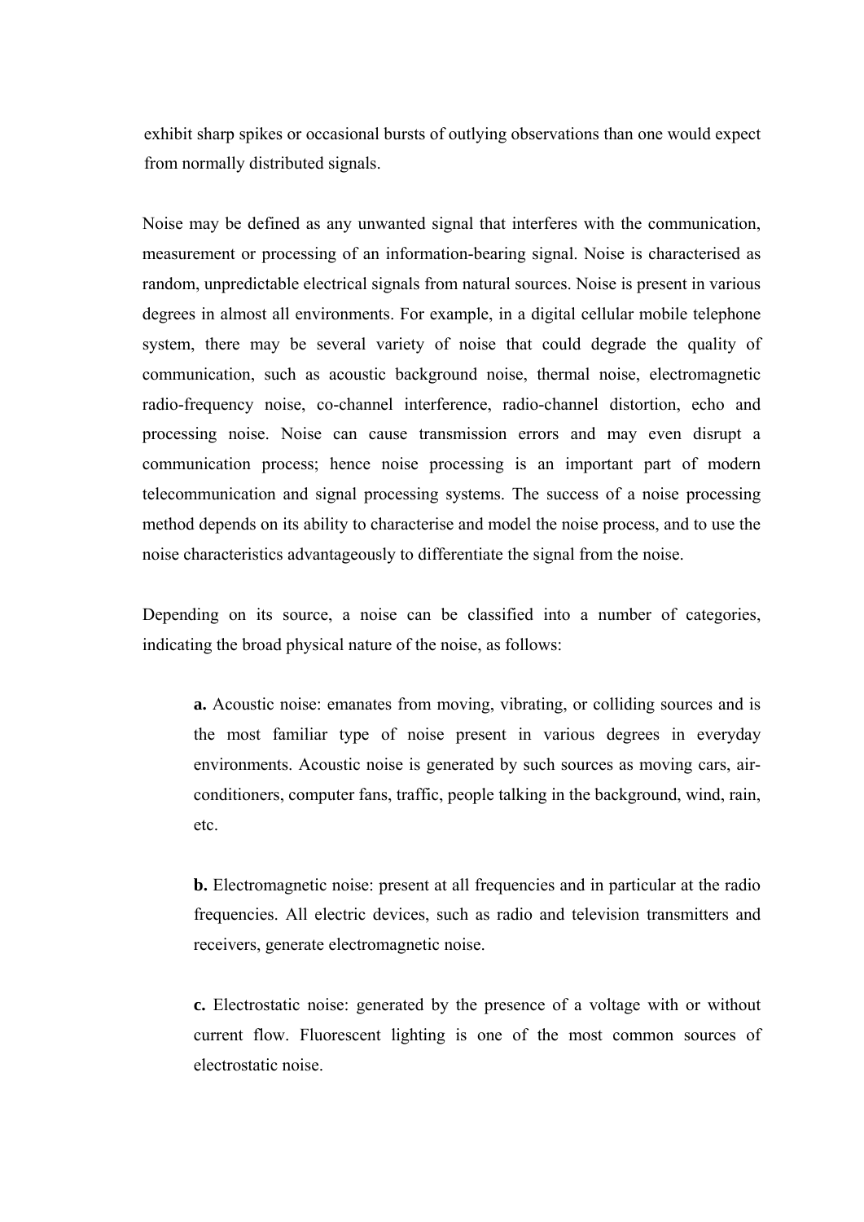exhibit sharp spikes or occasional bursts of outlying observations than one would expect from normally distributed signals.

Noise may be defined as any unwanted signal that interferes with the communication, measurement or processing of an information-bearing signal. Noise is characterised as random, unpredictable electrical signals from natural sources. Noise is present in various degrees in almost all environments. For example, in a digital cellular mobile telephone system, there may be several variety of noise that could degrade the quality of communication, such as acoustic background noise, thermal noise, electromagnetic radio-frequency noise, co-channel interference, radio-channel distortion, echo and processing noise. Noise can cause transmission errors and may even disrupt a communication process; hence noise processing is an important part of modern telecommunication and signal processing systems. The success of a noise processing method depends on its ability to characterise and model the noise process, and to use the noise characteristics advantageously to differentiate the signal from the noise.

Depending on its source, a noise can be classified into a number of categories, indicating the broad physical nature of the noise, as follows:

**a.** Acoustic noise: emanates from moving, vibrating, or colliding sources and is the most familiar type of noise present in various degrees in everyday environments. Acoustic noise is generated by such sources as moving cars, air-conditioners, computer fans, traffic, people talking in the background, wind, rain, etc.

**b.** Electromagnetic noise: present at all frequencies and in particular at the radio frequencies. All electric devices, such as radio and television transmitters and receivers, generate electromagnetic noise.

**c.** Electrostatic noise: generated by the presence of a voltage with or without current flow. Fluorescent lighting is one of the most common sources of electrostatic noise.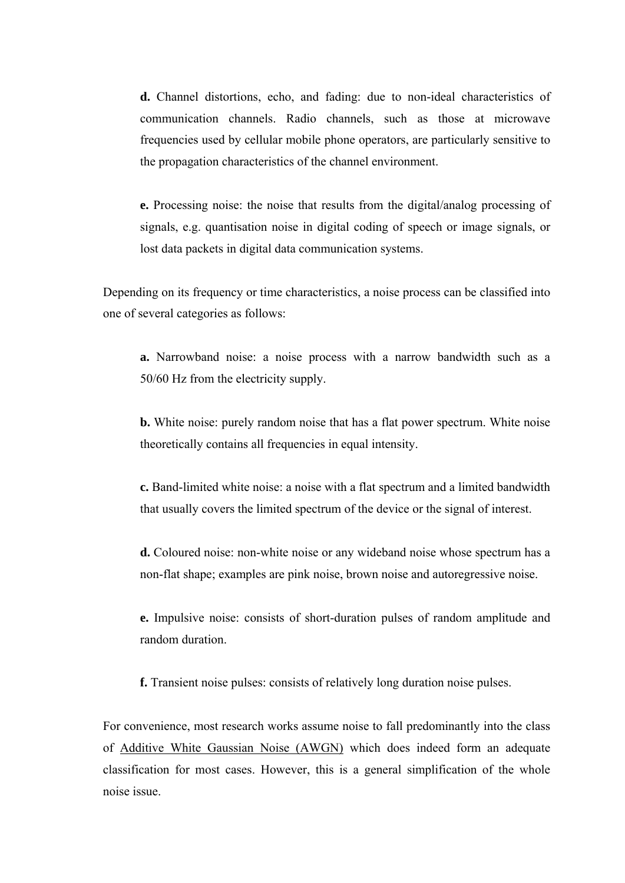**d.** Channel distortions, echo, and fading: due to non-ideal characteristics of communication channels. Radio channels, such as those at microwave frequencies used by cellular mobile phone operators, are particularly sensitive to the propagation characteristics of the channel environment.

**e.** Processing noise: the noise that results from the digital/analog processing of signals, e.g. quantisation noise in digital coding of speech or image signals, or lost data packets in digital data communication systems.

Depending on its frequency or time characteristics, a noise process can be classified into one of several categories as follows:

**a.** Narrowband noise: a noise process with a narrow bandwidth such as a 50/60 Hz from the electricity supply.

**b.** White noise: purely random noise that has a flat power spectrum. White noise theoretically contains all frequencies in equal intensity.

**c.** Band-limited white noise: a noise with a flat spectrum and a limited bandwidth that usually covers the limited spectrum of the device or the signal of interest.

**d.** Coloured noise: non-white noise or any wideband noise whose spectrum has a non-flat shape; examples are pink noise, brown noise and autoregressive noise.

**e.** Impulsive noise: consists of short-duration pulses of random amplitude and random duration.

**f.** Transient noise pulses: consists of relatively long duration noise pulses.

For convenience, most research works assume noise to fall predominantly into the class of Additive White Gaussian Noise (AWGN) which does indeed form an adequate classification for most cases. However, this is a general simplification of the whole noise issue.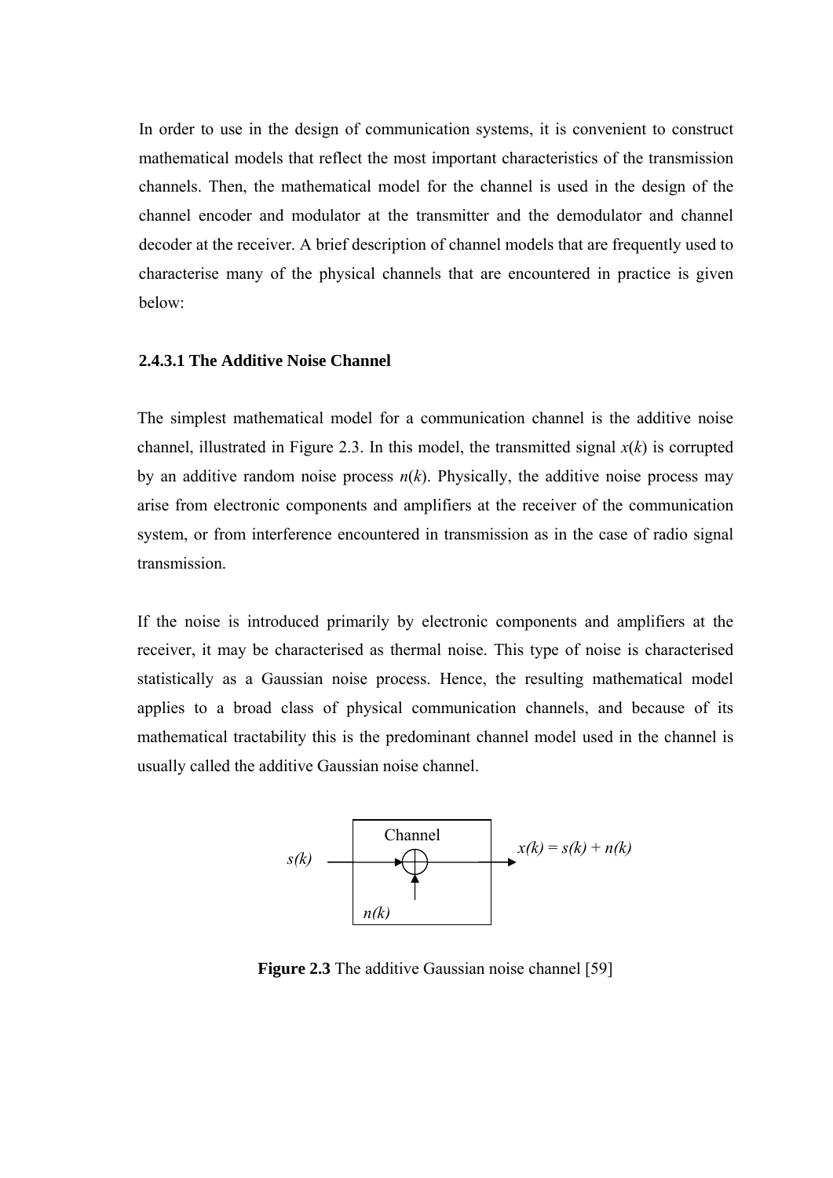In order to use in the design of communication systems, it is convenient to construct mathematical models that reflect the most important characteristics of the transmission channels. Then, the mathematical model for the channel is used in the design of the channel encoder and modulator at the transmitter and the demodulator and channel decoder at the receiver. A brief description of channel models that are frequently used to characterise many of the physical channels that are encountered in practice is given below:

### 2.4.3.1 The Additive Noise Channel

The simplest mathematical model for a communication channel is the additive noise channel, illustrated in Figure 2.3. In this model, the transmitted signal $x(k)$ is corrupted by an additive random noise process $n(k)$. Physically, the additive noise process may arise from electronic components and amplifiers at the receiver of the communication system, or from interference encountered in transmission as in the case of radio signal transmission.

If the noise is introduced primarily by electronic components and amplifiers at the receiver, it may be characterised as thermal noise. This type of noise is characterised statistically as a Gaussian noise process. Hence, the resulting mathematical model applies to a broad class of physical communication channels, and because of its mathematical tractability this is the predominant channel model used in the channel is usually called the additive Gaussian noise channel.

Channel

$s(k)$

$x(k) = s(k) + n(k)$

$n(k)$

**Figure 2.3** The additive Gaussian noise channel [59]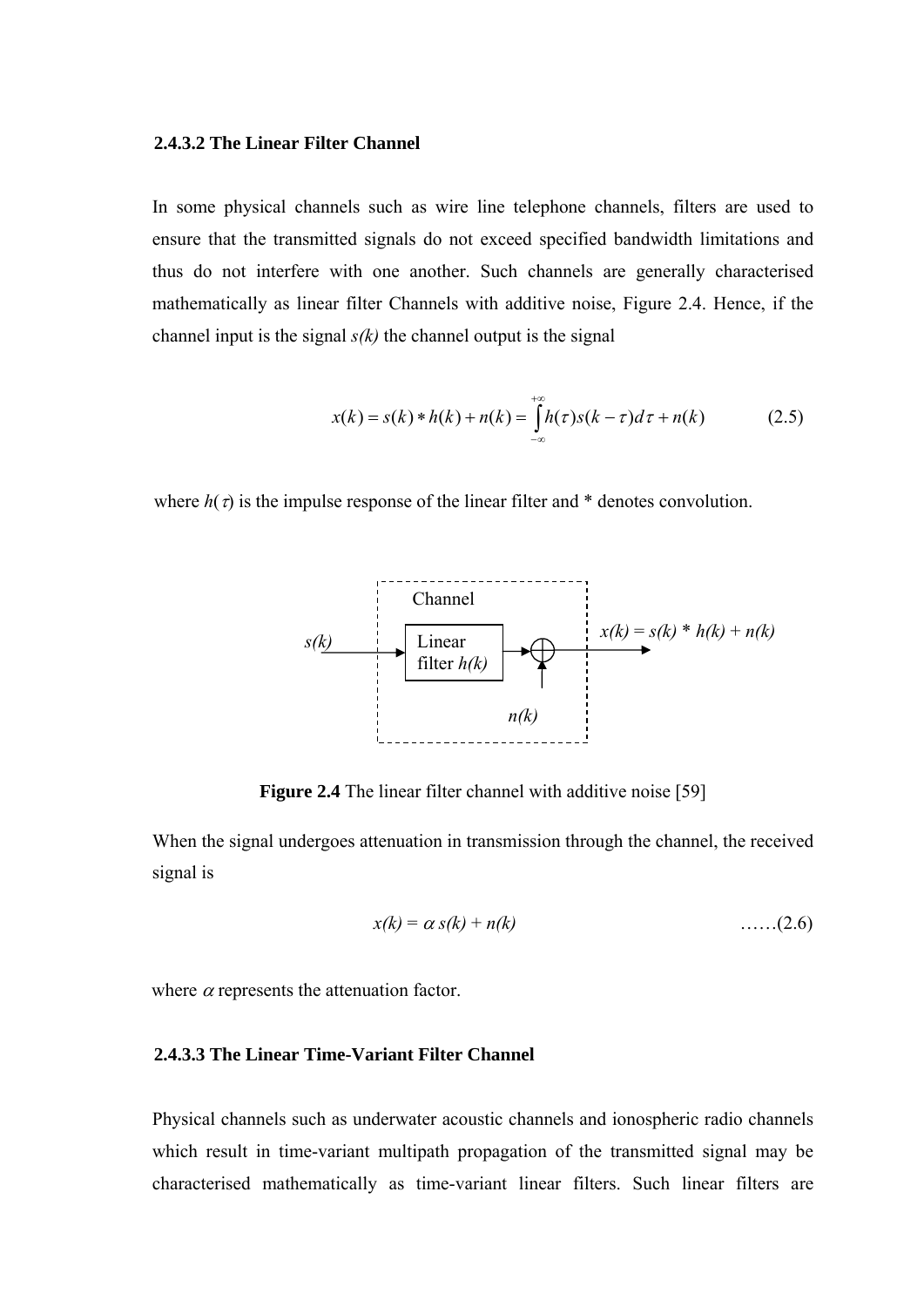### 2.4.3.2 The Linear Filter Channel

In some physical channels such as wire line telephone channels, filters are used to ensure that the transmitted signals do not exceed specified bandwidth limitations and thus do not interfere with one another. Such channels are generally characterised mathematically as linear filter Channels with additive noise, Figure 2.4. Hence, if the channel input is the signal *s(k)* the channel output is the signal

$$x(k) = s(k) * h(k) + n(k) = \int_{-\infty}^{+\infty} h(\tau) s(k - \tau) d\tau + n(k) \qquad (2.5)$$

where $h(\tau)$ is the impulse response of the linear filter and * denotes convolution.

Channel

*s(k)* → Linear filter *h(k)* → ⊕ → *x(k) = s(k) * h(k) + n(k)*

*n(k)*

**Figure 2.4** The linear filter channel with additive noise [59]

When the signal undergoes attenuation in transmission through the channel, the received signal is

$$x(k) = \alpha\, s(k) + n(k) \qquad \text{……(2.6)}$$

where $\alpha$ represents the attenuation factor.

### 2.4.3.3 The Linear Time-Variant Filter Channel

Physical channels such as underwater acoustic channels and ionospheric radio channels which result in time-variant multipath propagation of the transmitted signal may be characterised mathematically as time-variant linear filters. Such linear filters are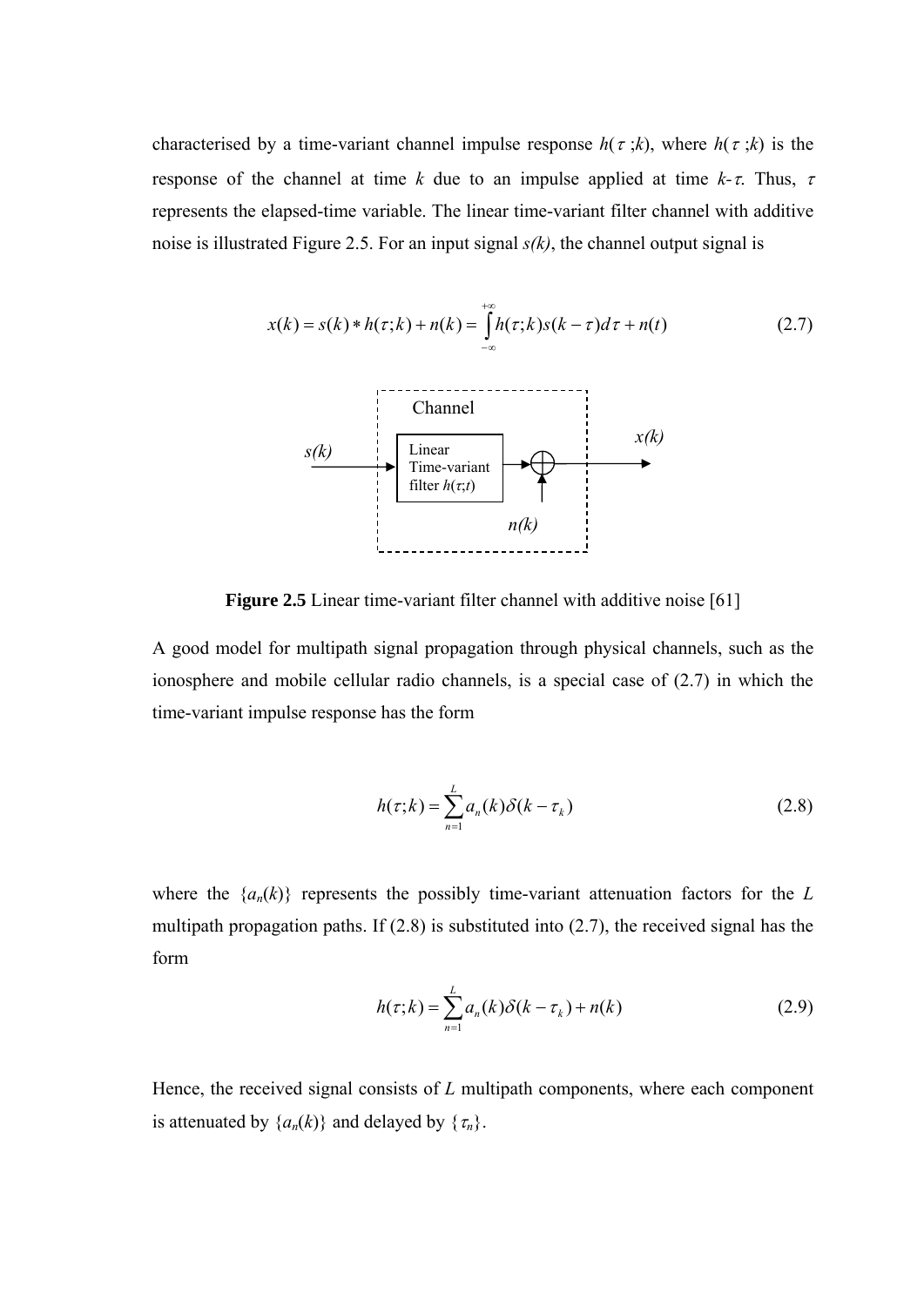characterised by a time-variant channel impulse response $h(\tau;k)$, where $h(\tau;k)$ is the response of the channel at time $k$ due to an impulse applied at time $k-\tau$. Thus, $\tau$ represents the elapsed-time variable. The linear time-variant filter channel with additive noise is illustrated Figure 2.5. For an input signal *s(k)*, the channel output signal is

$$x(k) = s(k) * h(\tau;k) + n(k) = \int_{-\infty}^{+\infty} h(\tau;k) s(k-\tau) d\tau + n(t) \tag{2.7}$$

Channel

*s(k)*

Linear Time-variant filter $h(\tau;t)$

*x(k)*

*n(k)*

**Figure 2.5** Linear time-variant filter channel with additive noise [61]

A good model for multipath signal propagation through physical channels, such as the ionosphere and mobile cellular radio channels, is a special case of (2.7) in which the time-variant impulse response has the form

$$h(\tau;k) = \sum_{n=1}^{L} a_n(k) \delta(k - \tau_k) \tag{2.8}$$

where the $\{a_n(k)\}$ represents the possibly time-variant attenuation factors for the $L$ multipath propagation paths. If (2.8) is substituted into (2.7), the received signal has the form

$$h(\tau;k) = \sum_{n=1}^{L} a_n(k) \delta(k - \tau_k) + n(k) \tag{2.9}$$

Hence, the received signal consists of $L$ multipath components, where each component is attenuated by $\{a_n(k)\}$ and delayed by $\{\tau_n\}$.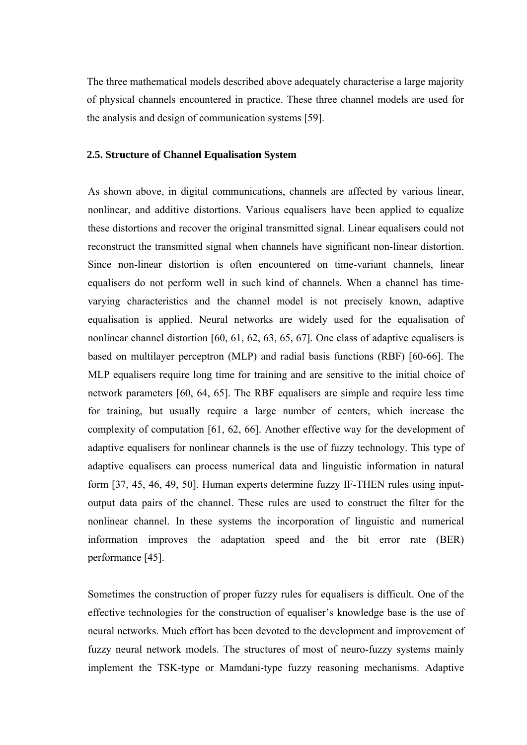The three mathematical models described above adequately characterise a large majority of physical channels encountered in practice. These three channel models are used for the analysis and design of communication systems [59].

## 2.5. Structure of Channel Equalisation System

As shown above, in digital communications, channels are affected by various linear, nonlinear, and additive distortions. Various equalisers have been applied to equalize these distortions and recover the original transmitted signal. Linear equalisers could not reconstruct the transmitted signal when channels have significant non-linear distortion. Since non-linear distortion is often encountered on time-variant channels, linear equalisers do not perform well in such kind of channels. When a channel has time-varying characteristics and the channel model is not precisely known, adaptive equalisation is applied. Neural networks are widely used for the equalisation of nonlinear channel distortion [60, 61, 62, 63, 65, 67]. One class of adaptive equalisers is based on multilayer perceptron (MLP) and radial basis functions (RBF) [60-66]. The MLP equalisers require long time for training and are sensitive to the initial choice of network parameters [60, 64, 65]. The RBF equalisers are simple and require less time for training, but usually require a large number of centers, which increase the complexity of computation [61, 62, 66]. Another effective way for the development of adaptive equalisers for nonlinear channels is the use of fuzzy technology. This type of adaptive equalisers can process numerical data and linguistic information in natural form [37, 45, 46, 49, 50]. Human experts determine fuzzy IF-THEN rules using input-output data pairs of the channel. These rules are used to construct the filter for the nonlinear channel. In these systems the incorporation of linguistic and numerical information improves the adaptation speed and the bit error rate (BER) performance [45].

Sometimes the construction of proper fuzzy rules for equalisers is difficult. One of the effective technologies for the construction of equaliser's knowledge base is the use of neural networks. Much effort has been devoted to the development and improvement of fuzzy neural network models. The structures of most of neuro-fuzzy systems mainly implement the TSK-type or Mamdani-type fuzzy reasoning mechanisms. Adaptive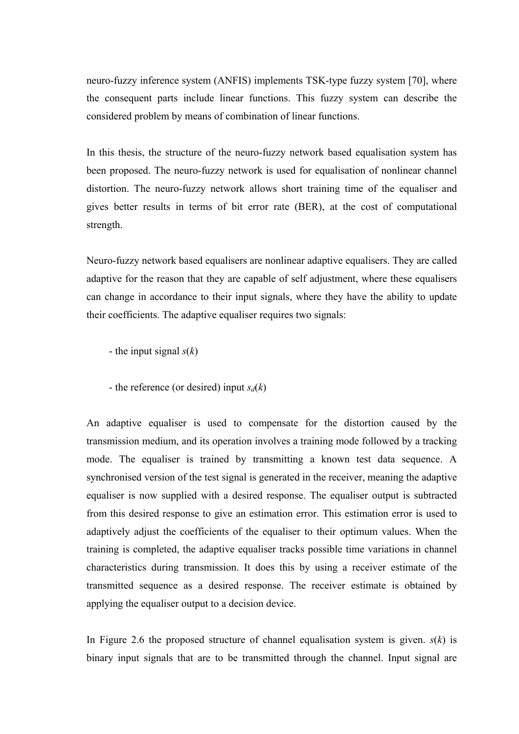neuro-fuzzy inference system (ANFIS) implements TSK-type fuzzy system [70], where the consequent parts include linear functions. This fuzzy system can describe the considered problem by means of combination of linear functions.

In this thesis, the structure of the neuro-fuzzy network based equalisation system has been proposed. The neuro-fuzzy network is used for equalisation of nonlinear channel distortion. The neuro-fuzzy network allows short training time of the equaliser and gives better results in terms of bit error rate (BER), at the cost of computational strength.

Neuro-fuzzy network based equalisers are nonlinear adaptive equalisers. They are called adaptive for the reason that they are capable of self adjustment, where these equalisers can change in accordance to their input signals, where they have the ability to update their coefficients. The adaptive equaliser requires two signals:

- the input signal $s(k)$

- the reference (or desired) input $s_d(k)$

An adaptive equaliser is used to compensate for the distortion caused by the transmission medium, and its operation involves a training mode followed by a tracking mode. The equaliser is trained by transmitting a known test data sequence. A synchronised version of the test signal is generated in the receiver, meaning the adaptive equaliser is now supplied with a desired response. The equaliser output is subtracted from this desired response to give an estimation error. This estimation error is used to adaptively adjust the coefficients of the equaliser to their optimum values. When the training is completed, the adaptive equaliser tracks possible time variations in channel characteristics during transmission. It does this by using a receiver estimate of the transmitted sequence as a desired response. The receiver estimate is obtained by applying the equaliser output to a decision device.

In Figure 2.6 the proposed structure of channel equalisation system is given. $s(k)$ is binary input signals that are to be transmitted through the channel. Input signal are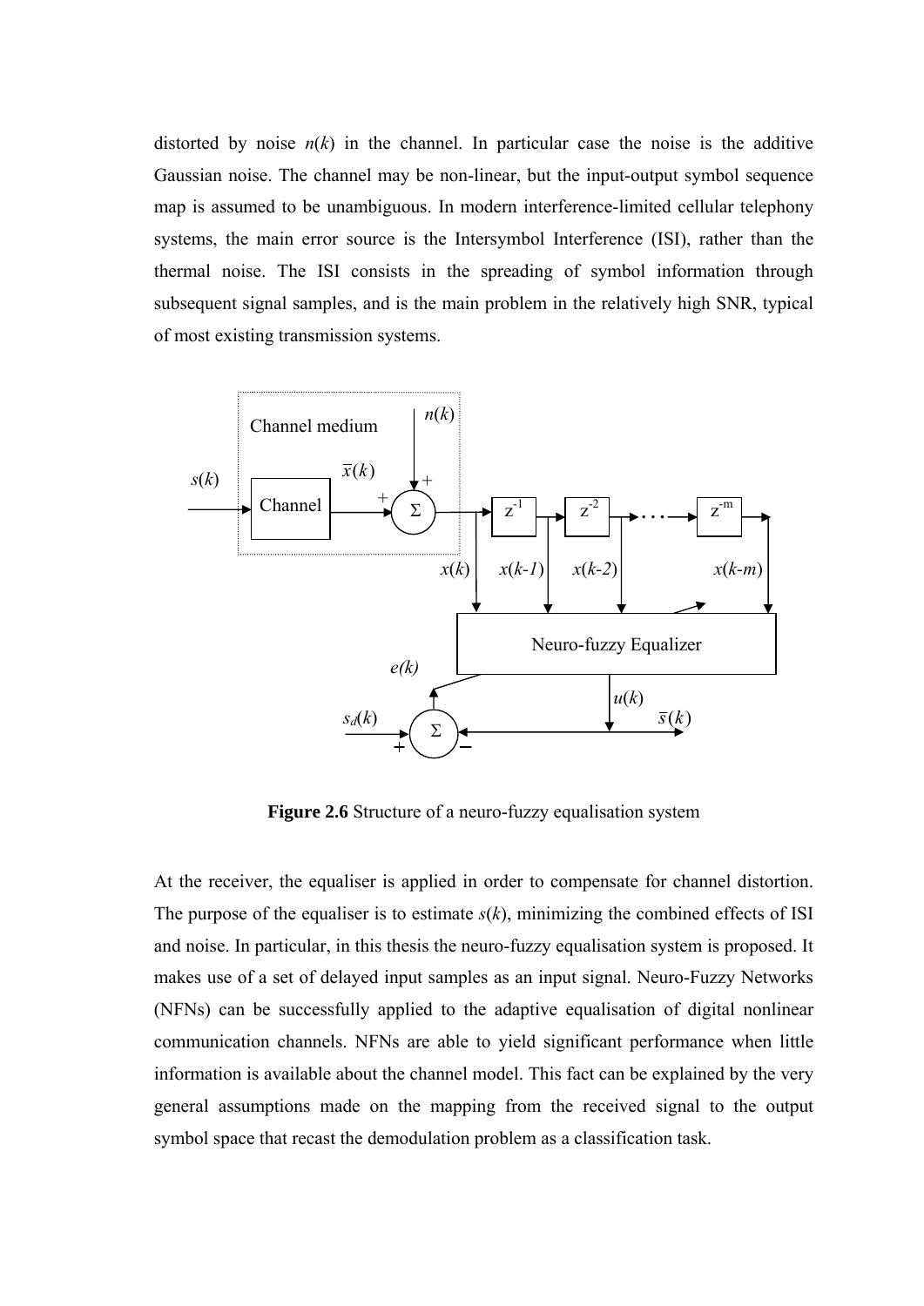distorted by noise $n(k)$ in the channel. In particular case the noise is the additive Gaussian noise. The channel may be non-linear, but the input-output symbol sequence map is assumed to be unambiguous. In modern interference-limited cellular telephony systems, the main error source is the Intersymbol Interference (ISI), rather than the thermal noise. The ISI consists in the spreading of symbol information through subsequent signal samples, and is the main problem in the relatively high SNR, typical of most existing transmission systems.

**Figure 2.6** Structure of a neuro-fuzzy equalisation system

At the receiver, the equaliser is applied in order to compensate for channel distortion. The purpose of the equaliser is to estimate $s(k)$, minimizing the combined effects of ISI and noise. In particular, in this thesis the neuro-fuzzy equalisation system is proposed. It makes use of a set of delayed input samples as an input signal. Neuro-Fuzzy Networks (NFNs) can be successfully applied to the adaptive equalisation of digital nonlinear communication channels. NFNs are able to yield significant performance when little information is available about the channel model. This fact can be explained by the very general assumptions made on the mapping from the received signal to the output symbol space that recast the demodulation problem as a classification task.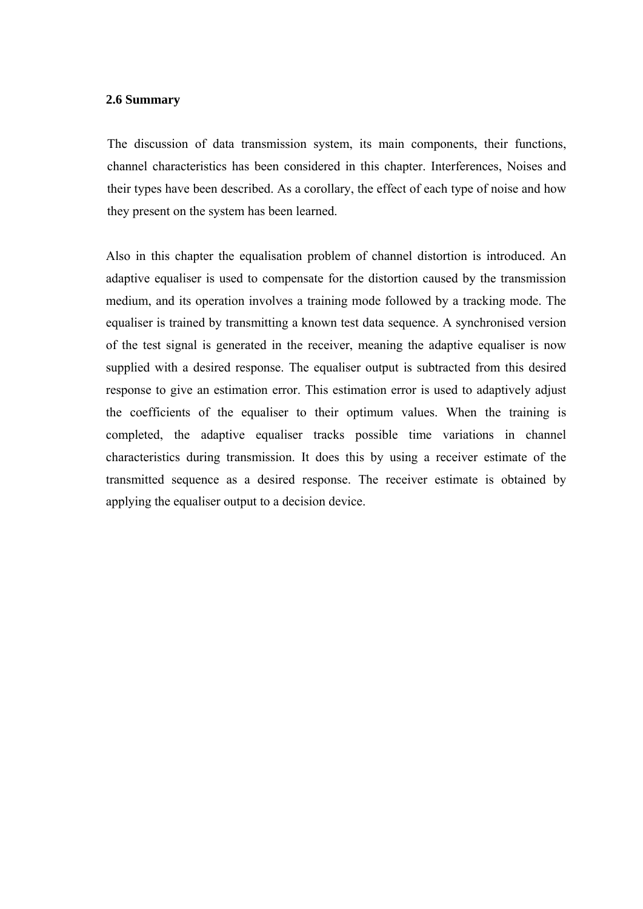### 2.6 Summary

The discussion of data transmission system, its main components, their functions, channel characteristics has been considered in this chapter. Interferences, Noises and their types have been described. As a corollary, the effect of each type of noise and how they present on the system has been learned.

Also in this chapter the equalisation problem of channel distortion is introduced. An adaptive equaliser is used to compensate for the distortion caused by the transmission medium, and its operation involves a training mode followed by a tracking mode. The equaliser is trained by transmitting a known test data sequence. A synchronised version of the test signal is generated in the receiver, meaning the adaptive equaliser is now supplied with a desired response. The equaliser output is subtracted from this desired response to give an estimation error. This estimation error is used to adaptively adjust the coefficients of the equaliser to their optimum values. When the training is completed, the adaptive equaliser tracks possible time variations in channel characteristics during transmission. It does this by using a receiver estimate of the transmitted sequence as a desired response. The receiver estimate is obtained by applying the equaliser output to a decision device.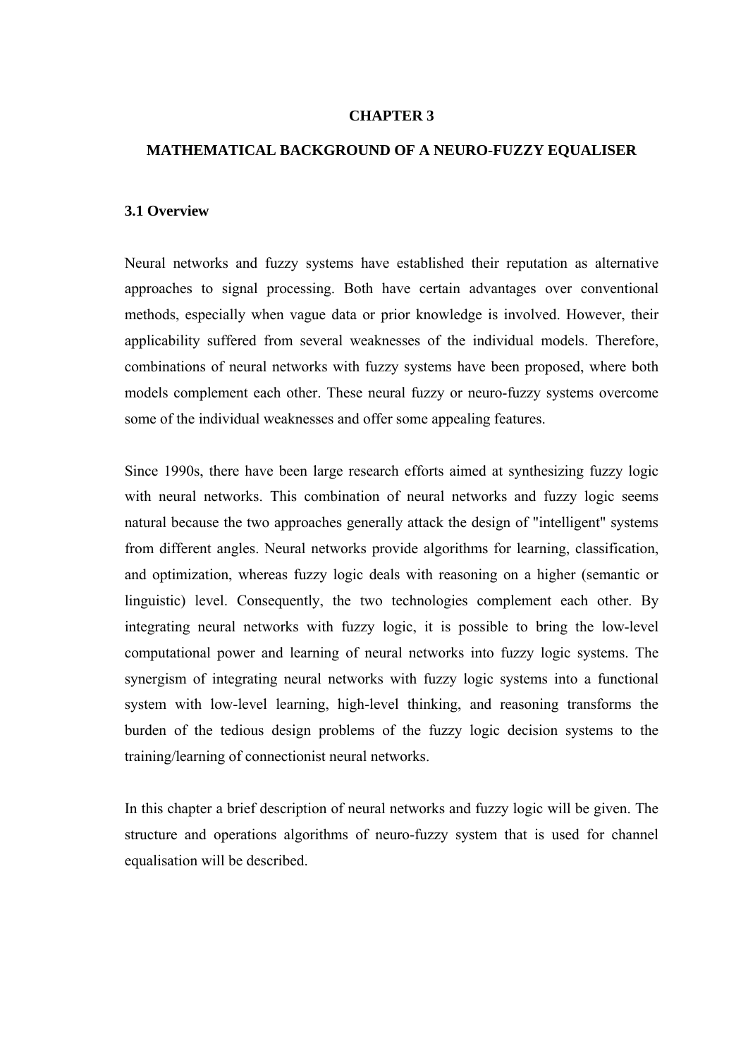# CHAPTER 3

# MATHEMATICAL BACKGROUND OF A NEURO-FUZZY EQUALISER

## 3.1 Overview

Neural networks and fuzzy systems have established their reputation as alternative approaches to signal processing. Both have certain advantages over conventional methods, especially when vague data or prior knowledge is involved. However, their applicability suffered from several weaknesses of the individual models. Therefore, combinations of neural networks with fuzzy systems have been proposed, where both models complement each other. These neural fuzzy or neuro-fuzzy systems overcome some of the individual weaknesses and offer some appealing features.

Since 1990s, there have been large research efforts aimed at synthesizing fuzzy logic with neural networks. This combination of neural networks and fuzzy logic seems natural because the two approaches generally attack the design of "intelligent" systems from different angles. Neural networks provide algorithms for learning, classification, and optimization, whereas fuzzy logic deals with reasoning on a higher (semantic or linguistic) level. Consequently, the two technologies complement each other. By integrating neural networks with fuzzy logic, it is possible to bring the low-level computational power and learning of neural networks into fuzzy logic systems. The synergism of integrating neural networks with fuzzy logic systems into a functional system with low-level learning, high-level thinking, and reasoning transforms the burden of the tedious design problems of the fuzzy logic decision systems to the training/learning of connectionist neural networks.

In this chapter a brief description of neural networks and fuzzy logic will be given. The structure and operations algorithms of neuro-fuzzy system that is used for channel equalisation will be described.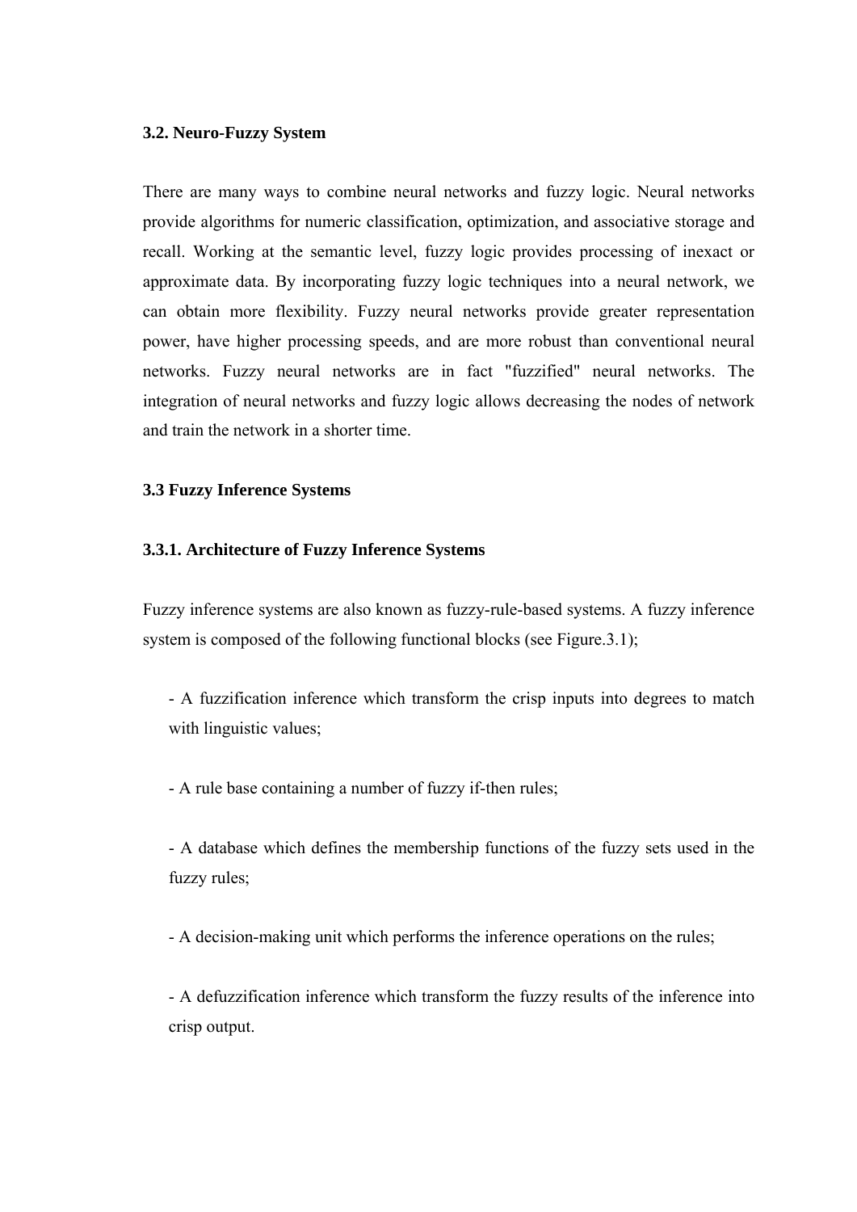### 3.2. Neuro-Fuzzy System

There are many ways to combine neural networks and fuzzy logic. Neural networks provide algorithms for numeric classification, optimization, and associative storage and recall. Working at the semantic level, fuzzy logic provides processing of inexact or approximate data. By incorporating fuzzy logic techniques into a neural network, we can obtain more flexibility. Fuzzy neural networks provide greater representation power, have higher processing speeds, and are more robust than conventional neural networks. Fuzzy neural networks are in fact "fuzzified" neural networks. The integration of neural networks and fuzzy logic allows decreasing the nodes of network and train the network in a shorter time.

### 3.3 Fuzzy Inference Systems

#### 3.3.1. Architecture of Fuzzy Inference Systems

Fuzzy inference systems are also known as fuzzy-rule-based systems. A fuzzy inference system is composed of the following functional blocks (see Figure.3.1);

- A fuzzification inference which transform the crisp inputs into degrees to match with linguistic values;

- A rule base containing a number of fuzzy if-then rules;

- A database which defines the membership functions of the fuzzy sets used in the fuzzy rules;

- A decision-making unit which performs the inference operations on the rules;

- A defuzzification inference which transform the fuzzy results of the inference into crisp output.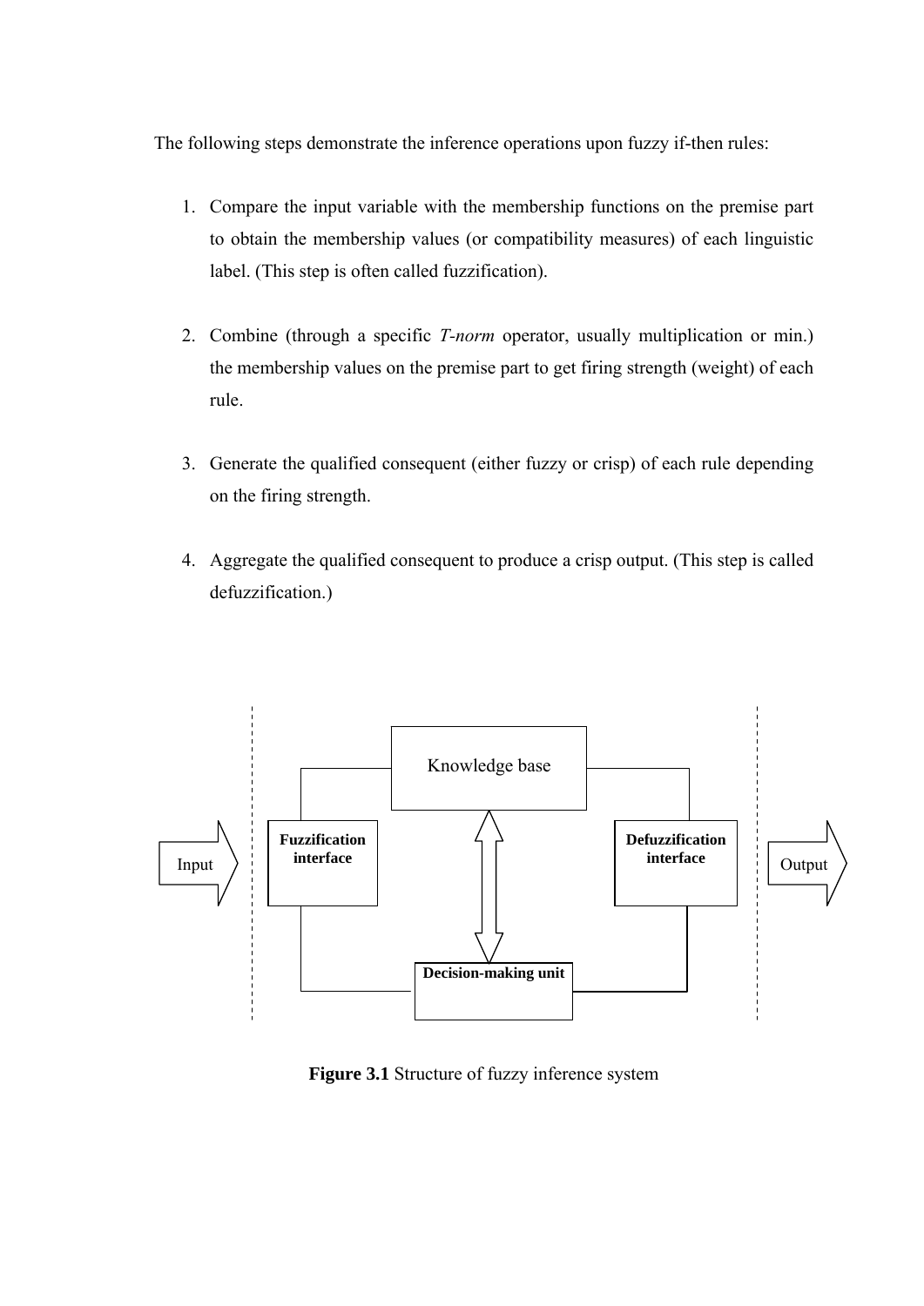The following steps demonstrate the inference operations upon fuzzy if-then rules:

1. Compare the input variable with the membership functions on the premise part to obtain the membership values (or compatibility measures) of each linguistic label. (This step is often called fuzzification).

2. Combine (through a specific *T-norm* operator, usually multiplication or min.) the membership values on the premise part to get firing strength (weight) of each rule.

3. Generate the qualified consequent (either fuzzy or crisp) of each rule depending on the firing strength.

4. Aggregate the qualified consequent to produce a crisp output. (This step is called defuzzification.)

Knowledge base

Input

**Fuzzification interface**

**Defuzzification interface**

Output

**Decision-making unit**

**Figure 3.1** Structure of fuzzy inference system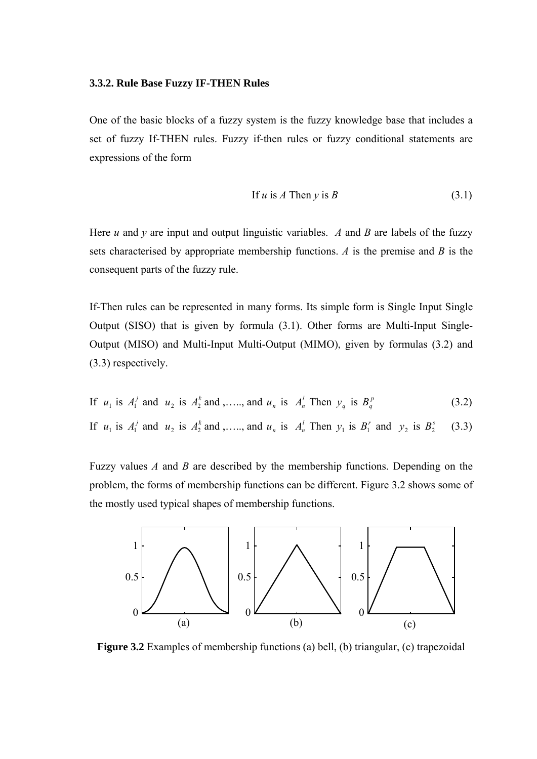### 3.3.2. Rule Base Fuzzy IF-THEN Rules

One of the basic blocks of a fuzzy system is the fuzzy knowledge base that includes a set of fuzzy If-THEN rules. Fuzzy if-then rules or fuzzy conditional statements are expressions of the form

$$\text{If } u \text{ is } A \text{ Then } y \text{ is } B \tag{3.1}$$

Here *u* and *y* are input and output linguistic variables. *A* and *B* are labels of the fuzzy sets characterised by appropriate membership functions. *A* is the premise and *B* is the consequent parts of the fuzzy rule.

If-Then rules can be represented in many forms. Its simple form is Single Input Single Output (SISO) that is given by formula (3.1). Other forms are Multi-Input Single-Output (MISO) and Multi-Input Multi-Output (MIMO), given by formulas (3.2) and (3.3) respectively.

$$\text{If } u_1 \text{ is } A_1^j \text{ and } u_2 \text{ is } A_2^k \text{ and ,....., and } u_n \text{ is } A_n^l \text{ Then } y_q \text{ is } B_q^p \tag{3.2}$$

$$\text{If } u_1 \text{ is } A_1^j \text{ and } u_2 \text{ is } A_2^k \text{ and ,....., and } u_n \text{ is } A_n^l \text{ Then } y_1 \text{ is } B_1^r \text{ and } y_2 \text{ is } B_2^s \tag{3.3}$$

Fuzzy values *A* and *B* are described by the membership functions. Depending on the problem, the forms of membership functions can be different. Figure 3.2 shows some of the mostly used typical shapes of membership functions.

**Figure 3.2** Examples of membership functions (a) bell, (b) triangular, (c) trapezoidal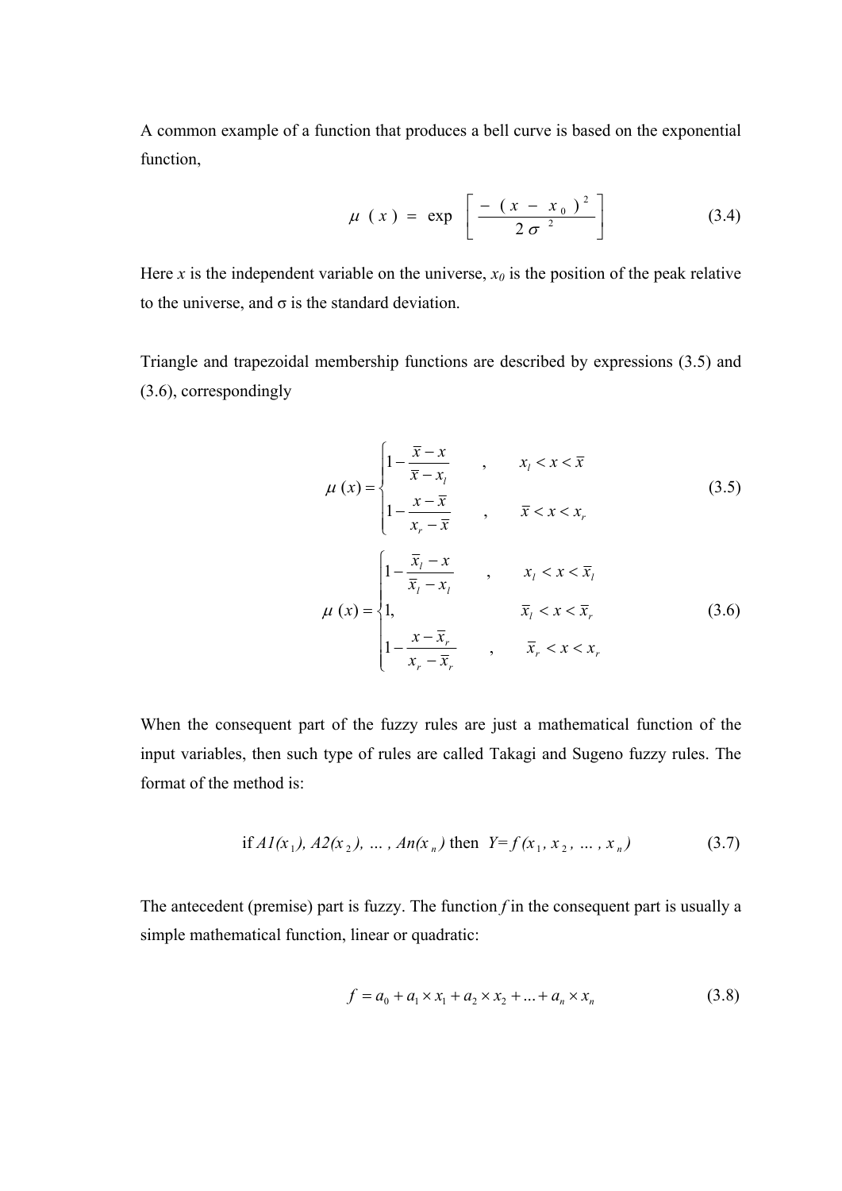A common example of a function that produces a bell curve is based on the exponential function,

$$\mu(x) = \exp\left[\frac{-(x - x_0)^2}{2\sigma^2}\right] \tag{3.4}$$

Here $x$ is the independent variable on the universe, $x_0$ is the position of the peak relative to the universe, and σ is the standard deviation.

Triangle and trapezoidal membership functions are described by expressions (3.5) and (3.6), correspondingly

$$\mu(x) = \begin{cases} 1 - \dfrac{\overline{x} - x}{\overline{x} - x_l} & , \quad x_l < x < \overline{x} \\ 1 - \dfrac{x - \overline{x}}{x_r - \overline{x}} & , \quad \overline{x} < x < x_r \end{cases} \tag{3.5}$$

$$\mu(x) = \begin{cases} 1 - \dfrac{\overline{x}_l - x}{\overline{x}_l - x_l} & , \quad x_l < x < \overline{x}_l \\ 1, & \quad \overline{x}_l < x < \overline{x}_r \\ 1 - \dfrac{x - \overline{x}_r}{x_r - \overline{x}_r} & , \quad \overline{x}_r < x < x_r \end{cases} \tag{3.6}$$

When the consequent part of the fuzzy rules are just a mathematical function of the input variables, then such type of rules are called Takagi and Sugeno fuzzy rules. The format of the method is:

$$\text{if } A1(x_1),\ A2(x_2),\ \ldots,\ An(x_n) \text{ then } Y = f(x_1, x_2, \ldots, x_n) \tag{3.7}$$

The antecedent (premise) part is fuzzy. The function $f$ in the consequent part is usually a simple mathematical function, linear or quadratic:

$$f = a_0 + a_1 \times x_1 + a_2 \times x_2 + \ldots + a_n \times x_n \tag{3.8}$$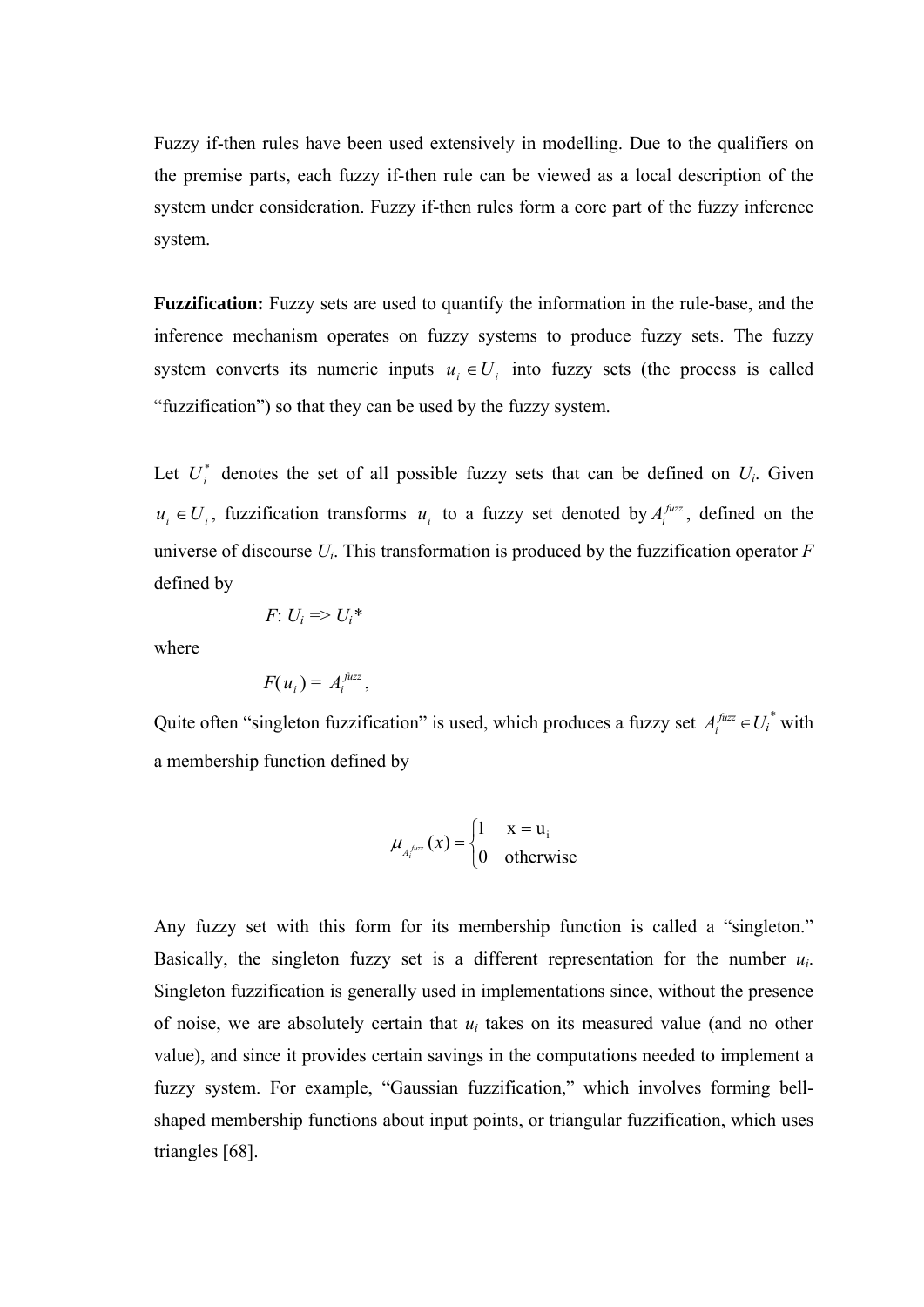Fuzzy if-then rules have been used extensively in modelling. Due to the qualifiers on the premise parts, each fuzzy if-then rule can be viewed as a local description of the system under consideration. Fuzzy if-then rules form a core part of the fuzzy inference system.

**Fuzzification:** Fuzzy sets are used to quantify the information in the rule-base, and the inference mechanism operates on fuzzy systems to produce fuzzy sets. The fuzzy system converts its numeric inputs $u_i \in U_i$ into fuzzy sets (the process is called "fuzzification") so that they can be used by the fuzzy system.

Let $U_i^*$ denotes the set of all possible fuzzy sets that can be defined on $U_i$. Given $u_i \in U_i$, fuzzification transforms $u_i$ to a fuzzy set denoted by $A_i^{fuzz}$, defined on the universe of discourse $U_i$. This transformation is produced by the fuzzification operator $F$ defined by

$$F: U_i \Rightarrow U_i^*$$

where

$$F(u_i) = A_i^{fuzz},$$

Quite often "singleton fuzzification" is used, which produces a fuzzy set $A_i^{fuzz} \in U_i^*$ with a membership function defined by

$$\mu_{A_i^{fuzz}}(x) = \begin{cases} 1 & \text{x} = \text{u}_\text{i} \\ 0 & \text{otherwise} \end{cases}$$

Any fuzzy set with this form for its membership function is called a "singleton." Basically, the singleton fuzzy set is a different representation for the number $u_i$. Singleton fuzzification is generally used in implementations since, without the presence of noise, we are absolutely certain that $u_i$ takes on its measured value (and no other value), and since it provides certain savings in the computations needed to implement a fuzzy system. For example, "Gaussian fuzzification," which involves forming bell-shaped membership functions about input points, or triangular fuzzification, which uses triangles [68].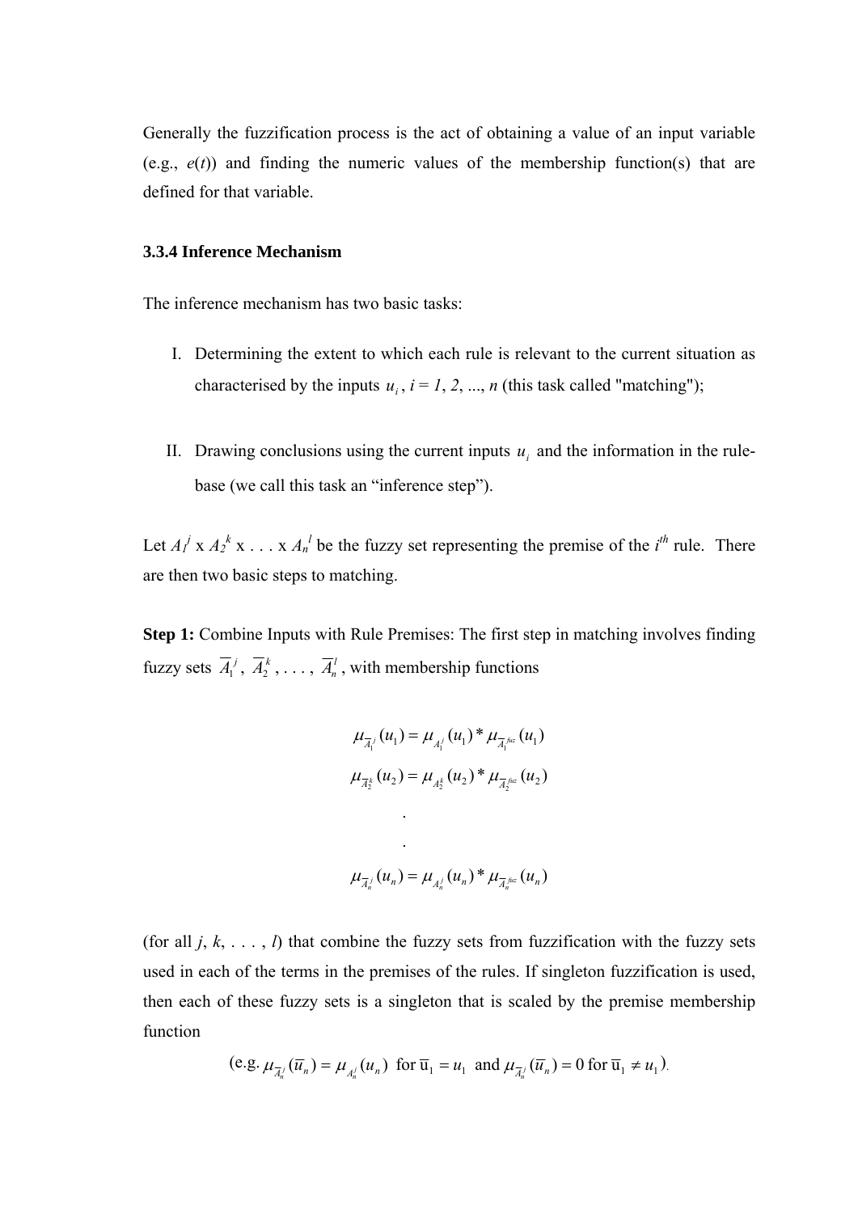Generally the fuzzification process is the act of obtaining a value of an input variable (e.g., $e(t)$) and finding the numeric values of the membership function(s) that are defined for that variable.

### 3.3.4 Inference Mechanism

The inference mechanism has two basic tasks:

I. Determining the extent to which each rule is relevant to the current situation as characterised by the inputs $u_i$, $i = 1, 2, ..., n$ (this task called "matching");

II. Drawing conclusions using the current inputs $u_i$ and the information in the rule-base (we call this task an "inference step").

Let $A_1^j \times A_2^k \times \ldots \times A_n^l$ be the fuzzy set representing the premise of the $i^{th}$ rule. There are then two basic steps to matching.

**Step 1:** Combine Inputs with Rule Premises: The first step in matching involves finding fuzzy sets $\overline{A}_1^j$, $\overline{A}_2^k$, . . . , $\overline{A}_n^l$, with membership functions

$$\mu_{\overline{A}_1^j}(u_1) = \mu_{A_1^j}(u_1) * \mu_{\overline{A}_1^{fuz}}(u_1)$$

$$\mu_{\overline{A}_2^k}(u_2) = \mu_{A_2^k}(u_2) * \mu_{\overline{A}_2^{fuz}}(u_2)$$

$$\vdots$$

$$\mu_{\overline{A}_n^j}(u_n) = \mu_{A_n^j}(u_n) * \mu_{\overline{A}_n^{fuz}}(u_n)$$

(for all $j, k, \ldots, l$) that combine the fuzzy sets from fuzzification with the fuzzy sets used in each of the terms in the premises of the rules. If singleton fuzzification is used, then each of these fuzzy sets is a singleton that is scaled by the premise membership function

(e.g. $\mu_{\overline{A}_n^j}(\overline{u}_n) = \mu_{A_n^j}(u_n)$ for $\overline{u}_1 = u_1$ and $\mu_{\overline{A}_n^j}(\overline{u}_n) = 0$ for $\overline{u}_1 \neq u_1$).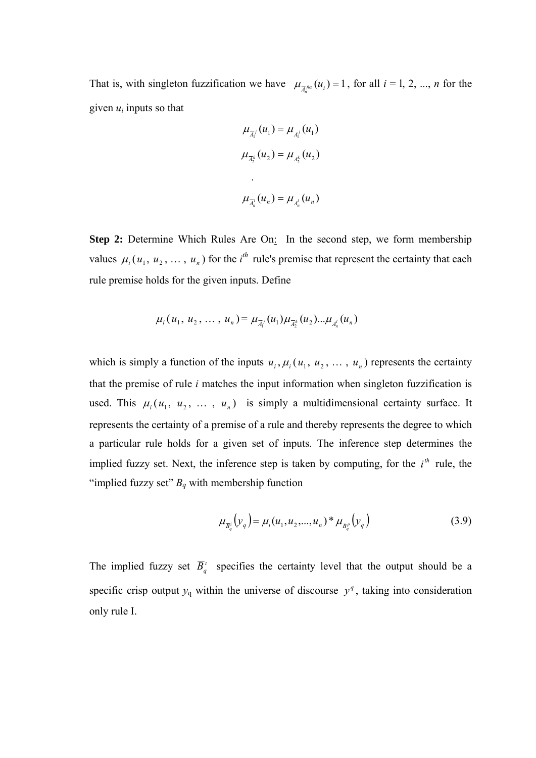That is, with singleton fuzzification we have $\mu_{\overline{A}_n^{fuz}}(u_i) = 1$, for all $i$ = 1, 2, ..., $n$ for the given $u_i$ inputs so that

$$\mu_{\overline{A}_1^j}(u_1) = \mu_{A_1^j}(u_1)$$

$$\mu_{\overline{A}_2^k}(u_2) = \mu_{A_2^k}(u_2)$$

$$.$$

$$\mu_{\overline{A}_n^l}(u_n) = \mu_{A_n^l}(u_n)$$

**Step 2:** Determine Which Rules Are On: In the second step, we form membership values $\mu_i(u_1, u_2, \ldots, u_n)$ for the $i^{th}$ rule's premise that represent the certainty that each rule premise holds for the given inputs. Define

$$\mu_i(u_1, u_2, \ldots, u_n) = \mu_{\overline{A}_1^j}(u_1)\mu_{\overline{A}_2^k}(u_2)\ldots\mu_{A_n^l}(u_n)$$

which is simply a function of the inputs $u_i$, $\mu_i(u_1, u_2, \ldots, u_n)$ represents the certainty that the premise of rule $i$ matches the input information when singleton fuzzification is used. This $\mu_i(u_1, u_2, \ldots, u_n)$ is simply a multidimensional certainty surface. It represents the certainty of a premise of a rule and thereby represents the degree to which a particular rule holds for a given set of inputs. The inference step determines the implied fuzzy set. Next, the inference step is taken by computing, for the $i^{th}$ rule, the "implied fuzzy set" $B_q$ with membership function

$$\mu_{\overline{B}_q^i}(y_q) = \mu_i(u_1, u_2, \ldots, u_n) * \mu_{B_q^p}(y_q) \tag{3.9}$$

The implied fuzzy set $\overline{B}_q^i$ specifies the certainty level that the output should be a specific crisp output $y_q$ within the universe of discourse $y^q$, taking into consideration only rule I.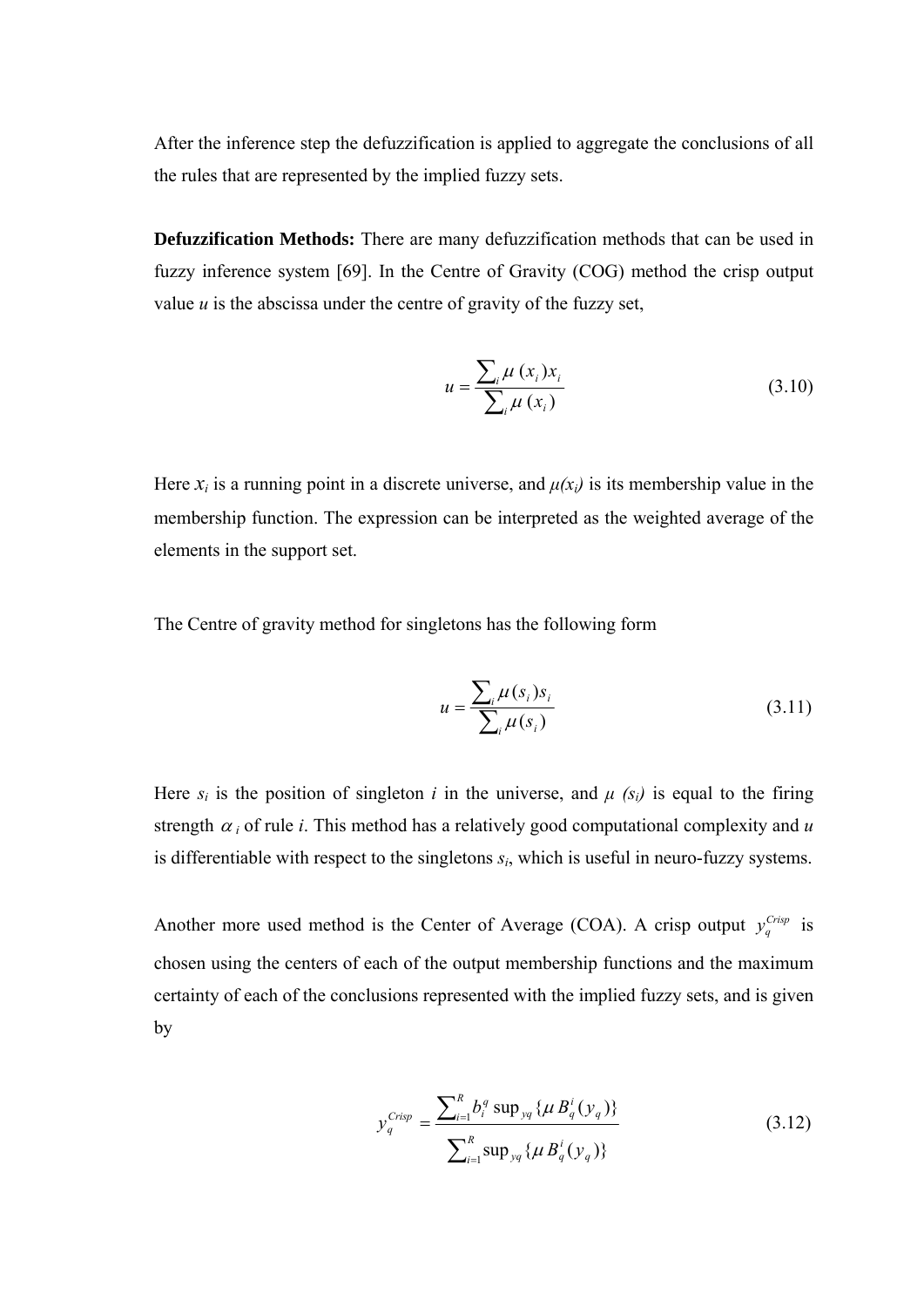After the inference step the defuzzification is applied to aggregate the conclusions of all the rules that are represented by the implied fuzzy sets.

**Defuzzification Methods:** There are many defuzzification methods that can be used in fuzzy inference system [69]. In the Centre of Gravity (COG) method the crisp output value *u* is the abscissa under the centre of gravity of the fuzzy set,

$$u = \frac{\sum_i \mu(x_i) x_i}{\sum_i \mu(x_i)} \tag{3.10}$$

Here $x_i$ is a running point in a discrete universe, and $\mu(x_i)$ is its membership value in the membership function. The expression can be interpreted as the weighted average of the elements in the support set.

The Centre of gravity method for singletons has the following form

$$u = \frac{\sum_i \mu(s_i) s_i}{\sum_i \mu(s_i)} \tag{3.11}$$

Here $s_i$ is the position of singleton *i* in the universe, and $\mu(s_i)$ is equal to the firing strength $\alpha_i$ of rule *i*. This method has a relatively good computational complexity and *u* is differentiable with respect to the singletons $s_i$, which is useful in neuro-fuzzy systems.

Another more used method is the Center of Average (COA). A crisp output $y_q^{Crisp}$ is chosen using the centers of each of the output membership functions and the maximum certainty of each of the conclusions represented with the implied fuzzy sets, and is given by

$$y_q^{Crisp} = \frac{\sum_{i=1}^{R} b_i^q \sup_{yq}\{\mu B_q^i(y_q)\}}{\sum_{i=1}^{R} \sup_{yq}\{\mu B_q^i(y_q)\}} \tag{3.12}$$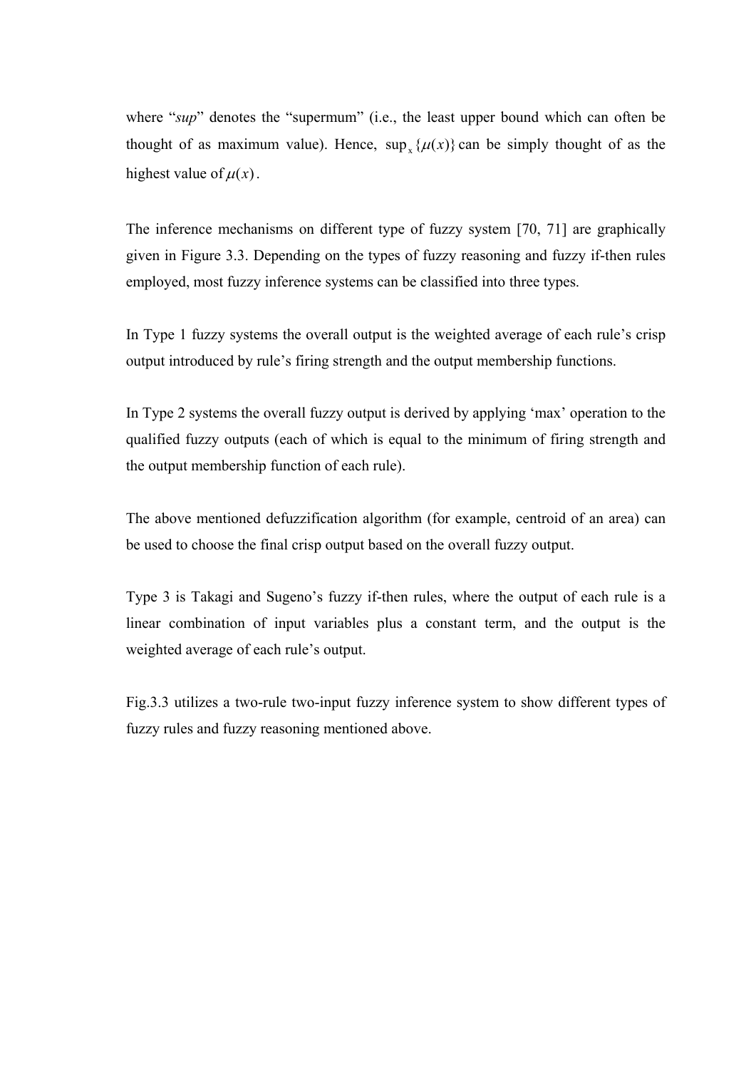where "*sup*" denotes the "supermum" (i.e., the least upper bound which can often be thought of as maximum value). Hence, $\sup_x \{\mu(x)\}$ can be simply thought of as the highest value of $\mu(x)$.

The inference mechanisms on different type of fuzzy system [70, 71] are graphically given in Figure 3.3. Depending on the types of fuzzy reasoning and fuzzy if-then rules employed, most fuzzy inference systems can be classified into three types.

In Type 1 fuzzy systems the overall output is the weighted average of each rule's crisp output introduced by rule's firing strength and the output membership functions.

In Type 2 systems the overall fuzzy output is derived by applying 'max' operation to the qualified fuzzy outputs (each of which is equal to the minimum of firing strength and the output membership function of each rule).

The above mentioned defuzzification algorithm (for example, centroid of an area) can be used to choose the final crisp output based on the overall fuzzy output.

Type 3 is Takagi and Sugeno's fuzzy if-then rules, where the output of each rule is a linear combination of input variables plus a constant term, and the output is the weighted average of each rule's output.

Fig.3.3 utilizes a two-rule two-input fuzzy inference system to show different types of fuzzy rules and fuzzy reasoning mentioned above.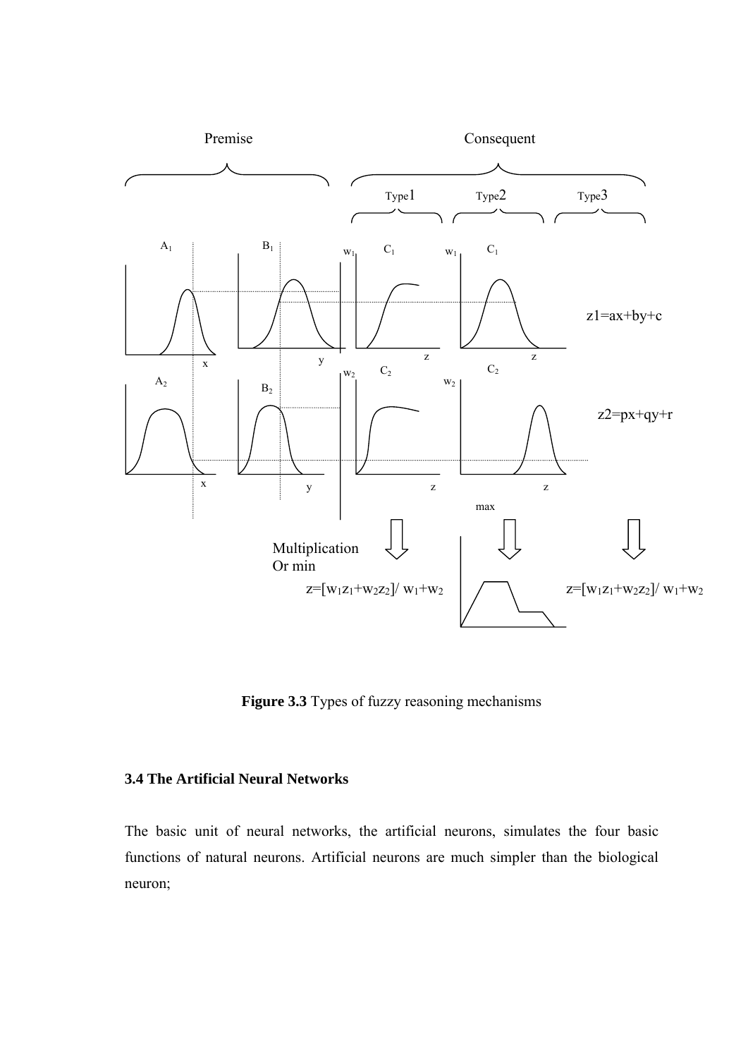Premise

Consequent

Type1 Type2 Type3

$A_1$ $B_1$ $w_1$ $C_1$ $w_1$ $C_1$

$z1=ax+by+c$

x y z z

$A_2$ $B_2$ $w_2$ $C_2$ $w_2$ $C_2$

$z2=px+qy+r$

x y z z

max

Multiplication
Or min

$z=[w_1z_1+w_2z_2]/ w_1+w_2$

$z=[w_1z_1+w_2z_2]/ w_1+w_2$

**Figure 3.3** Types of fuzzy reasoning mechanisms

### 3.4 The Artificial Neural Networks

The basic unit of neural networks, the artificial neurons, simulates the four basic functions of natural neurons. Artificial neurons are much simpler than the biological neuron;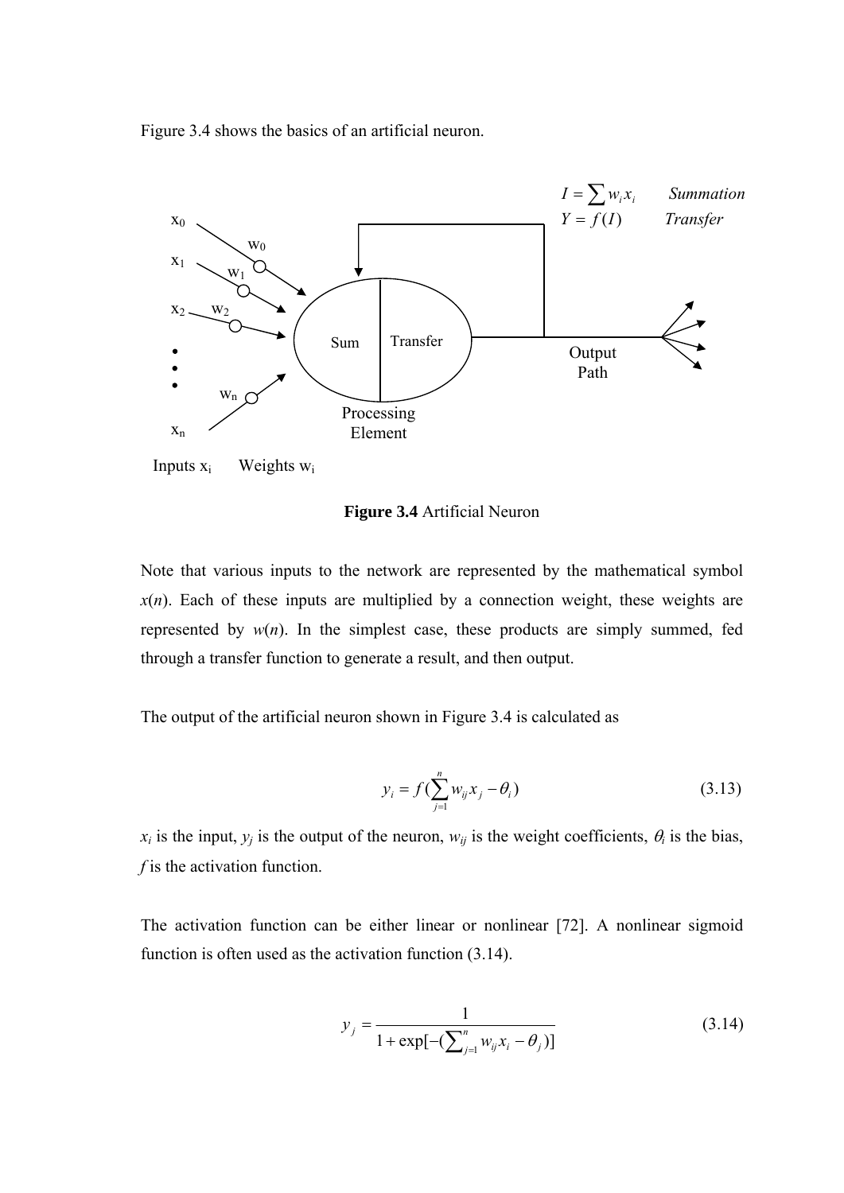Figure 3.4 shows the basics of an artificial neuron.

**Figure 3.4** Artificial Neuron

Note that various inputs to the network are represented by the mathematical symbol $x(n)$. Each of these inputs are multiplied by a connection weight, these weights are represented by $w(n)$. In the simplest case, these products are simply summed, fed through a transfer function to generate a result, and then output.

The output of the artificial neuron shown in Figure 3.4 is calculated as

$$y_i = f(\sum_{j=1}^{n} w_{ij} x_j - \theta_i) \tag{3.13}$$

$x_i$ is the input, $y_j$ is the output of the neuron, $w_{ij}$ is the weight coefficients, $\theta_i$ is the bias, $f$ is the activation function.

The activation function can be either linear or nonlinear [72]. A nonlinear sigmoid function is often used as the activation function (3.14).

$$y_j = \frac{1}{1 + \exp[-(\sum_{j=1}^{n} w_{ij} x_i - \theta_j)]} \tag{3.14}$$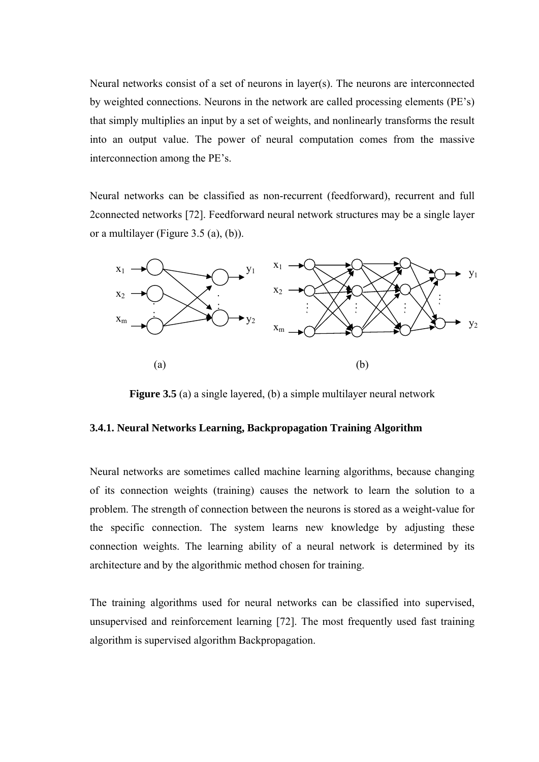Neural networks consist of a set of neurons in layer(s). The neurons are interconnected by weighted connections. Neurons in the network are called processing elements (PE's) that simply multiplies an input by a set of weights, and nonlinearly transforms the result into an output value. The power of neural computation comes from the massive interconnection among the PE's.

Neural networks can be classified as non-recurrent (feedforward), recurrent and full 2connected networks [72]. Feedforward neural network structures may be a single layer or a multilayer (Figure 3.5 (a), (b)).

**Figure 3.5** (a) a single layered, (b) a simple multilayer neural network

### 3.4.1. Neural Networks Learning, Backpropagation Training Algorithm

Neural networks are sometimes called machine learning algorithms, because changing of its connection weights (training) causes the network to learn the solution to a problem. The strength of connection between the neurons is stored as a weight-value for the specific connection. The system learns new knowledge by adjusting these connection weights. The learning ability of a neural network is determined by its architecture and by the algorithmic method chosen for training.

The training algorithms used for neural networks can be classified into supervised, unsupervised and reinforcement learning [72]. The most frequently used fast training algorithm is supervised algorithm Backpropagation.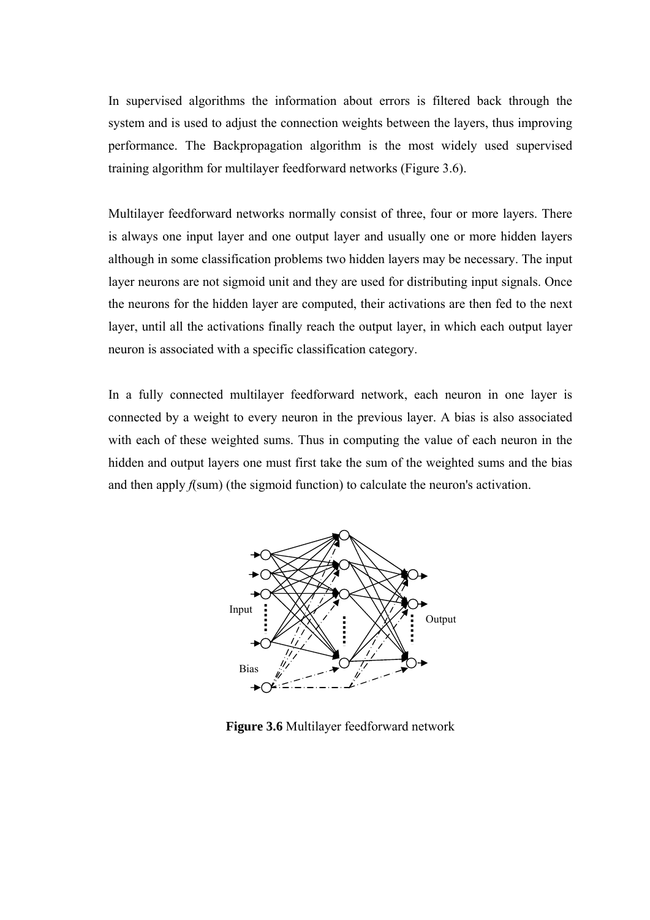In supervised algorithms the information about errors is filtered back through the system and is used to adjust the connection weights between the layers, thus improving performance. The Backpropagation algorithm is the most widely used supervised training algorithm for multilayer feedforward networks (Figure 3.6).

Multilayer feedforward networks normally consist of three, four or more layers. There is always one input layer and one output layer and usually one or more hidden layers although in some classification problems two hidden layers may be necessary. The input layer neurons are not sigmoid unit and they are used for distributing input signals. Once the neurons for the hidden layer are computed, their activations are then fed to the next layer, until all the activations finally reach the output layer, in which each output layer neuron is associated with a specific classification category.

In a fully connected multilayer feedforward network, each neuron in one layer is connected by a weight to every neuron in the previous layer. A bias is also associated with each of these weighted sums. Thus in computing the value of each neuron in the hidden and output layers one must first take the sum of the weighted sums and the bias and then apply *f*(sum) (the sigmoid function) to calculate the neuron's activation.

**Figure 3.6** Multilayer feedforward network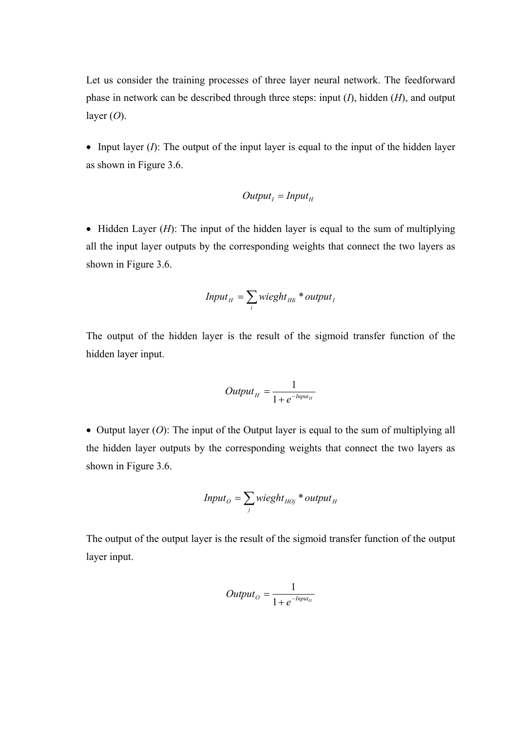Let us consider the training processes of three layer neural network. The feedforward phase in network can be described through three steps: input (*I*), hidden (*H*), and output layer (*O*).

- Input layer (*I*): The output of the input layer is equal to the input of the hidden layer as shown in Figure 3.6.

$$Output_I = Input_H$$

- Hidden Layer (*H*): The input of the hidden layer is equal to the sum of multiplying all the input layer outputs by the corresponding weights that connect the two layers as shown in Figure 3.6.

$$Input_H = \sum_i wieght_{IHi} * output_I$$

The output of the hidden layer is the result of the sigmoid transfer function of the hidden layer input.

$$Output_H = \frac{1}{1 + e^{-Input_H}}$$

- Output layer (*O*): The input of the Output layer is equal to the sum of multiplying all the hidden layer outputs by the corresponding weights that connect the two layers as shown in Figure 3.6.

$$Input_O = \sum_j wieght_{HOj} * output_H$$

The output of the output layer is the result of the sigmoid transfer function of the output layer input.

$$Output_O = \frac{1}{1 + e^{-Input_O}}$$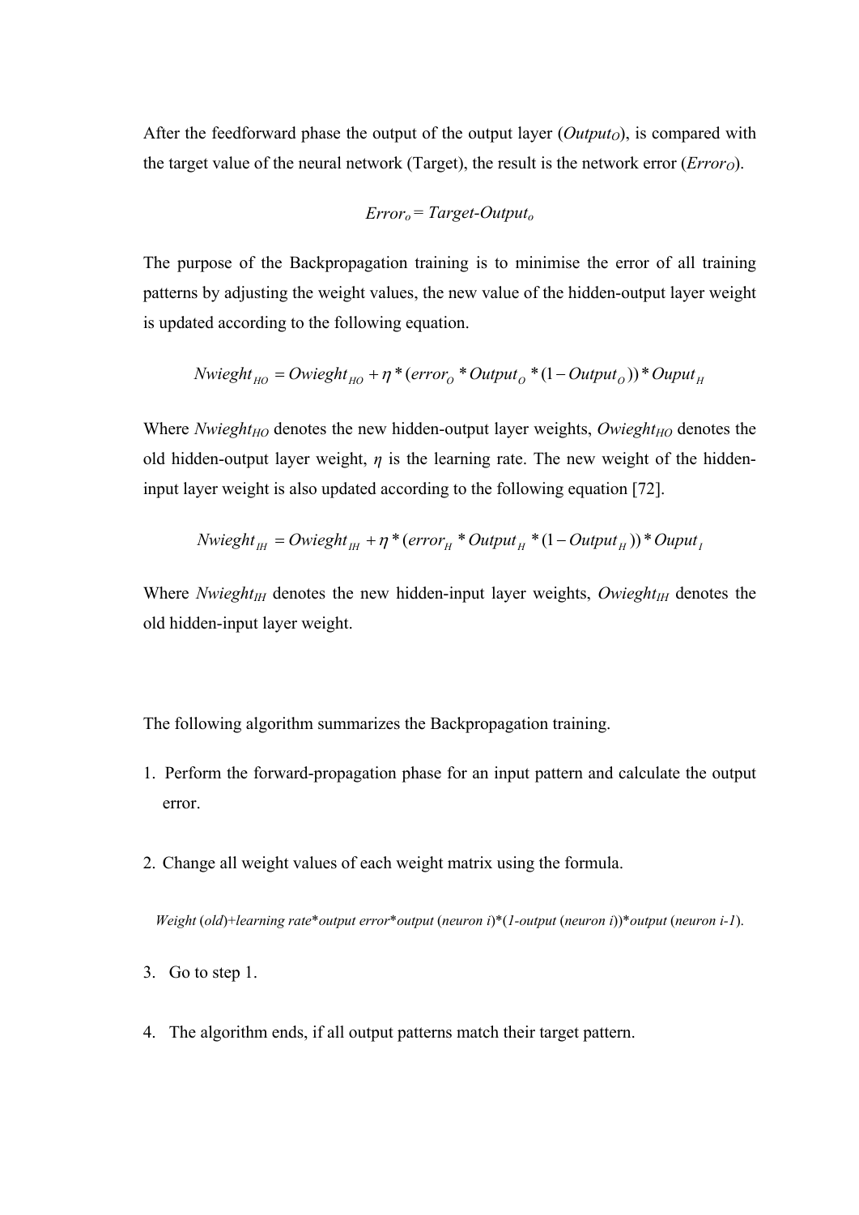After the feedforward phase the output of the output layer ($Output_O$), is compared with the target value of the neural network (Target), the result is the network error ($Error_O$).

$$Error_o = Target\text{-}Output_o$$

The purpose of the Backpropagation training is to minimise the error of all training patterns by adjusting the weight values, the new value of the hidden-output layer weight is updated according to the following equation.

$$Nwieght_{HO} = Owieght_{HO} + \eta * (error_O * Output_O * (1 - Output_O)) * Ouput_H$$

Where $Nwieght_{HO}$ denotes the new hidden-output layer weights, $Owieght_{HO}$ denotes the old hidden-output layer weight, $\eta$ is the learning rate. The new weight of the hidden-input layer weight is also updated according to the following equation [72].

$$Nwieght_{IH} = Owieght_{IH} + \eta * (error_H * Output_H * (1 - Output_H)) * Ouput_I$$

Where $Nwieght_{IH}$ denotes the new hidden-input layer weights, $Owieght_{IH}$ denotes the old hidden-input layer weight.

The following algorithm summarizes the Backpropagation training.

1. Perform the forward-propagation phase for an input pattern and calculate the output error.

2. Change all weight values of each weight matrix using the formula.

   *Weight (old)+learning rate*output error*output (neuron i)*(1-output (neuron i))*output (neuron i-1).*

3. Go to step 1.

4. The algorithm ends, if all output patterns match their target pattern.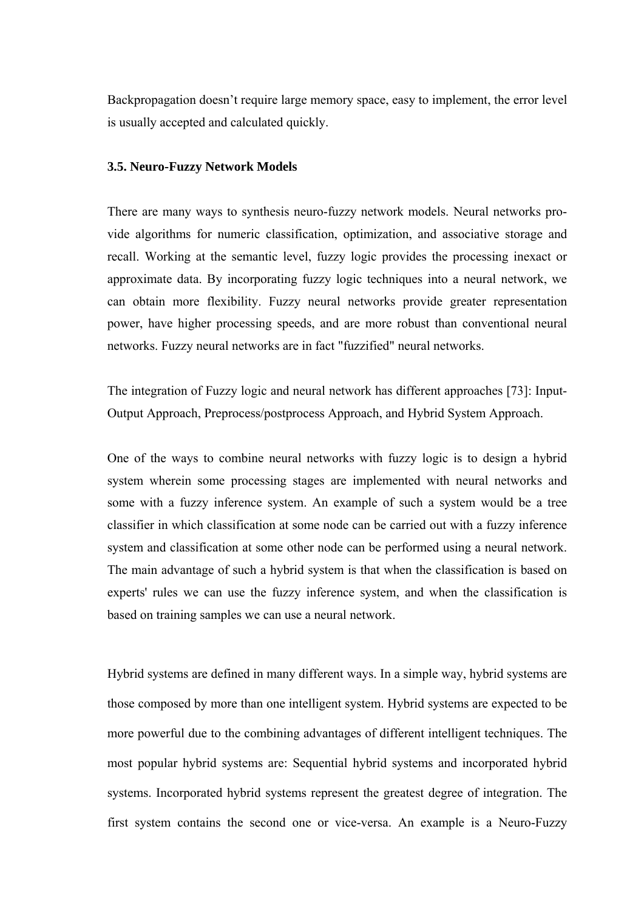Backpropagation doesn't require large memory space, easy to implement, the error level is usually accepted and calculated quickly.

### 3.5. Neuro-Fuzzy Network Models

There are many ways to synthesis neuro-fuzzy network models. Neural networks provide algorithms for numeric classification, optimization, and associative storage and recall. Working at the semantic level, fuzzy logic provides the processing inexact or approximate data. By incorporating fuzzy logic techniques into a neural network, we can obtain more flexibility. Fuzzy neural networks provide greater representation power, have higher processing speeds, and are more robust than conventional neural networks. Fuzzy neural networks are in fact "fuzzified" neural networks.

The integration of Fuzzy logic and neural network has different approaches [73]: Input-Output Approach, Preprocess/postprocess Approach, and Hybrid System Approach.

One of the ways to combine neural networks with fuzzy logic is to design a hybrid system wherein some processing stages are implemented with neural networks and some with a fuzzy inference system. An example of such a system would be a tree classifier in which classification at some node can be carried out with a fuzzy inference system and classification at some other node can be performed using a neural network. The main advantage of such a hybrid system is that when the classification is based on experts' rules we can use the fuzzy inference system, and when the classification is based on training samples we can use a neural network.

Hybrid systems are defined in many different ways. In a simple way, hybrid systems are those composed by more than one intelligent system. Hybrid systems are expected to be more powerful due to the combining advantages of different intelligent techniques. The most popular hybrid systems are: Sequential hybrid systems and incorporated hybrid systems. Incorporated hybrid systems represent the greatest degree of integration. The first system contains the second one or vice-versa. An example is a Neuro-Fuzzy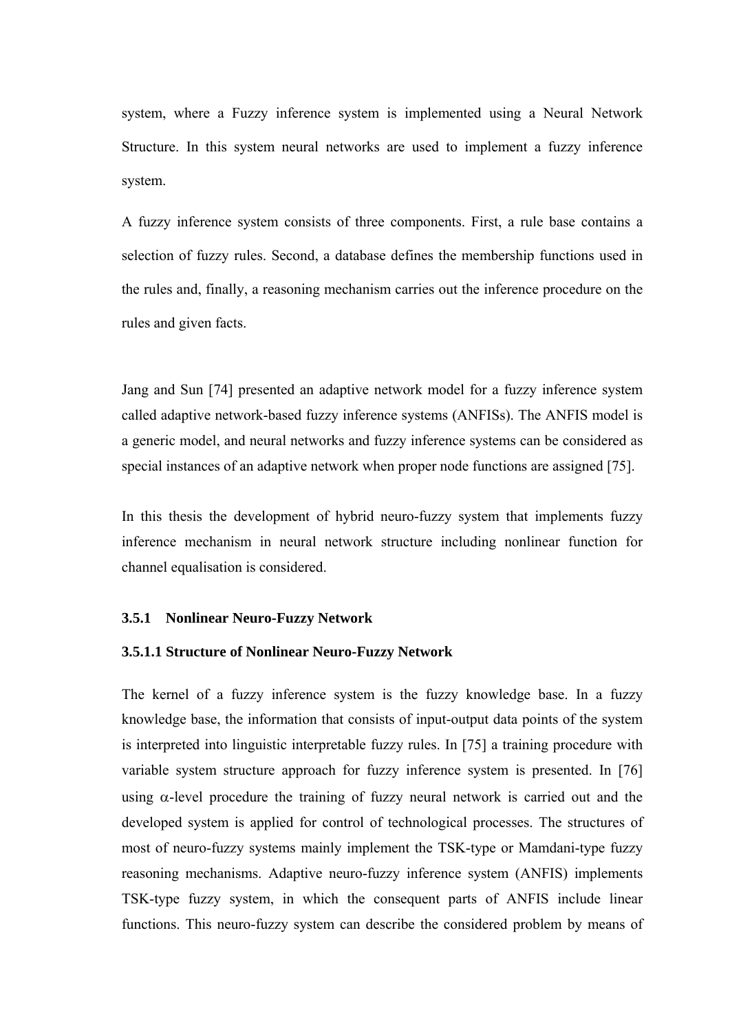system, where a Fuzzy inference system is implemented using a Neural Network Structure. In this system neural networks are used to implement a fuzzy inference system.

A fuzzy inference system consists of three components. First, a rule base contains a selection of fuzzy rules. Second, a database defines the membership functions used in the rules and, finally, a reasoning mechanism carries out the inference procedure on the rules and given facts.

Jang and Sun [74] presented an adaptive network model for a fuzzy inference system called adaptive network-based fuzzy inference systems (ANFISs). The ANFIS model is a generic model, and neural networks and fuzzy inference systems can be considered as special instances of an adaptive network when proper node functions are assigned [75].

In this thesis the development of hybrid neuro-fuzzy system that implements fuzzy inference mechanism in neural network structure including nonlinear function for channel equalisation is considered.

### 3.5.1 Nonlinear Neuro-Fuzzy Network

#### 3.5.1.1 Structure of Nonlinear Neuro-Fuzzy Network

The kernel of a fuzzy inference system is the fuzzy knowledge base. In a fuzzy knowledge base, the information that consists of input-output data points of the system is interpreted into linguistic interpretable fuzzy rules. In [75] a training procedure with variable system structure approach for fuzzy inference system is presented. In [76] using $\alpha$-level procedure the training of fuzzy neural network is carried out and the developed system is applied for control of technological processes. The structures of most of neuro-fuzzy systems mainly implement the TSK-type or Mamdani-type fuzzy reasoning mechanisms. Adaptive neuro-fuzzy inference system (ANFIS) implements TSK-type fuzzy system, in which the consequent parts of ANFIS include linear functions. This neuro-fuzzy system can describe the considered problem by means of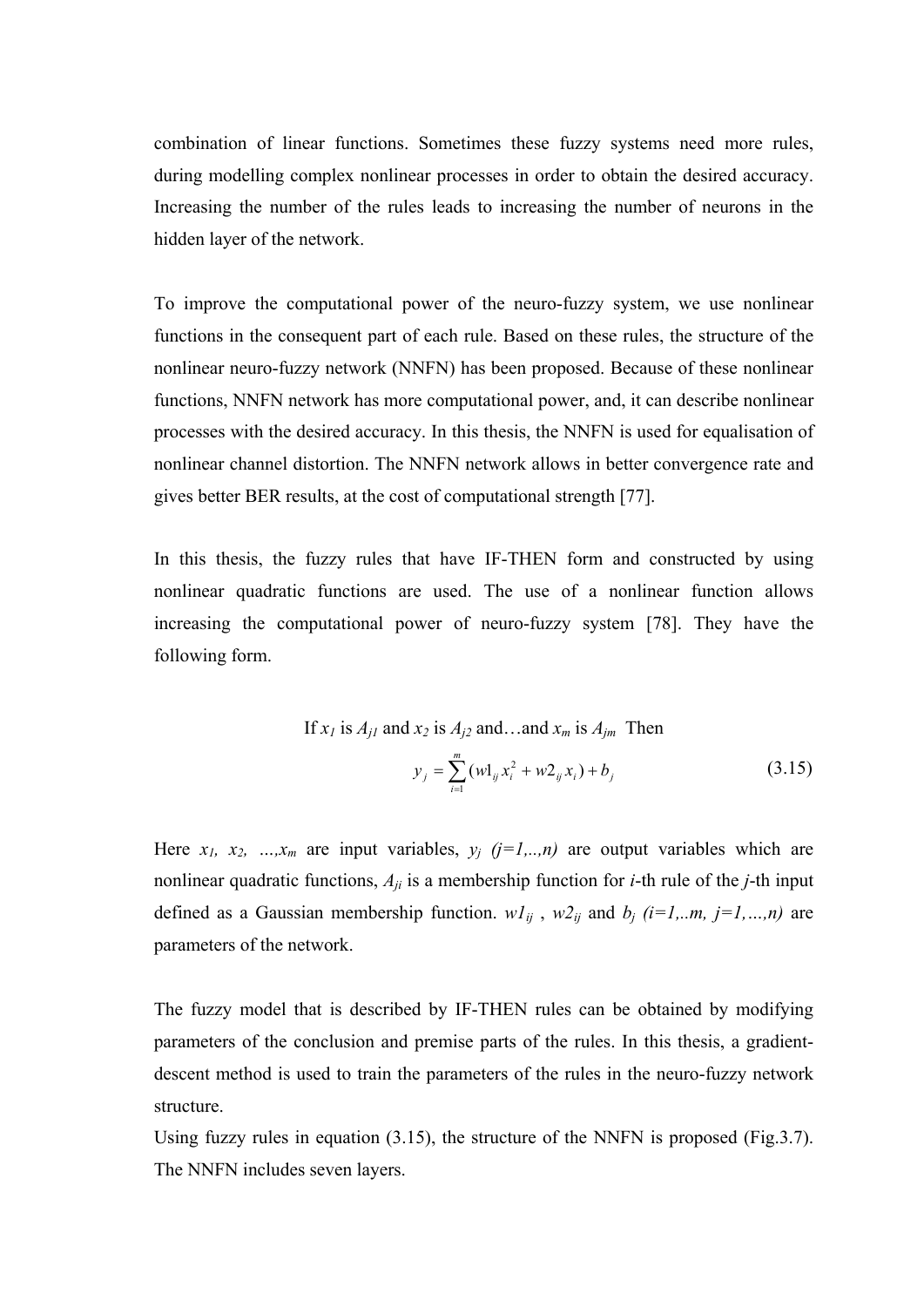combination of linear functions. Sometimes these fuzzy systems need more rules, during modelling complex nonlinear processes in order to obtain the desired accuracy. Increasing the number of the rules leads to increasing the number of neurons in the hidden layer of the network.

To improve the computational power of the neuro-fuzzy system, we use nonlinear functions in the consequent part of each rule. Based on these rules, the structure of the nonlinear neuro-fuzzy network (NNFN) has been proposed. Because of these nonlinear functions, NNFN network has more computational power, and, it can describe nonlinear processes with the desired accuracy. In this thesis, the NNFN is used for equalisation of nonlinear channel distortion. The NNFN network allows in better convergence rate and gives better BER results, at the cost of computational strength [77].

In this thesis, the fuzzy rules that have IF-THEN form and constructed by using nonlinear quadratic functions are used. The use of a nonlinear function allows increasing the computational power of neuro-fuzzy system [78]. They have the following form.

If $x_1$ is $A_{j1}$ and $x_2$ is $A_{j2}$ and…and $x_m$ is $A_{jm}$ Then

$$y_j = \sum_{i=1}^{m} (w1_{ij} x_i^2 + w2_{ij} x_i) + b_j \tag{3.15}$$

Here $x_1, x_2, \ldots, x_m$ are input variables, $y_j$ $(j=1,..,n)$ are output variables which are nonlinear quadratic functions, $A_{ji}$ is a membership function for $i$-th rule of the $j$-th input defined as a Gaussian membership function. $w1_{ij}$, $w2_{ij}$ and $b_j$ $(i=1,..m, j=1,\ldots,n)$ are parameters of the network.

The fuzzy model that is described by IF-THEN rules can be obtained by modifying parameters of the conclusion and premise parts of the rules. In this thesis, a gradient-descent method is used to train the parameters of the rules in the neuro-fuzzy network structure.

Using fuzzy rules in equation (3.15), the structure of the NNFN is proposed (Fig.3.7). The NNFN includes seven layers.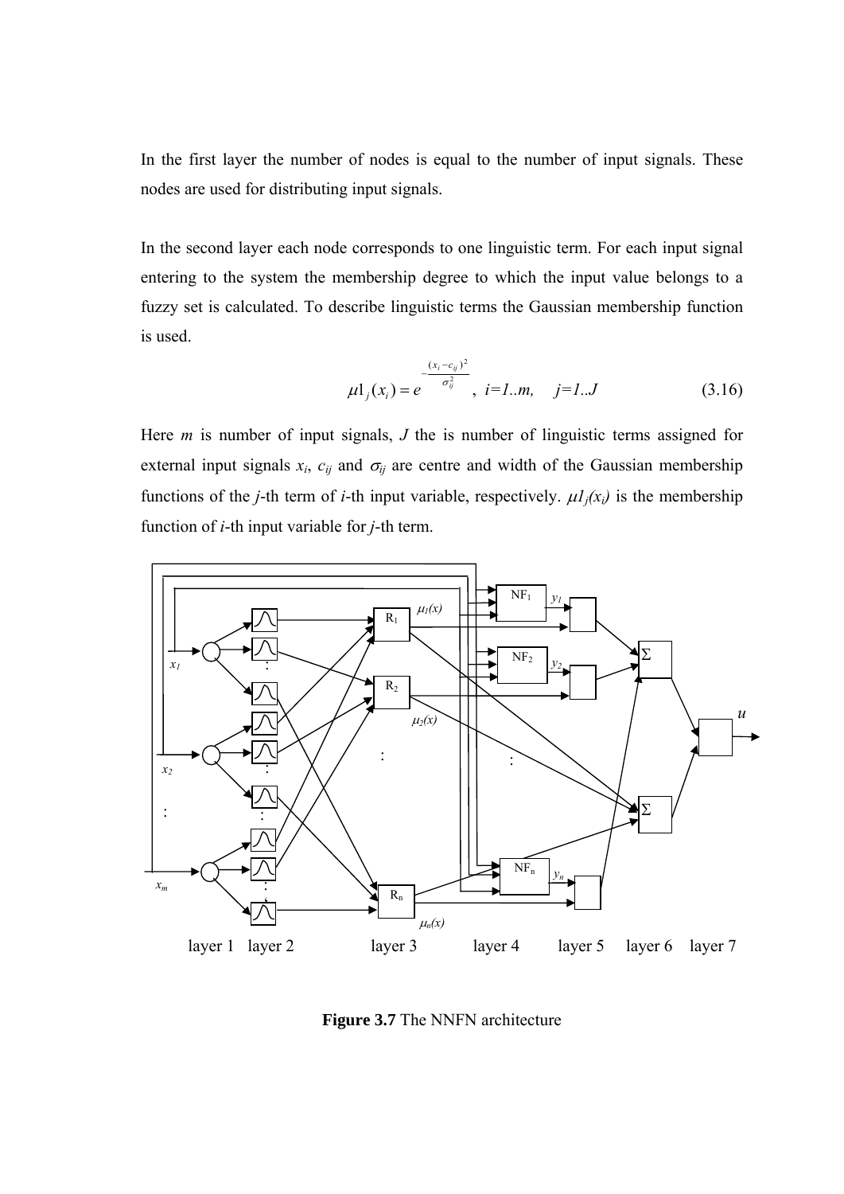In the first layer the number of nodes is equal to the number of input signals. These nodes are used for distributing input signals.

In the second layer each node corresponds to one linguistic term. For each input signal entering to the system the membership degree to which the input value belongs to a fuzzy set is calculated. To describe linguistic terms the Gaussian membership function is used.

$$\mu 1_j(x_i) = e^{-\frac{(x_i - c_{ij})^2}{\sigma_{ij}^2}}, \quad i=1..m, \quad j=1..J \tag{3.16}$$

Here $m$ is number of input signals, $J$ the is number of linguistic terms assigned for external input signals $x_i$, $c_{ij}$ and $\sigma_{ij}$ are centre and width of the Gaussian membership functions of the $j$-th term of $i$-th input variable, respectively. $\mu 1_j(x_i)$ is the membership function of $i$-th input variable for $j$-th term.

**Figure 3.7** The NNFN architecture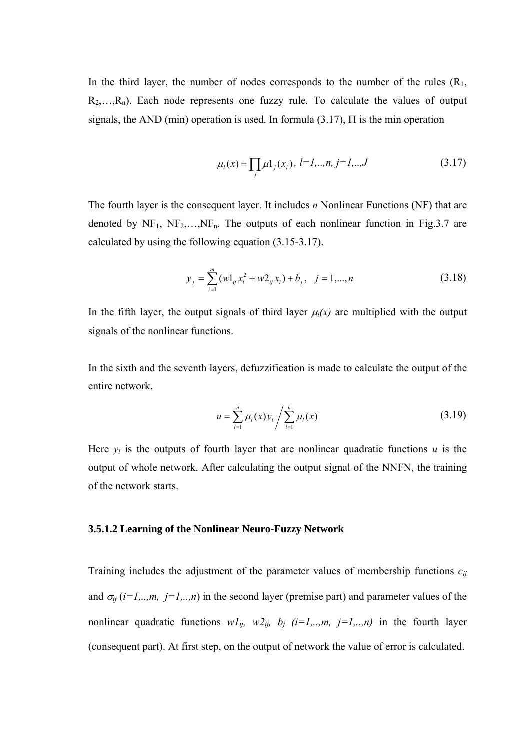In the third layer, the number of nodes corresponds to the number of the rules ($R_1$, $R_2$,…,$R_n$). Each node represents one fuzzy rule. To calculate the values of output signals, the AND (min) operation is used. In formula (3.17), Π is the min operation

$$\mu_l(x) = \prod_j \mu 1_j(x_i)\,, \; l=1,..,n,\; j=1,..,J \tag{3.17}$$

The fourth layer is the consequent layer. It includes *n* Nonlinear Functions (NF) that are denoted by $NF_1$, $NF_2$,…,$NF_n$. The outputs of each nonlinear function in Fig.3.7 are calculated by using the following equation (3.15-3.17).

$$y_j = \sum_{i=1}^{m} (w1_{ij} x_i^2 + w2_{ij} x_i) + b_j\,, \quad j = 1,...,n \tag{3.18}$$

In the fifth layer, the output signals of third layer $\mu_l(x)$ are multiplied with the output signals of the nonlinear functions.

In the sixth and the seventh layers, defuzzification is made to calculate the output of the entire network.

$$u = \sum_{l=1}^{n} \mu_l(x) y_l \Big/ \sum_{l=1}^{n} \mu_l(x) \tag{3.19}$$

Here $y_l$ is the outputs of fourth layer that are nonlinear quadratic functions $u$ is the output of whole network. After calculating the output signal of the NNFN, the training of the network starts.

### 3.5.1.2 Learning of the Nonlinear Neuro-Fuzzy Network

Training includes the adjustment of the parameter values of membership functions $c_{ij}$ and $\sigma_{ij}$ ($i=1,..,m,\; j=1,..,n$) in the second layer (premise part) and parameter values of the nonlinear quadratic functions $w1_{ij}$, $w2_{ij}$, $b_j$ ($i=1,..,m,\; j=1,..,n$) in the fourth layer (consequent part). At first step, on the output of network the value of error is calculated.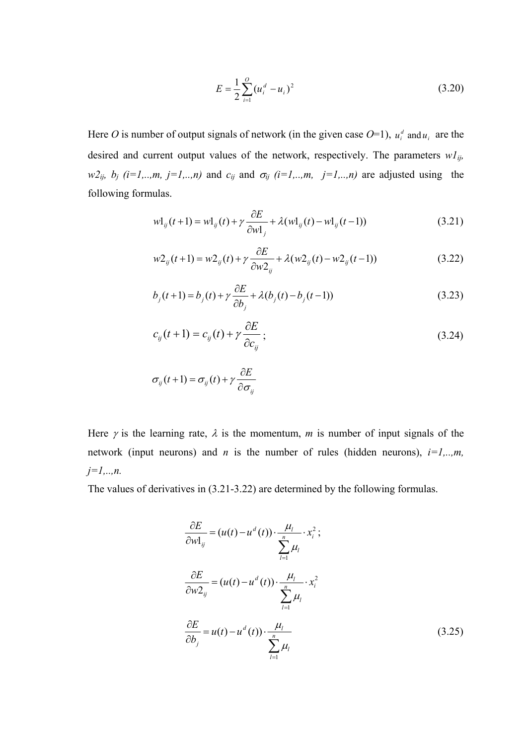$$E = \frac{1}{2}\sum_{i=1}^{O}(u_i^d - u_i)^2 \tag{3.20}$$

Here $O$ is number of output signals of network (in the given case $O$=1), $u_i^d$ and $u_i$ are the desired and current output values of the network, respectively. The parameters $w1_{ij}$, $w2_{ij}$, $b_j$ $(i=1,..,m,\ j=1,..,n)$ and $c_{ij}$ and $\sigma_{ij}$ $(i=1,..,m,\ \ j=1,..,n)$ are adjusted using the following formulas.

$$w1_{ij}(t+1) = w1_{ij}(t) + \gamma\frac{\partial E}{\partial w1_j} + \lambda(w1_{ij}(t) - w1_{ij}(t-1)) \tag{3.21}$$

$$w2_{ij}(t+1) = w2_{ij}(t) + \gamma\frac{\partial E}{\partial w2_{ij}} + \lambda(w2_{ij}(t) - w2_{ij}(t-1)) \tag{3.22}$$

$$b_j(t+1) = b_j(t) + \gamma\frac{\partial E}{\partial b_j} + \lambda(b_j(t) - b_j(t-1)) \tag{3.23}$$

$$c_{ij}(t+1) = c_{ij}(t) + \gamma\frac{\partial E}{\partial c_{ij}}; \tag{3.24}$$

$$\sigma_{ij}(t+1) = \sigma_{ij}(t) + \gamma\frac{\partial E}{\partial \sigma_{ij}}$$

Here $\gamma$ is the learning rate, $\lambda$ is the momentum, $m$ is number of input signals of the network (input neurons) and $n$ is the number of rules (hidden neurons), $i=1,..,m$, $j=1,..,n$.

The values of derivatives in (3.21-3.22) are determined by the following formulas.

$$\frac{\partial E}{\partial w1_{ij}} = (u(t) - u^d(t)) \cdot \frac{\mu_l}{\sum_{l=1}^{n}\mu_l} \cdot x_i^2;$$

$$\frac{\partial E}{\partial w2_{ij}} = (u(t) - u^d(t)) \cdot \frac{\mu_l}{\sum_{l=1}^{n}\mu_l} \cdot x_i^2$$

$$\frac{\partial E}{\partial b_j} = u(t) - u^d(t)) \cdot \frac{\mu_l}{\sum_{l=1}^{n}\mu_l} \tag{3.25}$$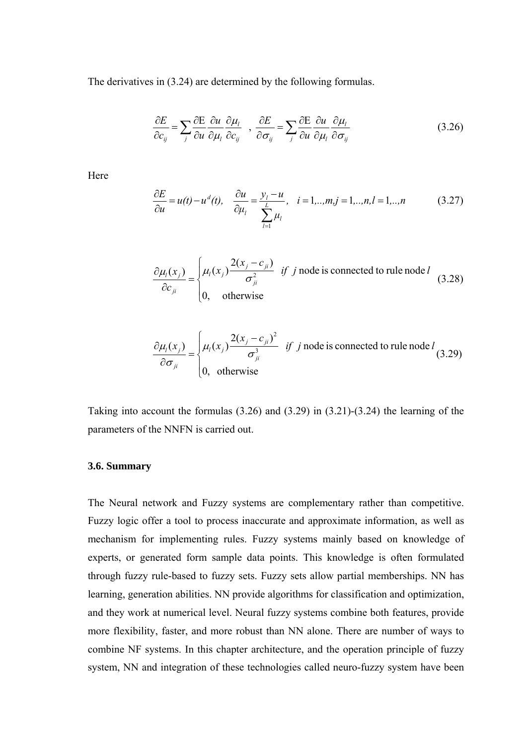The derivatives in (3.24) are determined by the following formulas.

$$\frac{\partial E}{\partial c_{ij}} = \sum_j \frac{\partial \mathrm{E}}{\partial u}\frac{\partial u}{\partial \mu_l}\frac{\partial \mu_l}{\partial c_{ij}} \quad , \quad \frac{\partial E}{\partial \sigma_{ij}} = \sum_j \frac{\partial \mathrm{E}}{\partial u}\frac{\partial u}{\partial \mu_l}\frac{\partial \mu_l}{\partial \sigma_{ij}} \tag{3.26}$$

Here

$$\frac{\partial E}{\partial u} = u(t) - u^d(t), \quad \frac{\partial u}{\partial \mu_l} = \frac{y_l - u}{\sum_{l=1}^{L} \mu_l}, \quad i = 1,..,m, j = 1,..,n, l = 1,..,n \tag{3.27}$$

$$\frac{\partial \mu_l(x_j)}{\partial c_{ji}} = \begin{cases} \mu_l(x_j)\dfrac{2(x_j - c_{ji})}{\sigma_{ji}^2} & if\ \ j \text{ node is connected to rule node } l \\ 0, \quad \text{otherwise} \end{cases} \tag{3.28}$$

$$\frac{\partial \mu_l(x_j)}{\partial \sigma_{ji}} = \begin{cases} \mu_l(x_j)\dfrac{2(x_j - c_{ji})^2}{\sigma_{ji}^3} & if\ \ j \text{ node is connected to rule node } l \\ 0, \quad \text{otherwise} \end{cases} \tag{3.29}$$

Taking into account the formulas (3.26) and (3.29) in (3.21)-(3.24) the learning of the parameters of the NNFN is carried out.

### 3.6. Summary

The Neural network and Fuzzy systems are complementary rather than competitive. Fuzzy logic offer a tool to process inaccurate and approximate information, as well as mechanism for implementing rules. Fuzzy systems mainly based on knowledge of experts, or generated form sample data points. This knowledge is often formulated through fuzzy rule-based to fuzzy sets. Fuzzy sets allow partial memberships. NN has learning, generation abilities. NN provide algorithms for classification and optimization, and they work at numerical level. Neural fuzzy systems combine both features, provide more flexibility, faster, and more robust than NN alone. There are number of ways to combine NF systems. In this chapter architecture, and the operation principle of fuzzy system, NN and integration of these technologies called neuro-fuzzy system have been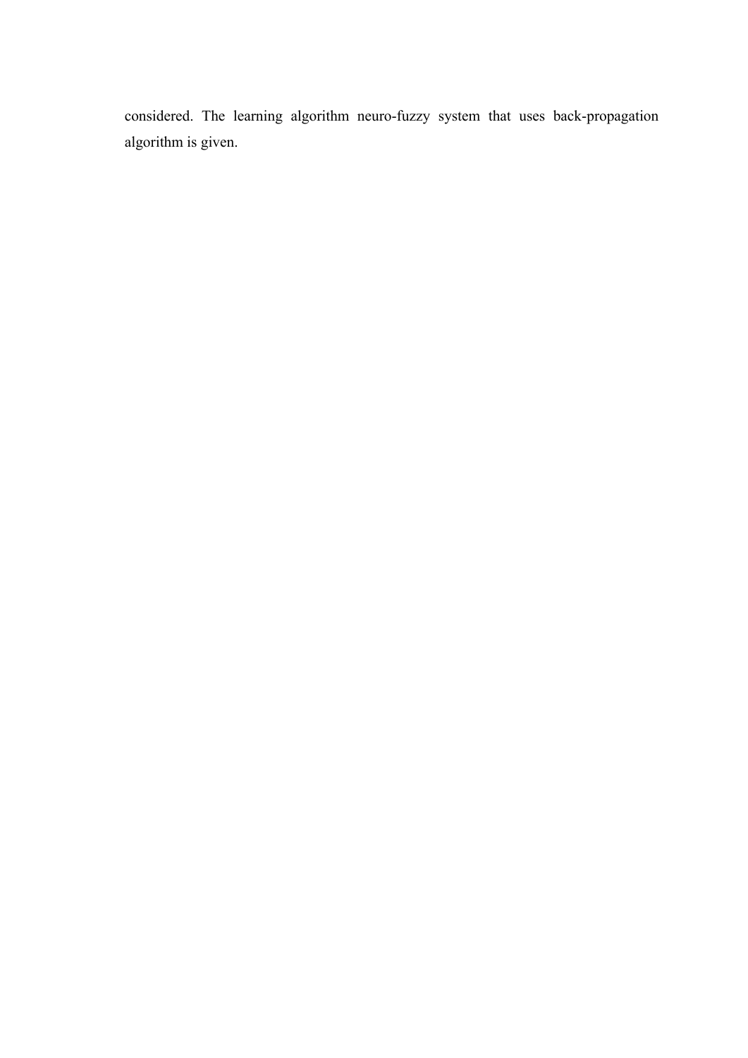considered. The learning algorithm neuro-fuzzy system that uses back-propagation algorithm is given.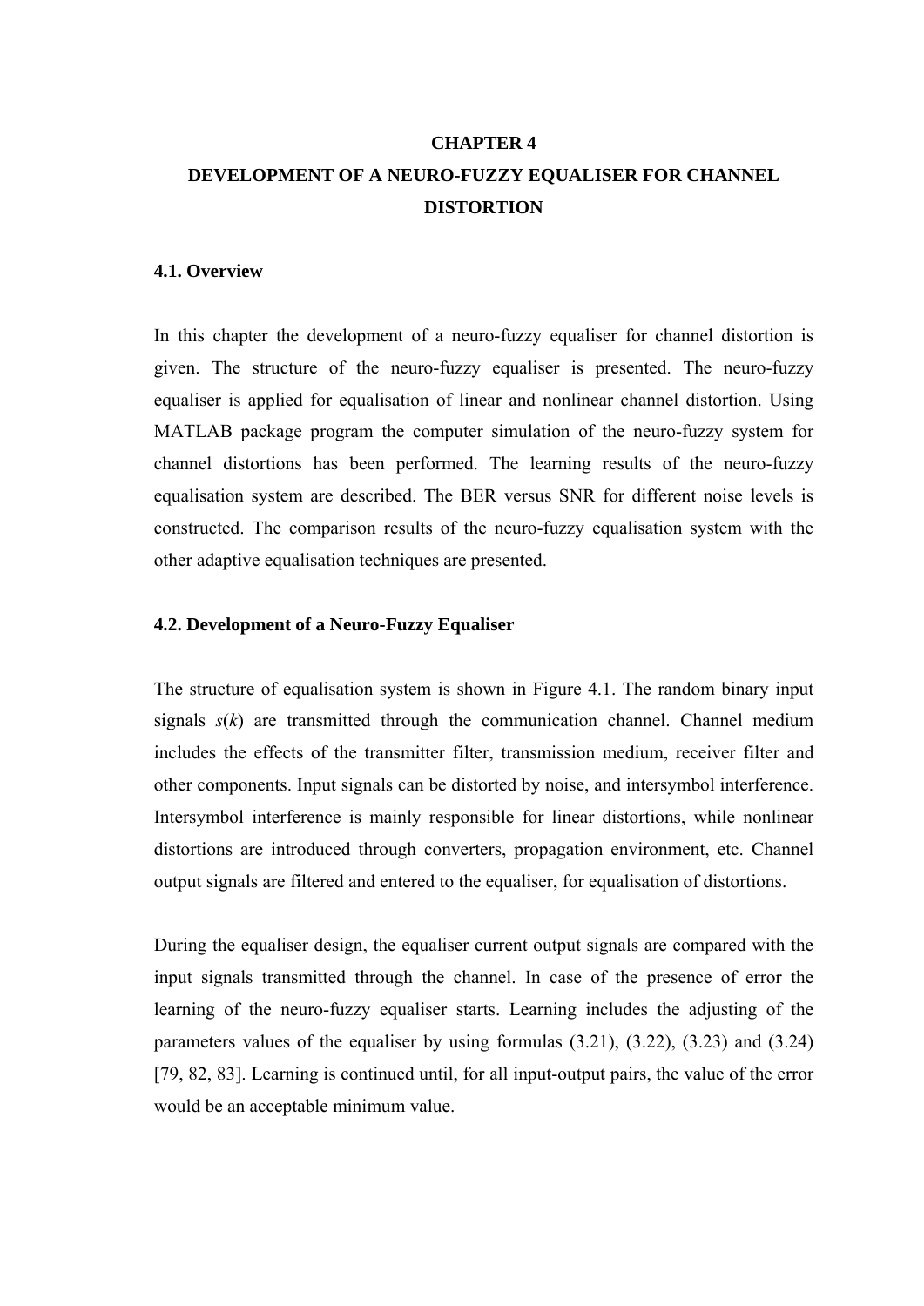# CHAPTER 4
# DEVELOPMENT OF A NEURO-FUZZY EQUALISER FOR CHANNEL DISTORTION

## 4.1. Overview

In this chapter the development of a neuro-fuzzy equaliser for channel distortion is given. The structure of the neuro-fuzzy equaliser is presented. The neuro-fuzzy equaliser is applied for equalisation of linear and nonlinear channel distortion. Using MATLAB package program the computer simulation of the neuro-fuzzy system for channel distortions has been performed. The learning results of the neuro-fuzzy equalisation system are described. The BER versus SNR for different noise levels is constructed. The comparison results of the neuro-fuzzy equalisation system with the other adaptive equalisation techniques are presented.

## 4.2. Development of a Neuro-Fuzzy Equaliser

The structure of equalisation system is shown in Figure 4.1. The random binary input signals $s(k)$ are transmitted through the communication channel. Channel medium includes the effects of the transmitter filter, transmission medium, receiver filter and other components. Input signals can be distorted by noise, and intersymbol interference. Intersymbol interference is mainly responsible for linear distortions, while nonlinear distortions are introduced through converters, propagation environment, etc. Channel output signals are filtered and entered to the equaliser, for equalisation of distortions.

During the equaliser design, the equaliser current output signals are compared with the input signals transmitted through the channel. In case of the presence of error the learning of the neuro-fuzzy equaliser starts. Learning includes the adjusting of the parameters values of the equaliser by using formulas (3.21), (3.22), (3.23) and (3.24) [79, 82, 83]. Learning is continued until, for all input-output pairs, the value of the error would be an acceptable minimum value.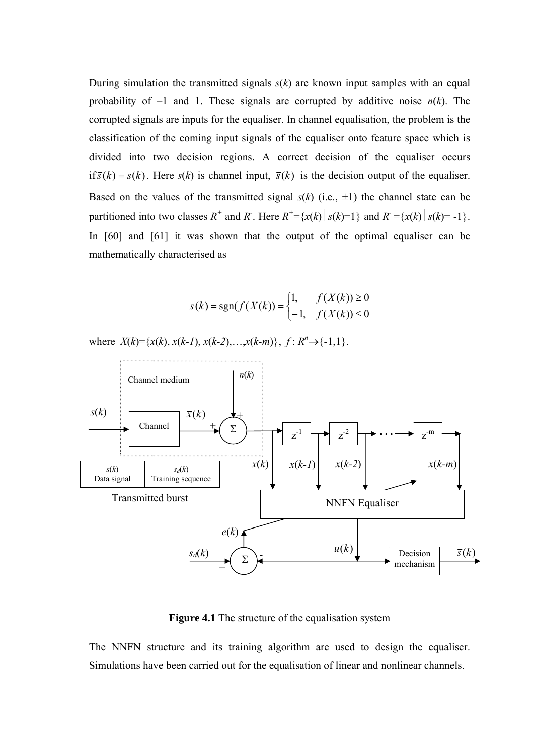During simulation the transmitted signals $s(k)$ are known input samples with an equal probability of –1 and 1. These signals are corrupted by additive noise $n(k)$. The corrupted signals are inputs for the equaliser. In channel equalisation, the problem is the classification of the coming input signals of the equaliser onto feature space which is divided into two decision regions. A correct decision of the equaliser occurs if $\bar{s}(k) = s(k)$. Here $s(k)$ is channel input, $\bar{s}(k)$ is the decision output of the equaliser. Based on the values of the transmitted signal $s(k)$ (i.e., $\pm1$) the channel state can be partitioned into two classes $R^+$ and $R^-$. Here $R^+=\{x(k)\,|\,s(k)=1\}$ and $R^-=\{x(k)\,|\,s(k)=-1\}$. In [60] and [61] it was shown that the output of the optimal equaliser can be mathematically characterised as

$$\bar{s}(k) = \operatorname{sgn}(f(X(k))) = \begin{cases} 1, & f(X(k)) \geq 0 \\ -1, & f(X(k)) \leq 0 \end{cases}$$

where $X(k)=\{x(k), x(k-1), x(k-2), \ldots, x(k-m)\}$, $f: R^n \rightarrow \{-1,1\}$.

**Figure 4.1** The structure of the equalisation system

The NNFN structure and its training algorithm are used to design the equaliser. Simulations have been carried out for the equalisation of linear and nonlinear channels.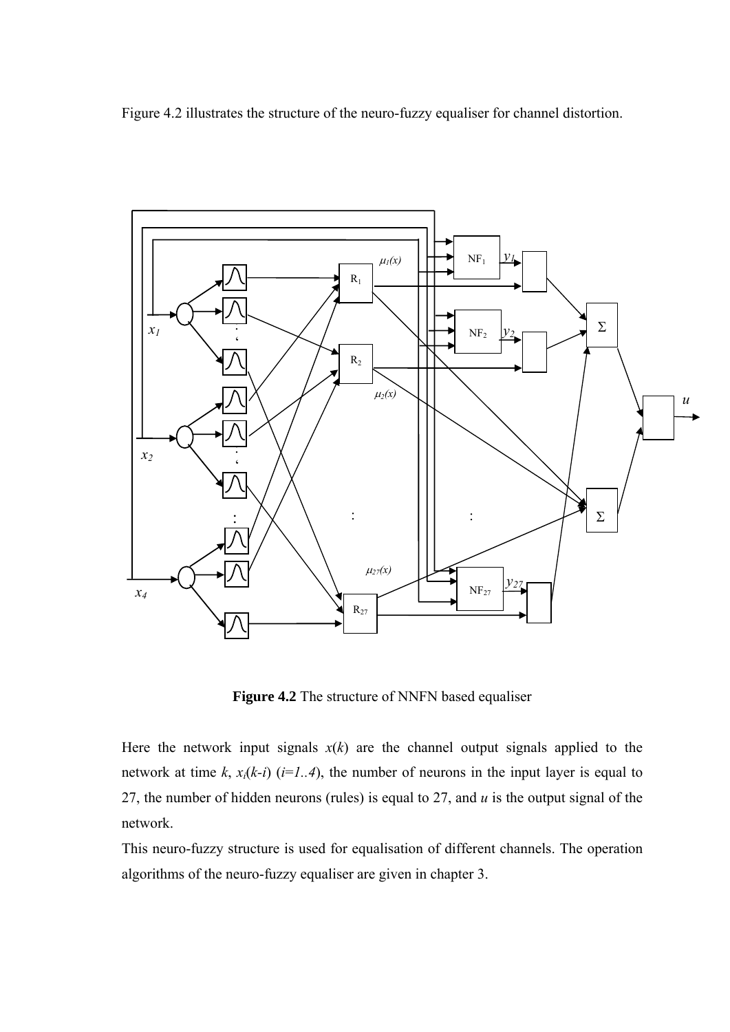Figure 4.2 illustrates the structure of the neuro-fuzzy equaliser for channel distortion.

**Figure 4.2** The structure of NNFN based equaliser

Here the network input signals $x(k)$ are the channel output signals applied to the network at time $k$, $x_i(k\text{-}i)$ ($i=1..4$), the number of neurons in the input layer is equal to 27, the number of hidden neurons (rules) is equal to 27, and $u$ is the output signal of the network.

This neuro-fuzzy structure is used for equalisation of different channels. The operation algorithms of the neuro-fuzzy equaliser are given in chapter 3.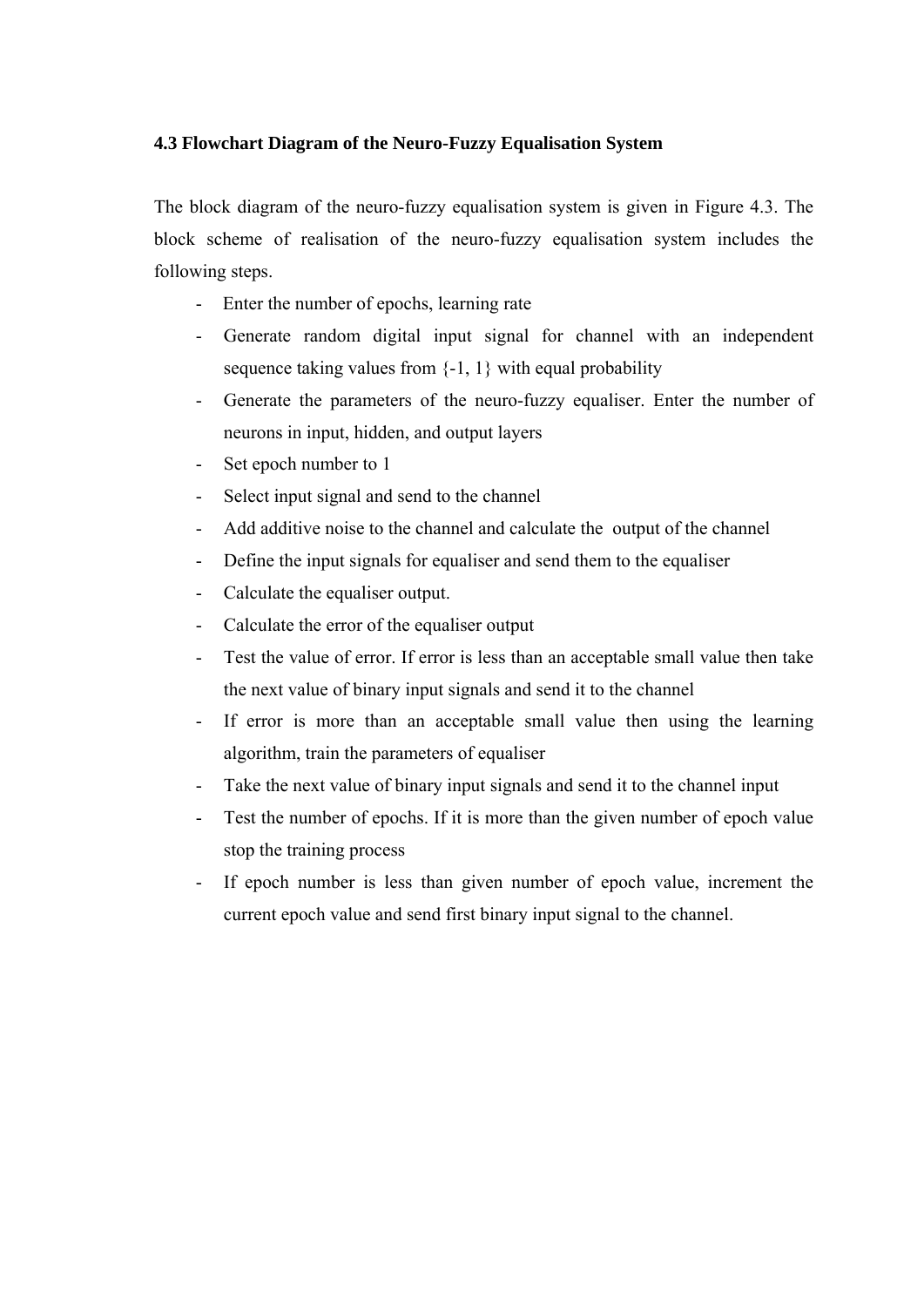### 4.3 Flowchart Diagram of the Neuro-Fuzzy Equalisation System

The block diagram of the neuro-fuzzy equalisation system is given in Figure 4.3. The block scheme of realisation of the neuro-fuzzy equalisation system includes the following steps.

- Enter the number of epochs, learning rate
- Generate random digital input signal for channel with an independent sequence taking values from {-1, 1} with equal probability
- Generate the parameters of the neuro-fuzzy equaliser. Enter the number of neurons in input, hidden, and output layers
- Set epoch number to 1
- Select input signal and send to the channel
- Add additive noise to the channel and calculate the output of the channel
- Define the input signals for equaliser and send them to the equaliser
- Calculate the equaliser output.
- Calculate the error of the equaliser output
- Test the value of error. If error is less than an acceptable small value then take the next value of binary input signals and send it to the channel
- If error is more than an acceptable small value then using the learning algorithm, train the parameters of equaliser
- Take the next value of binary input signals and send it to the channel input
- Test the number of epochs. If it is more than the given number of epoch value stop the training process
- If epoch number is less than given number of epoch value, increment the current epoch value and send first binary input signal to the channel.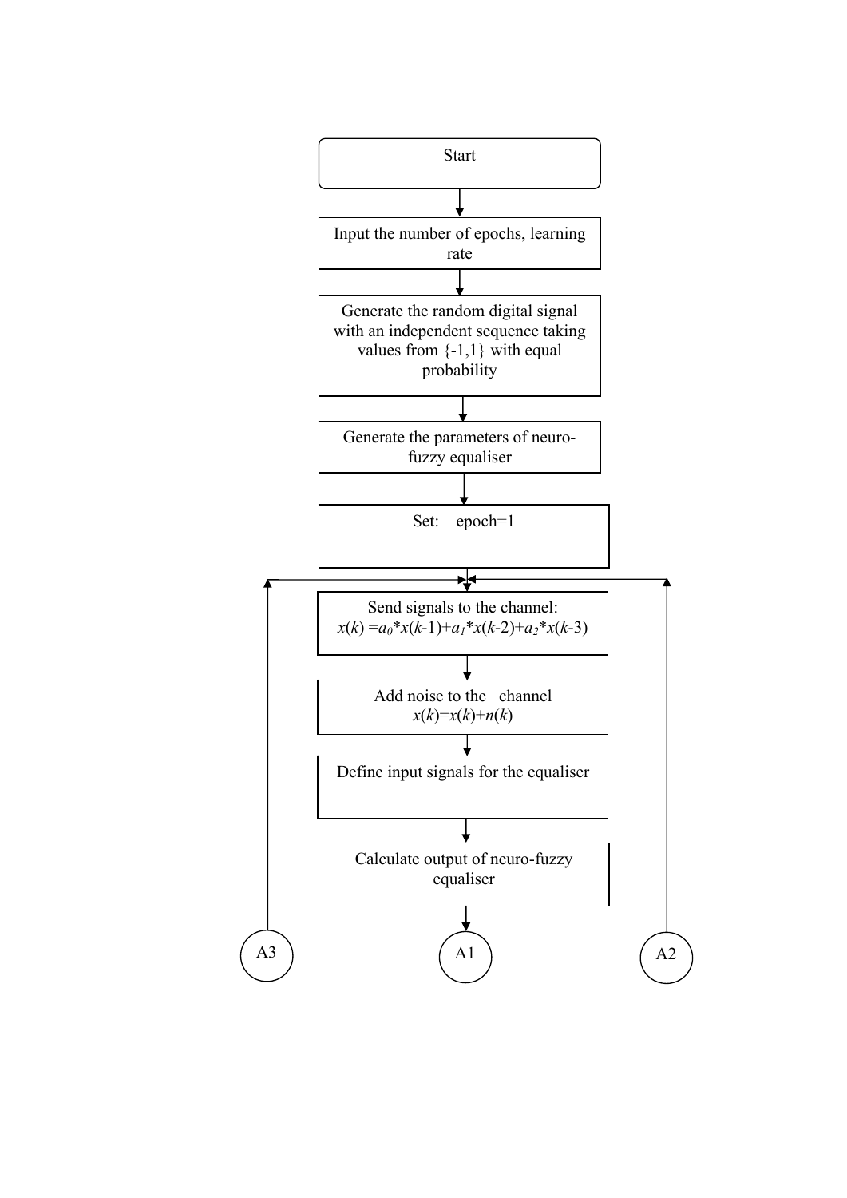Start

Input the number of epochs, learning rate

Generate the random digital signal with an independent sequence taking values from {-1,1} with equal probability

Generate the parameters of neuro-fuzzy equaliser

Set: epoch=1

Send signals to the channel: $x(k) = a_0 * x(k-1) + a_1 * x(k-2) + a_2 * x(k-3)$

Add noise to the channel $x(k) = x(k) + n(k)$

Define input signals for the equaliser

Calculate output of neuro-fuzzy equaliser

A3

A1

A2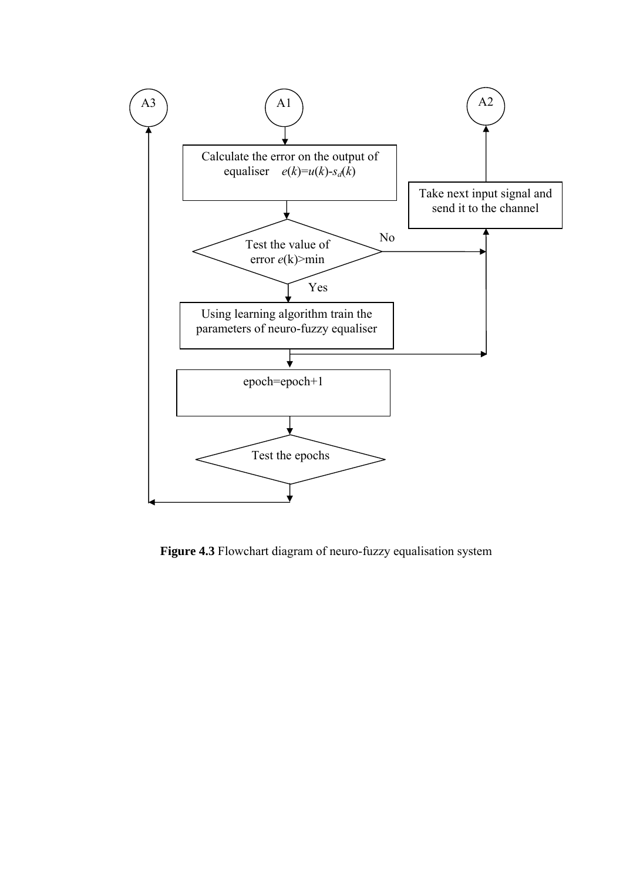A3

A1

A2

Calculate the error on the output of equaliser $e(k)=u(k)-s_d(k)$

Take next input signal and send it to the channel

Test the value of error $e(k)$>min

No

Yes

Using learning algorithm train the parameters of neuro-fuzzy equaliser

epoch=epoch+1

Test the epochs

**Figure 4.3** Flowchart diagram of neuro-fuzzy equalisation system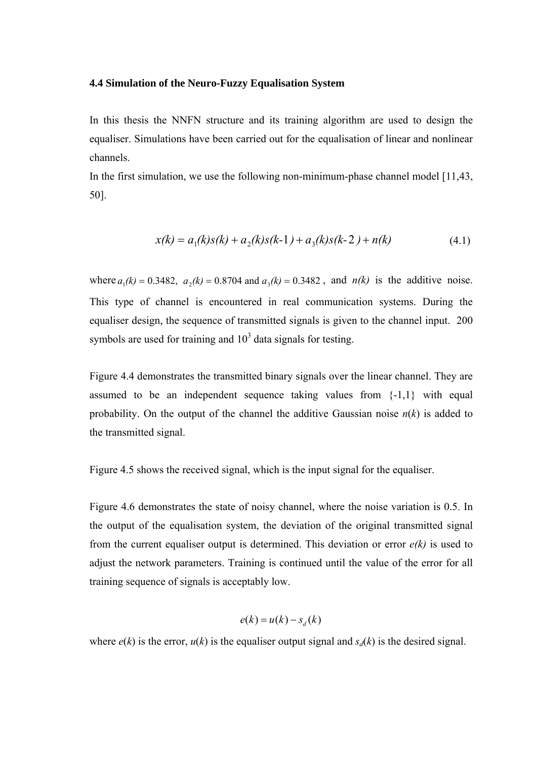### 4.4 Simulation of the Neuro-Fuzzy Equalisation System

In this thesis the NNFN structure and its training algorithm are used to design the equaliser. Simulations have been carried out for the equalisation of linear and nonlinear channels.

In the first simulation, we use the following non-minimum-phase channel model [11,43, 50].

$$x(k) = a_1(k)s(k) + a_2(k)s(k\text{-}1) + a_3(k)s(k\text{-}2) + n(k) \tag{4.1}$$

where $a_1(k) = 0.3482$, $a_2(k) = 0.8704$ and $a_3(k) = 0.3482$ , and $n(k)$ is the additive noise. This type of channel is encountered in real communication systems. During the equaliser design, the sequence of transmitted signals is given to the channel input. 200 symbols are used for training and $10^3$ data signals for testing.

Figure 4.4 demonstrates the transmitted binary signals over the linear channel. They are assumed to be an independent sequence taking values from {-1,1} with equal probability. On the output of the channel the additive Gaussian noise $n(k)$ is added to the transmitted signal.

Figure 4.5 shows the received signal, which is the input signal for the equaliser.

Figure 4.6 demonstrates the state of noisy channel, where the noise variation is 0.5. In the output of the equalisation system, the deviation of the original transmitted signal from the current equaliser output is determined. This deviation or error $e(k)$ is used to adjust the network parameters. Training is continued until the value of the error for all training sequence of signals is acceptably low.

$$e(k) = u(k) - s_d(k)$$

where $e(k)$ is the error, $u(k)$ is the equaliser output signal and $s_d(k)$ is the desired signal.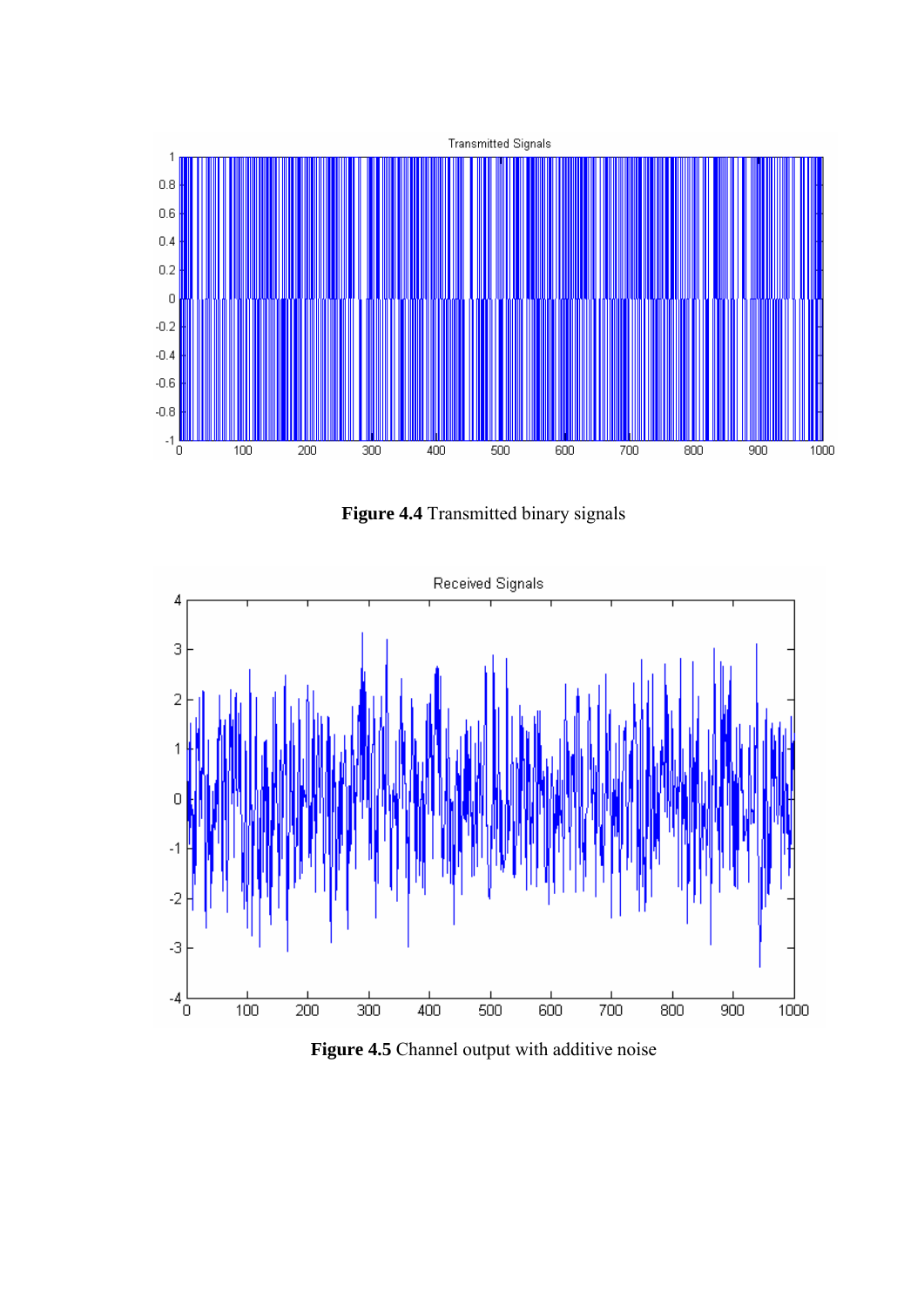**Figure 4.4** Transmitted binary signals

**Figure 4.5** Channel output with additive noise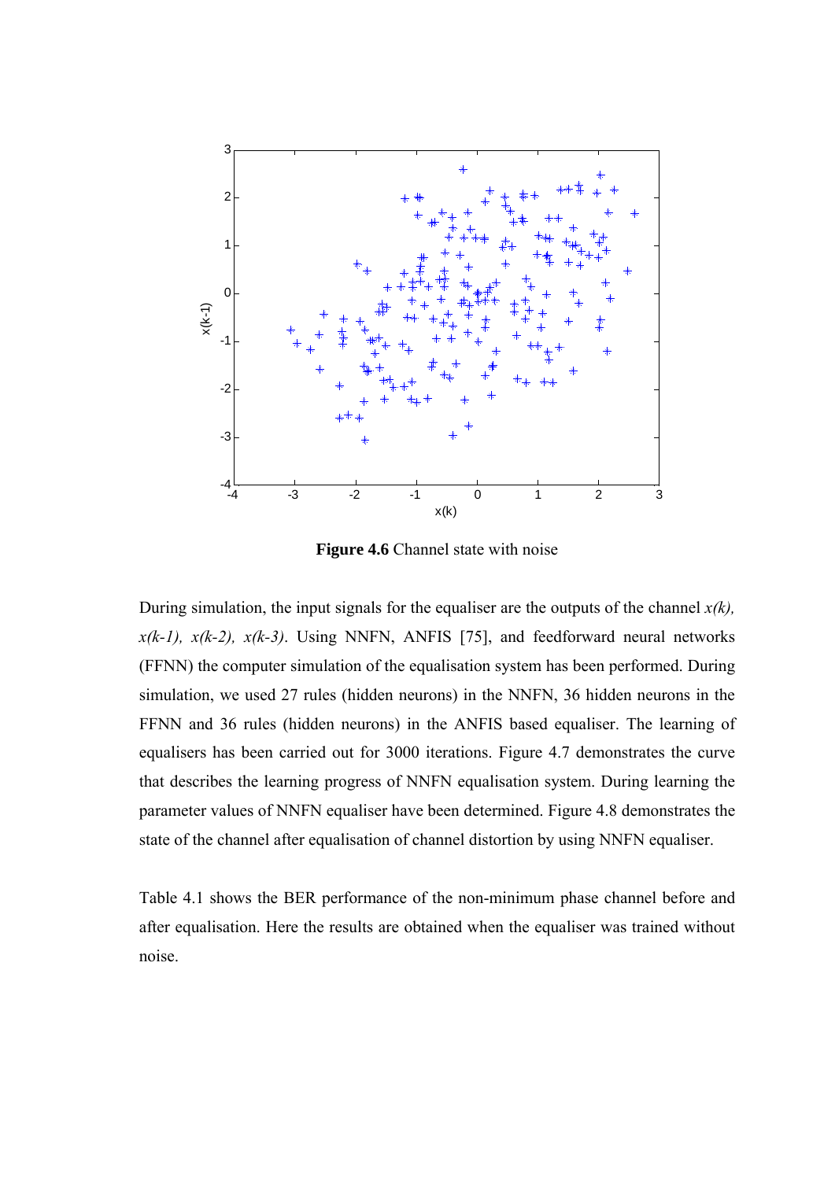**Figure 4.6** Channel state with noise

During simulation, the input signals for the equaliser are the outputs of the channel $x(k)$, $x(k-1)$, $x(k-2)$, $x(k-3)$. Using NNFN, ANFIS [75], and feedforward neural networks (FFNN) the computer simulation of the equalisation system has been performed. During simulation, we used 27 rules (hidden neurons) in the NNFN, 36 hidden neurons in the FFNN and 36 rules (hidden neurons) in the ANFIS based equaliser. The learning of equalisers has been carried out for 3000 iterations. Figure 4.7 demonstrates the curve that describes the learning progress of NNFN equalisation system. During learning the parameter values of NNFN equaliser have been determined. Figure 4.8 demonstrates the state of the channel after equalisation of channel distortion by using NNFN equaliser.

Table 4.1 shows the BER performance of the non-minimum phase channel before and after equalisation. Here the results are obtained when the equaliser was trained without noise.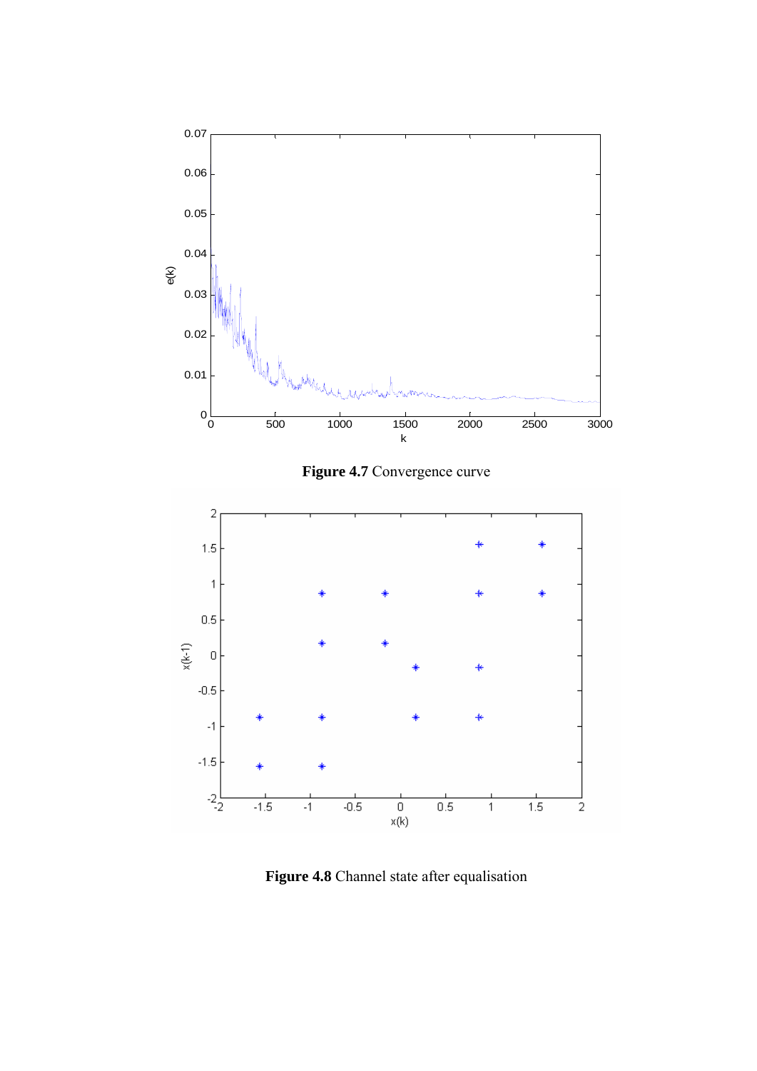**Figure 4.7** Convergence curve

**Figure 4.8** Channel state after equalisation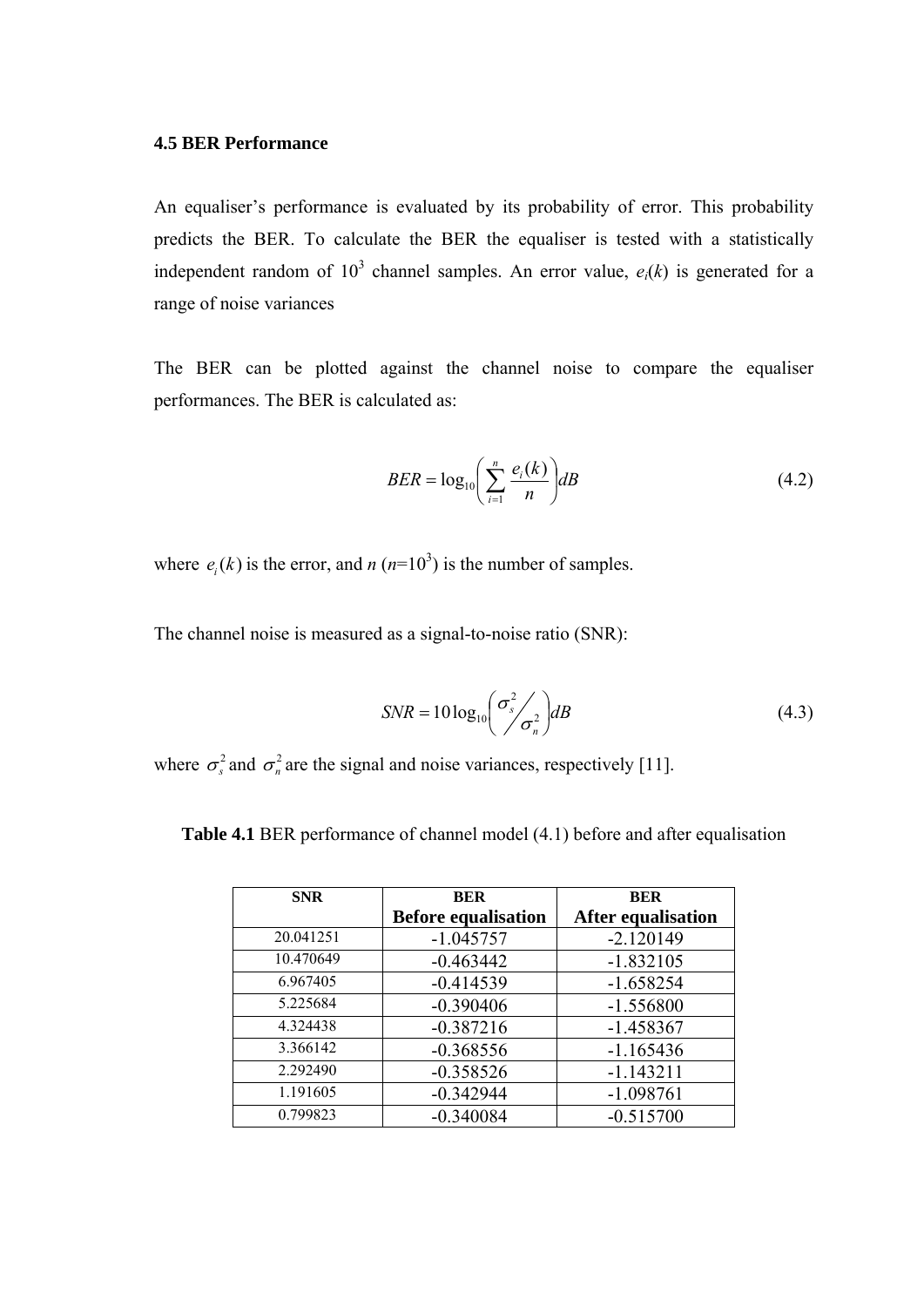### 4.5 BER Performance

An equaliser's performance is evaluated by its probability of error. This probability predicts the BER. To calculate the BER the equaliser is tested with a statistically independent random of $10^3$ channel samples. An error value, $e_i(k)$ is generated for a range of noise variances

The BER can be plotted against the channel noise to compare the equaliser performances. The BER is calculated as:

$$BER = \log_{10}\left(\sum_{i=1}^{n} \frac{e_i(k)}{n}\right) dB \tag{4.2}$$

where $e_i(k)$ is the error, and $n$ ($n$=$10^3$) is the number of samples.

The channel noise is measured as a signal-to-noise ratio (SNR):

$$SNR = 10\log_{10}\left(\sigma_s^2 \big/ \sigma_n^2\right) dB \tag{4.3}$$

where $\sigma_s^2$ and $\sigma_n^2$ are the signal and noise variances, respectively [11].

**Table 4.1** BER performance of channel model (4.1) before and after equalisation

| SNR | BER Before equalisation | BER After equalisation |
|---|---|---|
| 20.041251 | -1.045757 | -2.120149 |
| 10.470649 | -0.463442 | -1.832105 |
| 6.967405 | -0.414539 | -1.658254 |
| 5.225684 | -0.390406 | -1.556800 |
| 4.324438 | -0.387216 | -1.458367 |
| 3.366142 | -0.368556 | -1.165436 |
| 2.292490 | -0.358526 | -1.143211 |
| 1.191605 | -0.342944 | -1.098761 |
| 0.799823 | -0.340084 | -0.515700 |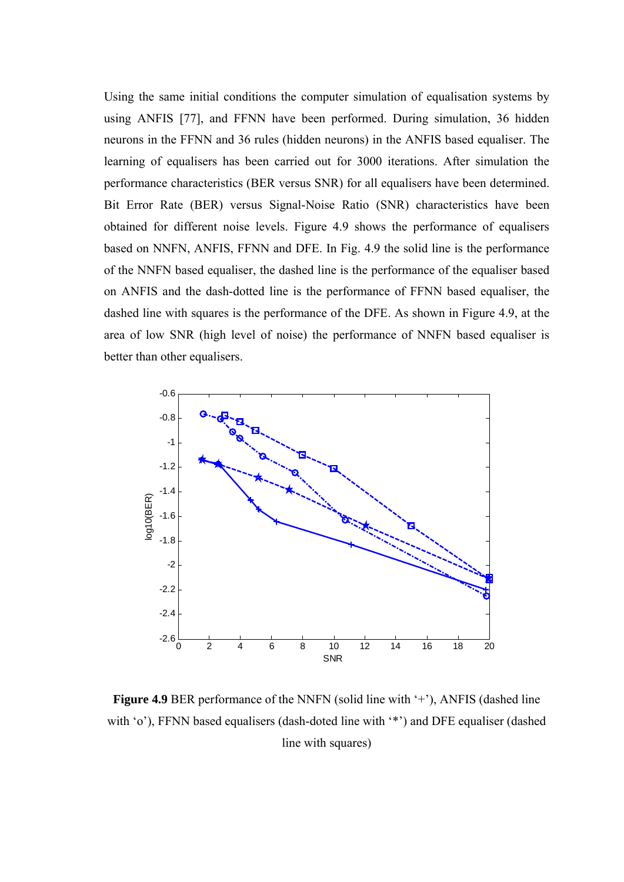Using the same initial conditions the computer simulation of equalisation systems by using ANFIS [77], and FFNN have been performed. During simulation, 36 hidden neurons in the FFNN and 36 rules (hidden neurons) in the ANFIS based equaliser. The learning of equalisers has been carried out for 3000 iterations. After simulation the performance characteristics (BER versus SNR) for all equalisers have been determined. Bit Error Rate (BER) versus Signal-Noise Ratio (SNR) characteristics have been obtained for different noise levels. Figure 4.9 shows the performance of equalisers based on NNFN, ANFIS, FFNN and DFE. In Fig. 4.9 the solid line is the performance of the NNFN based equaliser, the dashed line is the performance of the equaliser based on ANFIS and the dash-dotted line is the performance of FFNN based equaliser, the dashed line with squares is the performance of the DFE. As shown in Figure 4.9, at the area of low SNR (high level of noise) the performance of NNFN based equaliser is better than other equalisers.

**Figure 4.9** BER performance of the NNFN (solid line with '+'), ANFIS (dashed line with 'o'), FFNN based equalisers (dash-doted line with '*') and DFE equaliser (dashed line with squares)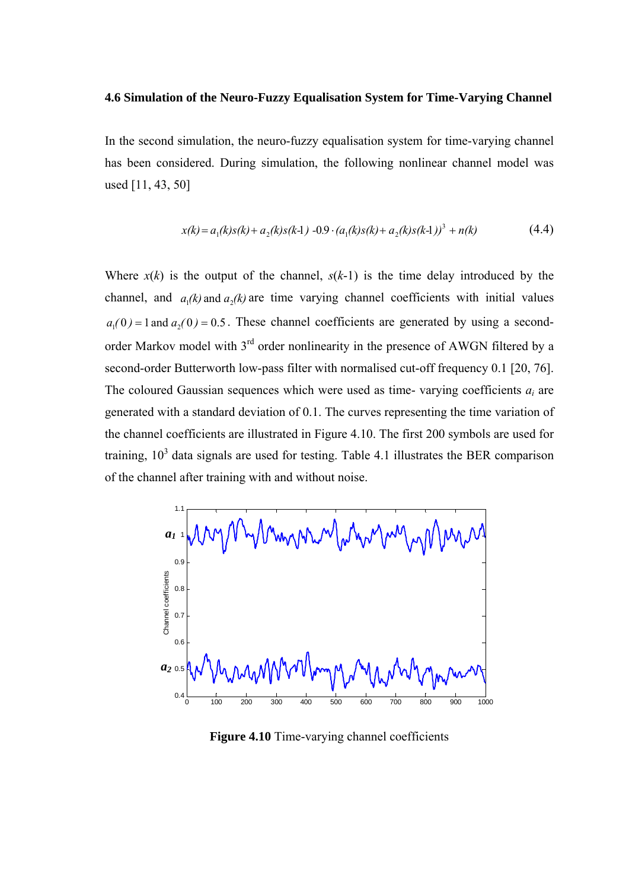### 4.6 Simulation of the Neuro-Fuzzy Equalisation System for Time-Varying Channel

In the second simulation, the neuro-fuzzy equalisation system for time-varying channel has been considered. During simulation, the following nonlinear channel model was used [11, 43, 50]

$$x(k) = a_1(k)s(k) + a_2(k)s(k\text{-}1) - 0.9 \cdot (a_1(k)s(k) + a_2(k)s(k\text{-}1))^3 + n(k) \tag{4.4}$$

Where $x(k)$ is the output of the channel, $s(k\text{-}1)$ is the time delay introduced by the channel, and $a_1(k)$ and $a_2(k)$ are time varying channel coefficients with initial values $a_1(0) = 1$ and $a_2(0) = 0.5$. These channel coefficients are generated by using a second-order Markov model with 3rd order nonlinearity in the presence of AWGN filtered by a second-order Butterworth low-pass filter with normalised cut-off frequency 0.1 [20, 76]. The coloured Gaussian sequences which were used as time- varying coefficients $a_i$ are generated with a standard deviation of 0.1. The curves representing the time variation of the channel coefficients are illustrated in Figure 4.10. The first 200 symbols are used for training, $10^3$ data signals are used for testing. Table 4.1 illustrates the BER comparison of the channel after training with and without noise.

**Figure 4.10** Time-varying channel coefficients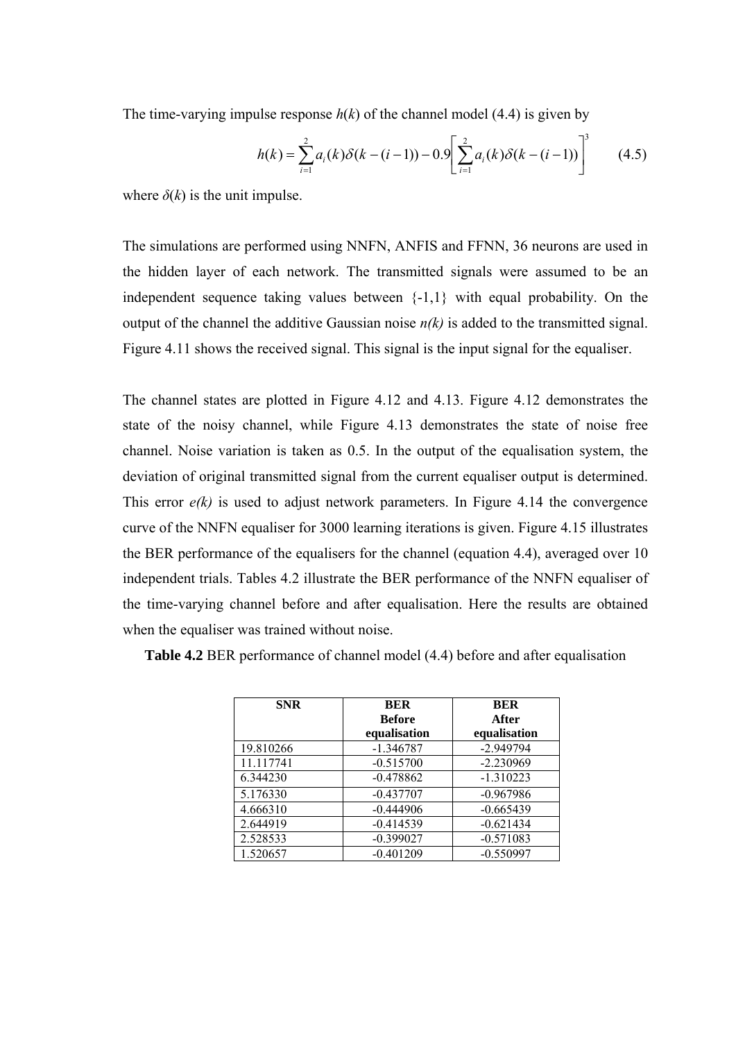The time-varying impulse response $h(k)$ of the channel model (4.4) is given by

$$h(k) = \sum_{i=1}^{2} a_i(k)\delta(k-(i-1)) - 0.9\left[\sum_{i=1}^{2} a_i(k)\delta(k-(i-1))\right]^3 \qquad (4.5)$$

where $\delta(k)$ is the unit impulse.

The simulations are performed using NNFN, ANFIS and FFNN, 36 neurons are used in the hidden layer of each network. The transmitted signals were assumed to be an independent sequence taking values between {-1,1} with equal probability. On the output of the channel the additive Gaussian noise $n(k)$ is added to the transmitted signal. Figure 4.11 shows the received signal. This signal is the input signal for the equaliser.

The channel states are plotted in Figure 4.12 and 4.13. Figure 4.12 demonstrates the state of the noisy channel, while Figure 4.13 demonstrates the state of noise free channel. Noise variation is taken as 0.5. In the output of the equalisation system, the deviation of original transmitted signal from the current equaliser output is determined. This error $e(k)$ is used to adjust network parameters. In Figure 4.14 the convergence curve of the NNFN equaliser for 3000 learning iterations is given. Figure 4.15 illustrates the BER performance of the equalisers for the channel (equation 4.4), averaged over 10 independent trials. Tables 4.2 illustrate the BER performance of the NNFN equaliser of the time-varying channel before and after equalisation. Here the results are obtained when the equaliser was trained without noise.

**Table 4.2** BER performance of channel model (4.4) before and after equalisation

| SNR | BER Before equalisation | BER After equalisation |
|---|---|---|
| 19.810266 | -1.346787 | -2.949794 |
| 11.117741 | -0.515700 | -2.230969 |
| 6.344230 | -0.478862 | -1.310223 |
| 5.176330 | -0.437707 | -0.967986 |
| 4.666310 | -0.444906 | -0.665439 |
| 2.644919 | -0.414539 | -0.621434 |
| 2.528533 | -0.399027 | -0.571083 |
| 1.520657 | -0.401209 | -0.550997 |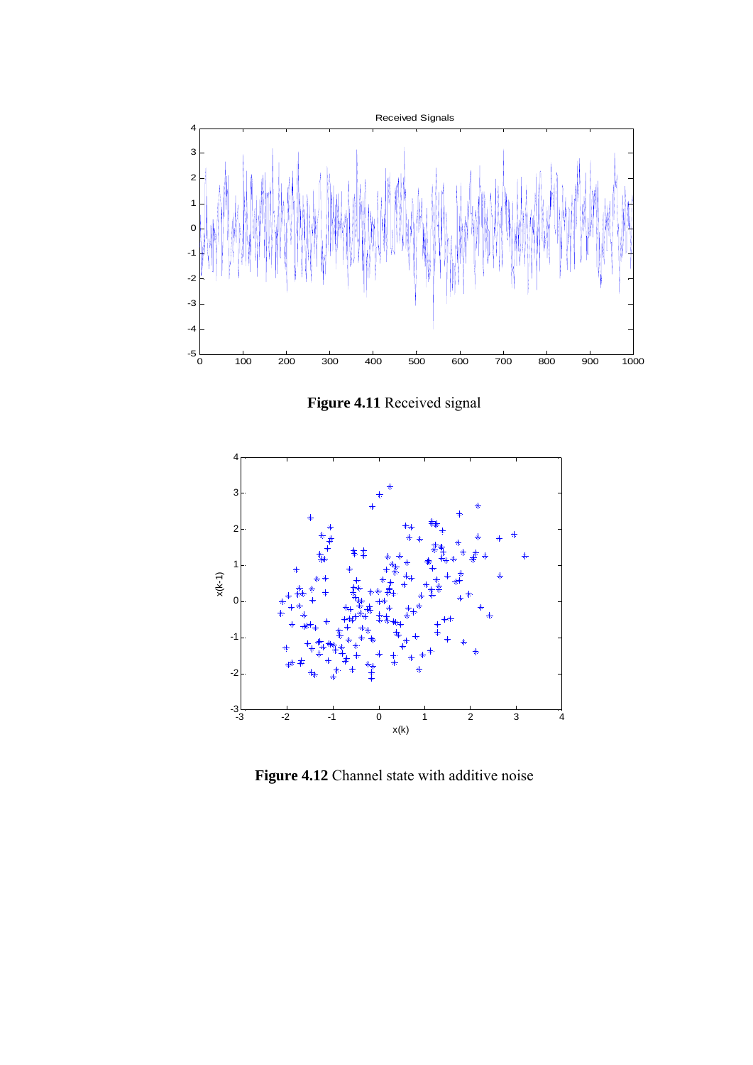**Figure 4.11** Received signal

**Figure 4.12** Channel state with additive noise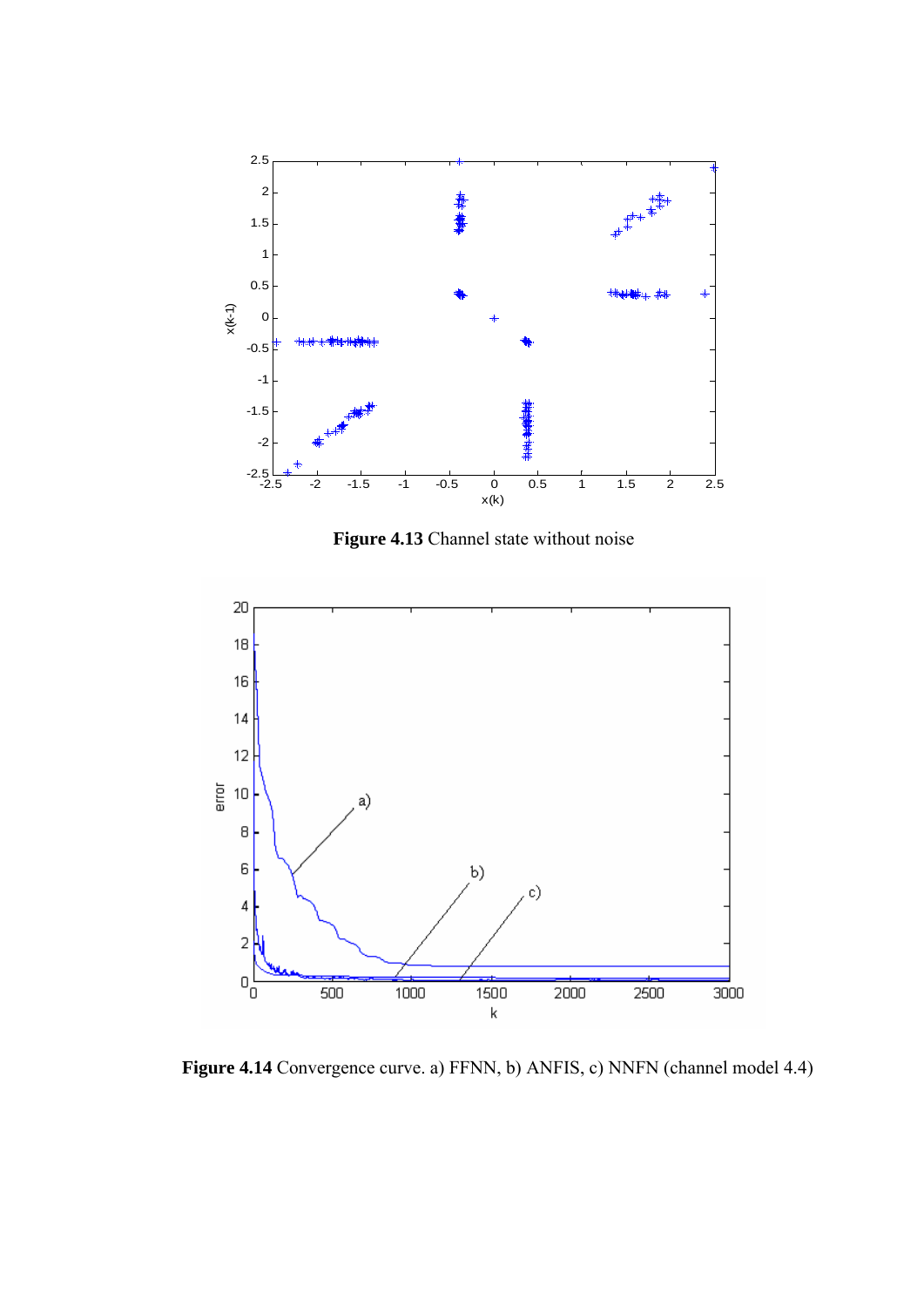**Figure 4.13** Channel state without noise

**Figure 4.14** Convergence curve. a) FFNN, b) ANFIS, c) NNFN (channel model 4.4)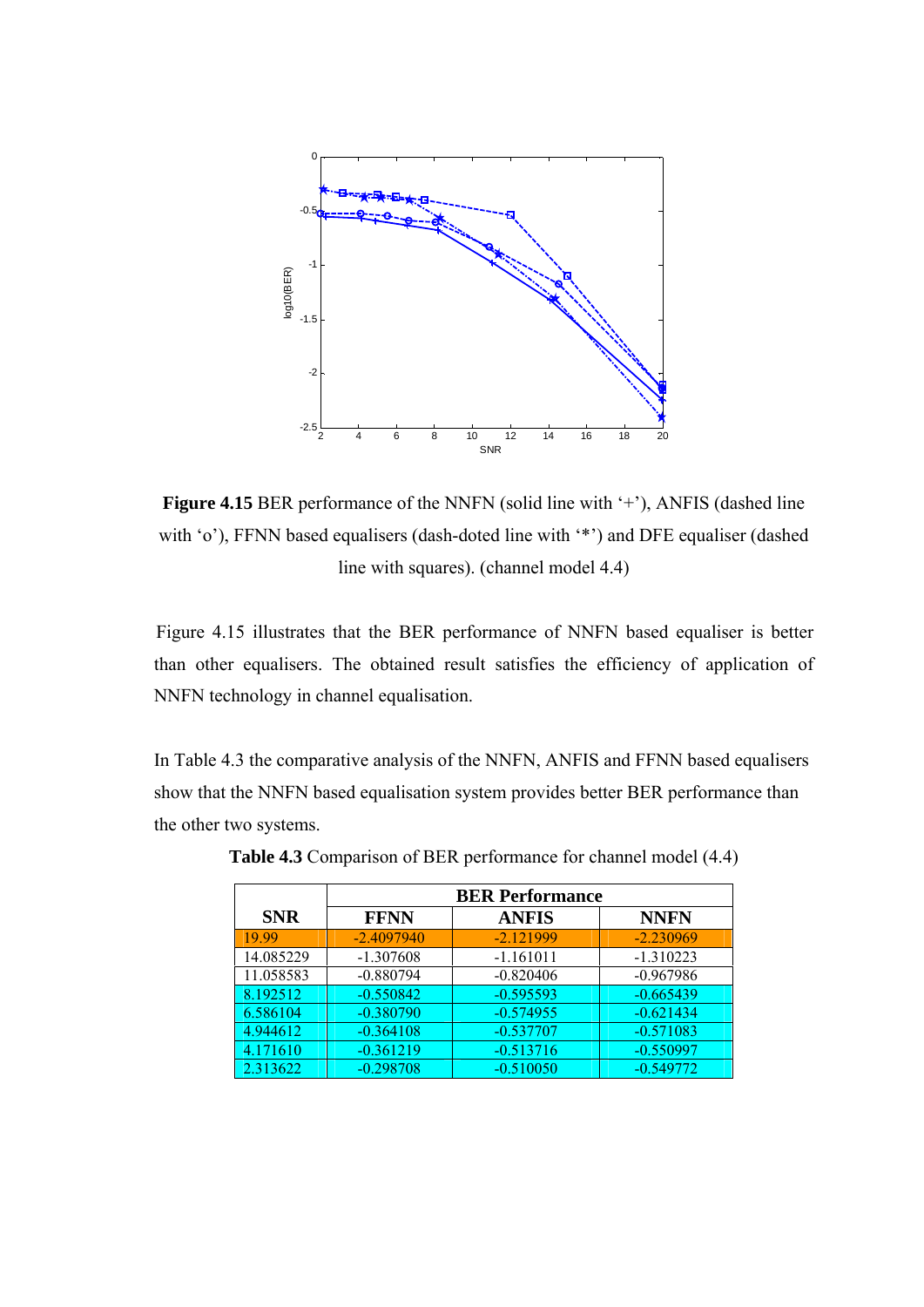**Figure 4.15** BER performance of the NNFN (solid line with '+'), ANFIS (dashed line with 'o'), FFNN based equalisers (dash-doted line with '*') and DFE equaliser (dashed line with squares). (channel model 4.4)

Figure 4.15 illustrates that the BER performance of NNFN based equaliser is better than other equalisers. The obtained result satisfies the efficiency of application of NNFN technology in channel equalisation.

In Table 4.3 the comparative analysis of the NNFN, ANFIS and FFNN based equalisers show that the NNFN based equalisation system provides better BER performance than the other two systems.

**Table 4.3** Comparison of BER performance for channel model (4.4)

| SNR | BER Performance | | |
|---|---|---|---|
| | FFNN | ANFIS | NNFN |
| 19.99 | -2.4097940 | -2.121999 | -2.230969 |
| 14.085229 | -1.307608 | -1.161011 | -1.310223 |
| 11.058583 | -0.880794 | -0.820406 | -0.967986 |
| 8.192512 | -0.550842 | -0.595593 | -0.665439 |
| 6.586104 | -0.380790 | -0.574955 | -0.621434 |
| 4.944612 | -0.364108 | -0.537707 | -0.571083 |
| 4.171610 | -0.361219 | -0.513716 | -0.550997 |
| 2.313622 | -0.298708 | -0.510050 | -0.549772 |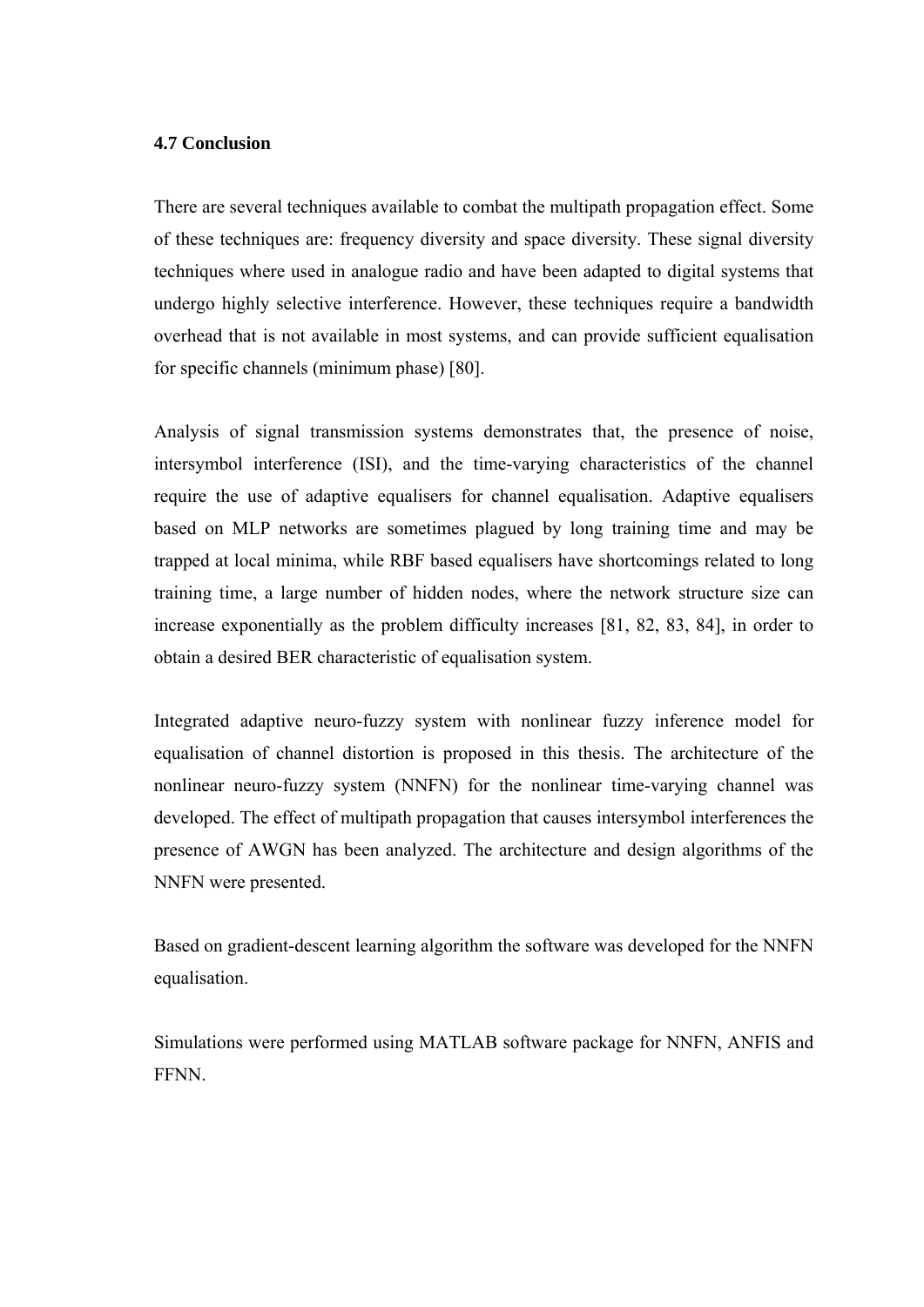### 4.7 Conclusion

There are several techniques available to combat the multipath propagation effect. Some of these techniques are: frequency diversity and space diversity. These signal diversity techniques where used in analogue radio and have been adapted to digital systems that undergo highly selective interference. However, these techniques require a bandwidth overhead that is not available in most systems, and can provide sufficient equalisation for specific channels (minimum phase) [80].

Analysis of signal transmission systems demonstrates that, the presence of noise, intersymbol interference (ISI), and the time-varying characteristics of the channel require the use of adaptive equalisers for channel equalisation. Adaptive equalisers based on MLP networks are sometimes plagued by long training time and may be trapped at local minima, while RBF based equalisers have shortcomings related to long training time, a large number of hidden nodes, where the network structure size can increase exponentially as the problem difficulty increases [81, 82, 83, 84], in order to obtain a desired BER characteristic of equalisation system.

Integrated adaptive neuro-fuzzy system with nonlinear fuzzy inference model for equalisation of channel distortion is proposed in this thesis. The architecture of the nonlinear neuro-fuzzy system (NNFN) for the nonlinear time-varying channel was developed. The effect of multipath propagation that causes intersymbol interferences the presence of AWGN has been analyzed. The architecture and design algorithms of the NNFN were presented.

Based on gradient-descent learning algorithm the software was developed for the NNFN equalisation.

Simulations were performed using MATLAB software package for NNFN, ANFIS and FFNN.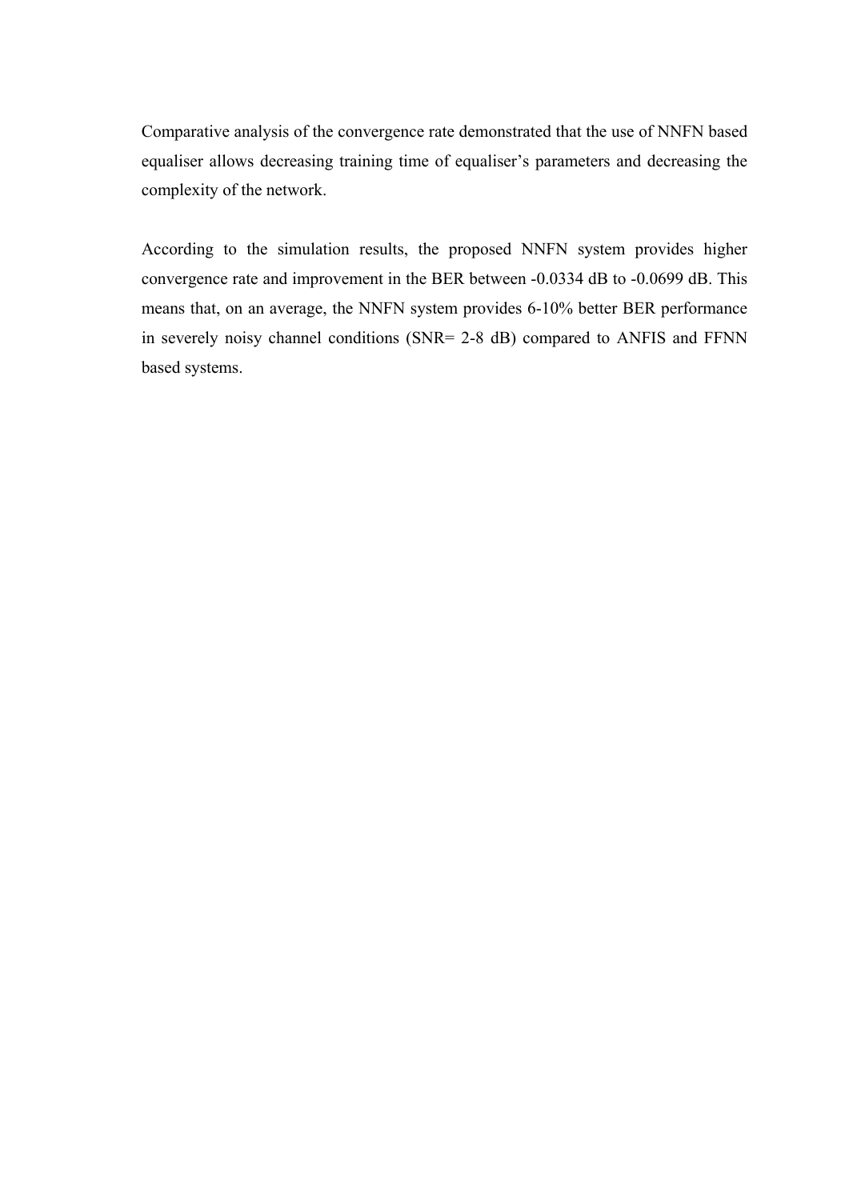Comparative analysis of the convergence rate demonstrated that the use of NNFN based equaliser allows decreasing training time of equaliser's parameters and decreasing the complexity of the network.

According to the simulation results, the proposed NNFN system provides higher convergence rate and improvement in the BER between -0.0334 dB to -0.0699 dB. This means that, on an average, the NNFN system provides 6-10% better BER performance in severely noisy channel conditions (SNR= 2-8 dB) compared to ANFIS and FFNN based systems.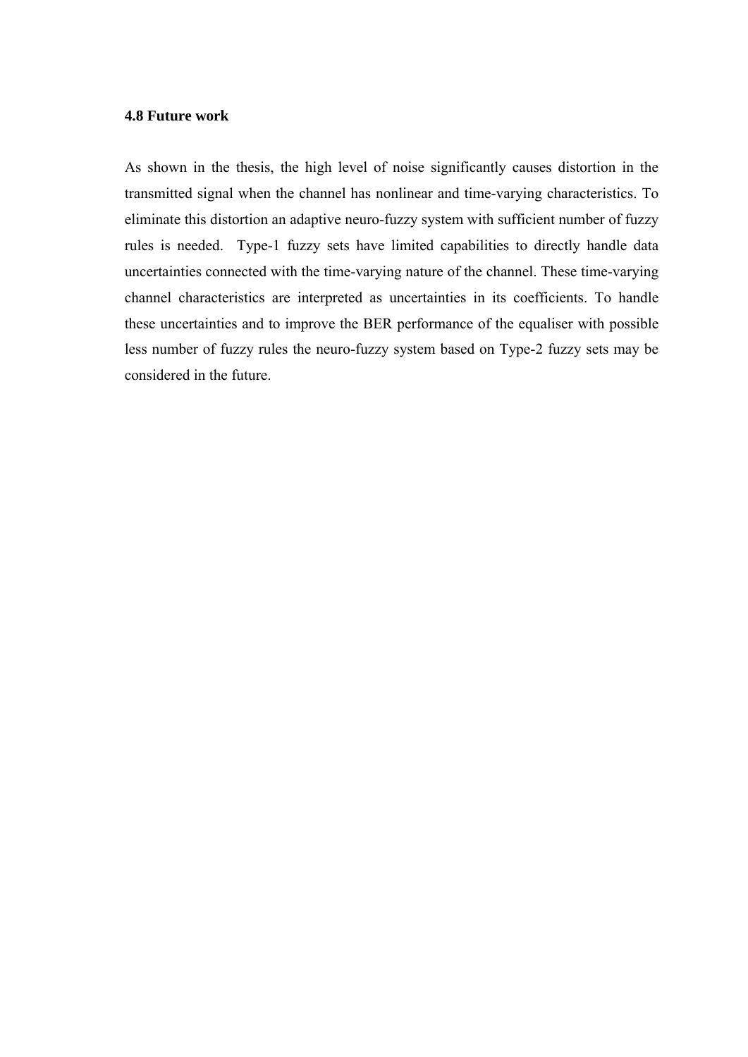## 4.8 Future work

As shown in the thesis, the high level of noise significantly causes distortion in the transmitted signal when the channel has nonlinear and time-varying characteristics. To eliminate this distortion an adaptive neuro-fuzzy system with sufficient number of fuzzy rules is needed. Type-1 fuzzy sets have limited capabilities to directly handle data uncertainties connected with the time-varying nature of the channel. These time-varying channel characteristics are interpreted as uncertainties in its coefficients. To handle these uncertainties and to improve the BER performance of the equaliser with possible less number of fuzzy rules the neuro-fuzzy system based on Type-2 fuzzy sets may be considered in the future.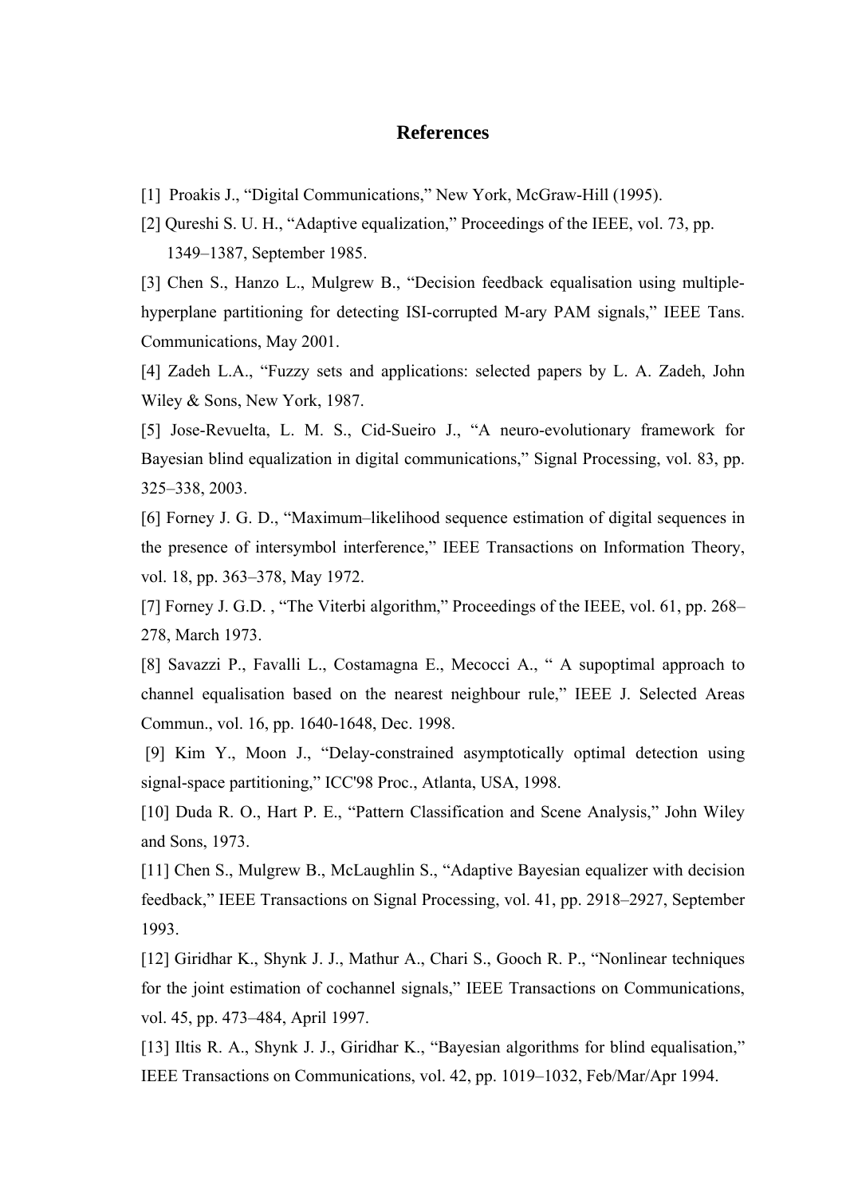# References

[1] Proakis J., “Digital Communications,” New York, McGraw-Hill (1995).

[2] Qureshi S. U. H., “Adaptive equalization,” Proceedings of the IEEE, vol. 73, pp. 1349–1387, September 1985.

[3] Chen S., Hanzo L., Mulgrew B., “Decision feedback equalisation using multiple-hyperplane partitioning for detecting ISI-corrupted M-ary PAM signals,” IEEE Tans. Communications, May 2001.

[4] Zadeh L.A., “Fuzzy sets and applications: selected papers by L. A. Zadeh, John Wiley & Sons, New York, 1987.

[5] Jose-Revuelta, L. M. S., Cid-Sueiro J., “A neuro-evolutionary framework for Bayesian blind equalization in digital communications,” Signal Processing, vol. 83, pp. 325–338, 2003.

[6] Forney J. G. D., “Maximum–likelihood sequence estimation of digital sequences in the presence of intersymbol interference,” IEEE Transactions on Information Theory, vol. 18, pp. 363–378, May 1972.

[7] Forney J. G.D. , “The Viterbi algorithm,” Proceedings of the IEEE, vol. 61, pp. 268–278, March 1973.

[8] Savazzi P., Favalli L., Costamagna E., Mecocci A., “ A supoptimal approach to channel equalisation based on the nearest neighbour rule,” IEEE J. Selected Areas Commun., vol. 16, pp. 1640-1648, Dec. 1998.

[9] Kim Y., Moon J., “Delay-constrained asymptotically optimal detection using signal-space partitioning,” ICC'98 Proc., Atlanta, USA, 1998.

[10] Duda R. O., Hart P. E., “Pattern Classification and Scene Analysis,” John Wiley and Sons, 1973.

[11] Chen S., Mulgrew B., McLaughlin S., “Adaptive Bayesian equalizer with decision feedback,” IEEE Transactions on Signal Processing, vol. 41, pp. 2918–2927, September 1993.

[12] Giridhar K., Shynk J. J., Mathur A., Chari S., Gooch R. P., “Nonlinear techniques for the joint estimation of cochannel signals,” IEEE Transactions on Communications, vol. 45, pp. 473–484, April 1997.

[13] Iltis R. A., Shynk J. J., Giridhar K., “Bayesian algorithms for blind equalisation,” IEEE Transactions on Communications, vol. 42, pp. 1019–1032, Feb/Mar/Apr 1994.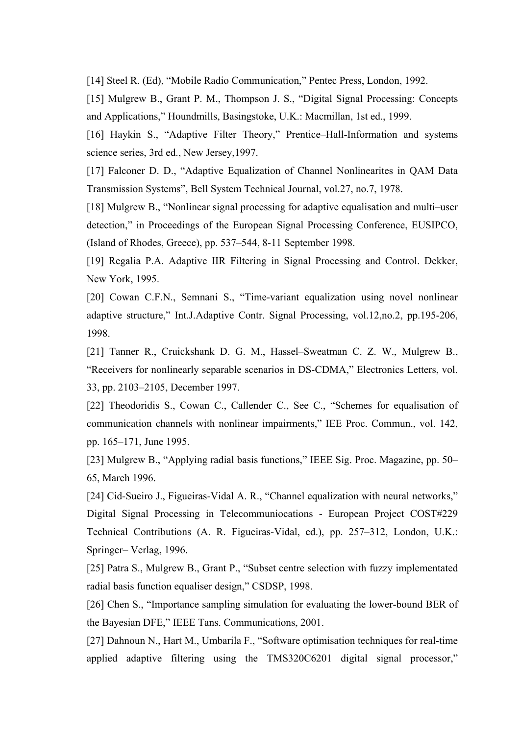[14] Steel R. (Ed), "Mobile Radio Communication," Pentec Press, London, 1992.

[15] Mulgrew B., Grant P. M., Thompson J. S., "Digital Signal Processing: Concepts and Applications," Houndmills, Basingstoke, U.K.: Macmillan, 1st ed., 1999.

[16] Haykin S., "Adaptive Filter Theory," Prentice–Hall-Information and systems science series, 3rd ed., New Jersey,1997.

[17] Falconer D. D., "Adaptive Equalization of Channel Nonlinearites in QAM Data Transmission Systems", Bell System Technical Journal, vol.27, no.7, 1978.

[18] Mulgrew B., "Nonlinear signal processing for adaptive equalisation and multi–user detection," in Proceedings of the European Signal Processing Conference, EUSIPCO, (Island of Rhodes, Greece), pp. 537–544, 8-11 September 1998.

[19] Regalia P.A. Adaptive IIR Filtering in Signal Processing and Control. Dekker, New York, 1995.

[20] Cowan C.F.N., Semnani S., "Time-variant equalization using novel nonlinear adaptive structure," Int.J.Adaptive Contr. Signal Processing, vol.12,no.2, pp.195-206, 1998.

[21] Tanner R., Cruickshank D. G. M., Hassel–Sweatman C. Z. W., Mulgrew B., "Receivers for nonlinearly separable scenarios in DS-CDMA," Electronics Letters, vol. 33, pp. 2103–2105, December 1997.

[22] Theodoridis S., Cowan C., Callender C., See C., "Schemes for equalisation of communication channels with nonlinear impairments," IEE Proc. Commun., vol. 142, pp. 165–171, June 1995.

[23] Mulgrew B., "Applying radial basis functions," IEEE Sig. Proc. Magazine, pp. 50–65, March 1996.

[24] Cid-Sueiro J., Figueiras-Vidal A. R., "Channel equalization with neural networks," Digital Signal Processing in Telecommuniocations - European Project COST#229 Technical Contributions (A. R. Figueiras-Vidal, ed.), pp. 257–312, London, U.K.: Springer– Verlag, 1996.

[25] Patra S., Mulgrew B., Grant P., "Subset centre selection with fuzzy implementated radial basis function equaliser design," CSDSP, 1998.

[26] Chen S., "Importance sampling simulation for evaluating the lower-bound BER of the Bayesian DFE," IEEE Tans. Communications, 2001.

[27] Dahnoun N., Hart M., Umbarila F., "Software optimisation techniques for real-time applied adaptive filtering using the TMS320C6201 digital signal processor,"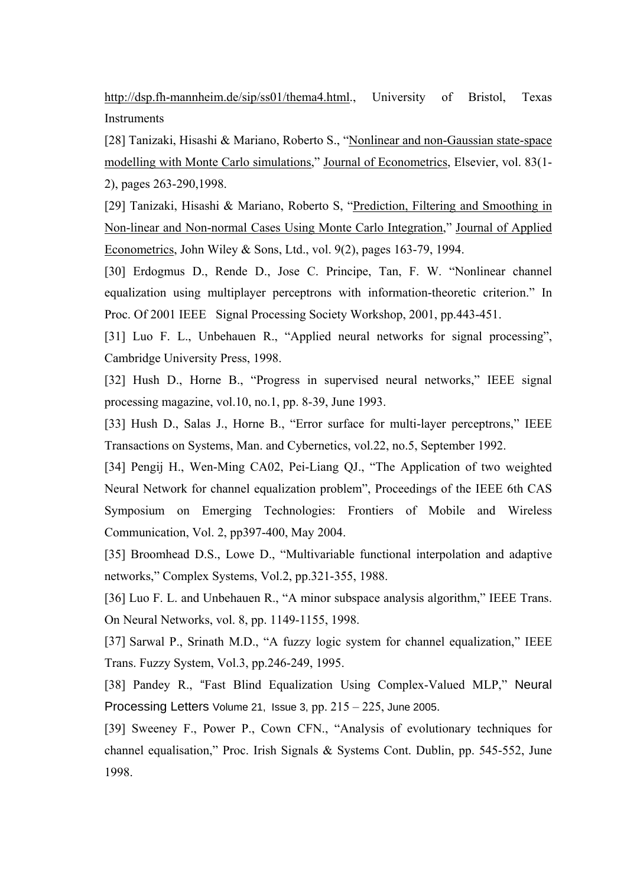http://dsp.fh-mannheim.de/sip/ss01/thema4.html., University of Bristol, Texas Instruments

[28] Tanizaki, Hisashi & Mariano, Roberto S., "Nonlinear and non-Gaussian state-space modelling with Monte Carlo simulations," Journal of Econometrics, Elsevier, vol. 83(1-2), pages 263-290,1998.

[29] Tanizaki, Hisashi & Mariano, Roberto S, "Prediction, Filtering and Smoothing in Non-linear and Non-normal Cases Using Monte Carlo Integration," Journal of Applied Econometrics, John Wiley & Sons, Ltd., vol. 9(2), pages 163-79, 1994.

[30] Erdogmus D., Rende D., Jose C. Principe, Tan, F. W. "Nonlinear channel equalization using multiplayer perceptrons with information-theoretic criterion." In Proc. Of 2001 IEEE Signal Processing Society Workshop, 2001, pp.443-451.

[31] Luo F. L., Unbehauen R., "Applied neural networks for signal processing", Cambridge University Press, 1998.

[32] Hush D., Horne B., "Progress in supervised neural networks," IEEE signal processing magazine, vol.10, no.1, pp. 8-39, June 1993.

[33] Hush D., Salas J., Horne B., "Error surface for multi-layer perceptrons," IEEE Transactions on Systems, Man. and Cybernetics, vol.22, no.5, September 1992.

[34] Pengij H., Wen-Ming CA02, Pei-Liang QJ., "The Application of two weighted Neural Network for channel equalization problem", Proceedings of the IEEE 6th CAS Symposium on Emerging Technologies: Frontiers of Mobile and Wireless Communication, Vol. 2, pp397-400, May 2004.

[35] Broomhead D.S., Lowe D., "Multivariable functional interpolation and adaptive networks," Complex Systems, Vol.2, pp.321-355, 1988.

[36] Luo F. L. and Unbehauen R., "A minor subspace analysis algorithm," IEEE Trans. On Neural Networks, vol. 8, pp. 1149-1155, 1998.

[37] Sarwal P., Srinath M.D., "A fuzzy logic system for channel equalization," IEEE Trans. Fuzzy System, Vol.3, pp.246-249, 1995.

[38] Pandey R., "Fast Blind Equalization Using Complex-Valued MLP," Neural Processing Letters Volume 21, Issue 3, pp. 215 – 225, June 2005.

[39] Sweeney F., Power P., Cown CFN., "Analysis of evolutionary techniques for channel equalisation," Proc. Irish Signals & Systems Cont. Dublin, pp. 545-552, June 1998.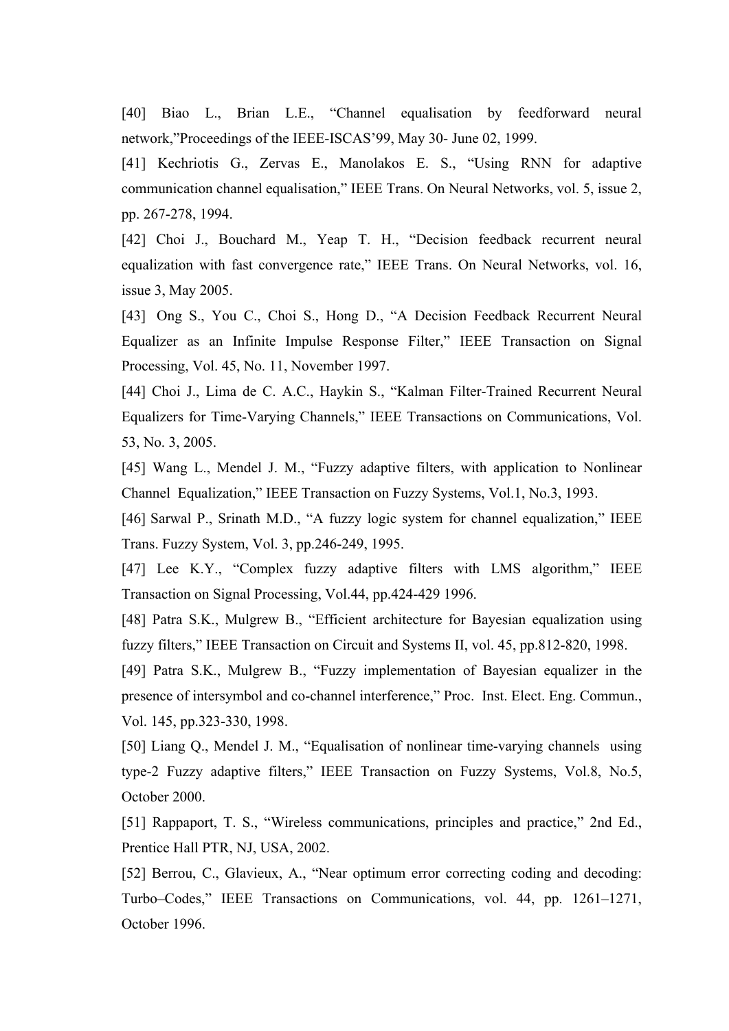[40] Biao L., Brian L.E., “Channel equalisation by feedforward neural network,”Proceedings of the IEEE-ISCAS’99, May 30- June 02, 1999.

[41] Kechriotis G., Zervas E., Manolakos E. S., “Using RNN for adaptive communication channel equalisation,” IEEE Trans. On Neural Networks, vol. 5, issue 2, pp. 267-278, 1994.

[42] Choi J., Bouchard M., Yeap T. H., “Decision feedback recurrent neural equalization with fast convergence rate,” IEEE Trans. On Neural Networks, vol. 16, issue 3, May 2005.

[43] Ong S., You C., Choi S., Hong D., “A Decision Feedback Recurrent Neural Equalizer as an Infinite Impulse Response Filter,” IEEE Transaction on Signal Processing, Vol. 45, No. 11, November 1997.

[44] Choi J., Lima de C. A.C., Haykin S., “Kalman Filter-Trained Recurrent Neural Equalizers for Time-Varying Channels,” IEEE Transactions on Communications, Vol. 53, No. 3, 2005.

[45] Wang L., Mendel J. M., “Fuzzy adaptive filters, with application to Nonlinear Channel Equalization,” IEEE Transaction on Fuzzy Systems, Vol.1, No.3, 1993.

[46] Sarwal P., Srinath M.D., “A fuzzy logic system for channel equalization,” IEEE Trans. Fuzzy System, Vol. 3, pp.246-249, 1995.

[47] Lee K.Y., “Complex fuzzy adaptive filters with LMS algorithm,” IEEE Transaction on Signal Processing, Vol.44, pp.424-429 1996.

[48] Patra S.K., Mulgrew B., “Efficient architecture for Bayesian equalization using fuzzy filters,” IEEE Transaction on Circuit and Systems II, vol. 45, pp.812-820, 1998.

[49] Patra S.K., Mulgrew B., “Fuzzy implementation of Bayesian equalizer in the presence of intersymbol and co-channel interference,” Proc. Inst. Elect. Eng. Commun., Vol. 145, pp.323-330, 1998.

[50] Liang Q., Mendel J. M., “Equalisation of nonlinear time-varying channels using type-2 Fuzzy adaptive filters,” IEEE Transaction on Fuzzy Systems, Vol.8, No.5, October 2000.

[51] Rappaport, T. S., “Wireless communications, principles and practice,” 2nd Ed., Prentice Hall PTR, NJ, USA, 2002.

[52] Berrou, C., Glavieux, A., “Near optimum error correcting coding and decoding: Turbo–Codes,” IEEE Transactions on Communications, vol. 44, pp. 1261–1271, October 1996.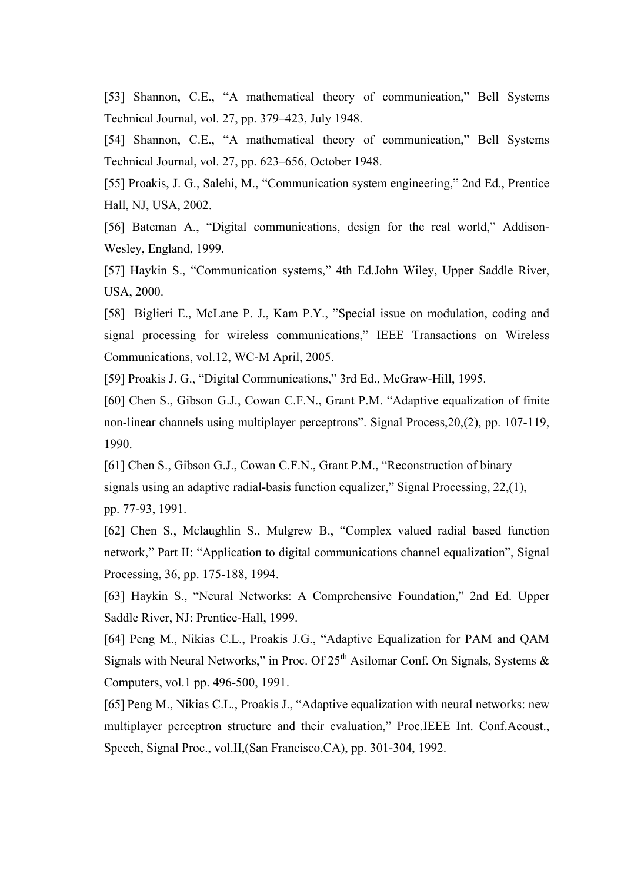[53] Shannon, C.E., "A mathematical theory of communication," Bell Systems Technical Journal, vol. 27, pp. 379–423, July 1948.

[54] Shannon, C.E., "A mathematical theory of communication," Bell Systems Technical Journal, vol. 27, pp. 623–656, October 1948.

[55] Proakis, J. G., Salehi, M., "Communication system engineering," 2nd Ed., Prentice Hall, NJ, USA, 2002.

[56] Bateman A., "Digital communications, design for the real world," Addison-Wesley, England, 1999.

[57] Haykin S., "Communication systems," 4th Ed.John Wiley, Upper Saddle River, USA, 2000.

[58] Biglieri E., McLane P. J., Kam P.Y., "Special issue on modulation, coding and signal processing for wireless communications," IEEE Transactions on Wireless Communications, vol.12, WC-M April, 2005.

[59] Proakis J. G., "Digital Communications," 3rd Ed., McGraw-Hill, 1995.

[60] Chen S., Gibson G.J., Cowan C.F.N., Grant P.M. "Adaptive equalization of finite non-linear channels using multiplayer perceptrons". Signal Process,20,(2), pp. 107-119, 1990.

[61] Chen S., Gibson G.J., Cowan C.F.N., Grant P.M., "Reconstruction of binary signals using an adaptive radial-basis function equalizer," Signal Processing, 22,(1), pp. 77-93, 1991.

[62] Chen S., Mclaughlin S., Mulgrew B., "Complex valued radial based function network," Part II: "Application to digital communications channel equalization", Signal Processing, 36, pp. 175-188, 1994.

[63] Haykin S., "Neural Networks: A Comprehensive Foundation," 2nd Ed. Upper Saddle River, NJ: Prentice-Hall, 1999.

[64] Peng M., Nikias C.L., Proakis J.G., "Adaptive Equalization for PAM and QAM Signals with Neural Networks," in Proc. Of 25th Asilomar Conf. On Signals, Systems & Computers, vol.1 pp. 496-500, 1991.

[65] Peng M., Nikias C.L., Proakis J., "Adaptive equalization with neural networks: new multiplayer perceptron structure and their evaluation," Proc.IEEE Int. Conf.Acoust., Speech, Signal Proc., vol.II,(San Francisco,CA), pp. 301-304, 1992.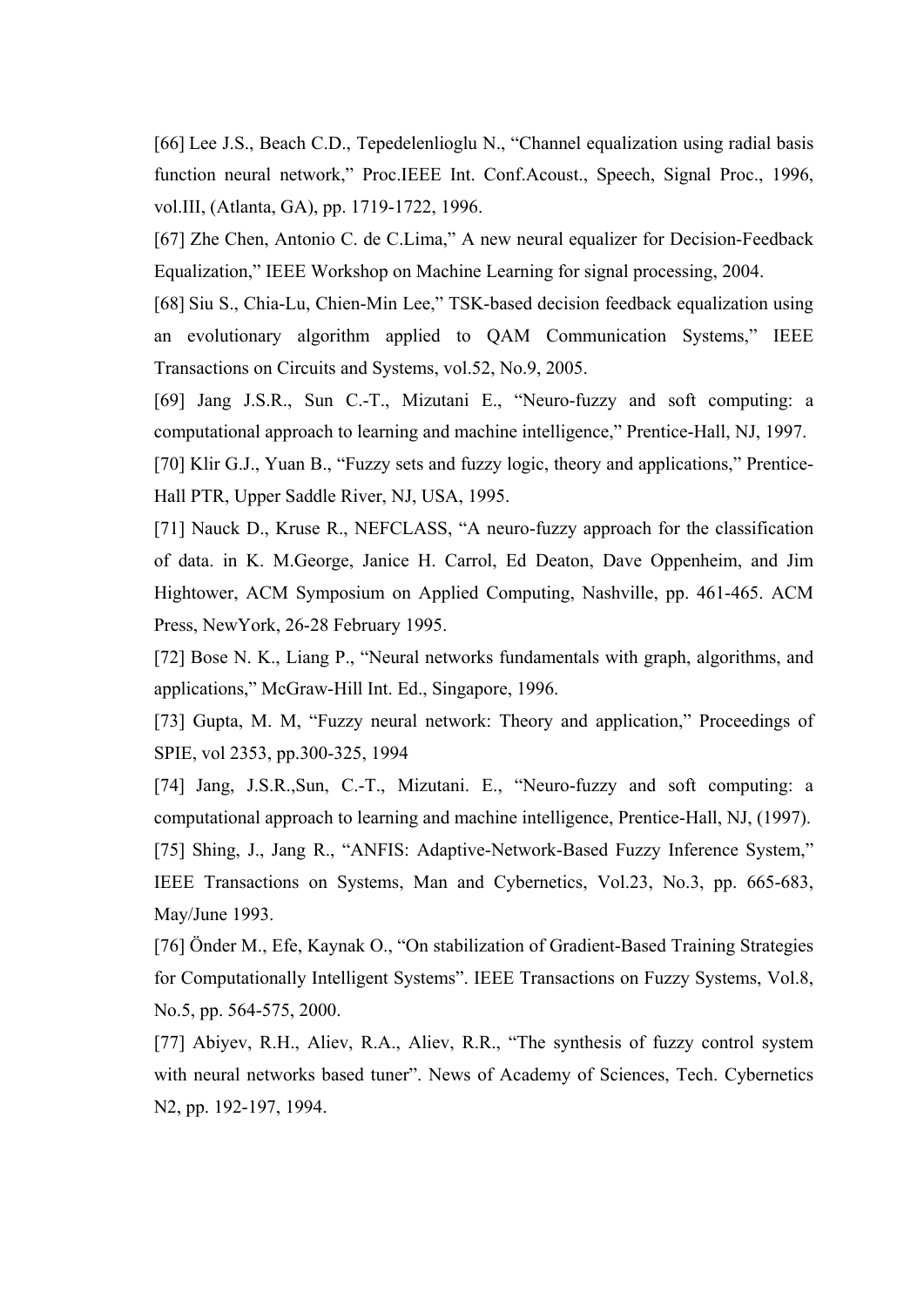[66] Lee J.S., Beach C.D., Tepedelenlioglu N., "Channel equalization using radial basis function neural network," Proc.IEEE Int. Conf.Acoust., Speech, Signal Proc., 1996, vol.III, (Atlanta, GA), pp. 1719-1722, 1996.

[67] Zhe Chen, Antonio C. de C.Lima," A new neural equalizer for Decision-Feedback Equalization," IEEE Workshop on Machine Learning for signal processing, 2004.

[68] Siu S., Chia-Lu, Chien-Min Lee," TSK-based decision feedback equalization using an evolutionary algorithm applied to QAM Communication Systems," IEEE Transactions on Circuits and Systems, vol.52, No.9, 2005.

[69] Jang J.S.R., Sun C.-T., Mizutani E., "Neuro-fuzzy and soft computing: a computational approach to learning and machine intelligence," Prentice-Hall, NJ, 1997.

[70] Klir G.J., Yuan B., "Fuzzy sets and fuzzy logic, theory and applications," Prentice-Hall PTR, Upper Saddle River, NJ, USA, 1995.

[71] Nauck D., Kruse R., NEFCLASS, "A neuro-fuzzy approach for the classification of data. in K. M.George, Janice H. Carrol, Ed Deaton, Dave Oppenheim, and Jim Hightower, ACM Symposium on Applied Computing, Nashville, pp. 461-465. ACM Press, NewYork, 26-28 February 1995.

[72] Bose N. K., Liang P., "Neural networks fundamentals with graph, algorithms, and applications," McGraw-Hill Int. Ed., Singapore, 1996.

[73] Gupta, M. M, "Fuzzy neural network: Theory and application," Proceedings of SPIE, vol 2353, pp.300-325, 1994

[74] Jang, J.S.R.,Sun, C.-T., Mizutani. E., "Neuro-fuzzy and soft computing: a computational approach to learning and machine intelligence, Prentice-Hall, NJ, (1997).

[75] Shing, J., Jang R., "ANFIS: Adaptive-Network-Based Fuzzy Inference System," IEEE Transactions on Systems, Man and Cybernetics, Vol.23, No.3, pp. 665-683, May/June 1993.

[76] Önder M., Efe, Kaynak O., "On stabilization of Gradient-Based Training Strategies for Computationally Intelligent Systems". IEEE Transactions on Fuzzy Systems, Vol.8, No.5, pp. 564-575, 2000.

[77] Abiyev, R.H., Aliev, R.A., Aliev, R.R., "The synthesis of fuzzy control system with neural networks based tuner". News of Academy of Sciences, Tech. Cybernetics N2, pp. 192-197, 1994.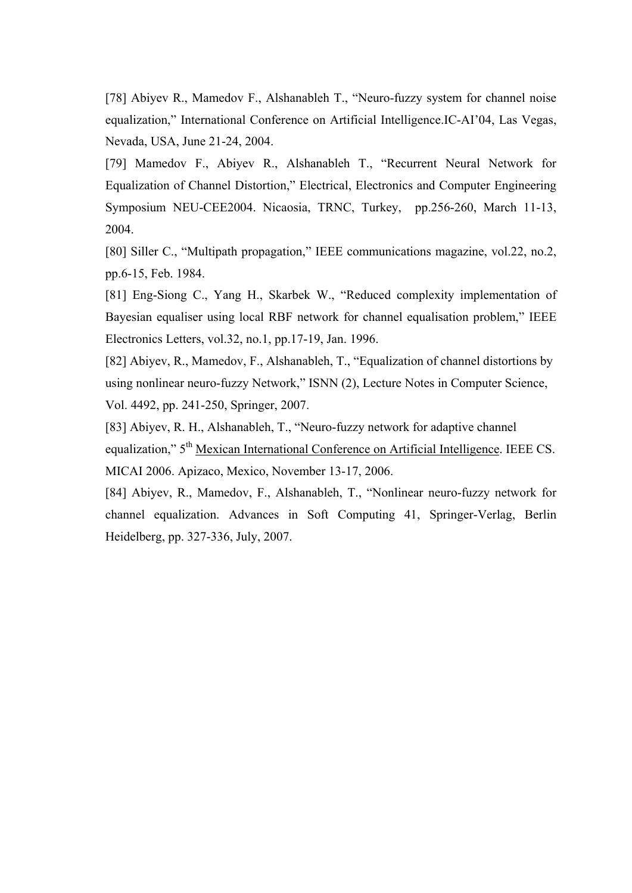[78] Abiyev R., Mamedov F., Alshanableh T., "Neuro-fuzzy system for channel noise equalization," International Conference on Artificial Intelligence.IC-AI'04, Las Vegas, Nevada, USA, June 21-24, 2004.

[79] Mamedov F., Abiyev R., Alshanableh T., "Recurrent Neural Network for Equalization of Channel Distortion," Electrical, Electronics and Computer Engineering Symposium NEU-CEE2004. Nicaosia, TRNC, Turkey, pp.256-260, March 11-13, 2004.

[80] Siller C., "Multipath propagation," IEEE communications magazine, vol.22, no.2, pp.6-15, Feb. 1984.

[81] Eng-Siong C., Yang H., Skarbek W., "Reduced complexity implementation of Bayesian equaliser using local RBF network for channel equalisation problem," IEEE Electronics Letters, vol.32, no.1, pp.17-19, Jan. 1996.

[82] Abiyev, R., Mamedov, F., Alshanableh, T., "Equalization of channel distortions by using nonlinear neuro-fuzzy Network," ISNN (2), Lecture Notes in Computer Science, Vol. 4492, pp. 241-250, Springer, 2007.

[83] Abiyev, R. H., Alshanableh, T., "Neuro-fuzzy network for adaptive channel equalization," 5th Mexican International Conference on Artificial Intelligence. IEEE CS. MICAI 2006. Apizaco, Mexico, November 13-17, 2006.

[84] Abiyev, R., Mamedov, F., Alshanableh, T., "Nonlinear neuro-fuzzy network for channel equalization. Advances in Soft Computing 41, Springer-Verlag, Berlin Heidelberg, pp. 327-336, July, 2007.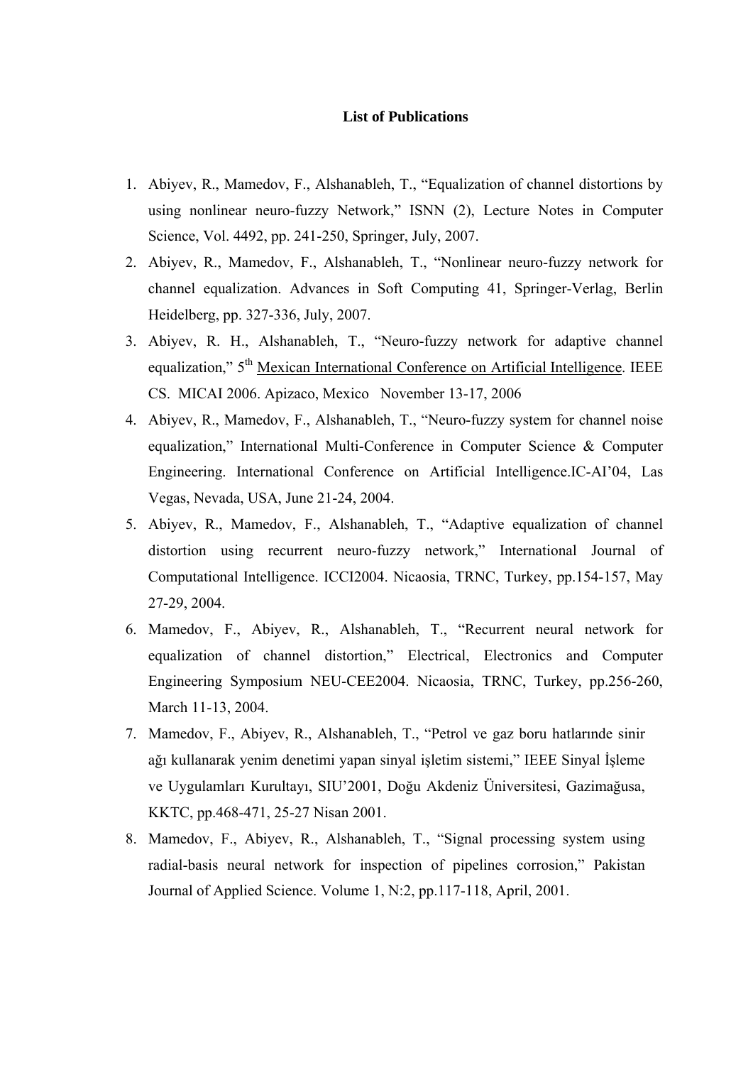# List of Publications

1. Abiyev, R., Mamedov, F., Alshanableh, T., "Equalization of channel distortions by using nonlinear neuro-fuzzy Network," ISNN (2), Lecture Notes in Computer Science, Vol. 4492, pp. 241-250, Springer, July, 2007.
2. Abiyev, R., Mamedov, F., Alshanableh, T., "Nonlinear neuro-fuzzy network for channel equalization. Advances in Soft Computing 41, Springer-Verlag, Berlin Heidelberg, pp. 327-336, July, 2007.
3. Abiyev, R. H., Alshanableh, T., "Neuro-fuzzy network for adaptive channel equalization," 5$^{th}$ Mexican International Conference on Artificial Intelligence. IEEE CS. MICAI 2006. Apizaco, Mexico November 13-17, 2006
4. Abiyev, R., Mamedov, F., Alshanableh, T., "Neuro-fuzzy system for channel noise equalization," International Multi-Conference in Computer Science & Computer Engineering. International Conference on Artificial Intelligence.IC-AI'04, Las Vegas, Nevada, USA, June 21-24, 2004.
5. Abiyev, R., Mamedov, F., Alshanableh, T., "Adaptive equalization of channel distortion using recurrent neuro-fuzzy network," International Journal of Computational Intelligence. ICCI2004. Nicaosia, TRNC, Turkey, pp.154-157, May 27-29, 2004.
6. Mamedov, F., Abiyev, R., Alshanableh, T., "Recurrent neural network for equalization of channel distortion," Electrical, Electronics and Computer Engineering Symposium NEU-CEE2004. Nicaosia, TRNC, Turkey, pp.256-260, March 11-13, 2004.
7. Mamedov, F., Abiyev, R., Alshanableh, T., "Petrol ve gaz boru hatlarınde sinir ağı kullanarak yenim denetimi yapan sinyal işletim sistemi," IEEE Sinyal İşleme ve Uygulamları Kurultayı, SIU'2001, Doğu Akdeniz Üniversitesi, Gazimağusa, KKTC, pp.468-471, 25-27 Nisan 2001.
8. Mamedov, F., Abiyev, R., Alshanableh, T., "Signal processing system using radial-basis neural network for inspection of pipelines corrosion," Pakistan Journal of Applied Science. Volume 1, N:2, pp.117-118, April, 2001.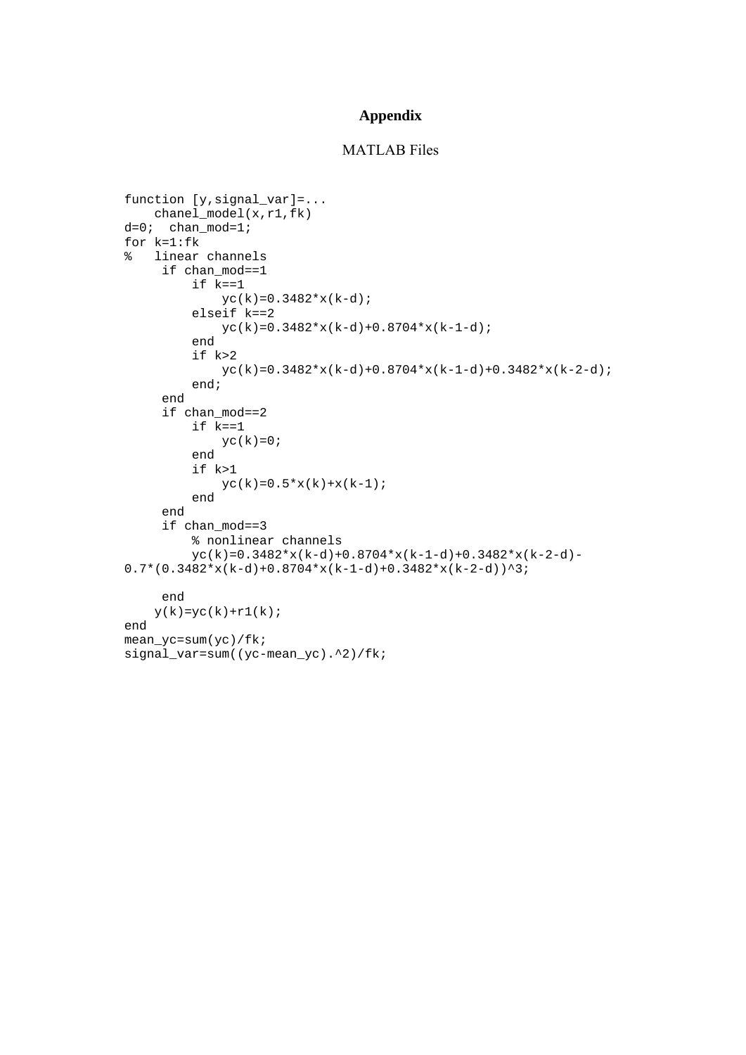# Appendix

MATLAB Files

```
function [y,signal_var]=...
    chanel_model(x,r1,fk)
d=0;  chan_mod=1;
for k=1:fk
%   linear channels
     if chan_mod==1
         if k==1
             yc(k)=0.3482*x(k-d);
         elseif k==2
             yc(k)=0.3482*x(k-d)+0.8704*x(k-1-d);
         end
         if k>2
             yc(k)=0.3482*x(k-d)+0.8704*x(k-1-d)+0.3482*x(k-2-d);
         end;
     end
     if chan_mod==2
         if k==1
             yc(k)=0;
         end
         if k>1
             yc(k)=0.5*x(k)+x(k-1);
         end
     end
     if chan_mod==3
         % nonlinear channels
         yc(k)=0.3482*x(k-d)+0.8704*x(k-1-d)+0.3482*x(k-2-d)-
0.7*(0.3482*x(k-d)+0.8704*x(k-1-d)+0.3482*x(k-2-d))^3;

     end
    y(k)=yc(k)+r1(k);
end
mean_yc=sum(yc)/fk;
signal_var=sum((yc-mean_yc).^2)/fk;
```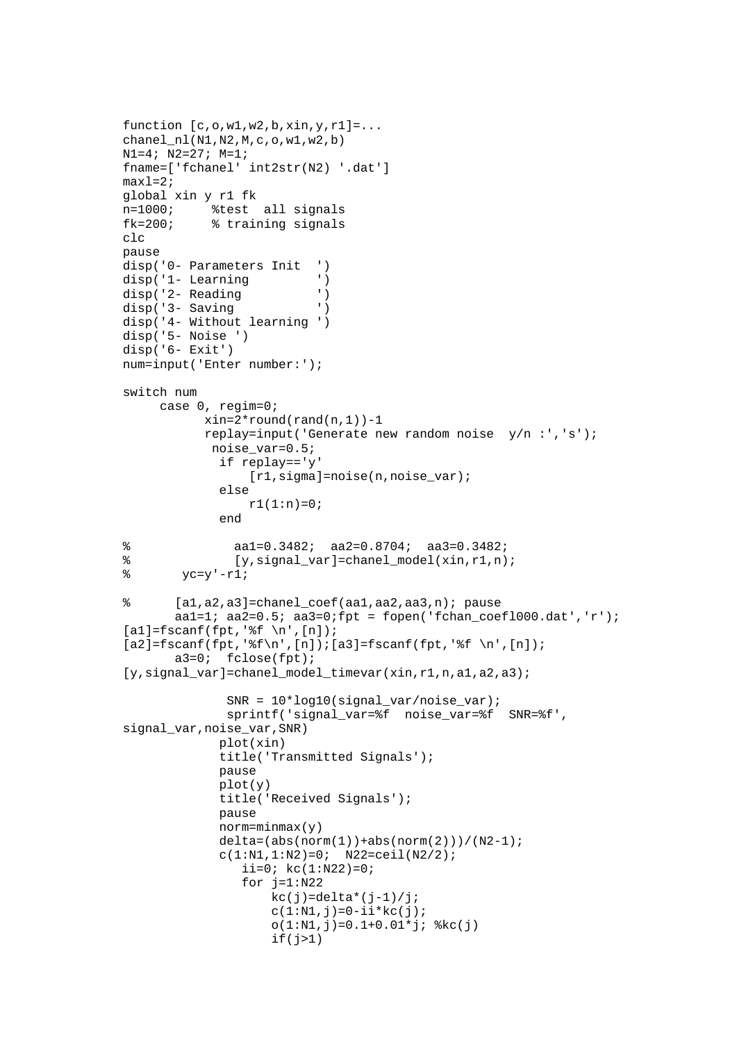```
function [c,o,w1,w2,b,xin,y,r1]=...
chanel_nl(N1,N2,M,c,o,w1,w2,b)
N1=4; N2=27; M=1;
fname=['fchanel' int2str(N2) '.dat']
maxl=2;
global xin y r1 fk
n=1000;     %test  all signals
fk=200;     % training signals
clc
pause
disp('0- Parameters Init  ')
disp('1- Learning         ')
disp('2- Reading          ')
disp('3- Saving           ')
disp('4- Without learning ')
disp('5- Noise ')
disp('6- Exit')
num=input('Enter number:');

switch num
     case 0, regim=0;
           xin=2*round(rand(n,1))-1
           replay=input('Generate new random noise  y/n :','s');
            noise_var=0.5;
             if replay=='y'
                 [r1,sigma]=noise(n,noise_var);
             else
                 r1(1:n)=0;
             end

%              aa1=0.3482;  aa2=0.8704;  aa3=0.3482;
%              [y,signal_var]=chanel_model(xin,r1,n);
%       yc=y'-r1;

%      [a1,a2,a3]=chanel_coef(aa1,aa2,aa3,n); pause
       aa1=1; aa2=0.5; aa3=0;fpt = fopen('fchan_coefl000.dat','r');
[a1]=fscanf(fpt,'%f \n',[n]);
[a2]=fscanf(fpt,'%f\n',[n]);[a3]=fscanf(fpt,'%f \n',[n]);
       a3=0;  fclose(fpt);
[y,signal_var]=chanel_model_timevar(xin,r1,n,a1,a2,a3);

              SNR = 10*log10(signal_var/noise_var);
              sprintf('signal_var=%f  noise_var=%f  SNR=%f',
signal_var,noise_var,SNR)
             plot(xin)
             title('Transmitted Signals');
             pause
             plot(y)
             title('Received Signals');
             pause
             norm=minmax(y)
             delta=(abs(norm(1))+abs(norm(2)))/(N2-1);
             c(1:N1,1:N2)=0;  N22=ceil(N2/2);
                ii=0; kc(1:N22)=0;
                for j=1:N22
                    kc(j)=delta*(j-1)/j;
                    c(1:N1,j)=0-ii*kc(j);
                    o(1:N1,j)=0.1+0.01*j; %kc(j)
                    if(j>1)
```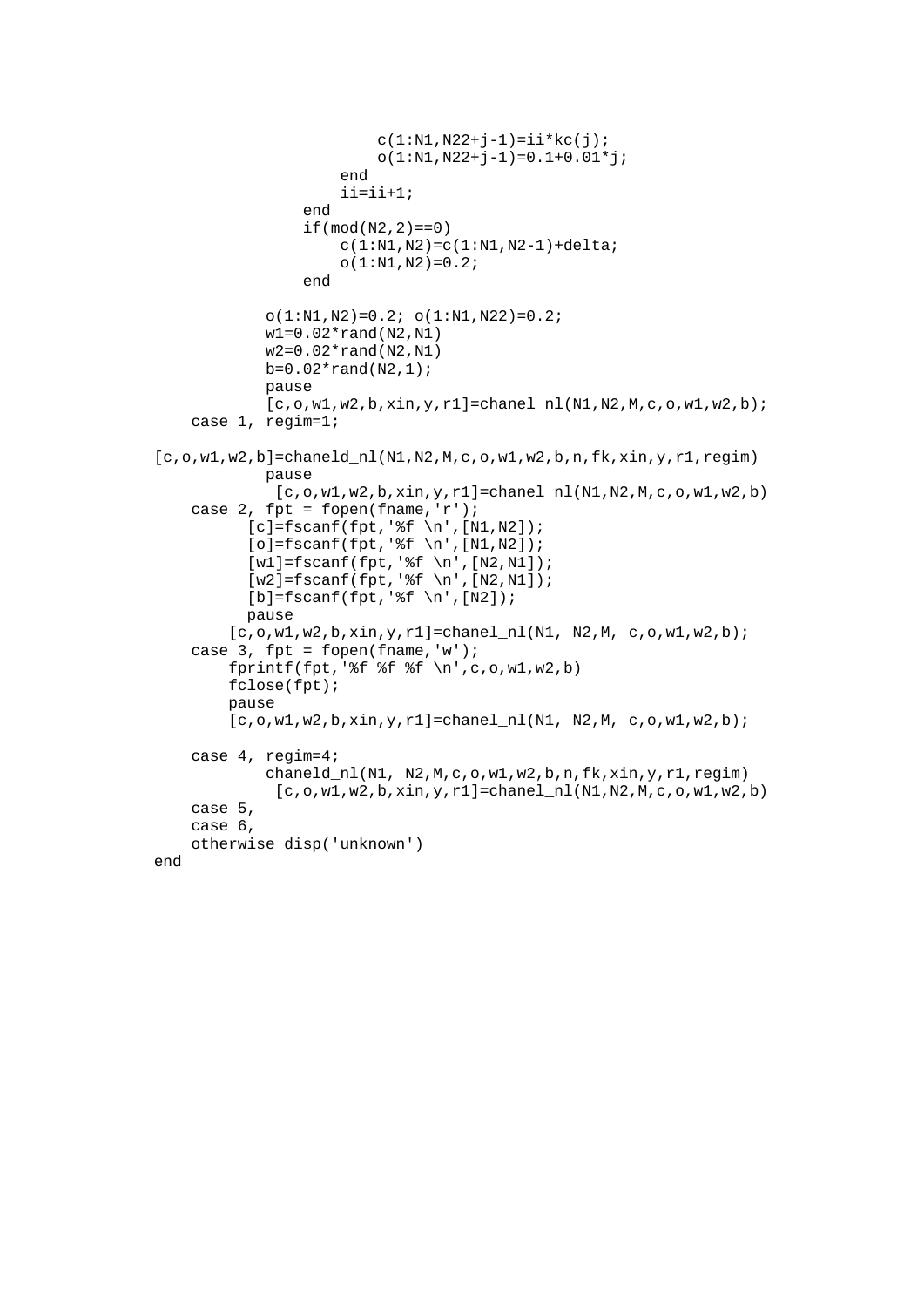```
                        c(1:N1,N22+j-1)=ii*kc(j);
                        o(1:N1,N22+j-1)=0.1+0.01*j;
                    end
                    ii=ii+1;
                end
                if(mod(N2,2)==0)
                    c(1:N1,N2)=c(1:N1,N2-1)+delta;
                    o(1:N1,N2)=0.2;
                end

            o(1:N1,N2)=0.2; o(1:N1,N22)=0.2;
            w1=0.02*rand(N2,N1)
            w2=0.02*rand(N2,N1)
            b=0.02*rand(N2,1);
            pause
            [c,o,w1,w2,b,xin,y,r1]=chanel_nl(N1,N2,M,c,o,w1,w2,b);
    case 1, regim=1;

[c,o,w1,w2,b]=chaneld_nl(N1,N2,M,c,o,w1,w2,b,n,fk,xin,y,r1,regim)
            pause
             [c,o,w1,w2,b,xin,y,r1]=chanel_nl(N1,N2,M,c,o,w1,w2,b)
    case 2, fpt = fopen(fname,'r');
          [c]=fscanf(fpt,'%f \n',[N1,N2]);
          [o]=fscanf(fpt,'%f \n',[N1,N2]);
          [w1]=fscanf(fpt,'%f \n',[N2,N1]);
          [w2]=fscanf(fpt,'%f \n',[N2,N1]);
          [b]=fscanf(fpt,'%f \n',[N2]);
          pause
        [c,o,w1,w2,b,xin,y,r1]=chanel_nl(N1, N2,M, c,o,w1,w2,b);
    case 3, fpt = fopen(fname,'w');
        fprintf(fpt,'%f %f %f \n',c,o,w1,w2,b)
        fclose(fpt);
        pause
        [c,o,w1,w2,b,xin,y,r1]=chanel_nl(N1, N2,M, c,o,w1,w2,b);

    case 4, regim=4;
            chaneld_nl(N1, N2,M,c,o,w1,w2,b,n,fk,xin,y,r1,regim)
             [c,o,w1,w2,b,xin,y,r1]=chanel_nl(N1,N2,M,c,o,w1,w2,b)
    case 5,
    case 6,
    otherwise disp('unknown')
end
```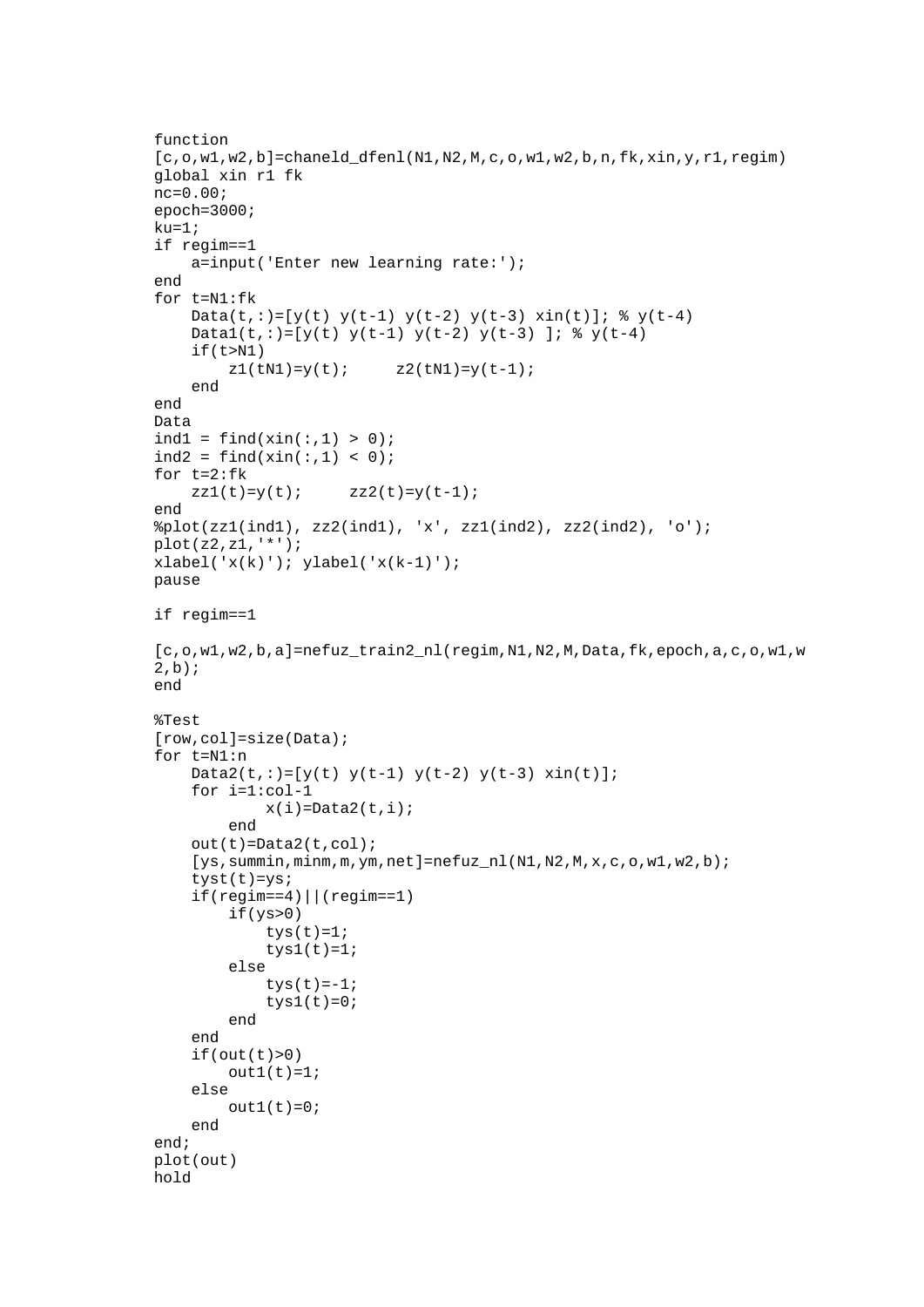```
function
[c,o,w1,w2,b]=chaneld_dfenl(N1,N2,M,c,o,w1,w2,b,n,fk,xin,y,r1,regim)
global xin r1 fk
nc=0.00;
epoch=3000;
ku=1;
if regim==1
    a=input('Enter new learning rate:');
end
for t=N1:fk
    Data(t,:)=[y(t) y(t-1) y(t-2) y(t-3) xin(t)]; % y(t-4)
    Data1(t,:)=[y(t) y(t-1) y(t-2) y(t-3) ]; % y(t-4)
    if(t>N1)
        z1(tN1)=y(t);     z2(tN1)=y(t-1);
    end
end
Data
ind1 = find(xin(:,1) > 0);
ind2 = find(xin(:,1) < 0);
for t=2:fk
    zz1(t)=y(t);     zz2(t)=y(t-1);
end
%plot(zz1(ind1), zz2(ind1), 'x', zz1(ind2), zz2(ind2), 'o');
plot(z2,z1,'*');
xlabel('x(k)'); ylabel('x(k-1)');
pause

if regim==1

[c,o,w1,w2,b,a]=nefuz_train2_nl(regim,N1,N2,M,Data,fk,epoch,a,c,o,w1,w
2,b);
end

%Test
[row,col]=size(Data);
for t=N1:n
    Data2(t,:)=[y(t) y(t-1) y(t-2) y(t-3) xin(t)];
    for i=1:col-1
            x(i)=Data2(t,i);
        end
    out(t)=Data2(t,col);
    [ys,summin,minm,m,ym,net]=nefuz_nl(N1,N2,M,x,c,o,w1,w2,b);
    tyst(t)=ys;
    if(regim==4)||(regim==1)
        if(ys>0)
            tys(t)=1;
            tys1(t)=1;
        else
            tys(t)=-1;
            tys1(t)=0;
        end
    end
    if(out(t)>0)
        out1(t)=1;
    else
        out1(t)=0;
    end
end;
plot(out)
hold
```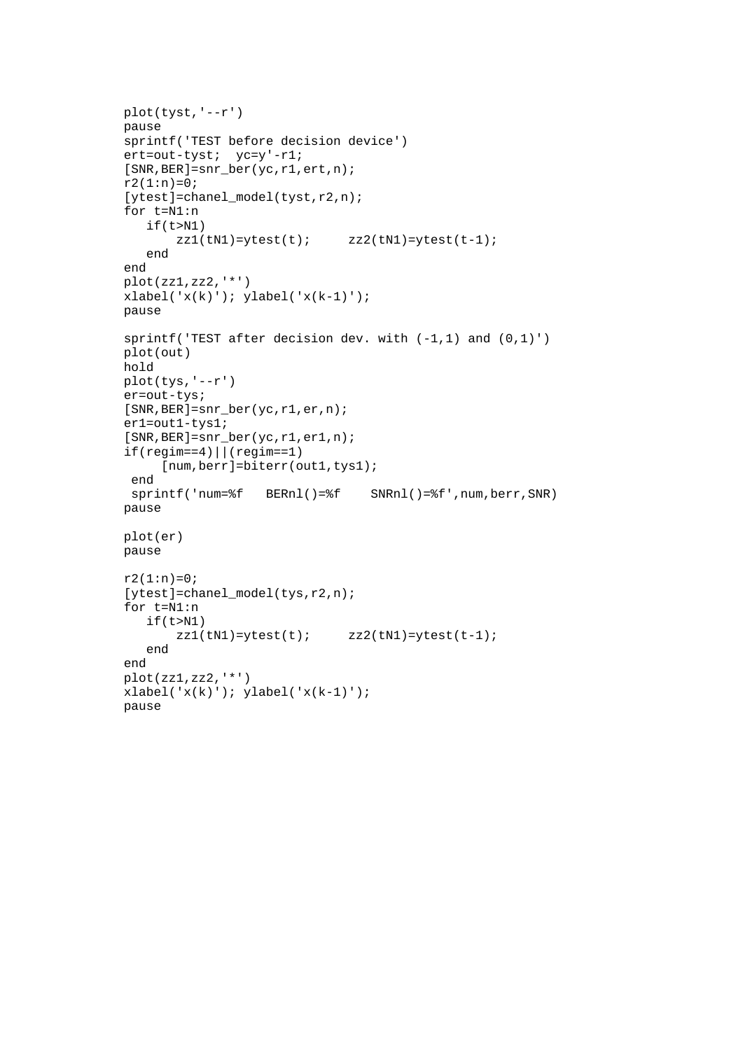```
plot(tyst,'--r')
pause
sprintf('TEST before decision device')
ert=out-tyst;  yc=y'-r1;
[SNR,BER]=snr_ber(yc,r1,ert,n);
r2(1:n)=0;
[ytest]=chanel_model(tyst,r2,n);
for t=N1:n
   if(t>N1)
       zz1(tN1)=ytest(t);     zz2(tN1)=ytest(t-1);
   end
end
plot(zz1,zz2,'*')
xlabel('x(k)'); ylabel('x(k-1)');
pause

sprintf('TEST after decision dev. with (-1,1) and (0,1)')
plot(out)
hold
plot(tys,'--r')
er=out-tys;
[SNR,BER]=snr_ber(yc,r1,er,n);
er1=out1-tys1;
[SNR,BER]=snr_ber(yc,r1,er1,n);
if(regim==4)||(regim==1)
     [num,berr]=biterr(out1,tys1);
 end
 sprintf('num=%f   BERnl()=%f    SNRnl()=%f',num,berr,SNR)
pause

plot(er)
pause

r2(1:n)=0;
[ytest]=chanel_model(tys,r2,n);
for t=N1:n
   if(t>N1)
       zz1(tN1)=ytest(t);     zz2(tN1)=ytest(t-1);
   end
end
plot(zz1,zz2,'*')
xlabel('x(k)'); ylabel('x(k-1)');
pause
```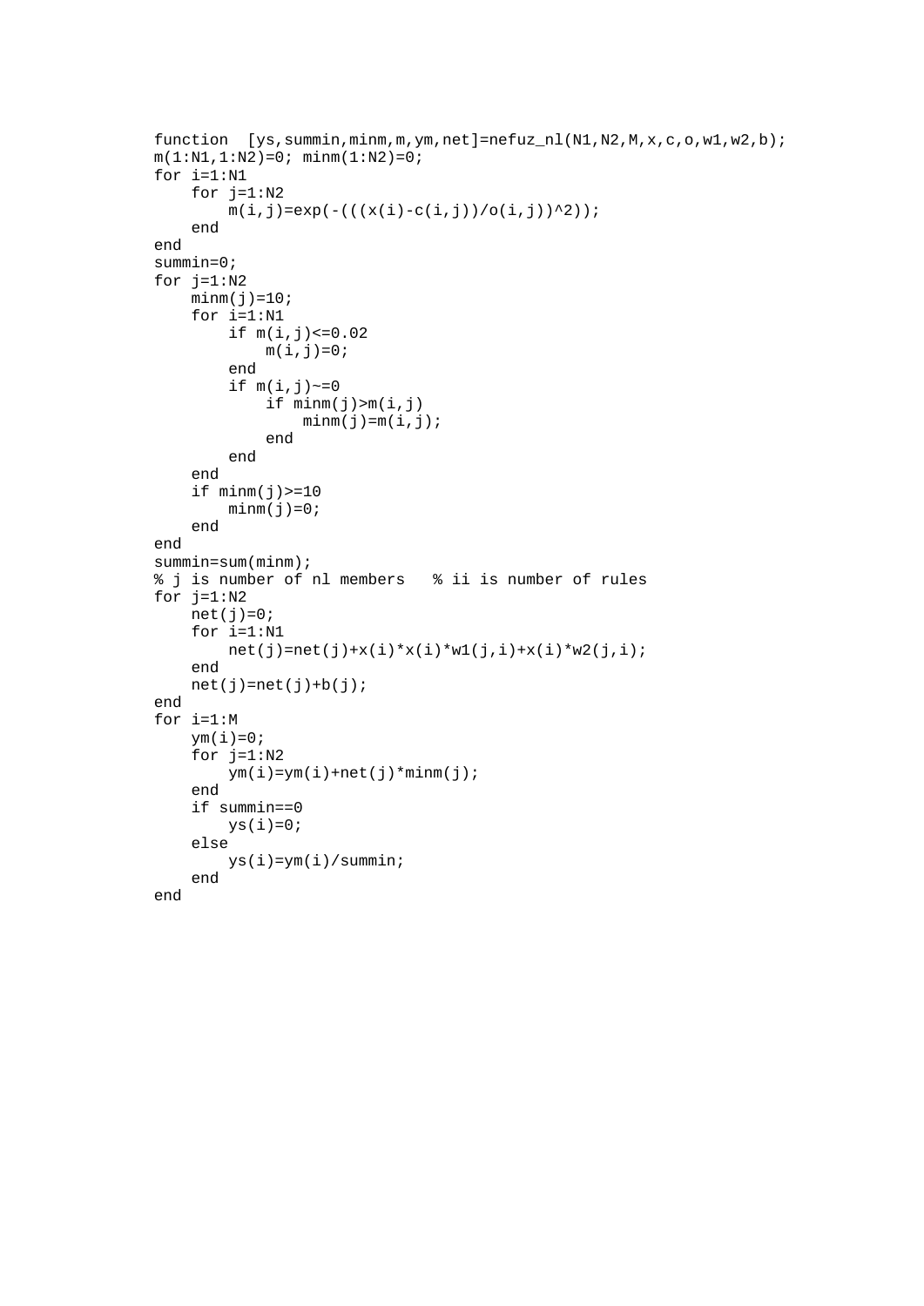```
function  [ys,summin,minm,m,ym,net]=nefuz_nl(N1,N2,M,x,c,o,w1,w2,b);
m(1:N1,1:N2)=0; minm(1:N2)=0;
for i=1:N1
    for j=1:N2
        m(i,j)=exp(-(((x(i)-c(i,j))/o(i,j))^2));
    end
end
summin=0;
for j=1:N2
    minm(j)=10;
    for i=1:N1
        if m(i,j)<=0.02
            m(i,j)=0;
        end
        if m(i,j)~=0
            if minm(j)>m(i,j)
                minm(j)=m(i,j);
            end
        end
    end
    if minm(j)>=10
        minm(j)=0;
    end
end
summin=sum(minm);
% j is number of nl members   % ii is number of rules
for j=1:N2
    net(j)=0;
    for i=1:N1
        net(j)=net(j)+x(i)*x(i)*w1(j,i)+x(i)*w2(j,i);
    end
    net(j)=net(j)+b(j);
end
for i=1:M
    ym(i)=0;
    for j=1:N2
        ym(i)=ym(i)+net(j)*minm(j);
    end
    if summin==0
        ys(i)=0;
    else
        ys(i)=ym(i)/summin;
    end
end
```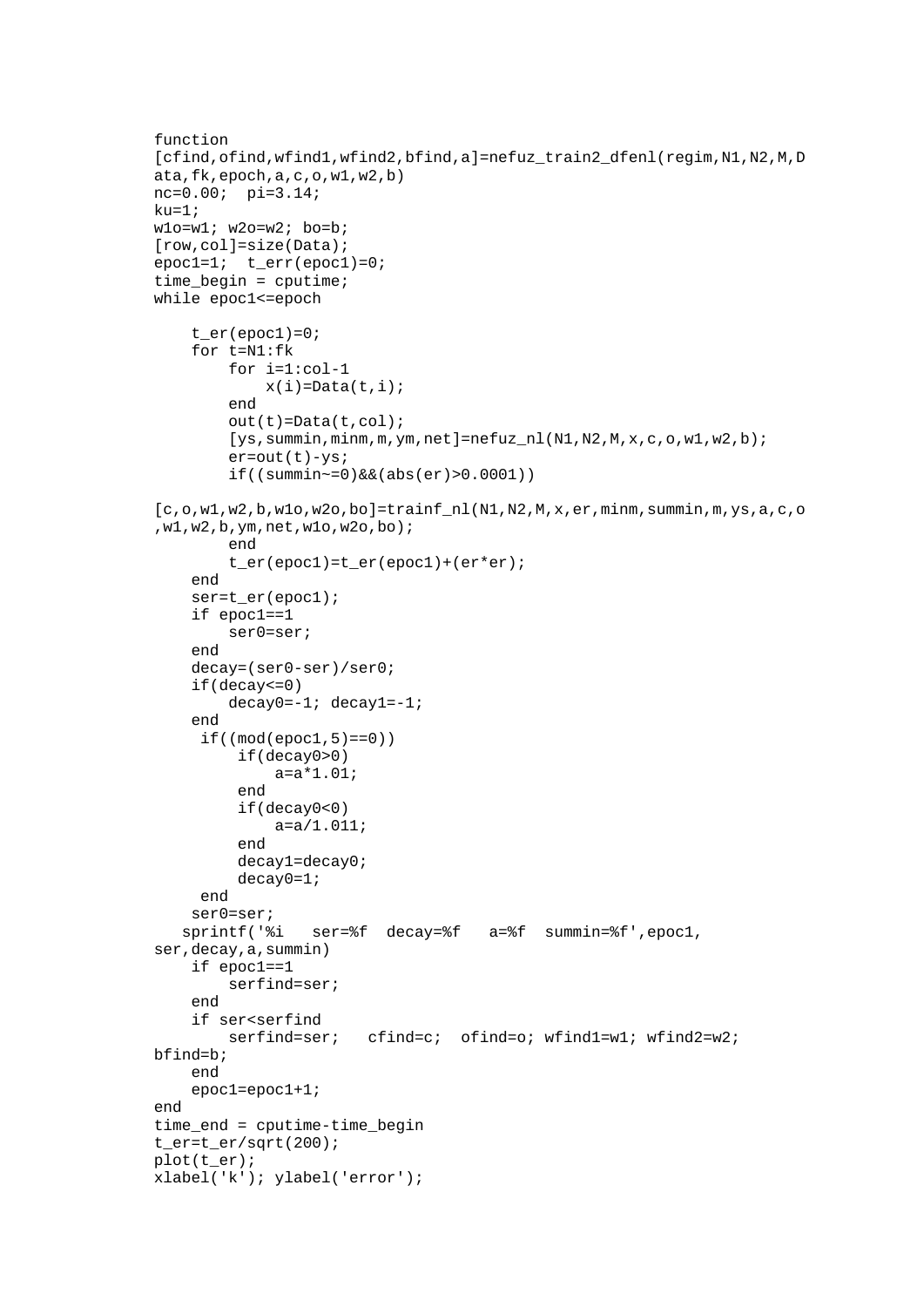```
function
[cfind,ofind,wfind1,wfind2,bfind,a]=nefuz_train2_dfenl(regim,N1,N2,M,D
ata,fk,epoch,a,c,o,w1,w2,b)
nc=0.00;  pi=3.14;
ku=1;
w1o=w1; w2o=w2; bo=b;
[row,col]=size(Data);
epoc1=1;  t_err(epoc1)=0;
time_begin = cputime;
while epoc1<=epoch

    t_er(epoc1)=0;
    for t=N1:fk
        for i=1:col-1
            x(i)=Data(t,i);
        end
        out(t)=Data(t,col);
        [ys,summin,minm,m,ym,net]=nefuz_nl(N1,N2,M,x,c,o,w1,w2,b);
        er=out(t)-ys;
        if((summin~=0)&&(abs(er)>0.0001))

[c,o,w1,w2,b,w1o,w2o,bo]=trainf_nl(N1,N2,M,x,er,minm,summin,m,ys,a,c,o
,w1,w2,b,ym,net,w1o,w2o,bo);
        end
        t_er(epoc1)=t_er(epoc1)+(er*er);
    end
    ser=t_er(epoc1);
    if epoc1==1
        ser0=ser;
    end
    decay=(ser0-ser)/ser0;
    if(decay<=0)
        decay0=-1; decay1=-1;
    end
     if((mod(epoc1,5)==0))
         if(decay0>0)
             a=a*1.01;
         end
         if(decay0<0)
             a=a/1.011;
         end
         decay1=decay0;
         decay0=1;
     end
    ser0=ser;
   sprintf('%i   ser=%f  decay=%f   a=%f  summin=%f',epoc1,
ser,decay,a,summin)
    if epoc1==1
        serfind=ser;
    end
    if ser<serfind
        serfind=ser;   cfind=c;  ofind=o; wfind1=w1; wfind2=w2;
bfind=b;
    end
    epoc1=epoc1+1;
end
time_end = cputime-time_begin
t_er=t_er/sqrt(200);
plot(t_er);
xlabel('k'); ylabel('error');
```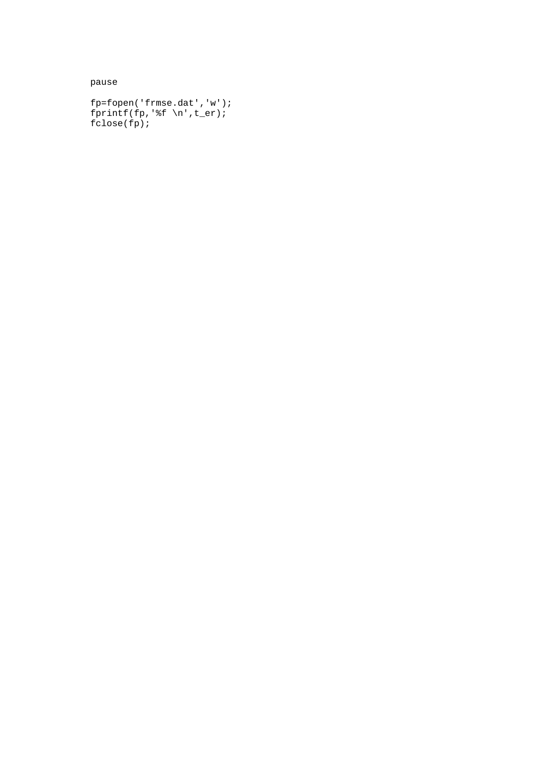```
pause

fp=fopen('frmse.dat','w');
fprintf(fp,'%f \n',t_er);
fclose(fp);
```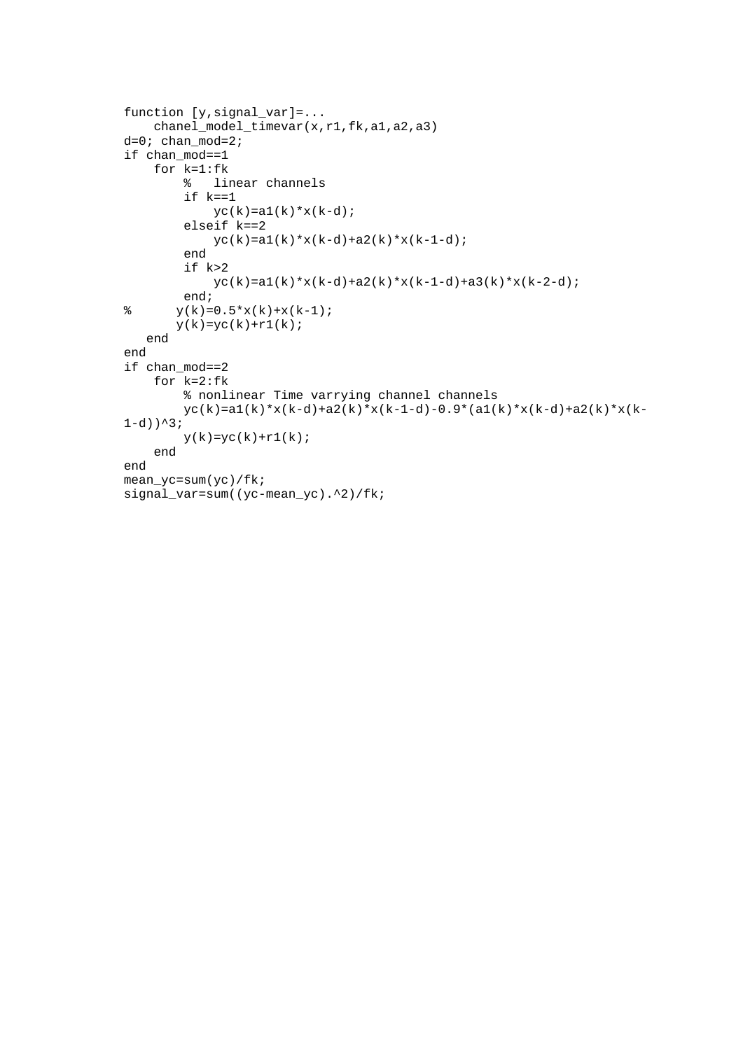```
function [y,signal_var]=...
    chanel_model_timevar(x,r1,fk,a1,a2,a3)
d=0; chan_mod=2;
if chan_mod==1
    for k=1:fk
        %   linear channels
        if k==1
            yc(k)=a1(k)*x(k-d);
        elseif k==2
            yc(k)=a1(k)*x(k-d)+a2(k)*x(k-1-d);
        end
        if k>2
            yc(k)=a1(k)*x(k-d)+a2(k)*x(k-1-d)+a3(k)*x(k-2-d);
        end;
%      y(k)=0.5*x(k)+x(k-1);
       y(k)=yc(k)+r1(k);
   end
end
if chan_mod==2
    for k=2:fk
        % nonlinear Time varrying channel channels
        yc(k)=a1(k)*x(k-d)+a2(k)*x(k-1-d)-0.9*(a1(k)*x(k-d)+a2(k)*x(k-
1-d))^3;
        y(k)=yc(k)+r1(k);
    end
end
mean_yc=sum(yc)/fk;
signal_var=sum((yc-mean_yc).^2)/fk;
```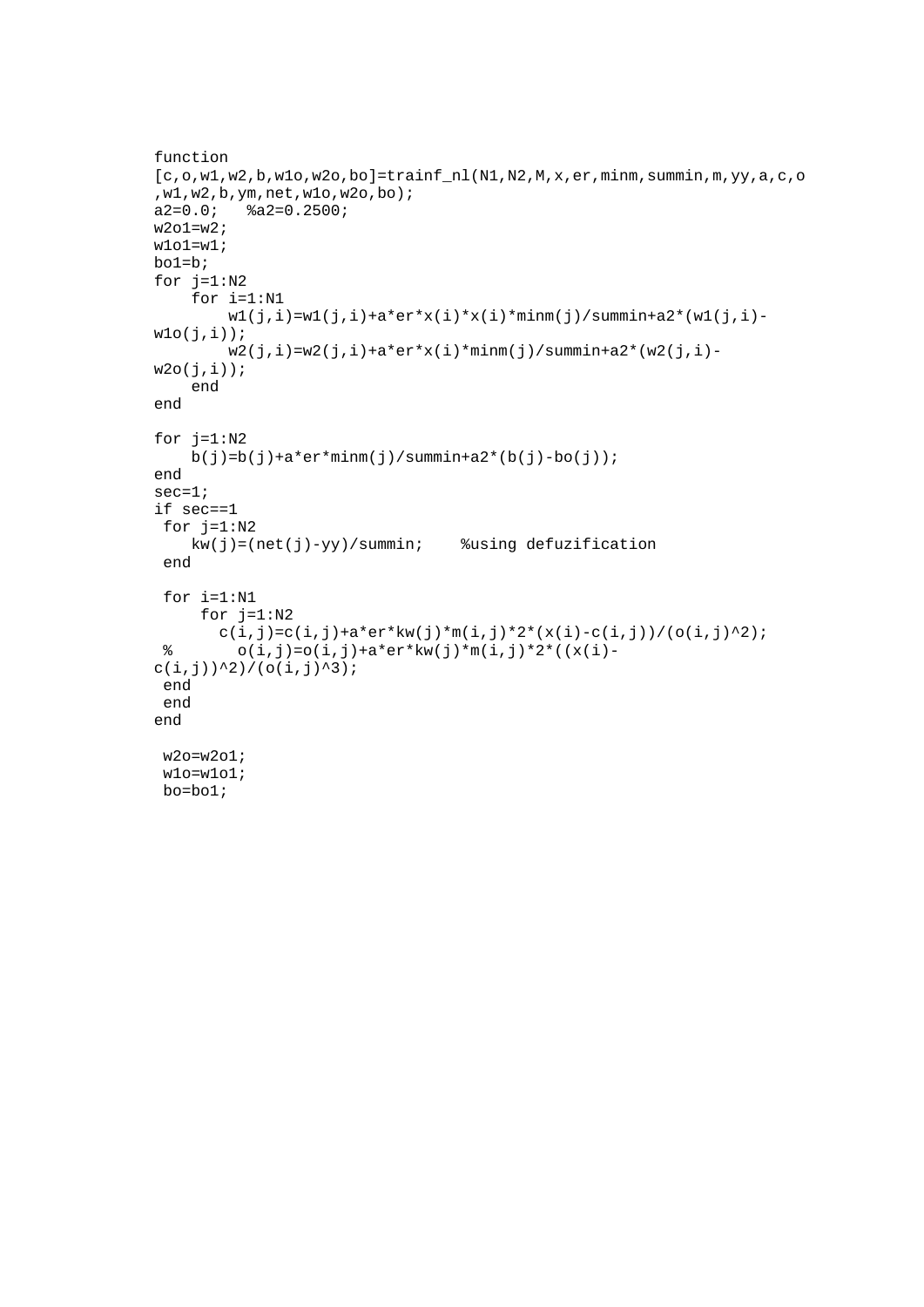```
function
[c,o,w1,w2,b,w1o,w2o,bo]=trainf_nl(N1,N2,M,x,er,minm,summin,m,yy,a,c,o
,w1,w2,b,ym,net,w1o,w2o,bo);
a2=0.0;   %a2=0.2500;
w2o1=w2;
w1o1=w1;
bo1=b;
for j=1:N2
    for i=1:N1
        w1(j,i)=w1(j,i)+a*er*x(i)*x(i)*minm(j)/summin+a2*(w1(j,i)-
w1o(j,i));
        w2(j,i)=w2(j,i)+a*er*x(i)*minm(j)/summin+a2*(w2(j,i)-
w2o(j,i));
    end
end

for j=1:N2
    b(j)=b(j)+a*er*minm(j)/summin+a2*(b(j)-bo(j));
end
sec=1;
if sec==1
 for j=1:N2
    kw(j)=(net(j)-yy)/summin;    %using defuzification
 end

 for i=1:N1
     for j=1:N2
       c(i,j)=c(i,j)+a*er*kw(j)*m(i,j)*2*(x(i)-c(i,j))/(o(i,j)^2);
 %       o(i,j)=o(i,j)+a*er*kw(j)*m(i,j)*2*((x(i)-
c(i,j))^2)/(o(i,j)^3);
 end
 end
end

 w2o=w2o1;
 w1o=w1o1;
 bo=bo1;
```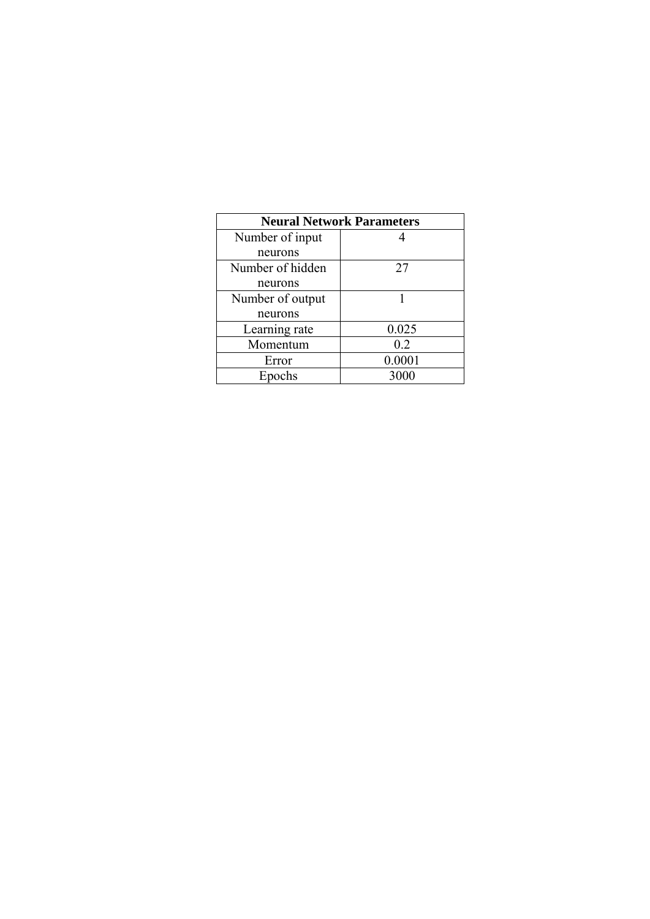| Neural Network Parameters | |
|---|---|
| Number of input neurons | 4 |
| Number of hidden neurons | 27 |
| Number of output neurons | 1 |
| Learning rate | 0.025 |
| Momentum | 0.2 |
| Error | 0.0001 |
| Epochs | 3000 |